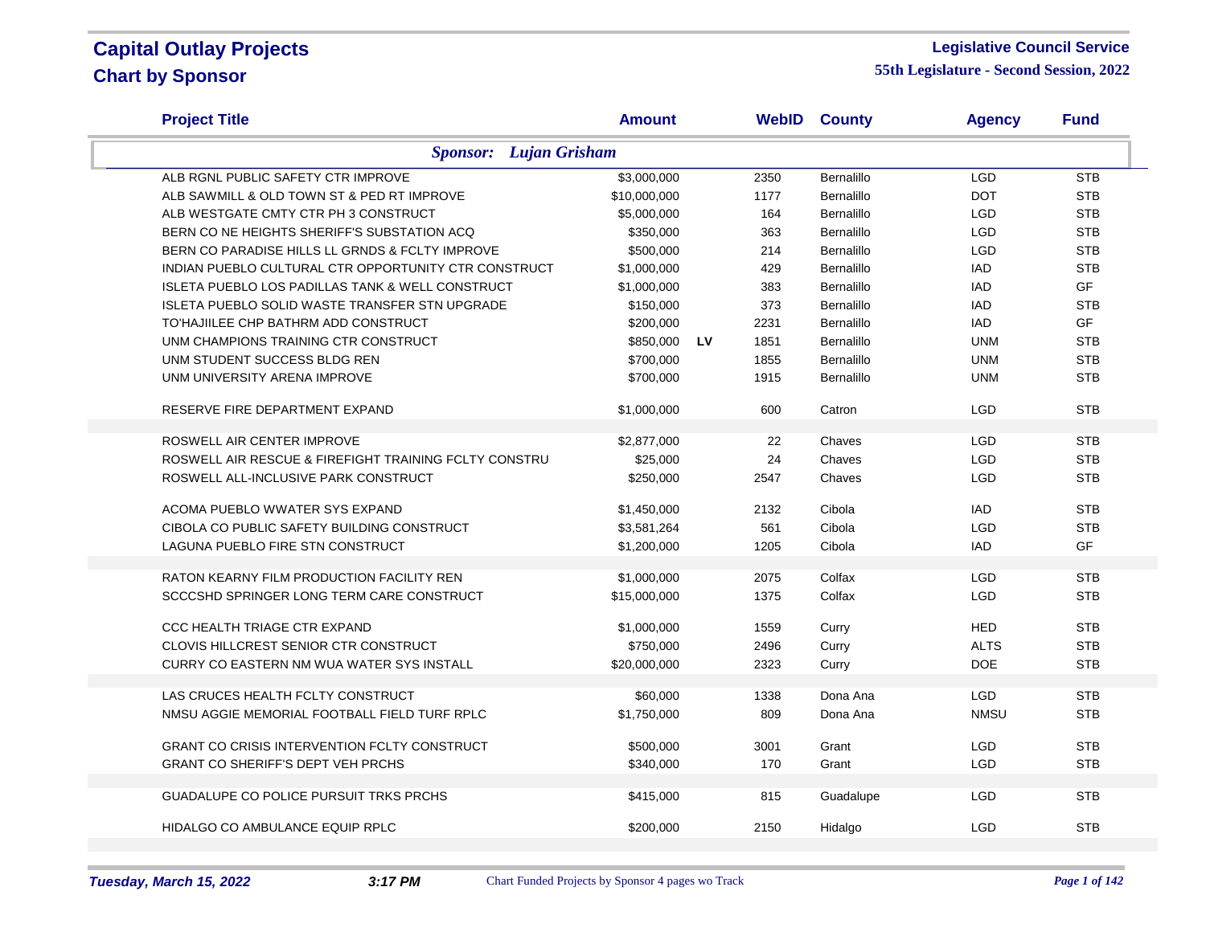# Capital Outlay Projects

## Chart by Sponsor

**Legislative Council Service**

**55th Legislature - Second Session, 2022**

| Project Title | Amount | | WebID | County | Agency | Fund |
|---|---|---|---|---|---|---|
| ***Sponsor: Lujan Grisham*** | | | | | | |
| ALB RGNL PUBLIC SAFETY CTR IMPROVE | $3,000,000 | | 2350 | Bernalillo | LGD | STB |
| ALB SAWMILL & OLD TOWN ST & PED RT IMPROVE | $10,000,000 | | 1177 | Bernalillo | DOT | STB |
| ALB WESTGATE CMTY CTR PH 3 CONSTRUCT | $5,000,000 | | 164 | Bernalillo | LGD | STB |
| BERN CO NE HEIGHTS SHERIFF'S SUBSTATION ACQ | $350,000 | | 363 | Bernalillo | LGD | STB |
| BERN CO PARADISE HILLS LL GRNDS & FCLTY IMPROVE | $500,000 | | 214 | Bernalillo | LGD | STB |
| INDIAN PUEBLO CULTURAL CTR OPPORTUNITY CTR CONSTRUCT | $1,000,000 | | 429 | Bernalillo | IAD | STB |
| ISLETA PUEBLO LOS PADILLAS TANK & WELL CONSTRUCT | $1,000,000 | | 383 | Bernalillo | IAD | GF |
| ISLETA PUEBLO SOLID WASTE TRANSFER STN UPGRADE | $150,000 | | 373 | Bernalillo | IAD | STB |
| TO'HAJIILEE CHP BATHRM ADD CONSTRUCT | $200,000 | | 2231 | Bernalillo | IAD | GF |
| UNM CHAMPIONS TRAINING CTR CONSTRUCT | $850,000 | LV | 1851 | Bernalillo | UNM | STB |
| UNM STUDENT SUCCESS BLDG REN | $700,000 | | 1855 | Bernalillo | UNM | STB |
| UNM UNIVERSITY ARENA IMPROVE | $700,000 | | 1915 | Bernalillo | UNM | STB |
| RESERVE FIRE DEPARTMENT EXPAND | $1,000,000 | | 600 | Catron | LGD | STB |
| ROSWELL AIR CENTER IMPROVE | $2,877,000 | | 22 | Chaves | LGD | STB |
| ROSWELL AIR RESCUE & FIREFIGHT TRAINING FCLTY CONSTRU | $25,000 | | 24 | Chaves | LGD | STB |
| ROSWELL ALL-INCLUSIVE PARK CONSTRUCT | $250,000 | | 2547 | Chaves | LGD | STB |
| ACOMA PUEBLO WWATER SYS EXPAND | $1,450,000 | | 2132 | Cibola | IAD | STB |
| CIBOLA CO PUBLIC SAFETY BUILDING CONSTRUCT | $3,581,264 | | 561 | Cibola | LGD | STB |
| LAGUNA PUEBLO FIRE STN CONSTRUCT | $1,200,000 | | 1205 | Cibola | IAD | GF |
| RATON KEARNY FILM PRODUCTION FACILITY REN | $1,000,000 | | 2075 | Colfax | LGD | STB |
| SCCCSHD SPRINGER LONG TERM CARE CONSTRUCT | $15,000,000 | | 1375 | Colfax | LGD | STB |
| CCC HEALTH TRIAGE CTR EXPAND | $1,000,000 | | 1559 | Curry | HED | STB |
| CLOVIS HILLCREST SENIOR CTR CONSTRUCT | $750,000 | | 2496 | Curry | ALTS | STB |
| CURRY CO EASTERN NM WUA WATER SYS INSTALL | $20,000,000 | | 2323 | Curry | DOE | STB |
| LAS CRUCES HEALTH FCLTY CONSTRUCT | $60,000 | | 1338 | Dona Ana | LGD | STB |
| NMSU AGGIE MEMORIAL FOOTBALL FIELD TURF RPLC | $1,750,000 | | 809 | Dona Ana | NMSU | STB |
| GRANT CO CRISIS INTERVENTION FCLTY CONSTRUCT | $500,000 | | 3001 | Grant | LGD | STB |
| GRANT CO SHERIFF'S DEPT VEH PRCHS | $340,000 | | 170 | Grant | LGD | STB |
| GUADALUPE CO POLICE PURSUIT TRKS PRCHS | $415,000 | | 815 | Guadalupe | LGD | STB |
| HIDALGO CO AMBULANCE EQUIP RPLC | $200,000 | | 2150 | Hidalgo | LGD | STB |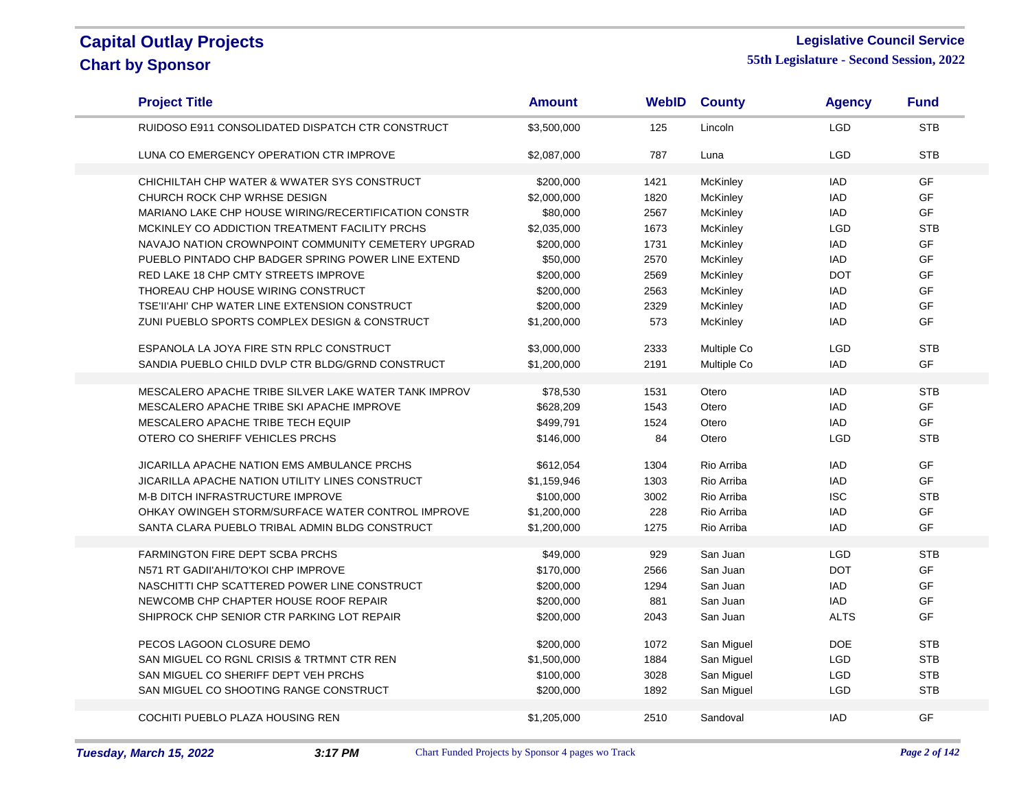# Capital Outlay Projects

## Chart by Sponsor

**Legislative Council Service**

**55th Legislature - Second Session, 2022**

| Project Title | Amount | WebID | County | Agency | Fund |
|---|---|---|---|---|---|
| RUIDOSO E911 CONSOLIDATED DISPATCH CTR CONSTRUCT | $3,500,000 | 125 | Lincoln | LGD | STB |
| LUNA CO EMERGENCY OPERATION CTR IMPROVE | $2,087,000 | 787 | Luna | LGD | STB |
| CHICHILTAH CHP WATER & WWATER SYS CONSTRUCT | $200,000 | 1421 | McKinley | IAD | GF |
| CHURCH ROCK CHP WRHSE DESIGN | $2,000,000 | 1820 | McKinley | IAD | GF |
| MARIANO LAKE CHP HOUSE WIRING/RECERTIFICATION CONSTR | $80,000 | 2567 | McKinley | IAD | GF |
| MCKINLEY CO ADDICTION TREATMENT FACILITY PRCHS | $2,035,000 | 1673 | McKinley | LGD | STB |
| NAVAJO NATION CROWNPOINT COMMUNITY CEMETERY UPGRAD | $200,000 | 1731 | McKinley | IAD | GF |
| PUEBLO PINTADO CHP BADGER SPRING POWER LINE EXTEND | $50,000 | 2570 | McKinley | IAD | GF |
| RED LAKE 18 CHP CMTY STREETS IMPROVE | $200,000 | 2569 | McKinley | DOT | GF |
| THOREAU CHP HOUSE WIRING CONSTRUCT | $200,000 | 2563 | McKinley | IAD | GF |
| TSE'II'AHI' CHP WATER LINE EXTENSION CONSTRUCT | $200,000 | 2329 | McKinley | IAD | GF |
| ZUNI PUEBLO SPORTS COMPLEX DESIGN & CONSTRUCT | $1,200,000 | 573 | McKinley | IAD | GF |
| ESPANOLA LA JOYA FIRE STN RPLC CONSTRUCT | $3,000,000 | 2333 | Multiple Co | LGD | STB |
| SANDIA PUEBLO CHILD DVLP CTR BLDG/GRND CONSTRUCT | $1,200,000 | 2191 | Multiple Co | IAD | GF |
| MESCALERO APACHE TRIBE SILVER LAKE WATER TANK IMPROV | $78,530 | 1531 | Otero | IAD | STB |
| MESCALERO APACHE TRIBE SKI APACHE IMPROVE | $628,209 | 1543 | Otero | IAD | GF |
| MESCALERO APACHE TRIBE TECH EQUIP | $499,791 | 1524 | Otero | IAD | GF |
| OTERO CO SHERIFF VEHICLES PRCHS | $146,000 | 84 | Otero | LGD | STB |
| JICARILLA APACHE NATION EMS AMBULANCE PRCHS | $612,054 | 1304 | Rio Arriba | IAD | GF |
| JICARILLA APACHE NATION UTILITY LINES CONSTRUCT | $1,159,946 | 1303 | Rio Arriba | IAD | GF |
| M-B DITCH INFRASTRUCTURE IMPROVE | $100,000 | 3002 | Rio Arriba | ISC | STB |
| OHKAY OWINGEH STORM/SURFACE WATER CONTROL IMPROVE | $1,200,000 | 228 | Rio Arriba | IAD | GF |
| SANTA CLARA PUEBLO TRIBAL ADMIN BLDG CONSTRUCT | $1,200,000 | 1275 | Rio Arriba | IAD | GF |
| FARMINGTON FIRE DEPT SCBA PRCHS | $49,000 | 929 | San Juan | LGD | STB |
| N571 RT GADII'AHI/TO'KOI CHP IMPROVE | $170,000 | 2566 | San Juan | DOT | GF |
| NASCHITTI CHP SCATTERED POWER LINE CONSTRUCT | $200,000 | 1294 | San Juan | IAD | GF |
| NEWCOMB CHP CHAPTER HOUSE ROOF REPAIR | $200,000 | 881 | San Juan | IAD | GF |
| SHIPROCK CHP SENIOR CTR PARKING LOT REPAIR | $200,000 | 2043 | San Juan | ALTS | GF |
| PECOS LAGOON CLOSURE DEMO | $200,000 | 1072 | San Miguel | DOE | STB |
| SAN MIGUEL CO RGNL CRISIS & TRTMNT CTR REN | $1,500,000 | 1884 | San Miguel | LGD | STB |
| SAN MIGUEL CO SHERIFF DEPT VEH PRCHS | $100,000 | 3028 | San Miguel | LGD | STB |
| SAN MIGUEL CO SHOOTING RANGE CONSTRUCT | $200,000 | 1892 | San Miguel | LGD | STB |
| COCHITI PUEBLO PLAZA HOUSING REN | $1,205,000 | 2510 | Sandoval | IAD | GF |

*Tuesday, March 15, 2022* *3:17 PM* Chart Funded Projects by Sponsor 4 pages wo Track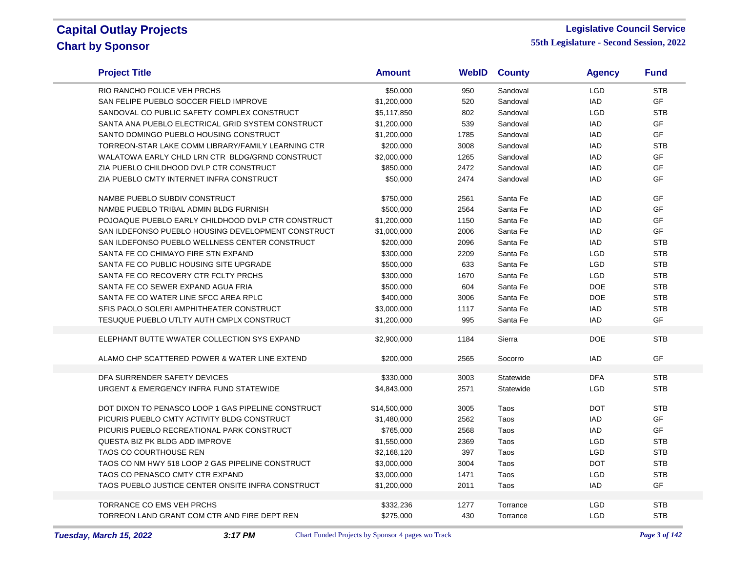# Capital Outlay Projects
## Chart by Sponsor

**Legislative Council Service**
**55th Legislature - Second Session, 2022**

| Project Title | Amount | WebID | County | Agency | Fund |
|---|---|---|---|---|---|
| RIO RANCHO POLICE VEH PRCHS | $50,000 | 950 | Sandoval | LGD | STB |
| SAN FELIPE PUEBLO SOCCER FIELD IMPROVE | $1,200,000 | 520 | Sandoval | IAD | GF |
| SANDOVAL CO PUBLIC SAFETY COMPLEX CONSTRUCT | $5,117,850 | 802 | Sandoval | LGD | STB |
| SANTA ANA PUEBLO ELECTRICAL GRID SYSTEM CONSTRUCT | $1,200,000 | 539 | Sandoval | IAD | GF |
| SANTO DOMINGO PUEBLO HOUSING CONSTRUCT | $1,200,000 | 1785 | Sandoval | IAD | GF |
| TORREON-STAR LAKE COMM LIBRARY/FAMILY LEARNING CTR | $200,000 | 3008 | Sandoval | IAD | STB |
| WALATOWA EARLY CHLD LRN CTR BLDG/GRND CONSTRUCT | $2,000,000 | 1265 | Sandoval | IAD | GF |
| ZIA PUEBLO CHILDHOOD DVLP CTR CONSTRUCT | $850,000 | 2472 | Sandoval | IAD | GF |
| ZIA PUEBLO CMTY INTERNET INFRA CONSTRUCT | $50,000 | 2474 | Sandoval | IAD | GF |
| NAMBE PUEBLO SUBDIV CONSTRUCT | $750,000 | 2561 | Santa Fe | IAD | GF |
| NAMBE PUEBLO TRIBAL ADMIN BLDG FURNISH | $500,000 | 2564 | Santa Fe | IAD | GF |
| POJOAQUE PUEBLO EARLY CHILDHOOD DVLP CTR CONSTRUCT | $1,200,000 | 1150 | Santa Fe | IAD | GF |
| SAN ILDEFONSO PUEBLO HOUSING DEVELOPMENT CONSTRUCT | $1,000,000 | 2006 | Santa Fe | IAD | GF |
| SAN ILDEFONSO PUEBLO WELLNESS CENTER CONSTRUCT | $200,000 | 2096 | Santa Fe | IAD | STB |
| SANTA FE CO CHIMAYO FIRE STN EXPAND | $300,000 | 2209 | Santa Fe | LGD | STB |
| SANTA FE CO PUBLIC HOUSING SITE UPGRADE | $500,000 | 633 | Santa Fe | LGD | STB |
| SANTA FE CO RECOVERY CTR FCLTY PRCHS | $300,000 | 1670 | Santa Fe | LGD | STB |
| SANTA FE CO SEWER EXPAND AGUA FRIA | $500,000 | 604 | Santa Fe | DOE | STB |
| SANTA FE CO WATER LINE SFCC AREA RPLC | $400,000 | 3006 | Santa Fe | DOE | STB |
| SFIS PAOLO SOLERI AMPHITHEATER CONSTRUCT | $3,000,000 | 1117 | Santa Fe | IAD | STB |
| TESUQUE PUEBLO UTLTY AUTH CMPLX CONSTRUCT | $1,200,000 | 995 | Santa Fe | IAD | GF |
| ELEPHANT BUTTE WWATER COLLECTION SYS EXPAND | $2,900,000 | 1184 | Sierra | DOE | STB |
| ALAMO CHP SCATTERED POWER & WATER LINE EXTEND | $200,000 | 2565 | Socorro | IAD | GF |
| DFA SURRENDER SAFETY DEVICES | $330,000 | 3003 | Statewide | DFA | STB |
| URGENT & EMERGENCY INFRA FUND STATEWIDE | $4,843,000 | 2571 | Statewide | LGD | STB |
| DOT DIXON TO PENASCO LOOP 1 GAS PIPELINE CONSTRUCT | $14,500,000 | 3005 | Taos | DOT | STB |
| PICURIS PUEBLO CMTY ACTIVITY BLDG CONSTRUCT | $1,480,000 | 2562 | Taos | IAD | GF |
| PICURIS PUEBLO RECREATIONAL PARK CONSTRUCT | $765,000 | 2568 | Taos | IAD | GF |
| QUESTA BIZ PK BLDG ADD IMPROVE | $1,550,000 | 2369 | Taos | LGD | STB |
| TAOS CO COURTHOUSE REN | $2,168,120 | 397 | Taos | LGD | STB |
| TAOS CO NM HWY 518 LOOP 2 GAS PIPELINE CONSTRUCT | $3,000,000 | 3004 | Taos | DOT | STB |
| TAOS CO PENASCO CMTY CTR EXPAND | $3,000,000 | 1471 | Taos | LGD | STB |
| TAOS PUEBLO JUSTICE CENTER ONSITE INFRA CONSTRUCT | $1,200,000 | 2011 | Taos | IAD | GF |
| TORRANCE CO EMS VEH PRCHS | $332,236 | 1277 | Torrance | LGD | STB |
| TORREON LAND GRANT COM CTR AND FIRE DEPT REN | $275,000 | 430 | Torrance | LGD | STB |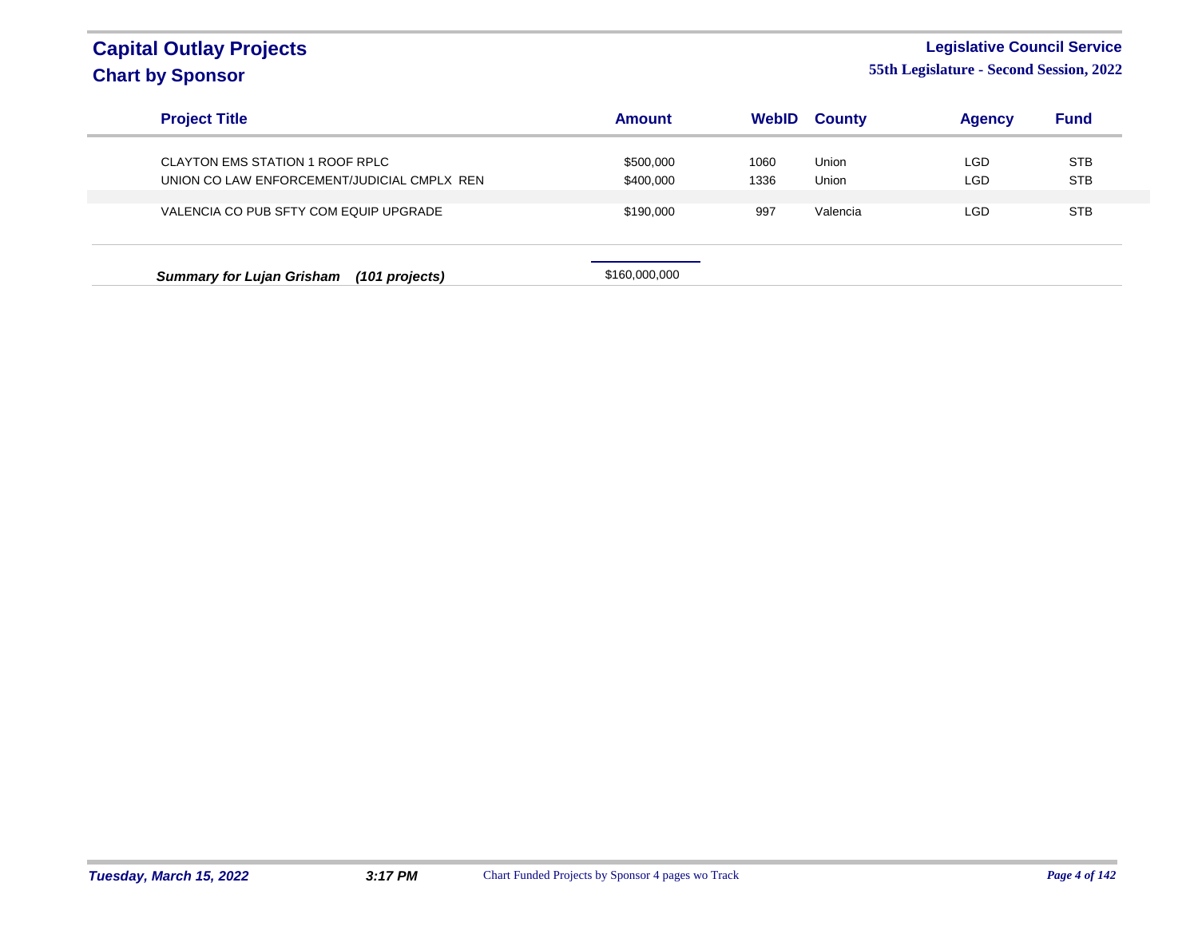# Capital Outlay Projects
## Chart by Sponsor

**Legislative Council Service**
**55th Legislature - Second Session, 2022**

| Project Title | Amount | WebID | County | Agency | Fund |
|---|---|---|---|---|---|
| CLAYTON EMS STATION 1 ROOF RPLC | $500,000 | 1060 | Union | LGD | STB |
| UNION CO LAW ENFORCEMENT/JUDICIAL CMPLX REN | $400,000 | 1336 | Union | LGD | STB |
| VALENCIA CO PUB SFTY COM EQUIP UPGRADE | $190,000 | 997 | Valencia | LGD | STB |
| ***Summary for Lujan Grisham (101 projects)*** | $160,000,000 | | | | |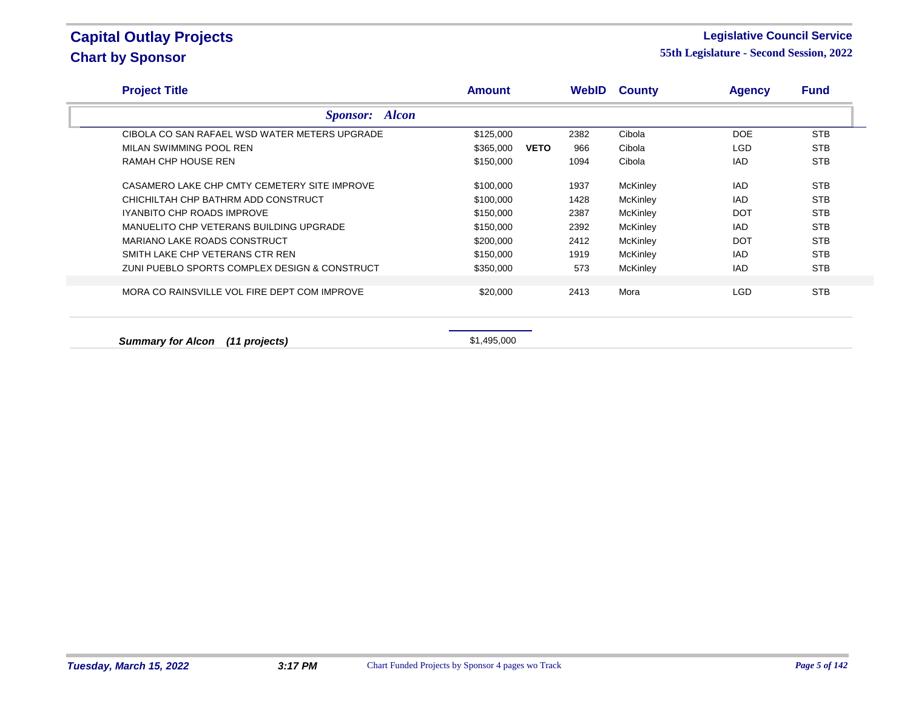# Capital Outlay Projects
## Chart by Sponsor

**Legislative Council Service**
**55th Legislature - Second Session, 2022**

| Project Title | Amount | | WebID | County | Agency | Fund |
|---|---|---|---|---|---|---|
| ***Sponsor: Alcon*** | | | | | | |
| CIBOLA CO SAN RAFAEL WSD WATER METERS UPGRADE | $125,000 | | 2382 | Cibola | DOE | STB |
| MILAN SWIMMING POOL REN | $365,000 | **VETO** | 966 | Cibola | LGD | STB |
| RAMAH CHP HOUSE REN | $150,000 | | 1094 | Cibola | IAD | STB |
| CASAMERO LAKE CHP CMTY CEMETERY SITE IMPROVE | $100,000 | | 1937 | McKinley | IAD | STB |
| CHICHILTAH CHP BATHRM ADD CONSTRUCT | $100,000 | | 1428 | McKinley | IAD | STB |
| IYANBITO CHP ROADS IMPROVE | $150,000 | | 2387 | McKinley | DOT | STB |
| MANUELITO CHP VETERANS BUILDING UPGRADE | $150,000 | | 2392 | McKinley | IAD | STB |
| MARIANO LAKE ROADS CONSTRUCT | $200,000 | | 2412 | McKinley | DOT | STB |
| SMITH LAKE CHP VETERANS CTR REN | $150,000 | | 1919 | McKinley | IAD | STB |
| ZUNI PUEBLO SPORTS COMPLEX DESIGN & CONSTRUCT | $350,000 | | 573 | McKinley | IAD | STB |
| MORA CO RAINSVILLE VOL FIRE DEPT COM IMPROVE | $20,000 | | 2413 | Mora | LGD | STB |
| ***Summary for Alcon (11 projects)*** | $1,495,000 | | | | | |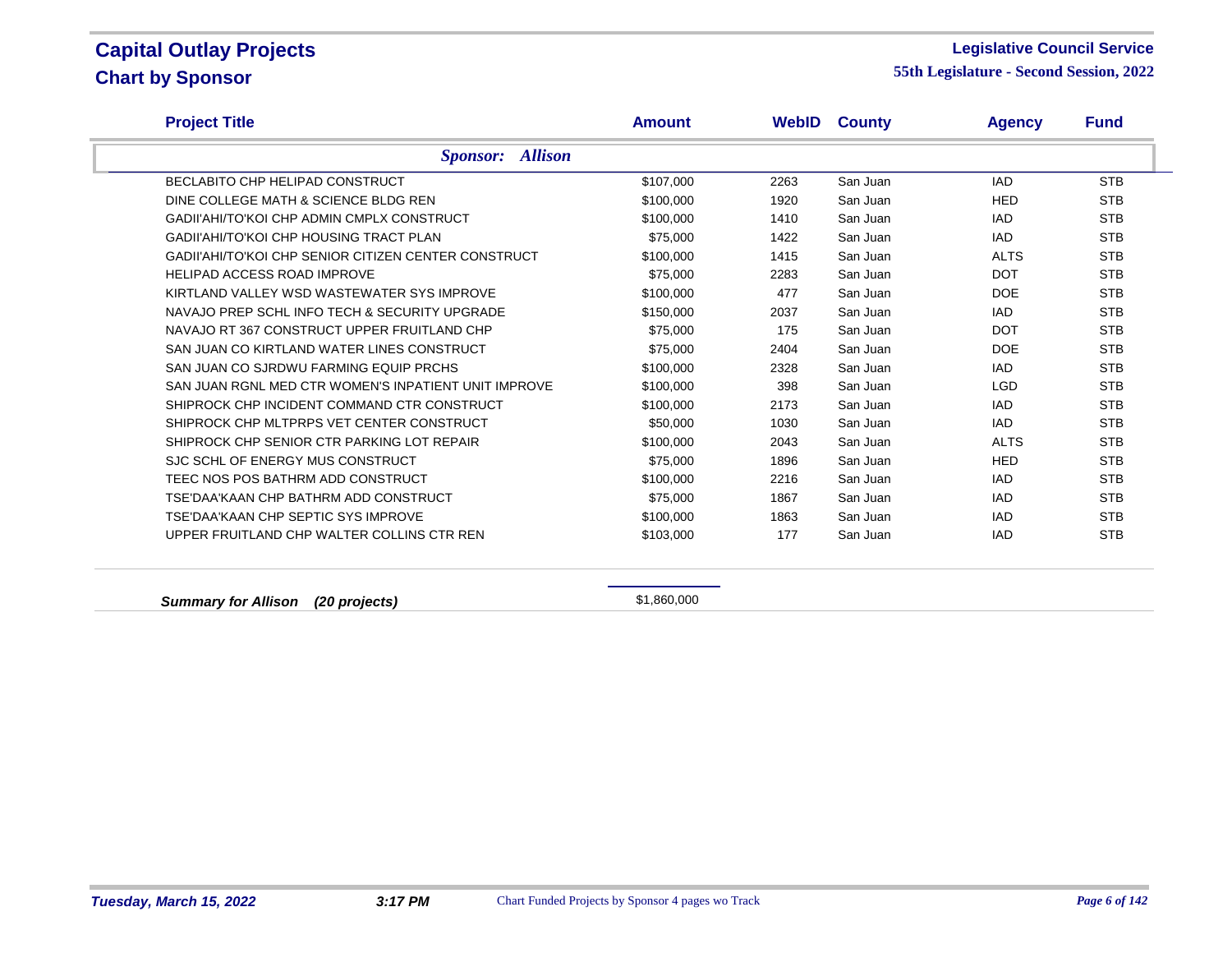# Capital Outlay Projects
## Chart by Sponsor

**Legislative Council Service**
**55th Legislature - Second Session, 2022**

| Project Title | Amount | WebID | County | Agency | Fund |
|---|---|---|---|---|---|
| ***Sponsor: Allison*** | | | | | |
| BECLABITO CHP HELIPAD CONSTRUCT | $107,000 | 2263 | San Juan | IAD | STB |
| DINE COLLEGE MATH & SCIENCE BLDG REN | $100,000 | 1920 | San Juan | HED | STB |
| GADII'AHI/TO'KOI CHP ADMIN CMPLX CONSTRUCT | $100,000 | 1410 | San Juan | IAD | STB |
| GADII'AHI/TO'KOI CHP HOUSING TRACT PLAN | $75,000 | 1422 | San Juan | IAD | STB |
| GADII'AHI/TO'KOI CHP SENIOR CITIZEN CENTER CONSTRUCT | $100,000 | 1415 | San Juan | ALTS | STB |
| HELIPAD ACCESS ROAD IMPROVE | $75,000 | 2283 | San Juan | DOT | STB |
| KIRTLAND VALLEY WSD WASTEWATER SYS IMPROVE | $100,000 | 477 | San Juan | DOE | STB |
| NAVAJO PREP SCHL INFO TECH & SECURITY UPGRADE | $150,000 | 2037 | San Juan | IAD | STB |
| NAVAJO RT 367 CONSTRUCT UPPER FRUITLAND CHP | $75,000 | 175 | San Juan | DOT | STB |
| SAN JUAN CO KIRTLAND WATER LINES CONSTRUCT | $75,000 | 2404 | San Juan | DOE | STB |
| SAN JUAN CO SJRDWU FARMING EQUIP PRCHS | $100,000 | 2328 | San Juan | IAD | STB |
| SAN JUAN RGNL MED CTR WOMEN'S INPATIENT UNIT IMPROVE | $100,000 | 398 | San Juan | LGD | STB |
| SHIPROCK CHP INCIDENT COMMAND CTR CONSTRUCT | $100,000 | 2173 | San Juan | IAD | STB |
| SHIPROCK CHP MLTPRPS VET CENTER CONSTRUCT | $50,000 | 1030 | San Juan | IAD | STB |
| SHIPROCK CHP SENIOR CTR PARKING LOT REPAIR | $100,000 | 2043 | San Juan | ALTS | STB |
| SJC SCHL OF ENERGY MUS CONSTRUCT | $75,000 | 1896 | San Juan | HED | STB |
| TEEC NOS POS BATHRM ADD CONSTRUCT | $100,000 | 2216 | San Juan | IAD | STB |
| TSE'DAA'KAAN CHP BATHRM ADD CONSTRUCT | $75,000 | 1867 | San Juan | IAD | STB |
| TSE'DAA'KAAN CHP SEPTIC SYS IMPROVE | $100,000 | 1863 | San Juan | IAD | STB |
| UPPER FRUITLAND CHP WALTER COLLINS CTR REN | $103,000 | 177 | San Juan | IAD | STB |
| ***Summary for Allison (20 projects)*** | $1,860,000 | | | | |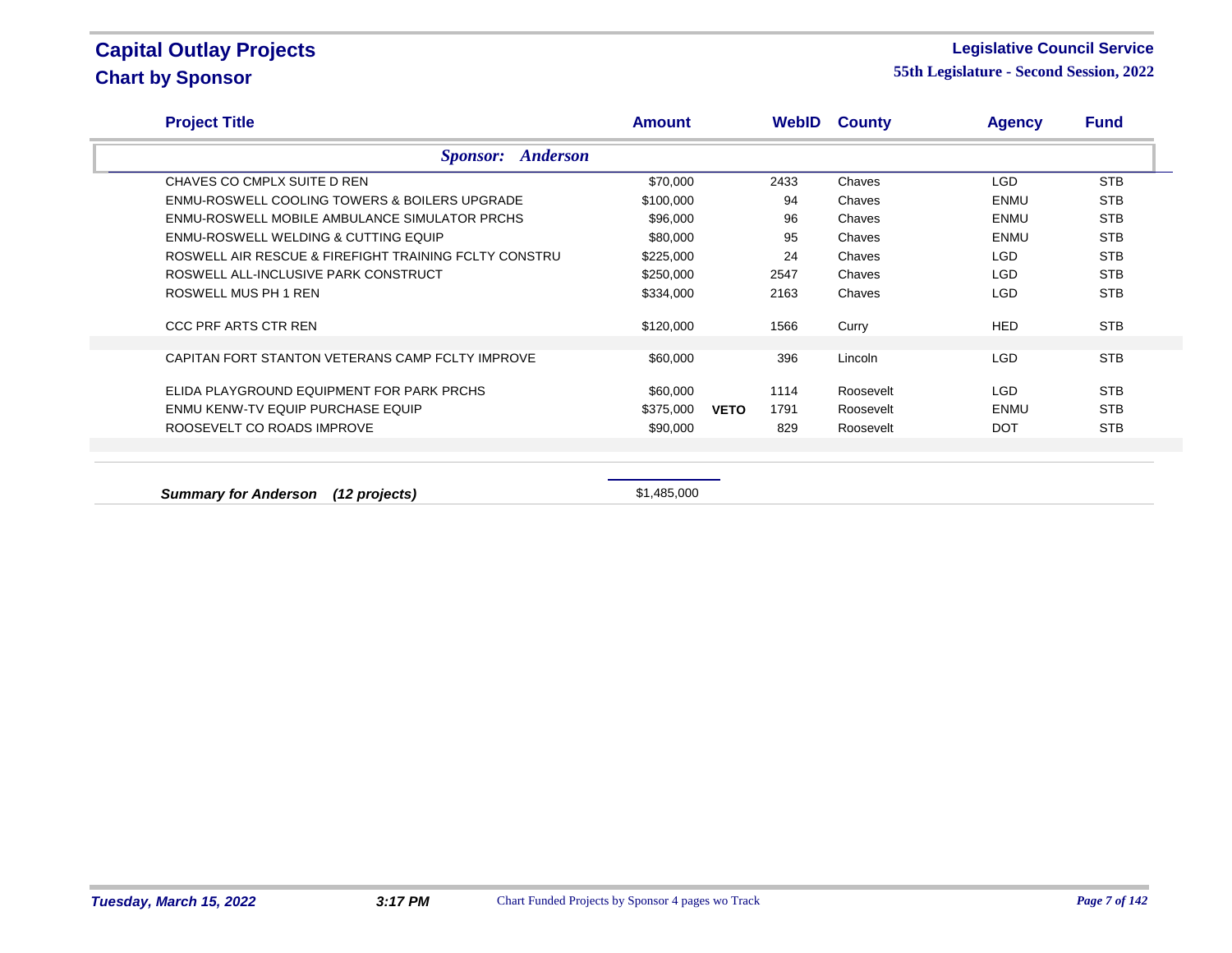# Capital Outlay Projects

## Chart by Sponsor

**Legislative Council Service**

**55th Legislature - Second Session, 2022**

| Project Title | Amount | | WebID | County | Agency | Fund |
|---|---|---|---|---|---|---|
| ***Sponsor: Anderson*** | | | | | | |
| CHAVES CO CMPLX SUITE D REN | $70,000 | | 2433 | Chaves | LGD | STB |
| ENMU-ROSWELL COOLING TOWERS & BOILERS UPGRADE | $100,000 | | 94 | Chaves | ENMU | STB |
| ENMU-ROSWELL MOBILE AMBULANCE SIMULATOR PRCHS | $96,000 | | 96 | Chaves | ENMU | STB |
| ENMU-ROSWELL WELDING & CUTTING EQUIP | $80,000 | | 95 | Chaves | ENMU | STB |
| ROSWELL AIR RESCUE & FIREFIGHT TRAINING FCLTY CONSTRU | $225,000 | | 24 | Chaves | LGD | STB |
| ROSWELL ALL-INCLUSIVE PARK CONSTRUCT | $250,000 | | 2547 | Chaves | LGD | STB |
| ROSWELL MUS PH 1 REN | $334,000 | | 2163 | Chaves | LGD | STB |
| CCC PRF ARTS CTR REN | $120,000 | | 1566 | Curry | HED | STB |
| CAPITAN FORT STANTON VETERANS CAMP FCLTY IMPROVE | $60,000 | | 396 | Lincoln | LGD | STB |
| ELIDA PLAYGROUND EQUIPMENT FOR PARK PRCHS | $60,000 | | 1114 | Roosevelt | LGD | STB |
| ENMU KENW-TV EQUIP PURCHASE EQUIP | $375,000 | **VETO** | 1791 | Roosevelt | ENMU | STB |
| ROOSEVELT CO ROADS IMPROVE | $90,000 | | 829 | Roosevelt | DOT | STB |

***Summary for Anderson (12 projects)*** $1,485,000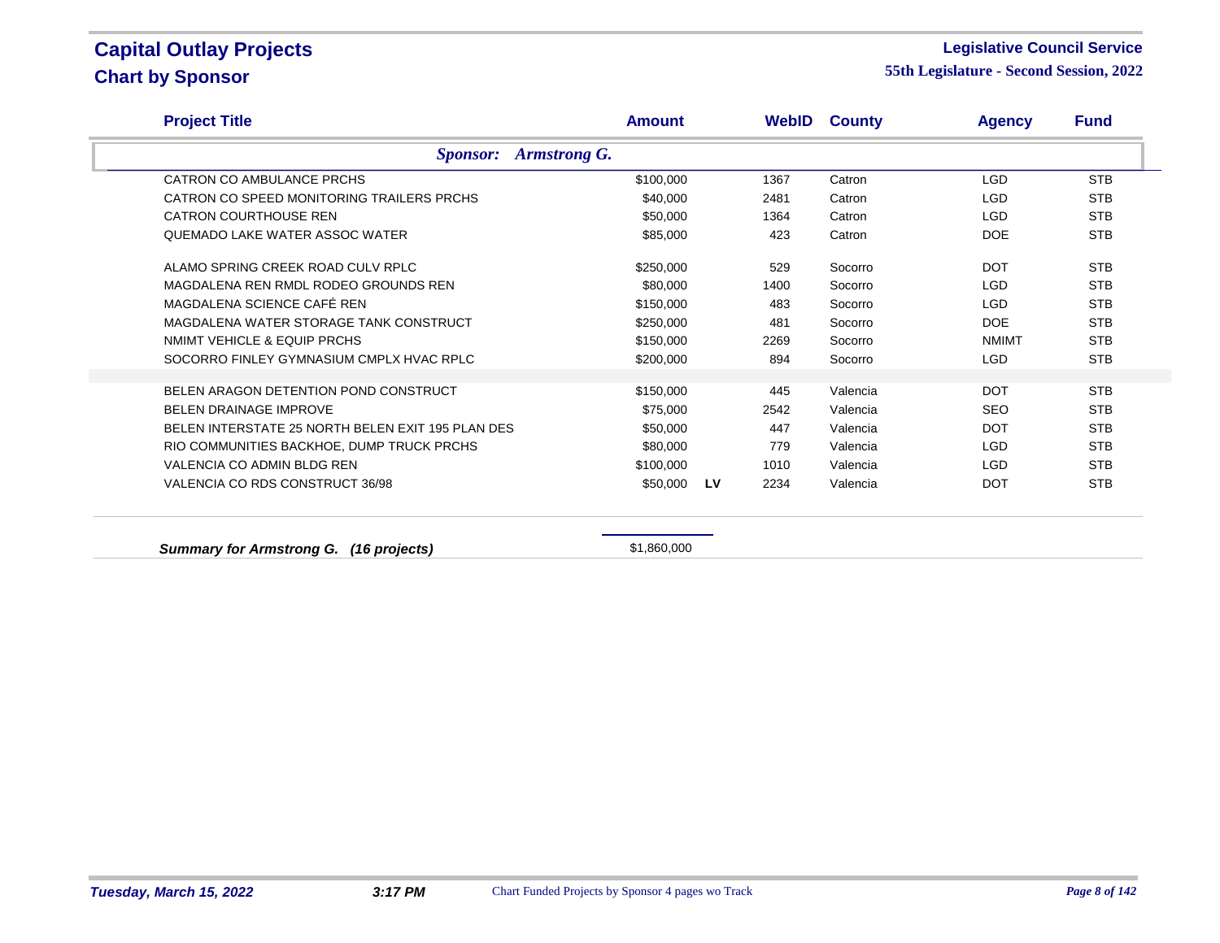# Capital Outlay Projects

## Chart by Sponsor

**Legislative Council Service**
**55th Legislature - Second Session, 2022**

| Project Title | Amount | | WebID | County | Agency | Fund |
|---|---|---|---|---|---|---|
| ***Sponsor: Armstrong G.*** | | | | | | |
| CATRON CO AMBULANCE PRCHS | $100,000 | | 1367 | Catron | LGD | STB |
| CATRON CO SPEED MONITORING TRAILERS PRCHS | $40,000 | | 2481 | Catron | LGD | STB |
| CATRON COURTHOUSE REN | $50,000 | | 1364 | Catron | LGD | STB |
| QUEMADO LAKE WATER ASSOC WATER | $85,000 | | 423 | Catron | DOE | STB |
| ALAMO SPRING CREEK ROAD CULV RPLC | $250,000 | | 529 | Socorro | DOT | STB |
| MAGDALENA REN RMDL RODEO GROUNDS REN | $80,000 | | 1400 | Socorro | LGD | STB |
| MAGDALENA SCIENCE CAFÉ REN | $150,000 | | 483 | Socorro | LGD | STB |
| MAGDALENA WATER STORAGE TANK CONSTRUCT | $250,000 | | 481 | Socorro | DOE | STB |
| NMIMT VEHICLE & EQUIP PRCHS | $150,000 | | 2269 | Socorro | NMIMT | STB |
| SOCORRO FINLEY GYMNASIUM CMPLX HVAC RPLC | $200,000 | | 894 | Socorro | LGD | STB |
| BELEN ARAGON DETENTION POND CONSTRUCT | $150,000 | | 445 | Valencia | DOT | STB |
| BELEN DRAINAGE IMPROVE | $75,000 | | 2542 | Valencia | SEO | STB |
| BELEN INTERSTATE 25 NORTH BELEN EXIT 195 PLAN DES | $50,000 | | 447 | Valencia | DOT | STB |
| RIO COMMUNITIES BACKHOE, DUMP TRUCK PRCHS | $80,000 | | 779 | Valencia | LGD | STB |
| VALENCIA CO ADMIN BLDG REN | $100,000 | | 1010 | Valencia | LGD | STB |
| VALENCIA CO RDS CONSTRUCT 36/98 | $50,000 | LV | 2234 | Valencia | DOT | STB |
| ***Summary for Armstrong G. (16 projects)*** | $1,860,000 | | | | | |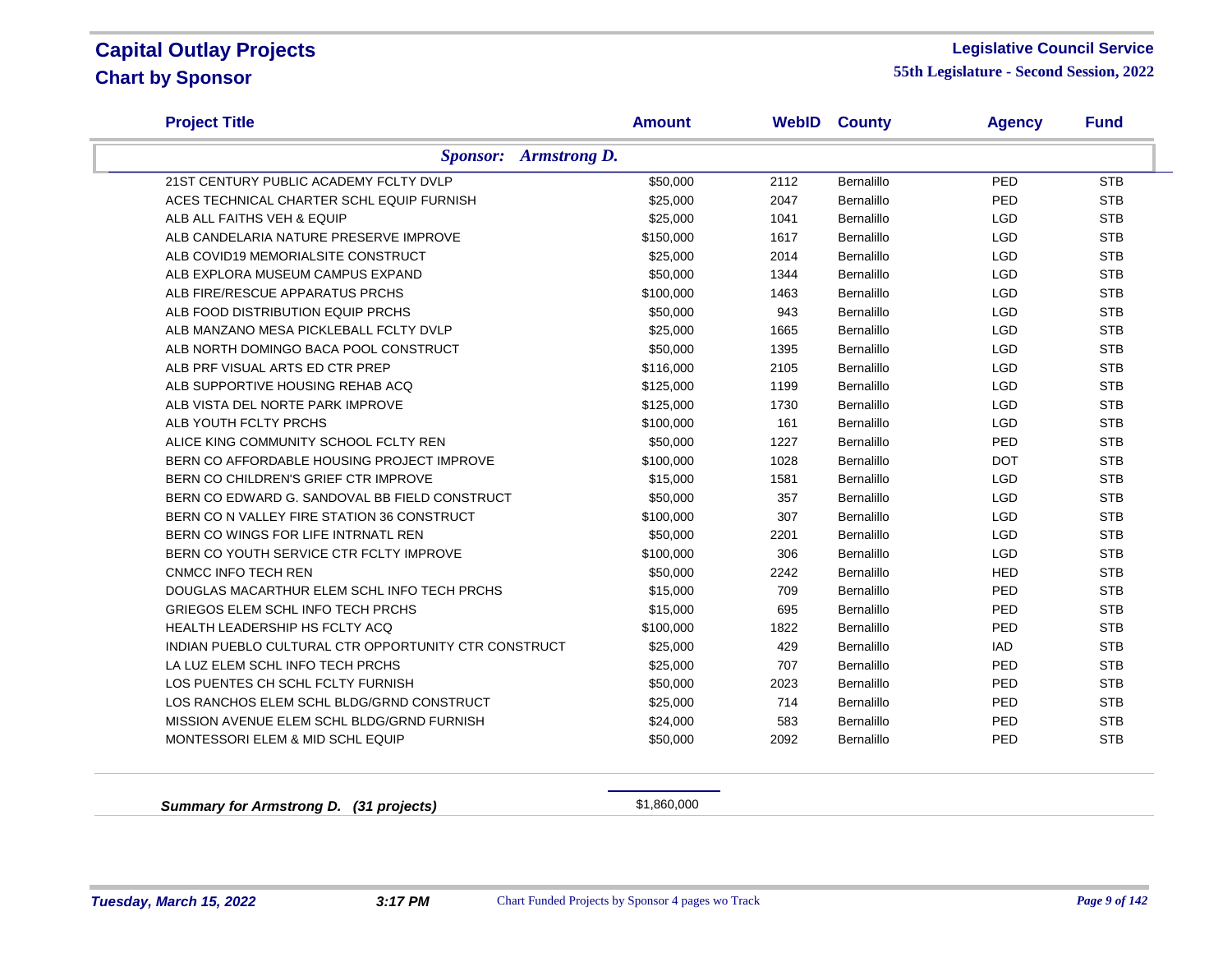# Capital Outlay Projects
## Chart by Sponsor

**Legislative Council Service**
**55th Legislature - Second Session, 2022**

| Project Title | Amount | WebID | County | Agency | Fund |
|---|---|---|---|---|---|
| ***Sponsor: Armstrong D.*** | | | | | |
| 21ST CENTURY PUBLIC ACADEMY FCLTY DVLP | $50,000 | 2112 | Bernalillo | PED | STB |
| ACES TECHNICAL CHARTER SCHL EQUIP FURNISH | $25,000 | 2047 | Bernalillo | PED | STB |
| ALB ALL FAITHS VEH & EQUIP | $25,000 | 1041 | Bernalillo | LGD | STB |
| ALB CANDELARIA NATURE PRESERVE IMPROVE | $150,000 | 1617 | Bernalillo | LGD | STB |
| ALB COVID19 MEMORIALSITE CONSTRUCT | $25,000 | 2014 | Bernalillo | LGD | STB |
| ALB EXPLORA MUSEUM CAMPUS EXPAND | $50,000 | 1344 | Bernalillo | LGD | STB |
| ALB FIRE/RESCUE APPARATUS PRCHS | $100,000 | 1463 | Bernalillo | LGD | STB |
| ALB FOOD DISTRIBUTION EQUIP PRCHS | $50,000 | 943 | Bernalillo | LGD | STB |
| ALB MANZANO MESA PICKLEBALL FCLTY DVLP | $25,000 | 1665 | Bernalillo | LGD | STB |
| ALB NORTH DOMINGO BACA POOL CONSTRUCT | $50,000 | 1395 | Bernalillo | LGD | STB |
| ALB PRF VISUAL ARTS ED CTR PREP | $116,000 | 2105 | Bernalillo | LGD | STB |
| ALB SUPPORTIVE HOUSING REHAB ACQ | $125,000 | 1199 | Bernalillo | LGD | STB |
| ALB VISTA DEL NORTE PARK IMPROVE | $125,000 | 1730 | Bernalillo | LGD | STB |
| ALB YOUTH FCLTY PRCHS | $100,000 | 161 | Bernalillo | LGD | STB |
| ALICE KING COMMUNITY SCHOOL FCLTY REN | $50,000 | 1227 | Bernalillo | PED | STB |
| BERN CO AFFORDABLE HOUSING PROJECT IMPROVE | $100,000 | 1028 | Bernalillo | DOT | STB |
| BERN CO CHILDREN'S GRIEF CTR IMPROVE | $15,000 | 1581 | Bernalillo | LGD | STB |
| BERN CO EDWARD G. SANDOVAL BB FIELD CONSTRUCT | $50,000 | 357 | Bernalillo | LGD | STB |
| BERN CO N VALLEY FIRE STATION 36 CONSTRUCT | $100,000 | 307 | Bernalillo | LGD | STB |
| BERN CO WINGS FOR LIFE INTRNATL REN | $50,000 | 2201 | Bernalillo | LGD | STB |
| BERN CO YOUTH SERVICE CTR FCLTY IMPROVE | $100,000 | 306 | Bernalillo | LGD | STB |
| CNMCC INFO TECH REN | $50,000 | 2242 | Bernalillo | HED | STB |
| DOUGLAS MACARTHUR ELEM SCHL INFO TECH PRCHS | $15,000 | 709 | Bernalillo | PED | STB |
| GRIEGOS ELEM SCHL INFO TECH PRCHS | $15,000 | 695 | Bernalillo | PED | STB |
| HEALTH LEADERSHIP HS FCLTY ACQ | $100,000 | 1822 | Bernalillo | PED | STB |
| INDIAN PUEBLO CULTURAL CTR OPPORTUNITY CTR CONSTRUCT | $25,000 | 429 | Bernalillo | IAD | STB |
| LA LUZ ELEM SCHL INFO TECH PRCHS | $25,000 | 707 | Bernalillo | PED | STB |
| LOS PUENTES CH SCHL FCLTY FURNISH | $50,000 | 2023 | Bernalillo | PED | STB |
| LOS RANCHOS ELEM SCHL BLDG/GRND CONSTRUCT | $25,000 | 714 | Bernalillo | PED | STB |
| MISSION AVENUE ELEM SCHL BLDG/GRND FURNISH | $24,000 | 583 | Bernalillo | PED | STB |
| MONTESSORI ELEM & MID SCHL EQUIP | $50,000 | 2092 | Bernalillo | PED | STB |
| ***Summary for Armstrong D. (31 projects)*** | $1,860,000 | | | | |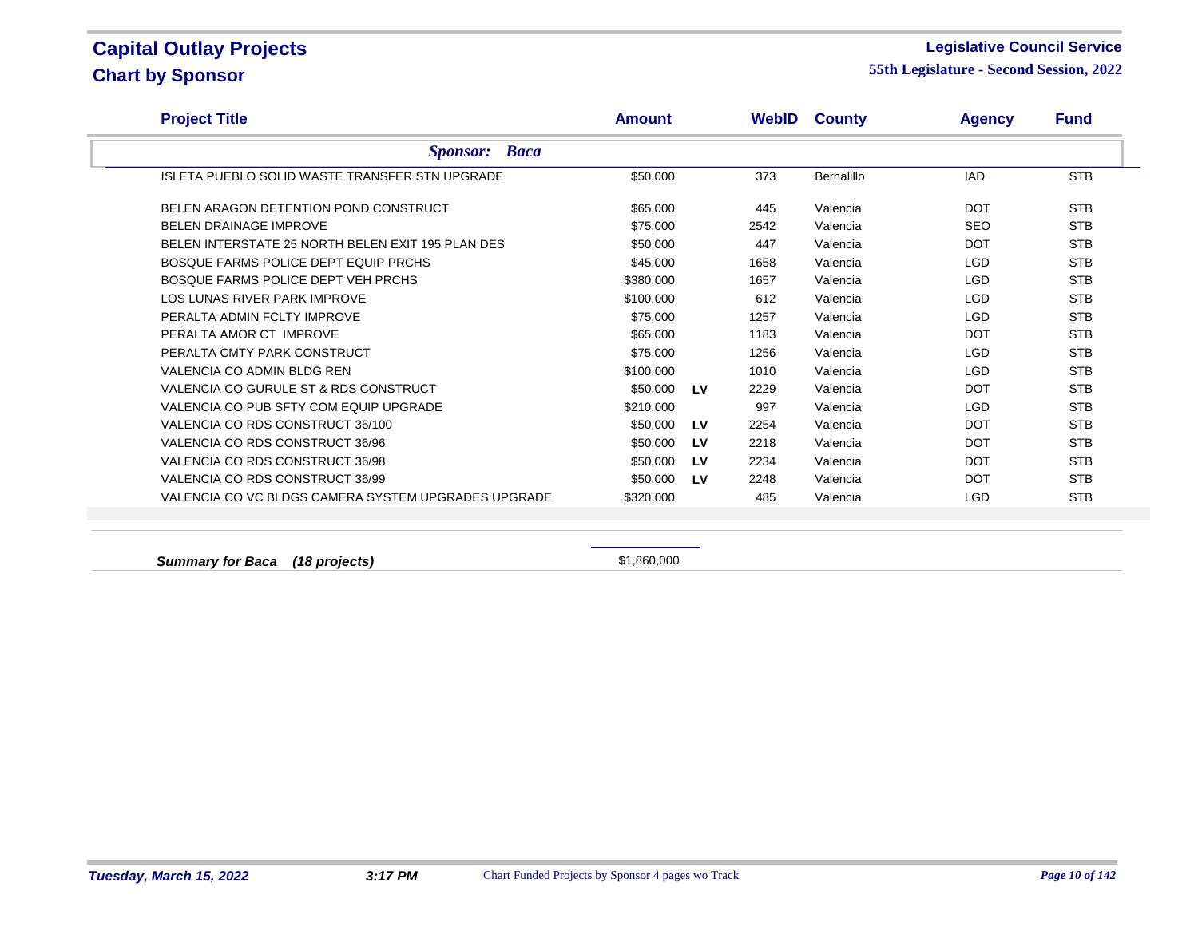# Capital Outlay Projects
## Chart by Sponsor

**Legislative Council Service**
**55th Legislature - Second Session, 2022**

| Project Title | Amount | | WebID | County | Agency | Fund |
|---|---|---|---|---|---|---|
| ***Sponsor: Baca*** | | | | | | |
| ISLETA PUEBLO SOLID WASTE TRANSFER STN UPGRADE | $50,000 | | 373 | Bernalillo | IAD | STB |
| BELEN ARAGON DETENTION POND CONSTRUCT | $65,000 | | 445 | Valencia | DOT | STB |
| BELEN DRAINAGE IMPROVE | $75,000 | | 2542 | Valencia | SEO | STB |
| BELEN INTERSTATE 25 NORTH BELEN EXIT 195 PLAN DES | $50,000 | | 447 | Valencia | DOT | STB |
| BOSQUE FARMS POLICE DEPT EQUIP PRCHS | $45,000 | | 1658 | Valencia | LGD | STB |
| BOSQUE FARMS POLICE DEPT VEH PRCHS | $380,000 | | 1657 | Valencia | LGD | STB |
| LOS LUNAS RIVER PARK IMPROVE | $100,000 | | 612 | Valencia | LGD | STB |
| PERALTA ADMIN FCLTY IMPROVE | $75,000 | | 1257 | Valencia | LGD | STB |
| PERALTA AMOR CT IMPROVE | $65,000 | | 1183 | Valencia | DOT | STB |
| PERALTA CMTY PARK CONSTRUCT | $75,000 | | 1256 | Valencia | LGD | STB |
| VALENCIA CO ADMIN BLDG REN | $100,000 | | 1010 | Valencia | LGD | STB |
| VALENCIA CO GURULE ST & RDS CONSTRUCT | $50,000 | LV | 2229 | Valencia | DOT | STB |
| VALENCIA CO PUB SFTY COM EQUIP UPGRADE | $210,000 | | 997 | Valencia | LGD | STB |
| VALENCIA CO RDS CONSTRUCT 36/100 | $50,000 | LV | 2254 | Valencia | DOT | STB |
| VALENCIA CO RDS CONSTRUCT 36/96 | $50,000 | LV | 2218 | Valencia | DOT | STB |
| VALENCIA CO RDS CONSTRUCT 36/98 | $50,000 | LV | 2234 | Valencia | DOT | STB |
| VALENCIA CO RDS CONSTRUCT 36/99 | $50,000 | LV | 2248 | Valencia | DOT | STB |
| VALENCIA CO VC BLDGS CAMERA SYSTEM UPGRADES UPGRADE | $320,000 | | 485 | Valencia | LGD | STB |
| ***Summary for Baca (18 projects)*** | $1,860,000 | | | | | |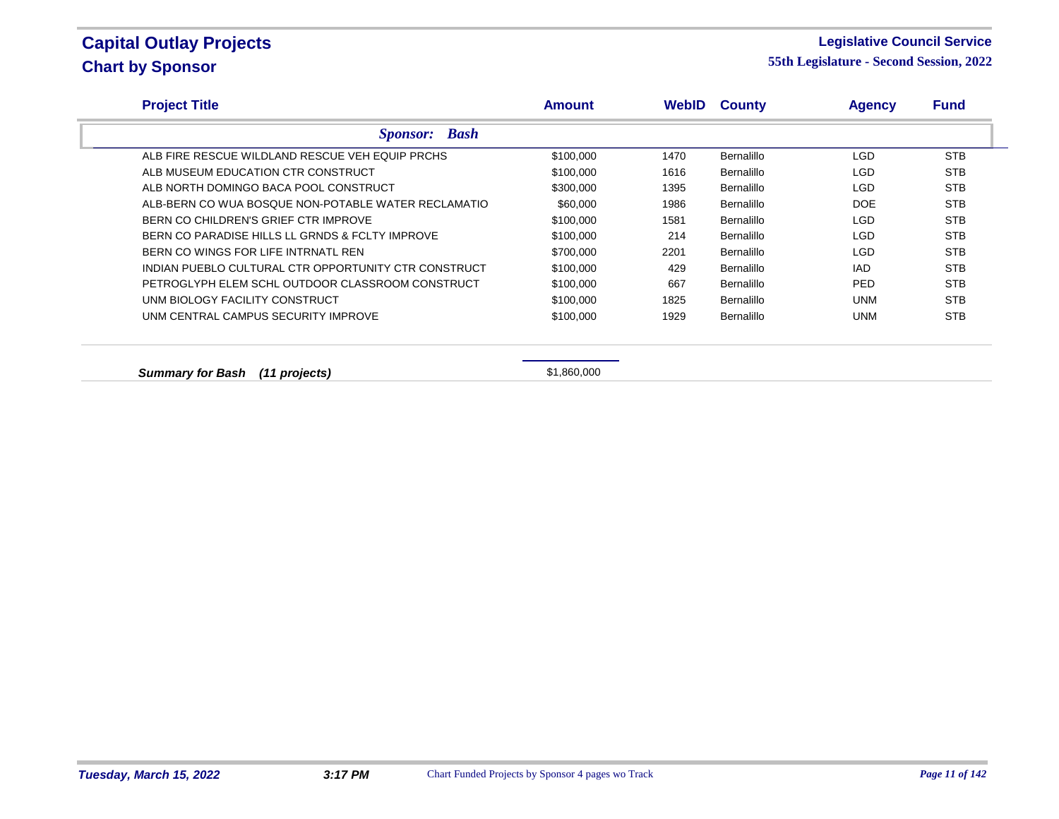# Capital Outlay Projects
## Chart by Sponsor

**Legislative Council Service**
**55th Legislature - Second Session, 2022**

| Project Title | Amount | WebID | County | Agency | Fund |
|---|---|---|---|---|---|
| ***Sponsor: Bash*** | | | | | |
| ALB FIRE RESCUE WILDLAND RESCUE VEH EQUIP PRCHS | \$100,000 | 1470 | Bernalillo | LGD | STB |
| ALB MUSEUM EDUCATION CTR CONSTRUCT | \$100,000 | 1616 | Bernalillo | LGD | STB |
| ALB NORTH DOMINGO BACA POOL CONSTRUCT | \$300,000 | 1395 | Bernalillo | LGD | STB |
| ALB-BERN CO WUA BOSQUE NON-POTABLE WATER RECLAMATIO | \$60,000 | 1986 | Bernalillo | DOE | STB |
| BERN CO CHILDREN'S GRIEF CTR IMPROVE | \$100,000 | 1581 | Bernalillo | LGD | STB |
| BERN CO PARADISE HILLS LL GRNDS & FCLTY IMPROVE | \$100,000 | 214 | Bernalillo | LGD | STB |
| BERN CO WINGS FOR LIFE INTRNATL REN | \$700,000 | 2201 | Bernalillo | LGD | STB |
| INDIAN PUEBLO CULTURAL CTR OPPORTUNITY CTR CONSTRUCT | \$100,000 | 429 | Bernalillo | IAD | STB |
| PETROGLYPH ELEM SCHL OUTDOOR CLASSROOM CONSTRUCT | \$100,000 | 667 | Bernalillo | PED | STB |
| UNM BIOLOGY FACILITY CONSTRUCT | \$100,000 | 1825 | Bernalillo | UNM | STB |
| UNM CENTRAL CAMPUS SECURITY IMPROVE | \$100,000 | 1929 | Bernalillo | UNM | STB |
| ***Summary for Bash (11 projects)*** | \$1,860,000 | | | | |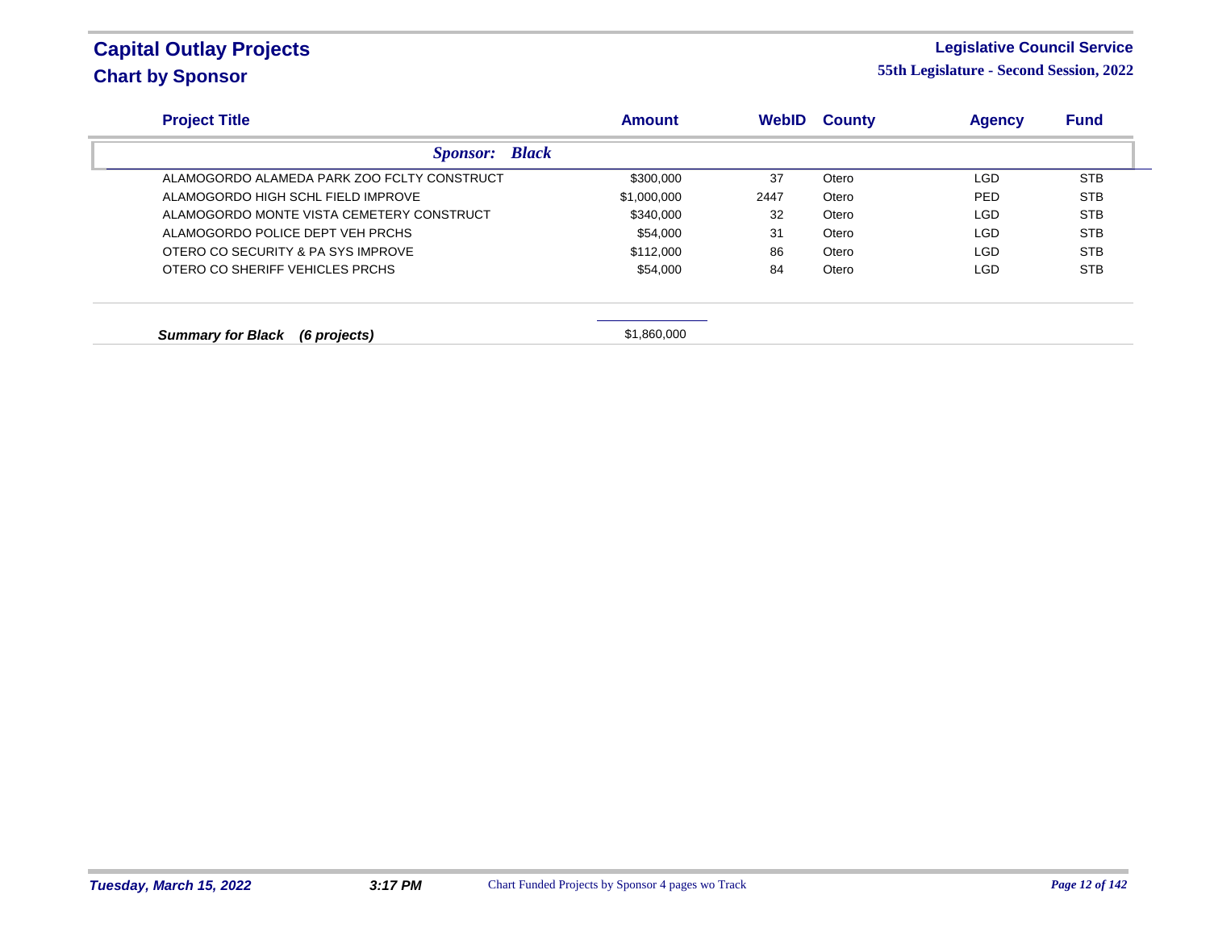# Capital Outlay Projects
## Chart by Sponsor

**Legislative Council Service**
**55th Legislature - Second Session, 2022**

| Project Title | Amount | WebID | County | Agency | Fund |
|---|---|---|---|---|---|
| ***Sponsor: Black*** | | | | | |
| ALAMOGORDO ALAMEDA PARK ZOO FCLTY CONSTRUCT | $300,000 | 37 | Otero | LGD | STB |
| ALAMOGORDO HIGH SCHL FIELD IMPROVE | $1,000,000 | 2447 | Otero | PED | STB |
| ALAMOGORDO MONTE VISTA CEMETERY CONSTRUCT | $340,000 | 32 | Otero | LGD | STB |
| ALAMOGORDO POLICE DEPT VEH PRCHS | $54,000 | 31 | Otero | LGD | STB |
| OTERO CO SECURITY & PA SYS IMPROVE | $112,000 | 86 | Otero | LGD | STB |
| OTERO CO SHERIFF VEHICLES PRCHS | $54,000 | 84 | Otero | LGD | STB |
| ***Summary for Black (6 projects)*** | $1,860,000 | | | | |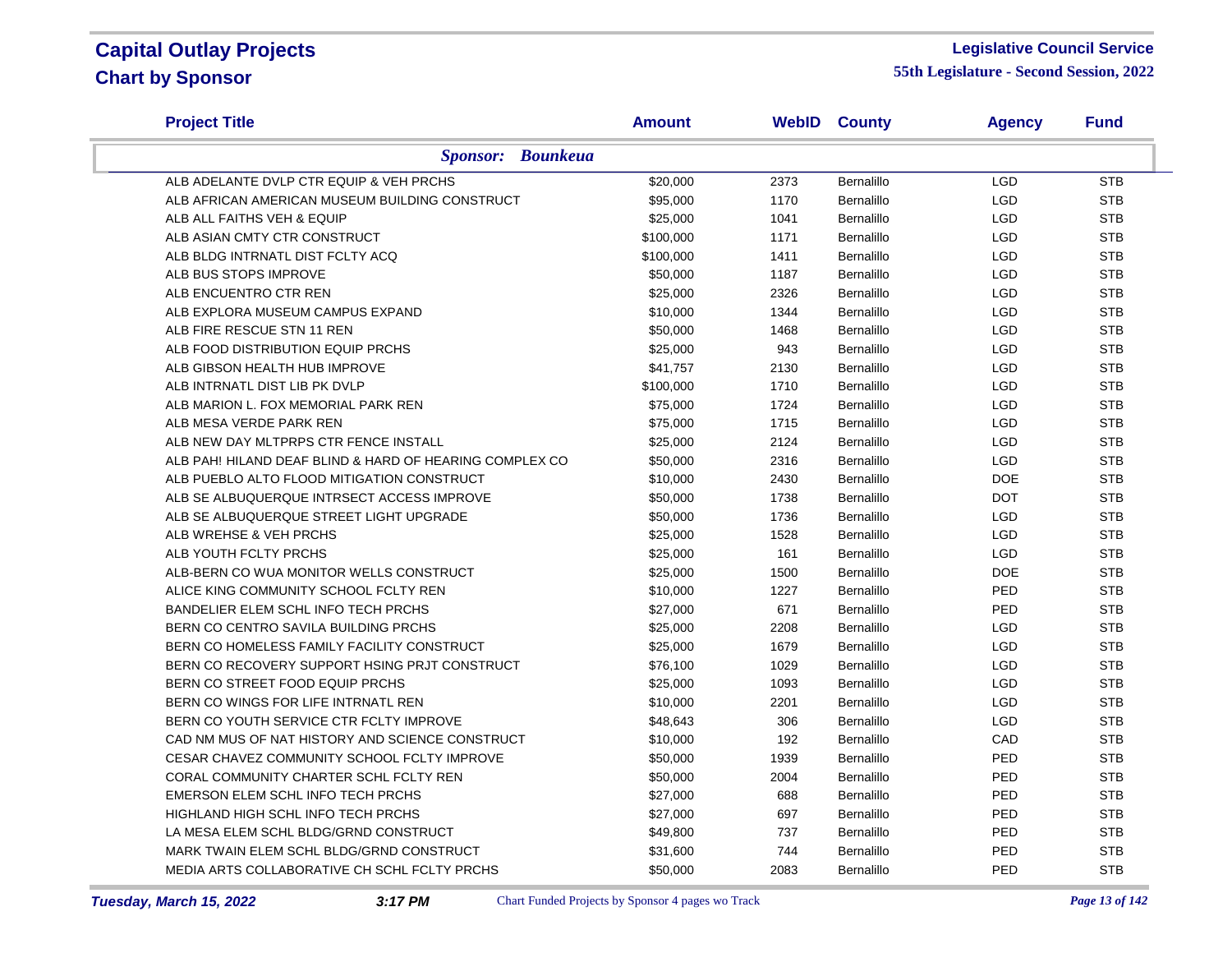# Capital Outlay Projects

## Chart by Sponsor

**Legislative Council Service**

**55th Legislature - Second Session, 2022**

| Project Title | Amount | WebID | County | Agency | Fund |
|---|---|---|---|---|---|
| ***Sponsor: Bounkeua*** | | | | | |
| ALB ADELANTE DVLP CTR EQUIP & VEH PRCHS | $20,000 | 2373 | Bernalillo | LGD | STB |
| ALB AFRICAN AMERICAN MUSEUM BUILDING CONSTRUCT | $95,000 | 1170 | Bernalillo | LGD | STB |
| ALB ALL FAITHS VEH & EQUIP | $25,000 | 1041 | Bernalillo | LGD | STB |
| ALB ASIAN CMTY CTR CONSTRUCT | $100,000 | 1171 | Bernalillo | LGD | STB |
| ALB BLDG INTRNATL DIST FCLTY ACQ | $100,000 | 1411 | Bernalillo | LGD | STB |
| ALB BUS STOPS IMPROVE | $50,000 | 1187 | Bernalillo | LGD | STB |
| ALB ENCUENTRO CTR REN | $25,000 | 2326 | Bernalillo | LGD | STB |
| ALB EXPLORA MUSEUM CAMPUS EXPAND | $10,000 | 1344 | Bernalillo | LGD | STB |
| ALB FIRE RESCUE STN 11 REN | $50,000 | 1468 | Bernalillo | LGD | STB |
| ALB FOOD DISTRIBUTION EQUIP PRCHS | $25,000 | 943 | Bernalillo | LGD | STB |
| ALB GIBSON HEALTH HUB IMPROVE | $41,757 | 2130 | Bernalillo | LGD | STB |
| ALB INTRNATL DIST LIB PK DVLP | $100,000 | 1710 | Bernalillo | LGD | STB |
| ALB MARION L. FOX MEMORIAL PARK REN | $75,000 | 1724 | Bernalillo | LGD | STB |
| ALB MESA VERDE PARK REN | $75,000 | 1715 | Bernalillo | LGD | STB |
| ALB NEW DAY MLTPRPS CTR FENCE INSTALL | $25,000 | 2124 | Bernalillo | LGD | STB |
| ALB PAH! HILAND DEAF BLIND & HARD OF HEARING COMPLEX CO | $50,000 | 2316 | Bernalillo | LGD | STB |
| ALB PUEBLO ALTO FLOOD MITIGATION CONSTRUCT | $10,000 | 2430 | Bernalillo | DOE | STB |
| ALB SE ALBUQUERQUE INTRSECT ACCESS IMPROVE | $50,000 | 1738 | Bernalillo | DOT | STB |
| ALB SE ALBUQUERQUE STREET LIGHT UPGRADE | $50,000 | 1736 | Bernalillo | LGD | STB |
| ALB WREHSE & VEH PRCHS | $25,000 | 1528 | Bernalillo | LGD | STB |
| ALB YOUTH FCLTY PRCHS | $25,000 | 161 | Bernalillo | LGD | STB |
| ALB-BERN CO WUA MONITOR WELLS CONSTRUCT | $25,000 | 1500 | Bernalillo | DOE | STB |
| ALICE KING COMMUNITY SCHOOL FCLTY REN | $10,000 | 1227 | Bernalillo | PED | STB |
| BANDELIER ELEM SCHL INFO TECH PRCHS | $27,000 | 671 | Bernalillo | PED | STB |
| BERN CO CENTRO SAVILA BUILDING PRCHS | $25,000 | 2208 | Bernalillo | LGD | STB |
| BERN CO HOMELESS FAMILY FACILITY CONSTRUCT | $25,000 | 1679 | Bernalillo | LGD | STB |
| BERN CO RECOVERY SUPPORT HSING PRJT CONSTRUCT | $76,100 | 1029 | Bernalillo | LGD | STB |
| BERN CO STREET FOOD EQUIP PRCHS | $25,000 | 1093 | Bernalillo | LGD | STB |
| BERN CO WINGS FOR LIFE INTRNATL REN | $10,000 | 2201 | Bernalillo | LGD | STB |
| BERN CO YOUTH SERVICE CTR FCLTY IMPROVE | $48,643 | 306 | Bernalillo | LGD | STB |
| CAD NM MUS OF NAT HISTORY AND SCIENCE CONSTRUCT | $10,000 | 192 | Bernalillo | CAD | STB |
| CESAR CHAVEZ COMMUNITY SCHOOL FCLTY IMPROVE | $50,000 | 1939 | Bernalillo | PED | STB |
| CORAL COMMUNITY CHARTER SCHL FCLTY REN | $50,000 | 2004 | Bernalillo | PED | STB |
| EMERSON ELEM SCHL INFO TECH PRCHS | $27,000 | 688 | Bernalillo | PED | STB |
| HIGHLAND HIGH SCHL INFO TECH PRCHS | $27,000 | 697 | Bernalillo | PED | STB |
| LA MESA ELEM SCHL BLDG/GRND CONSTRUCT | $49,800 | 737 | Bernalillo | PED | STB |
| MARK TWAIN ELEM SCHL BLDG/GRND CONSTRUCT | $31,600 | 744 | Bernalillo | PED | STB |
| MEDIA ARTS COLLABORATIVE CH SCHL FCLTY PRCHS | $50,000 | 2083 | Bernalillo | PED | STB |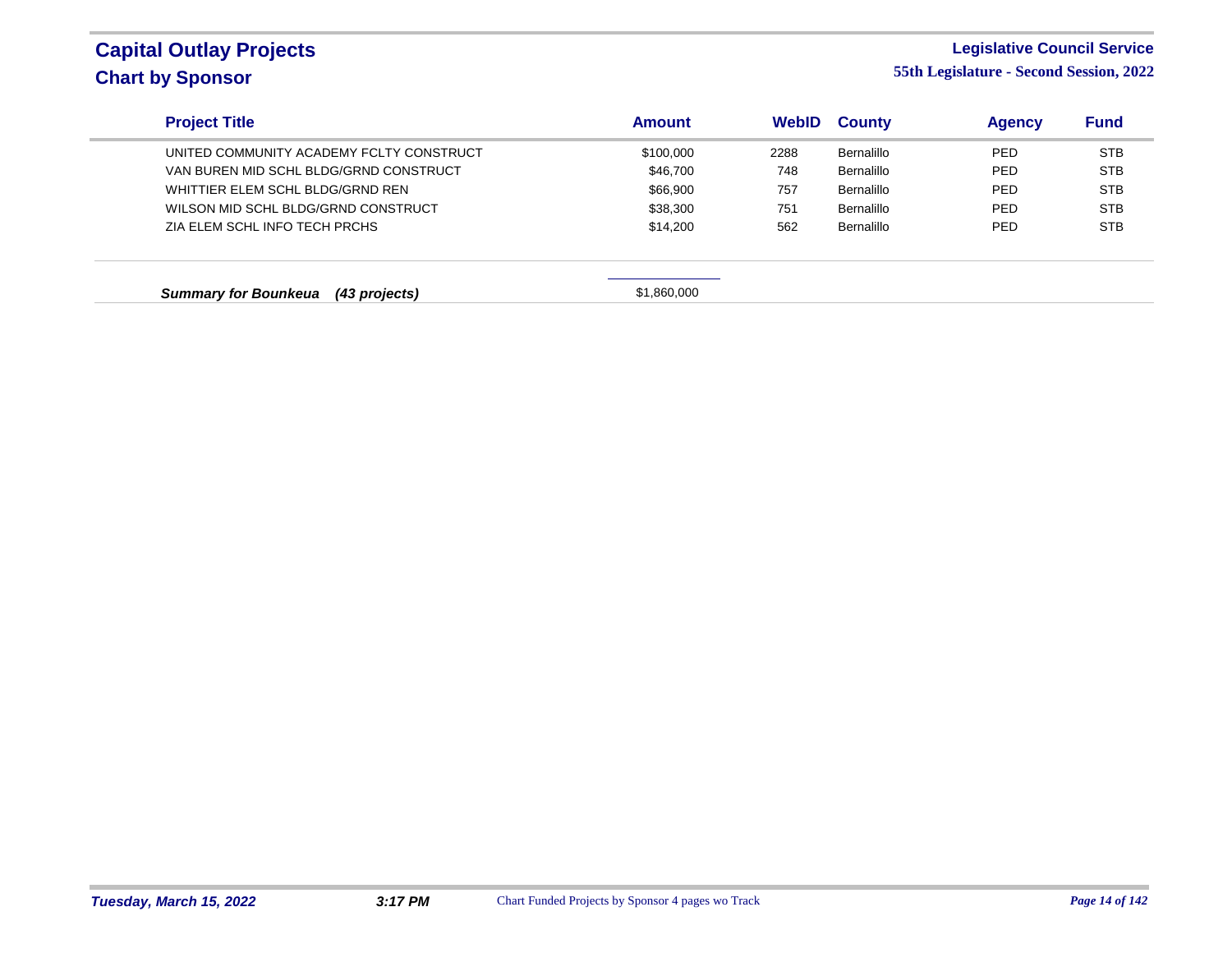# Capital Outlay Projects
## Chart by Sponsor

**Legislative Council Service**
**55th Legislature - Second Session, 2022**

| Project Title | Amount | WebID | County | Agency | Fund |
|---|---|---|---|---|---|
| UNITED COMMUNITY ACADEMY FCLTY CONSTRUCT | $100,000 | 2288 | Bernalillo | PED | STB |
| VAN BUREN MID SCHL BLDG/GRND CONSTRUCT | $46,700 | 748 | Bernalillo | PED | STB |
| WHITTIER ELEM SCHL BLDG/GRND REN | $66,900 | 757 | Bernalillo | PED | STB |
| WILSON MID SCHL BLDG/GRND CONSTRUCT | $38,300 | 751 | Bernalillo | PED | STB |
| ZIA ELEM SCHL INFO TECH PRCHS | $14,200 | 562 | Bernalillo | PED | STB |
| ***Summary for Bounkeua (43 projects)*** | $1,860,000 | | | | |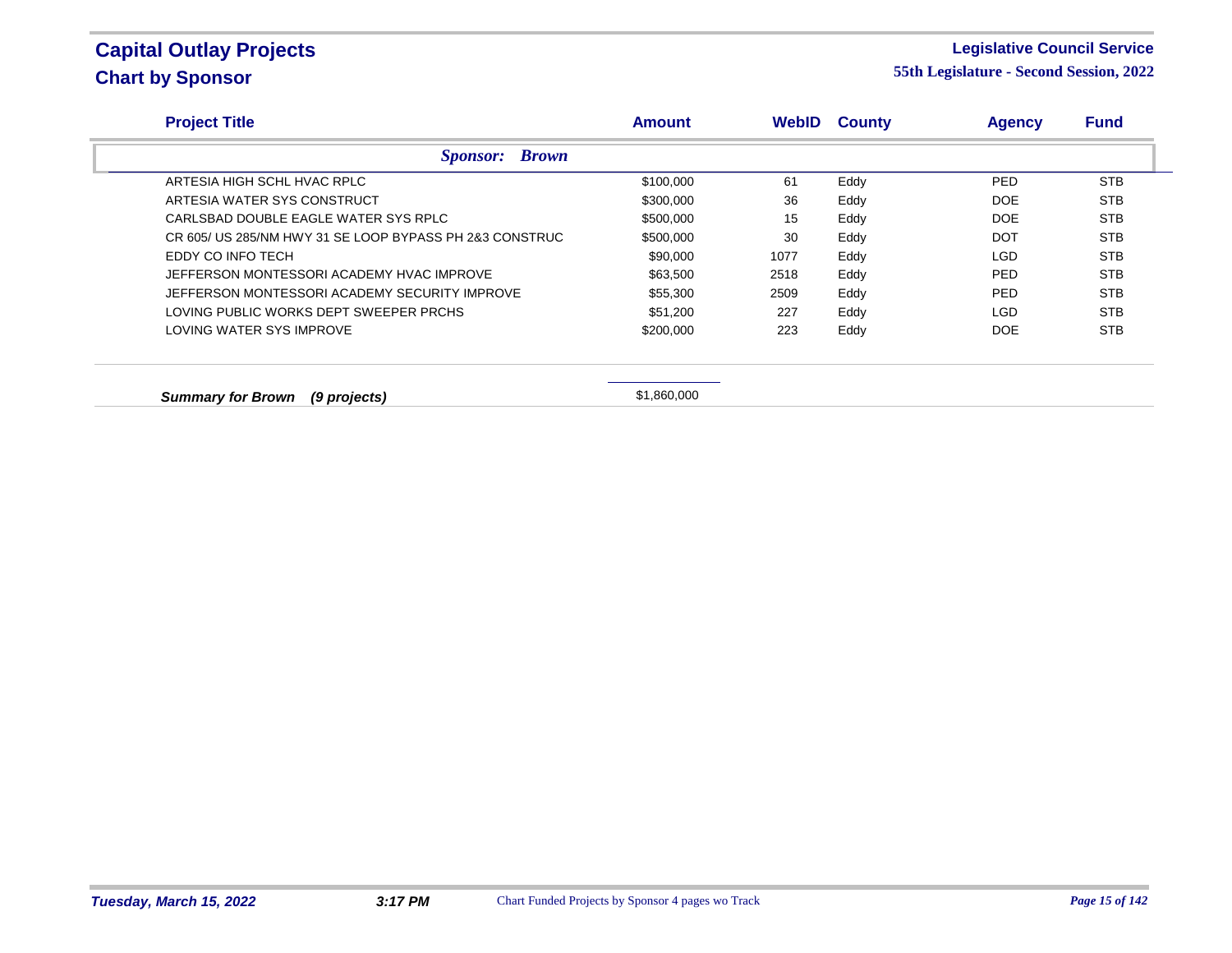# Capital Outlay Projects
## Chart by Sponsor

**Legislative Council Service**
**55th Legislature - Second Session, 2022**

| Project Title | Amount | WebID | County | Agency | Fund |
|---|---|---|---|---|---|
| ***Sponsor: Brown*** | | | | | |
| ARTESIA HIGH SCHL HVAC RPLC | $100,000 | 61 | Eddy | PED | STB |
| ARTESIA WATER SYS CONSTRUCT | $300,000 | 36 | Eddy | DOE | STB |
| CARLSBAD DOUBLE EAGLE WATER SYS RPLC | $500,000 | 15 | Eddy | DOE | STB |
| CR 605/ US 285/NM HWY 31 SE LOOP BYPASS PH 2&3 CONSTRUC | $500,000 | 30 | Eddy | DOT | STB |
| EDDY CO INFO TECH | $90,000 | 1077 | Eddy | LGD | STB |
| JEFFERSON MONTESSORI ACADEMY HVAC IMPROVE | $63,500 | 2518 | Eddy | PED | STB |
| JEFFERSON MONTESSORI ACADEMY SECURITY IMPROVE | $55,300 | 2509 | Eddy | PED | STB |
| LOVING PUBLIC WORKS DEPT SWEEPER PRCHS | $51,200 | 227 | Eddy | LGD | STB |
| LOVING WATER SYS IMPROVE | $200,000 | 223 | Eddy | DOE | STB |
| ***Summary for Brown (9 projects)*** | $1,860,000 | | | | |

*Tuesday, March 15, 2022* *3:17 PM* Chart Funded Projects by Sponsor 4 pages wo Track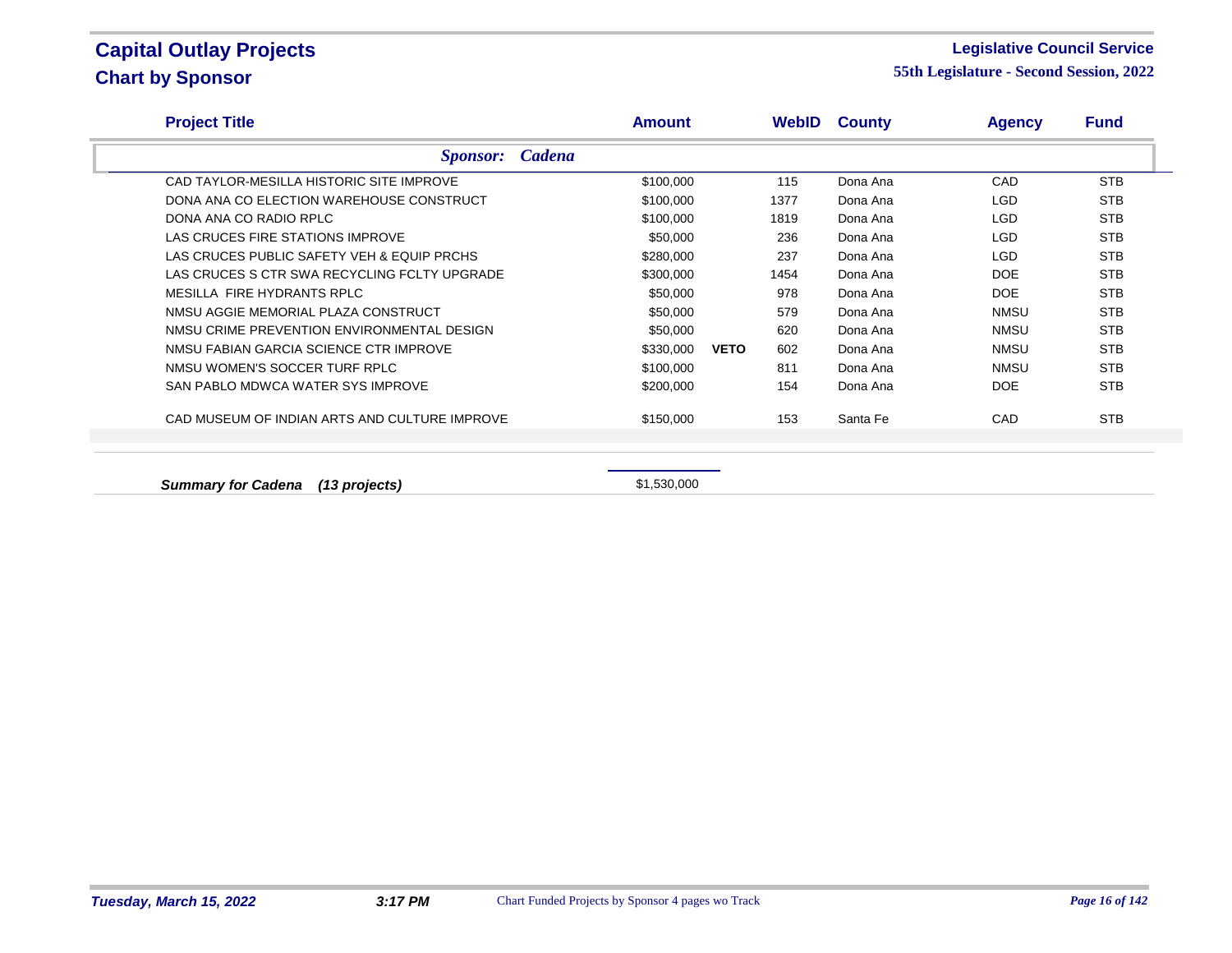# Capital Outlay Projects
## Chart by Sponsor

**Legislative Council Service**
**55th Legislature - Second Session, 2022**

| Project Title | Amount | | WebID | County | Agency | Fund |
|---|---|---|---|---|---|---|
| ***Sponsor: Cadena*** | | | | | | |
| CAD TAYLOR-MESILLA HISTORIC SITE IMPROVE | $100,000 | | 115 | Dona Ana | CAD | STB |
| DONA ANA CO ELECTION WAREHOUSE CONSTRUCT | $100,000 | | 1377 | Dona Ana | LGD | STB |
| DONA ANA CO RADIO RPLC | $100,000 | | 1819 | Dona Ana | LGD | STB |
| LAS CRUCES FIRE STATIONS IMPROVE | $50,000 | | 236 | Dona Ana | LGD | STB |
| LAS CRUCES PUBLIC SAFETY VEH & EQUIP PRCHS | $280,000 | | 237 | Dona Ana | LGD | STB |
| LAS CRUCES S CTR SWA RECYCLING FCLTY UPGRADE | $300,000 | | 1454 | Dona Ana | DOE | STB |
| MESILLA FIRE HYDRANTS RPLC | $50,000 | | 978 | Dona Ana | DOE | STB |
| NMSU AGGIE MEMORIAL PLAZA CONSTRUCT | $50,000 | | 579 | Dona Ana | NMSU | STB |
| NMSU CRIME PREVENTION ENVIRONMENTAL DESIGN | $50,000 | | 620 | Dona Ana | NMSU | STB |
| NMSU FABIAN GARCIA SCIENCE CTR IMPROVE | $330,000 | **VETO** | 602 | Dona Ana | NMSU | STB |
| NMSU WOMEN'S SOCCER TURF RPLC | $100,000 | | 811 | Dona Ana | NMSU | STB |
| SAN PABLO MDWCA WATER SYS IMPROVE | $200,000 | | 154 | Dona Ana | DOE | STB |
| CAD MUSEUM OF INDIAN ARTS AND CULTURE IMPROVE | $150,000 | | 153 | Santa Fe | CAD | STB |
| ***Summary for Cadena (13 projects)*** | $1,530,000 | | | | | |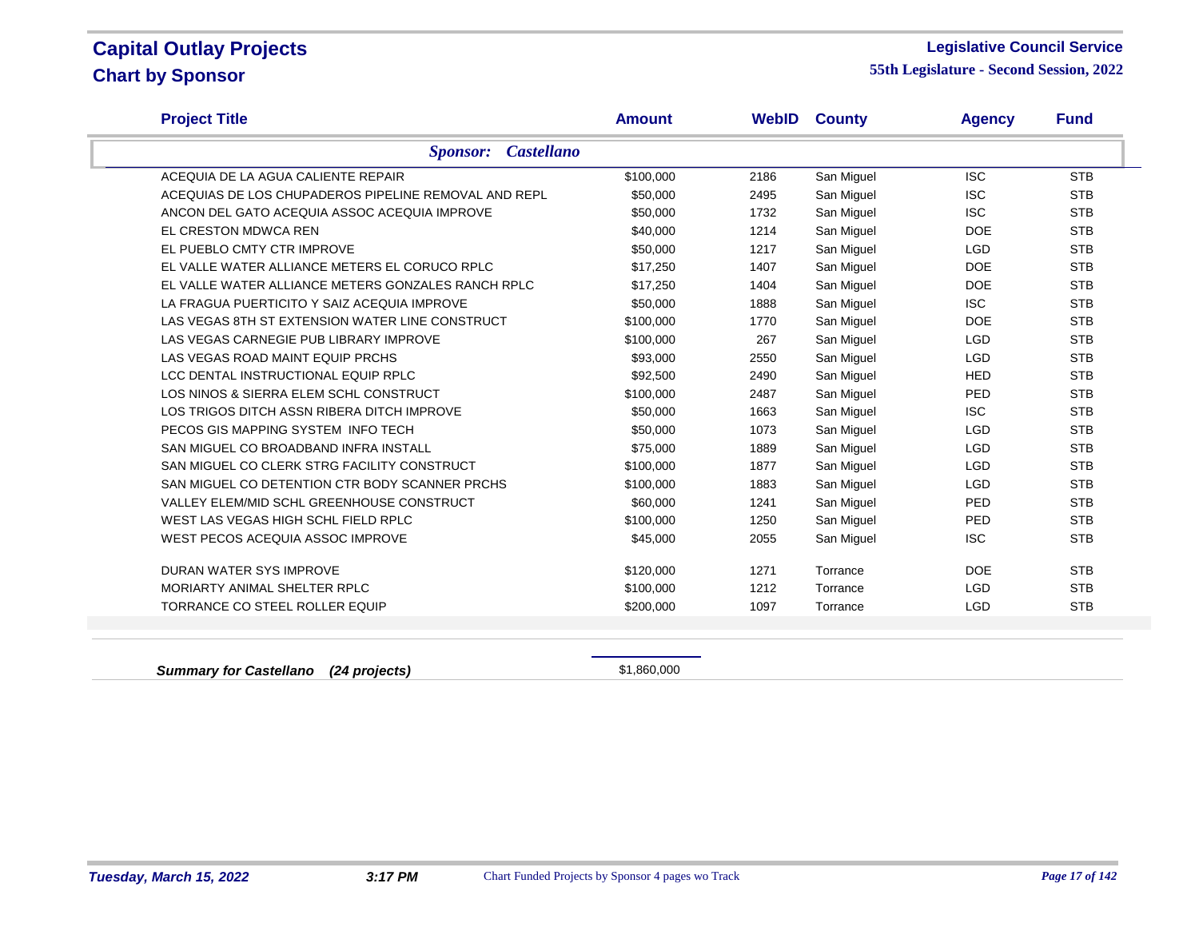# Capital Outlay Projects

## Chart by Sponsor

**Legislative Council Service**

**55th Legislature - Second Session, 2022**

| Project Title | Amount | WebID | County | Agency | Fund |
|---|---|---|---|---|---|
| ***Sponsor: Castellano*** | | | | | |
| ACEQUIA DE LA AGUA CALIENTE REPAIR | $100,000 | 2186 | San Miguel | ISC | STB |
| ACEQUIAS DE LOS CHUPADEROS PIPELINE REMOVAL AND REPL | $50,000 | 2495 | San Miguel | ISC | STB |
| ANCON DEL GATO ACEQUIA ASSOC ACEQUIA IMPROVE | $50,000 | 1732 | San Miguel | ISC | STB |
| EL CRESTON MDWCA REN | $40,000 | 1214 | San Miguel | DOE | STB |
| EL PUEBLO CMTY CTR IMPROVE | $50,000 | 1217 | San Miguel | LGD | STB |
| EL VALLE WATER ALLIANCE METERS EL CORUCO RPLC | $17,250 | 1407 | San Miguel | DOE | STB |
| EL VALLE WATER ALLIANCE METERS GONZALES RANCH RPLC | $17,250 | 1404 | San Miguel | DOE | STB |
| LA FRAGUA PUERTICITO Y SAIZ ACEQUIA IMPROVE | $50,000 | 1888 | San Miguel | ISC | STB |
| LAS VEGAS 8TH ST EXTENSION WATER LINE CONSTRUCT | $100,000 | 1770 | San Miguel | DOE | STB |
| LAS VEGAS CARNEGIE PUB LIBRARY IMPROVE | $100,000 | 267 | San Miguel | LGD | STB |
| LAS VEGAS ROAD MAINT EQUIP PRCHS | $93,000 | 2550 | San Miguel | LGD | STB |
| LCC DENTAL INSTRUCTIONAL EQUIP RPLC | $92,500 | 2490 | San Miguel | HED | STB |
| LOS NINOS & SIERRA ELEM SCHL CONSTRUCT | $100,000 | 2487 | San Miguel | PED | STB |
| LOS TRIGOS DITCH ASSN RIBERA DITCH IMPROVE | $50,000 | 1663 | San Miguel | ISC | STB |
| PECOS GIS MAPPING SYSTEM INFO TECH | $50,000 | 1073 | San Miguel | LGD | STB |
| SAN MIGUEL CO BROADBAND INFRA INSTALL | $75,000 | 1889 | San Miguel | LGD | STB |
| SAN MIGUEL CO CLERK STRG FACILITY CONSTRUCT | $100,000 | 1877 | San Miguel | LGD | STB |
| SAN MIGUEL CO DETENTION CTR BODY SCANNER PRCHS | $100,000 | 1883 | San Miguel | LGD | STB |
| VALLEY ELEM/MID SCHL GREENHOUSE CONSTRUCT | $60,000 | 1241 | San Miguel | PED | STB |
| WEST LAS VEGAS HIGH SCHL FIELD RPLC | $100,000 | 1250 | San Miguel | PED | STB |
| WEST PECOS ACEQUIA ASSOC IMPROVE | $45,000 | 2055 | San Miguel | ISC | STB |
| DURAN WATER SYS IMPROVE | $120,000 | 1271 | Torrance | DOE | STB |
| MORIARTY ANIMAL SHELTER RPLC | $100,000 | 1212 | Torrance | LGD | STB |
| TORRANCE CO STEEL ROLLER EQUIP | $200,000 | 1097 | Torrance | LGD | STB |

***Summary for Castellano (24 projects)*** $1,860,000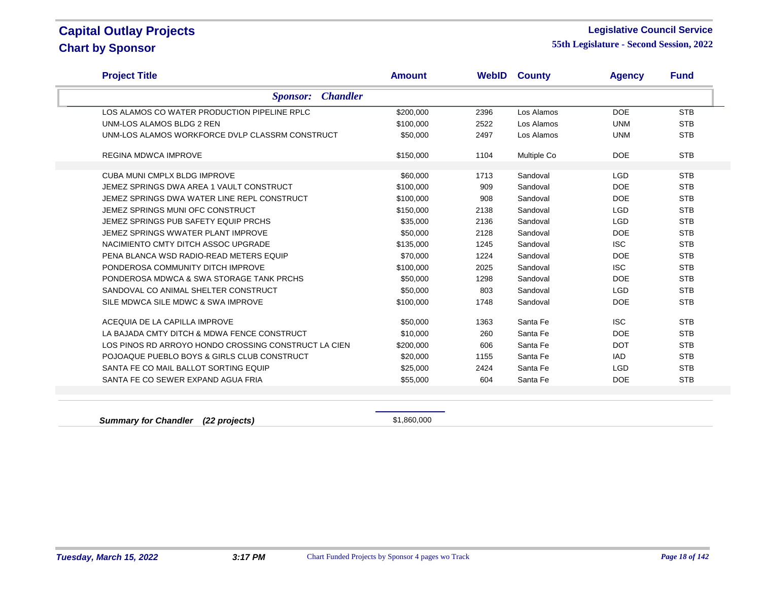# Capital Outlay Projects
## Chart by Sponsor

**Legislative Council Service**
**55th Legislature - Second Session, 2022**

| Project Title | Amount | WebID | County | Agency | Fund |
|---|---|---|---|---|---|
| ***Sponsor: Chandler*** | | | | | |
| LOS ALAMOS CO WATER PRODUCTION PIPELINE RPLC | $200,000 | 2396 | Los Alamos | DOE | STB |
| UNM-LOS ALAMOS BLDG 2 REN | $100,000 | 2522 | Los Alamos | UNM | STB |
| UNM-LOS ALAMOS WORKFORCE DVLP CLASSRM CONSTRUCT | $50,000 | 2497 | Los Alamos | UNM | STB |
| REGINA MDWCA IMPROVE | $150,000 | 1104 | Multiple Co | DOE | STB |
| CUBA MUNI CMPLX BLDG IMPROVE | $60,000 | 1713 | Sandoval | LGD | STB |
| JEMEZ SPRINGS DWA AREA 1 VAULT CONSTRUCT | $100,000 | 909 | Sandoval | DOE | STB |
| JEMEZ SPRINGS DWA WATER LINE REPL CONSTRUCT | $100,000 | 908 | Sandoval | DOE | STB |
| JEMEZ SPRINGS MUNI OFC CONSTRUCT | $150,000 | 2138 | Sandoval | LGD | STB |
| JEMEZ SPRINGS PUB SAFETY EQUIP PRCHS | $35,000 | 2136 | Sandoval | LGD | STB |
| JEMEZ SPRINGS WWATER PLANT IMPROVE | $50,000 | 2128 | Sandoval | DOE | STB |
| NACIMIENTO CMTY DITCH ASSOC UPGRADE | $135,000 | 1245 | Sandoval | ISC | STB |
| PENA BLANCA WSD RADIO-READ METERS EQUIP | $70,000 | 1224 | Sandoval | DOE | STB |
| PONDEROSA COMMUNITY DITCH IMPROVE | $100,000 | 2025 | Sandoval | ISC | STB |
| PONDEROSA MDWCA & SWA STORAGE TANK PRCHS | $50,000 | 1298 | Sandoval | DOE | STB |
| SANDOVAL CO ANIMAL SHELTER CONSTRUCT | $50,000 | 803 | Sandoval | LGD | STB |
| SILE MDWCA SILE MDWC & SWA IMPROVE | $100,000 | 1748 | Sandoval | DOE | STB |
| ACEQUIA DE LA CAPILLA IMPROVE | $50,000 | 1363 | Santa Fe | ISC | STB |
| LA BAJADA CMTY DITCH & MDWA FENCE CONSTRUCT | $10,000 | 260 | Santa Fe | DOE | STB |
| LOS PINOS RD ARROYO HONDO CROSSING CONSTRUCT LA CIEN | $200,000 | 606 | Santa Fe | DOT | STB |
| POJOAQUE PUEBLO BOYS & GIRLS CLUB CONSTRUCT | $20,000 | 1155 | Santa Fe | IAD | STB |
| SANTA FE CO MAIL BALLOT SORTING EQUIP | $25,000 | 2424 | Santa Fe | LGD | STB |
| SANTA FE CO SEWER EXPAND AGUA FRIA | $55,000 | 604 | Santa Fe | DOE | STB |
| ***Summary for Chandler (22 projects)*** | $1,860,000 | | | | |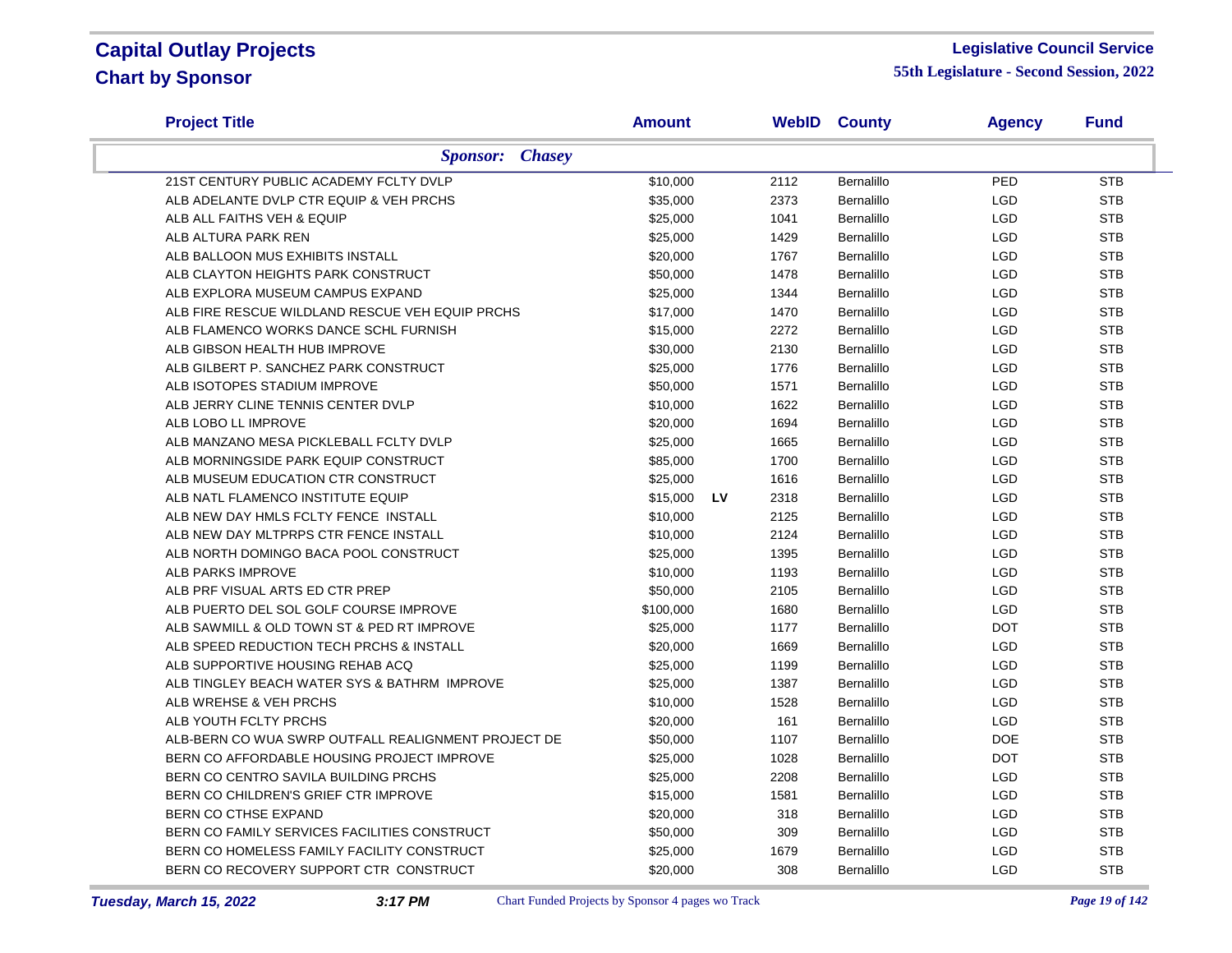# Capital Outlay Projects
## Chart by Sponsor

**Legislative Council Service**
**55th Legislature - Second Session, 2022**

| Project Title | Amount | | WebID | County | Agency | Fund |
|---|---|---|---|---|---|---|
| ***Sponsor: Chasey*** | | | | | | |
| 21ST CENTURY PUBLIC ACADEMY FCLTY DVLP | $10,000 | | 2112 | Bernalillo | PED | STB |
| ALB ADELANTE DVLP CTR EQUIP & VEH PRCHS | $35,000 | | 2373 | Bernalillo | LGD | STB |
| ALB ALL FAITHS VEH & EQUIP | $25,000 | | 1041 | Bernalillo | LGD | STB |
| ALB ALTURA PARK REN | $25,000 | | 1429 | Bernalillo | LGD | STB |
| ALB BALLOON MUS EXHIBITS INSTALL | $20,000 | | 1767 | Bernalillo | LGD | STB |
| ALB CLAYTON HEIGHTS PARK CONSTRUCT | $50,000 | | 1478 | Bernalillo | LGD | STB |
| ALB EXPLORA MUSEUM CAMPUS EXPAND | $25,000 | | 1344 | Bernalillo | LGD | STB |
| ALB FIRE RESCUE WILDLAND RESCUE VEH EQUIP PRCHS | $17,000 | | 1470 | Bernalillo | LGD | STB |
| ALB FLAMENCO WORKS DANCE SCHL FURNISH | $15,000 | | 2272 | Bernalillo | LGD | STB |
| ALB GIBSON HEALTH HUB IMPROVE | $30,000 | | 2130 | Bernalillo | LGD | STB |
| ALB GILBERT P. SANCHEZ PARK CONSTRUCT | $25,000 | | 1776 | Bernalillo | LGD | STB |
| ALB ISOTOPES STADIUM IMPROVE | $50,000 | | 1571 | Bernalillo | LGD | STB |
| ALB JERRY CLINE TENNIS CENTER DVLP | $10,000 | | 1622 | Bernalillo | LGD | STB |
| ALB LOBO LL IMPROVE | $20,000 | | 1694 | Bernalillo | LGD | STB |
| ALB MANZANO MESA PICKLEBALL FCLTY DVLP | $25,000 | | 1665 | Bernalillo | LGD | STB |
| ALB MORNINGSIDE PARK EQUIP CONSTRUCT | $85,000 | | 1700 | Bernalillo | LGD | STB |
| ALB MUSEUM EDUCATION CTR CONSTRUCT | $25,000 | | 1616 | Bernalillo | LGD | STB |
| ALB NATL FLAMENCO INSTITUTE EQUIP | $15,000 | **LV** | 2318 | Bernalillo | LGD | STB |
| ALB NEW DAY HMLS FCLTY FENCE INSTALL | $10,000 | | 2125 | Bernalillo | LGD | STB |
| ALB NEW DAY MLTPRPS CTR FENCE INSTALL | $10,000 | | 2124 | Bernalillo | LGD | STB |
| ALB NORTH DOMINGO BACA POOL CONSTRUCT | $25,000 | | 1395 | Bernalillo | LGD | STB |
| ALB PARKS IMPROVE | $10,000 | | 1193 | Bernalillo | LGD | STB |
| ALB PRF VISUAL ARTS ED CTR PREP | $50,000 | | 2105 | Bernalillo | LGD | STB |
| ALB PUERTO DEL SOL GOLF COURSE IMPROVE | $100,000 | | 1680 | Bernalillo | LGD | STB |
| ALB SAWMILL & OLD TOWN ST & PED RT IMPROVE | $25,000 | | 1177 | Bernalillo | DOT | STB |
| ALB SPEED REDUCTION TECH PRCHS & INSTALL | $20,000 | | 1669 | Bernalillo | LGD | STB |
| ALB SUPPORTIVE HOUSING REHAB ACQ | $25,000 | | 1199 | Bernalillo | LGD | STB |
| ALB TINGLEY BEACH WATER SYS & BATHRM IMPROVE | $25,000 | | 1387 | Bernalillo | LGD | STB |
| ALB WREHSE & VEH PRCHS | $10,000 | | 1528 | Bernalillo | LGD | STB |
| ALB YOUTH FCLTY PRCHS | $20,000 | | 161 | Bernalillo | LGD | STB |
| ALB-BERN CO WUA SWRP OUTFALL REALIGNMENT PROJECT DE | $50,000 | | 1107 | Bernalillo | DOE | STB |
| BERN CO AFFORDABLE HOUSING PROJECT IMPROVE | $25,000 | | 1028 | Bernalillo | DOT | STB |
| BERN CO CENTRO SAVILA BUILDING PRCHS | $25,000 | | 2208 | Bernalillo | LGD | STB |
| BERN CO CHILDREN'S GRIEF CTR IMPROVE | $15,000 | | 1581 | Bernalillo | LGD | STB |
| BERN CO CTHSE EXPAND | $20,000 | | 318 | Bernalillo | LGD | STB |
| BERN CO FAMILY SERVICES FACILITIES CONSTRUCT | $50,000 | | 309 | Bernalillo | LGD | STB |
| BERN CO HOMELESS FAMILY FACILITY CONSTRUCT | $25,000 | | 1679 | Bernalillo | LGD | STB |
| BERN CO RECOVERY SUPPORT CTR CONSTRUCT | $20,000 | | 308 | Bernalillo | LGD | STB |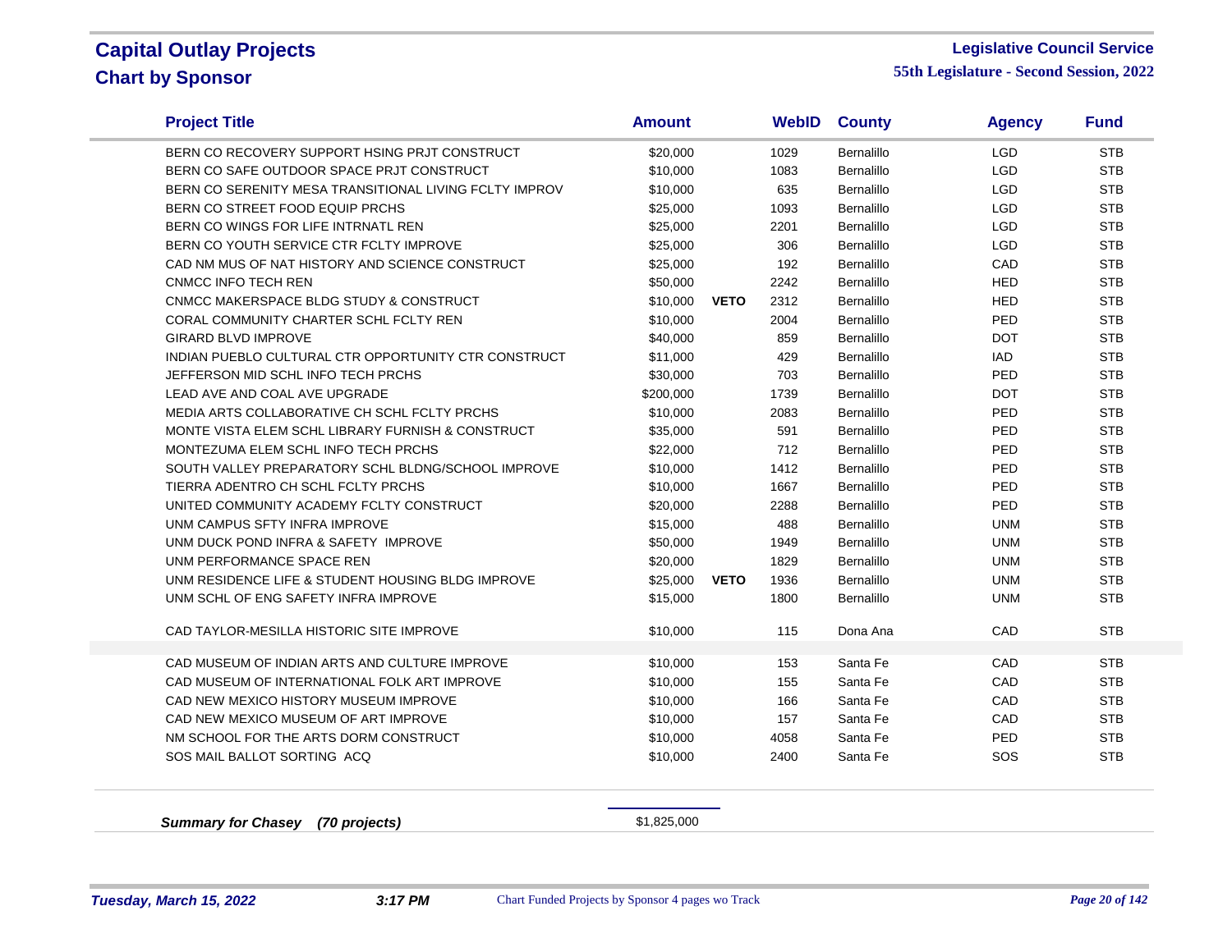# Capital Outlay Projects
## Chart by Sponsor

**Legislative Council Service**
**55th Legislature - Second Session, 2022**

| Project Title | Amount | | WebID | County | Agency | Fund |
|---|---|---|---|---|---|---|
| BERN CO RECOVERY SUPPORT HSING PRJT CONSTRUCT | $20,000 | | 1029 | Bernalillo | LGD | STB |
| BERN CO SAFE OUTDOOR SPACE PRJT CONSTRUCT | $10,000 | | 1083 | Bernalillo | LGD | STB |
| BERN CO SERENITY MESA TRANSITIONAL LIVING FCLTY IMPROV | $10,000 | | 635 | Bernalillo | LGD | STB |
| BERN CO STREET FOOD EQUIP PRCHS | $25,000 | | 1093 | Bernalillo | LGD | STB |
| BERN CO WINGS FOR LIFE INTRNATL REN | $25,000 | | 2201 | Bernalillo | LGD | STB |
| BERN CO YOUTH SERVICE CTR FCLTY IMPROVE | $25,000 | | 306 | Bernalillo | LGD | STB |
| CAD NM MUS OF NAT HISTORY AND SCIENCE CONSTRUCT | $25,000 | | 192 | Bernalillo | CAD | STB |
| CNMCC INFO TECH REN | $50,000 | | 2242 | Bernalillo | HED | STB |
| CNMCC MAKERSPACE BLDG STUDY & CONSTRUCT | $10,000 | **VETO** | 2312 | Bernalillo | HED | STB |
| CORAL COMMUNITY CHARTER SCHL FCLTY REN | $10,000 | | 2004 | Bernalillo | PED | STB |
| GIRARD BLVD IMPROVE | $40,000 | | 859 | Bernalillo | DOT | STB |
| INDIAN PUEBLO CULTURAL CTR OPPORTUNITY CTR CONSTRUCT | $11,000 | | 429 | Bernalillo | IAD | STB |
| JEFFERSON MID SCHL INFO TECH PRCHS | $30,000 | | 703 | Bernalillo | PED | STB |
| LEAD AVE AND COAL AVE UPGRADE | $200,000 | | 1739 | Bernalillo | DOT | STB |
| MEDIA ARTS COLLABORATIVE CH SCHL FCLTY PRCHS | $10,000 | | 2083 | Bernalillo | PED | STB |
| MONTE VISTA ELEM SCHL LIBRARY FURNISH & CONSTRUCT | $35,000 | | 591 | Bernalillo | PED | STB |
| MONTEZUMA ELEM SCHL INFO TECH PRCHS | $22,000 | | 712 | Bernalillo | PED | STB |
| SOUTH VALLEY PREPARATORY SCHL BLDNG/SCHOOL IMPROVE | $10,000 | | 1412 | Bernalillo | PED | STB |
| TIERRA ADENTRO CH SCHL FCLTY PRCHS | $10,000 | | 1667 | Bernalillo | PED | STB |
| UNITED COMMUNITY ACADEMY FCLTY CONSTRUCT | $20,000 | | 2288 | Bernalillo | PED | STB |
| UNM CAMPUS SFTY INFRA IMPROVE | $15,000 | | 488 | Bernalillo | UNM | STB |
| UNM DUCK POND INFRA & SAFETY IMPROVE | $50,000 | | 1949 | Bernalillo | UNM | STB |
| UNM PERFORMANCE SPACE REN | $20,000 | | 1829 | Bernalillo | UNM | STB |
| UNM RESIDENCE LIFE & STUDENT HOUSING BLDG IMPROVE | $25,000 | **VETO** | 1936 | Bernalillo | UNM | STB |
| UNM SCHL OF ENG SAFETY INFRA IMPROVE | $15,000 | | 1800 | Bernalillo | UNM | STB |
| CAD TAYLOR-MESILLA HISTORIC SITE IMPROVE | $10,000 | | 115 | Dona Ana | CAD | STB |
| CAD MUSEUM OF INDIAN ARTS AND CULTURE IMPROVE | $10,000 | | 153 | Santa Fe | CAD | STB |
| CAD MUSEUM OF INTERNATIONAL FOLK ART IMPROVE | $10,000 | | 155 | Santa Fe | CAD | STB |
| CAD NEW MEXICO HISTORY MUSEUM IMPROVE | $10,000 | | 166 | Santa Fe | CAD | STB |
| CAD NEW MEXICO MUSEUM OF ART IMPROVE | $10,000 | | 157 | Santa Fe | CAD | STB |
| NM SCHOOL FOR THE ARTS DORM CONSTRUCT | $10,000 | | 4058 | Santa Fe | PED | STB |
| SOS MAIL BALLOT SORTING ACQ | $10,000 | | 2400 | Santa Fe | SOS | STB |

***Summary for Chasey (70 projects)*** $1,825,000

*Tuesday, March 15, 2022* *3:17 PM* Chart Funded Projects by Sponsor 4 pages wo Track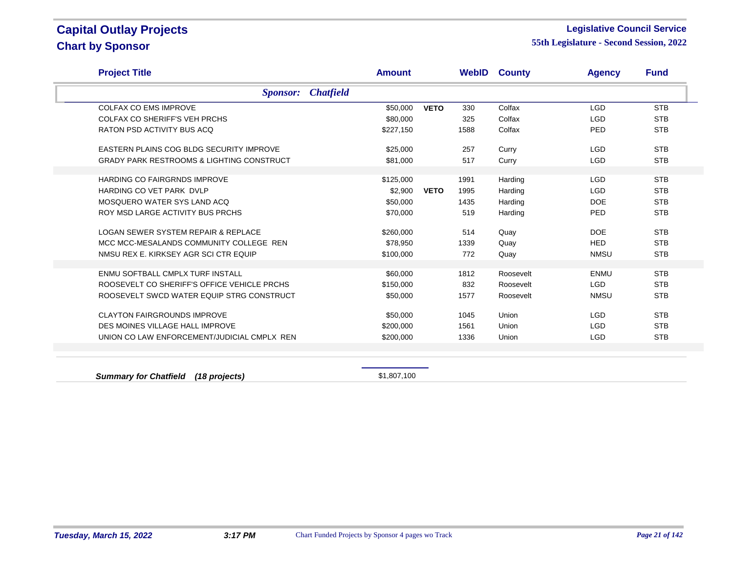# Capital Outlay Projects

## Chart by Sponsor

**Legislative Council Service**
**55th Legislature - Second Session, 2022**

| Project Title | Amount | | WebID | County | Agency | Fund |
|---|---|---|---|---|---|---|
| ***Sponsor: Chatfield*** | | | | | | |
| COLFAX CO EMS IMPROVE | $50,000 | **VETO** | 330 | Colfax | LGD | STB |
| COLFAX CO SHERIFF'S VEH PRCHS | $80,000 | | 325 | Colfax | LGD | STB |
| RATON PSD ACTIVITY BUS ACQ | $227,150 | | 1588 | Colfax | PED | STB |
| EASTERN PLAINS COG BLDG SECURITY IMPROVE | $25,000 | | 257 | Curry | LGD | STB |
| GRADY PARK RESTROOMS & LIGHTING CONSTRUCT | $81,000 | | 517 | Curry | LGD | STB |
| HARDING CO FAIRGRNDS IMPROVE | $125,000 | | 1991 | Harding | LGD | STB |
| HARDING CO VET PARK DVLP | $2,900 | **VETO** | 1995 | Harding | LGD | STB |
| MOSQUERO WATER SYS LAND ACQ | $50,000 | | 1435 | Harding | DOE | STB |
| ROY MSD LARGE ACTIVITY BUS PRCHS | $70,000 | | 519 | Harding | PED | STB |
| LOGAN SEWER SYSTEM REPAIR & REPLACE | $260,000 | | 514 | Quay | DOE | STB |
| MCC MCC-MESALANDS COMMUNITY COLLEGE REN | $78,950 | | 1339 | Quay | HED | STB |
| NMSU REX E. KIRKSEY AGR SCI CTR EQUIP | $100,000 | | 772 | Quay | NMSU | STB |
| ENMU SOFTBALL CMPLX TURF INSTALL | $60,000 | | 1812 | Roosevelt | ENMU | STB |
| ROOSEVELT CO SHERIFF'S OFFICE VEHICLE PRCHS | $150,000 | | 832 | Roosevelt | LGD | STB |
| ROOSEVELT SWCD WATER EQUIP STRG CONSTRUCT | $50,000 | | 1577 | Roosevelt | NMSU | STB |
| CLAYTON FAIRGROUNDS IMPROVE | $50,000 | | 1045 | Union | LGD | STB |
| DES MOINES VILLAGE HALL IMPROVE | $200,000 | | 1561 | Union | LGD | STB |
| UNION CO LAW ENFORCEMENT/JUDICIAL CMPLX REN | $200,000 | | 1336 | Union | LGD | STB |
| ***Summary for Chatfield (18 projects)*** | $1,807,100 | | | | | |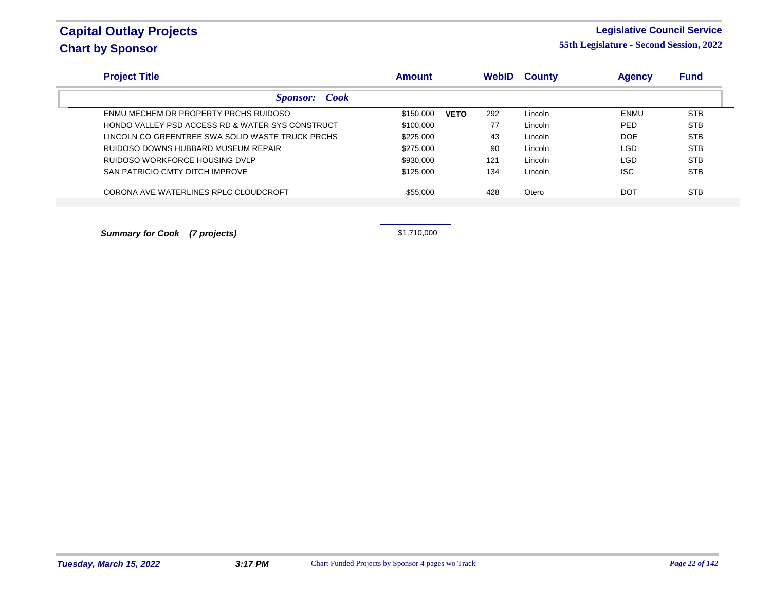# Capital Outlay Projects

## Chart by Sponsor

**Legislative Council Service**

**55th Legislature - Second Session, 2022**

| Project Title | Amount | | WebID | County | Agency | Fund |
|---|---|---|---|---|---|---|
| ***Sponsor: Cook*** | | | | | | |
| ENMU MECHEM DR PROPERTY PRCHS RUIDOSO | $150,000 | **VETO** | 292 | Lincoln | ENMU | STB |
| HONDO VALLEY PSD ACCESS RD & WATER SYS CONSTRUCT | $100,000 | | 77 | Lincoln | PED | STB |
| LINCOLN CO GREENTREE SWA SOLID WASTE TRUCK PRCHS | $225,000 | | 43 | Lincoln | DOE | STB |
| RUIDOSO DOWNS HUBBARD MUSEUM REPAIR | $275,000 | | 90 | Lincoln | LGD | STB |
| RUIDOSO WORKFORCE HOUSING DVLP | $930,000 | | 121 | Lincoln | LGD | STB |
| SAN PATRICIO CMTY DITCH IMPROVE | $125,000 | | 134 | Lincoln | ISC | STB |
| CORONA AVE WATERLINES RPLC CLOUDCROFT | $55,000 | | 428 | Otero | DOT | STB |
| ***Summary for Cook (7 projects)*** | $1,710,000 | | | | | |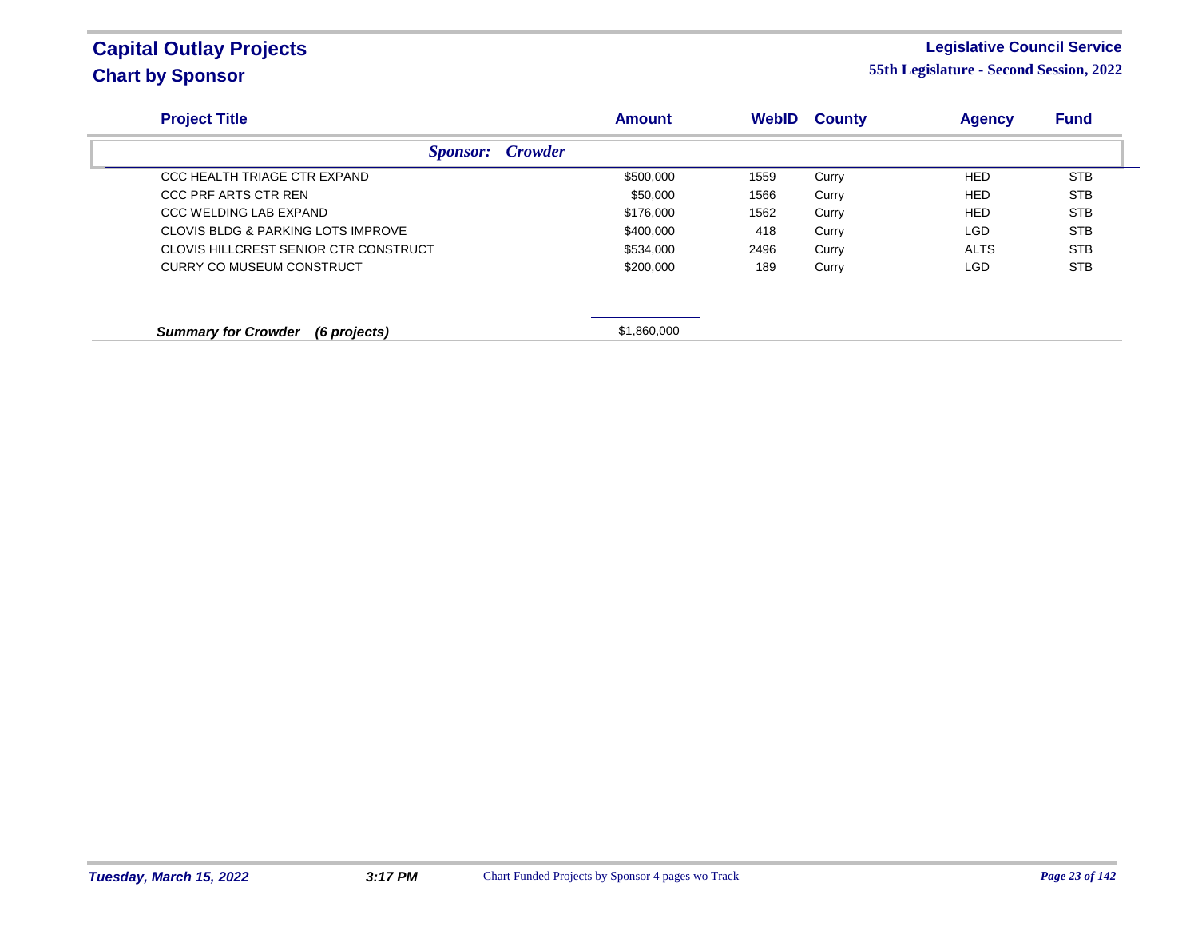# Capital Outlay Projects
## Chart by Sponsor

**Legislative Council Service**
**55th Legislature - Second Session, 2022**

| Project Title | Amount | WebID | County | Agency | Fund |
|---|---|---|---|---|---|
| ***Sponsor: Crowder*** | | | | | |
| CCC HEALTH TRIAGE CTR EXPAND | $500,000 | 1559 | Curry | HED | STB |
| CCC PRF ARTS CTR REN | $50,000 | 1566 | Curry | HED | STB |
| CCC WELDING LAB EXPAND | $176,000 | 1562 | Curry | HED | STB |
| CLOVIS BLDG & PARKING LOTS IMPROVE | $400,000 | 418 | Curry | LGD | STB |
| CLOVIS HILLCREST SENIOR CTR CONSTRUCT | $534,000 | 2496 | Curry | ALTS | STB |
| CURRY CO MUSEUM CONSTRUCT | $200,000 | 189 | Curry | LGD | STB |
| ***Summary for Crowder (6 projects)*** | $1,860,000 | | | | |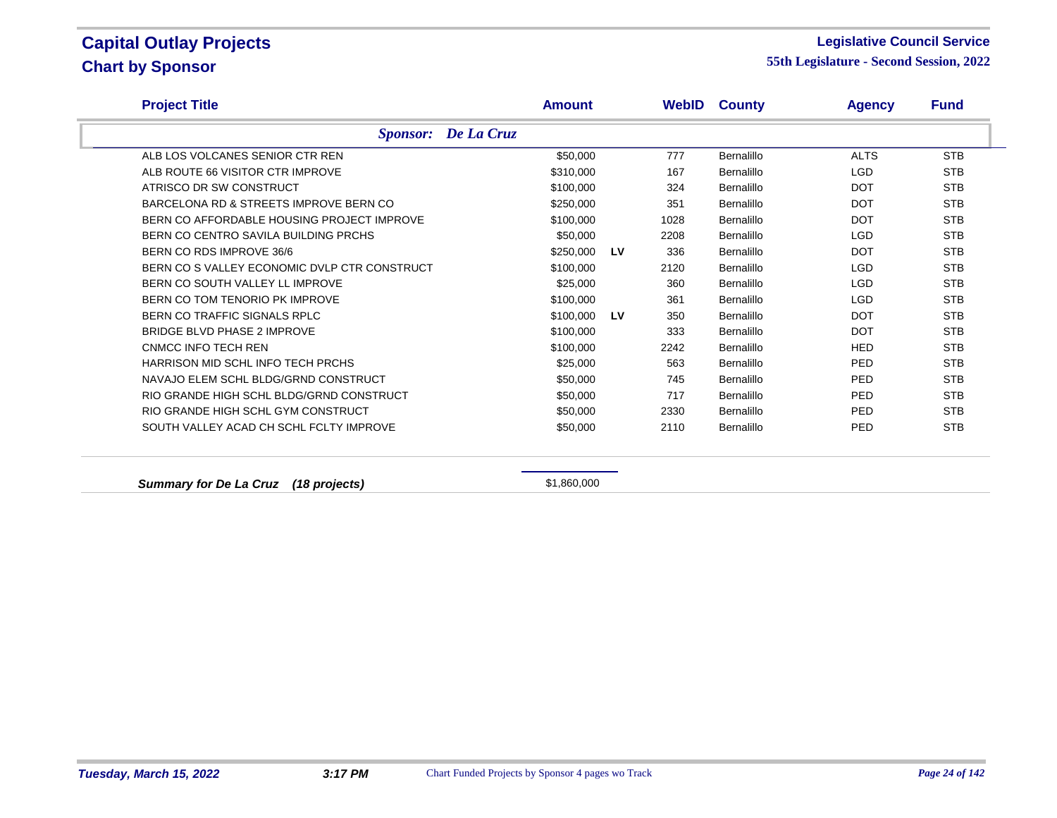# Capital Outlay Projects
## Chart by Sponsor

**Legislative Council Service**
**55th Legislature - Second Session, 2022**

| Project Title | Amount | | WebID | County | Agency | Fund |
|---|---|---|---|---|---|---|
| ***Sponsor: De La Cruz*** | | | | | | |
| ALB LOS VOLCANES SENIOR CTR REN | $50,000 | | 777 | Bernalillo | ALTS | STB |
| ALB ROUTE 66 VISITOR CTR IMPROVE | $310,000 | | 167 | Bernalillo | LGD | STB |
| ATRISCO DR SW CONSTRUCT | $100,000 | | 324 | Bernalillo | DOT | STB |
| BARCELONA RD & STREETS IMPROVE BERN CO | $250,000 | | 351 | Bernalillo | DOT | STB |
| BERN CO AFFORDABLE HOUSING PROJECT IMPROVE | $100,000 | | 1028 | Bernalillo | DOT | STB |
| BERN CO CENTRO SAVILA BUILDING PRCHS | $50,000 | | 2208 | Bernalillo | LGD | STB |
| BERN CO RDS IMPROVE 36/6 | $250,000 | LV | 336 | Bernalillo | DOT | STB |
| BERN CO S VALLEY ECONOMIC DVLP CTR CONSTRUCT | $100,000 | | 2120 | Bernalillo | LGD | STB |
| BERN CO SOUTH VALLEY LL IMPROVE | $25,000 | | 360 | Bernalillo | LGD | STB |
| BERN CO TOM TENORIO PK IMPROVE | $100,000 | | 361 | Bernalillo | LGD | STB |
| BERN CO TRAFFIC SIGNALS RPLC | $100,000 | LV | 350 | Bernalillo | DOT | STB |
| BRIDGE BLVD PHASE 2 IMPROVE | $100,000 | | 333 | Bernalillo | DOT | STB |
| CNMCC INFO TECH REN | $100,000 | | 2242 | Bernalillo | HED | STB |
| HARRISON MID SCHL INFO TECH PRCHS | $25,000 | | 563 | Bernalillo | PED | STB |
| NAVAJO ELEM SCHL BLDG/GRND CONSTRUCT | $50,000 | | 745 | Bernalillo | PED | STB |
| RIO GRANDE HIGH SCHL BLDG/GRND CONSTRUCT | $50,000 | | 717 | Bernalillo | PED | STB |
| RIO GRANDE HIGH SCHL GYM CONSTRUCT | $50,000 | | 2330 | Bernalillo | PED | STB |
| SOUTH VALLEY ACAD CH SCHL FCLTY IMPROVE | $50,000 | | 2110 | Bernalillo | PED | STB |
| ***Summary for De La Cruz (18 projects)*** | $1,860,000 | | | | | |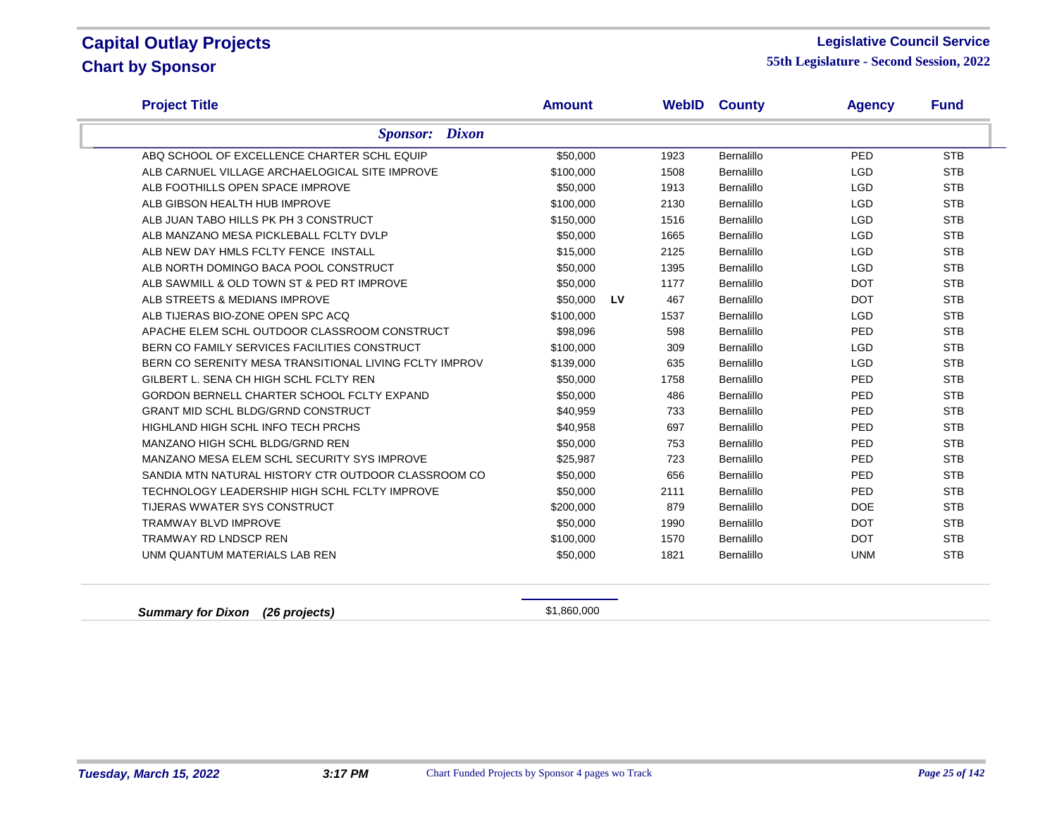# Capital Outlay Projects
## Chart by Sponsor

**Legislative Council Service**
**55th Legislature - Second Session, 2022**

| Project Title | Amount | | WebID | County | Agency | Fund |
|---|---|---|---|---|---|---|
| ***Sponsor: Dixon*** | | | | | | |
| ABQ SCHOOL OF EXCELLENCE CHARTER SCHL EQUIP | $50,000 | | 1923 | Bernalillo | PED | STB |
| ALB CARNUEL VILLAGE ARCHAEOLOGICAL SITE IMPROVE | $100,000 | | 1508 | Bernalillo | LGD | STB |
| ALB FOOTHILLS OPEN SPACE IMPROVE | $50,000 | | 1913 | Bernalillo | LGD | STB |
| ALB GIBSON HEALTH HUB IMPROVE | $100,000 | | 2130 | Bernalillo | LGD | STB |
| ALB JUAN TABO HILLS PK PH 3 CONSTRUCT | $150,000 | | 1516 | Bernalillo | LGD | STB |
| ALB MANZANO MESA PICKLEBALL FCLTY DVLP | $50,000 | | 1665 | Bernalillo | LGD | STB |
| ALB NEW DAY HMLS FCLTY FENCE INSTALL | $15,000 | | 2125 | Bernalillo | LGD | STB |
| ALB NORTH DOMINGO BACA POOL CONSTRUCT | $50,000 | | 1395 | Bernalillo | LGD | STB |
| ALB SAWMILL & OLD TOWN ST & PED RT IMPROVE | $50,000 | | 1177 | Bernalillo | DOT | STB |
| ALB STREETS & MEDIANS IMPROVE | $50,000 | LV | 467 | Bernalillo | DOT | STB |
| ALB TIJERAS BIO-ZONE OPEN SPC ACQ | $100,000 | | 1537 | Bernalillo | LGD | STB |
| APACHE ELEM SCHL OUTDOOR CLASSROOM CONSTRUCT | $98,096 | | 598 | Bernalillo | PED | STB |
| BERN CO FAMILY SERVICES FACILITIES CONSTRUCT | $100,000 | | 309 | Bernalillo | LGD | STB |
| BERN CO SERENITY MESA TRANSITIONAL LIVING FCLTY IMPROV | $139,000 | | 635 | Bernalillo | LGD | STB |
| GILBERT L. SENA CH HIGH SCHL FCLTY REN | $50,000 | | 1758 | Bernalillo | PED | STB |
| GORDON BERNELL CHARTER SCHOOL FCLTY EXPAND | $50,000 | | 486 | Bernalillo | PED | STB |
| GRANT MID SCHL BLDG/GRND CONSTRUCT | $40,959 | | 733 | Bernalillo | PED | STB |
| HIGHLAND HIGH SCHL INFO TECH PRCHS | $40,958 | | 697 | Bernalillo | PED | STB |
| MANZANO HIGH SCHL BLDG/GRND REN | $50,000 | | 753 | Bernalillo | PED | STB |
| MANZANO MESA ELEM SCHL SECURITY SYS IMPROVE | $25,987 | | 723 | Bernalillo | PED | STB |
| SANDIA MTN NATURAL HISTORY CTR OUTDOOR CLASSROOM CO | $50,000 | | 656 | Bernalillo | PED | STB |
| TECHNOLOGY LEADERSHIP HIGH SCHL FCLTY IMPROVE | $50,000 | | 2111 | Bernalillo | PED | STB |
| TIJERAS WWATER SYS CONSTRUCT | $200,000 | | 879 | Bernalillo | DOE | STB |
| TRAMWAY BLVD IMPROVE | $50,000 | | 1990 | Bernalillo | DOT | STB |
| TRAMWAY RD LNDSCP REN | $100,000 | | 1570 | Bernalillo | DOT | STB |
| UNM QUANTUM MATERIALS LAB REN | $50,000 | | 1821 | Bernalillo | UNM | STB |
| ***Summary for Dixon (26 projects)*** | $1,860,000 | | | | | |

*Tuesday, March 15, 2022* *3:17 PM* Chart Funded Projects by Sponsor 4 pages wo Track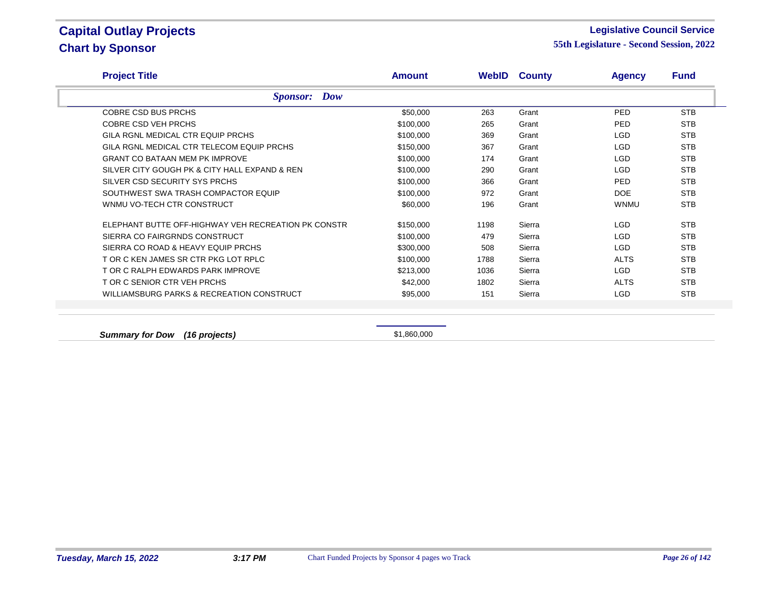# Capital Outlay Projects
## Chart by Sponsor

**Legislative Council Service**
**55th Legislature - Second Session, 2022**

| Project Title | Amount | WebID | County | Agency | Fund |
|---|---|---|---|---|---|
| ***Sponsor: Dow*** | | | | | |
| COBRE CSD BUS PRCHS | $50,000 | 263 | Grant | PED | STB |
| COBRE CSD VEH PRCHS | $100,000 | 265 | Grant | PED | STB |
| GILA RGNL MEDICAL CTR EQUIP PRCHS | $100,000 | 369 | Grant | LGD | STB |
| GILA RGNL MEDICAL CTR TELECOM EQUIP PRCHS | $150,000 | 367 | Grant | LGD | STB |
| GRANT CO BATAAN MEM PK IMPROVE | $100,000 | 174 | Grant | LGD | STB |
| SILVER CITY GOUGH PK & CITY HALL EXPAND & REN | $100,000 | 290 | Grant | LGD | STB |
| SILVER CSD SECURITY SYS PRCHS | $100,000 | 366 | Grant | PED | STB |
| SOUTHWEST SWA TRASH COMPACTOR EQUIP | $100,000 | 972 | Grant | DOE | STB |
| WNMU VO-TECH CTR CONSTRUCT | $60,000 | 196 | Grant | WNMU | STB |
| ELEPHANT BUTTE OFF-HIGHWAY VEH RECREATION PK CONSTR | $150,000 | 1198 | Sierra | LGD | STB |
| SIERRA CO FAIRGRNDS CONSTRUCT | $100,000 | 479 | Sierra | LGD | STB |
| SIERRA CO ROAD & HEAVY EQUIP PRCHS | $300,000 | 508 | Sierra | LGD | STB |
| T OR C KEN JAMES SR CTR PKG LOT RPLC | $100,000 | 1788 | Sierra | ALTS | STB |
| T OR C RALPH EDWARDS PARK IMPROVE | $213,000 | 1036 | Sierra | LGD | STB |
| T OR C SENIOR CTR VEH PRCHS | $42,000 | 1802 | Sierra | ALTS | STB |
| WILLIAMSBURG PARKS & RECREATION CONSTRUCT | $95,000 | 151 | Sierra | LGD | STB |
| ***Summary for Dow (16 projects)*** | $1,860,000 | | | | |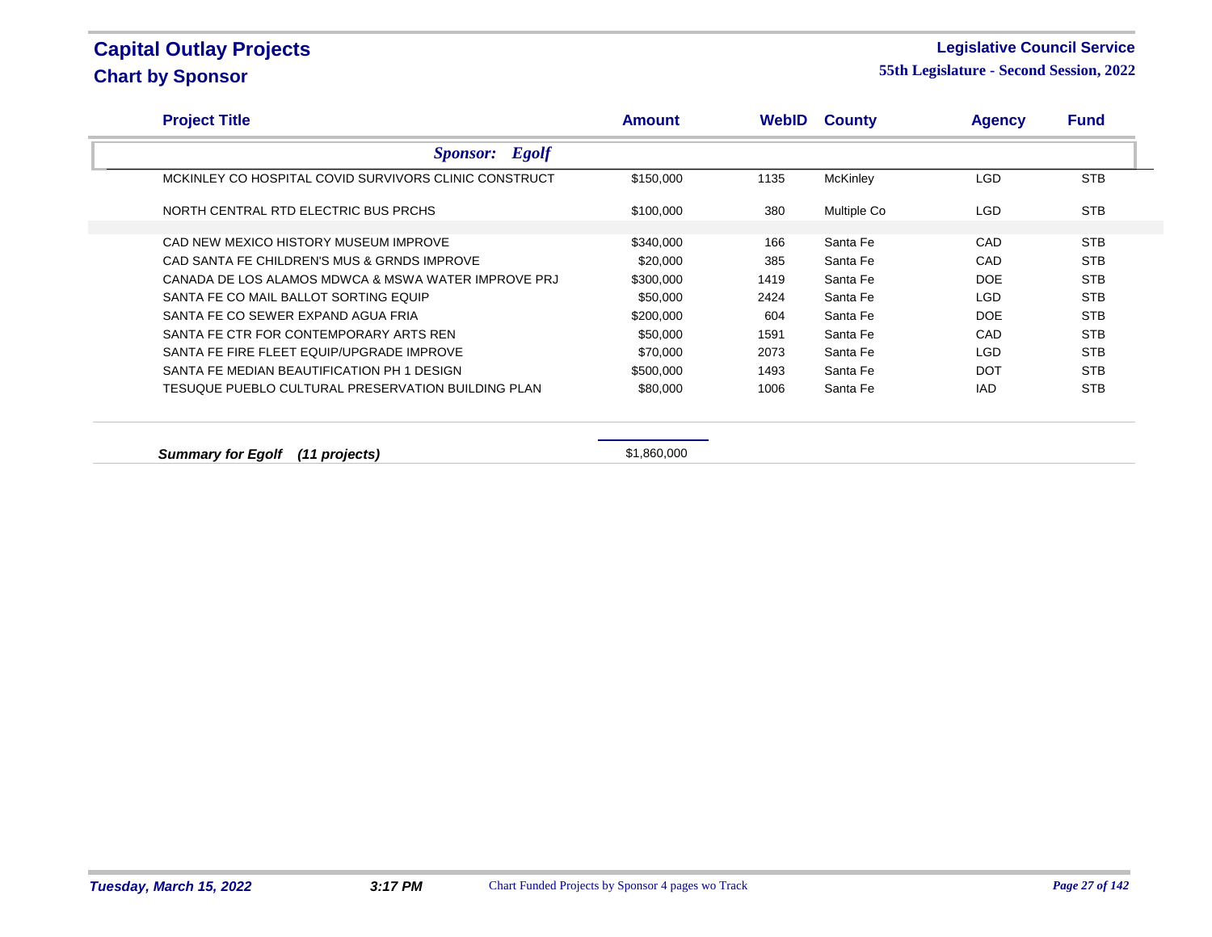# Capital Outlay Projects

## Chart by Sponsor

**Legislative Council Service**

**55th Legislature - Second Session, 2022**

| Project Title | Amount | WebID | County | Agency | Fund |
|---|---|---|---|---|---|
| ***Sponsor: Egolf*** | | | | | |
| MCKINLEY CO HOSPITAL COVID SURVIVORS CLINIC CONSTRUCT | $150,000 | 1135 | McKinley | LGD | STB |
| NORTH CENTRAL RTD ELECTRIC BUS PRCHS | $100,000 | 380 | Multiple Co | LGD | STB |
| CAD NEW MEXICO HISTORY MUSEUM IMPROVE | $340,000 | 166 | Santa Fe | CAD | STB |
| CAD SANTA FE CHILDREN'S MUS & GRNDS IMPROVE | $20,000 | 385 | Santa Fe | CAD | STB |
| CANADA DE LOS ALAMOS MDWCA & MSWA WATER IMPROVE PRJ | $300,000 | 1419 | Santa Fe | DOE | STB |
| SANTA FE CO MAIL BALLOT SORTING EQUIP | $50,000 | 2424 | Santa Fe | LGD | STB |
| SANTA FE CO SEWER EXPAND AGUA FRIA | $200,000 | 604 | Santa Fe | DOE | STB |
| SANTA FE CTR FOR CONTEMPORARY ARTS REN | $50,000 | 1591 | Santa Fe | CAD | STB |
| SANTA FE FIRE FLEET EQUIP/UPGRADE IMPROVE | $70,000 | 2073 | Santa Fe | LGD | STB |
| SANTA FE MEDIAN BEAUTIFICATION PH 1 DESIGN | $500,000 | 1493 | Santa Fe | DOT | STB |
| TESUQUE PUEBLO CULTURAL PRESERVATION BUILDING PLAN | $80,000 | 1006 | Santa Fe | IAD | STB |
| ***Summary for Egolf (11 projects)*** | $1,860,000 | | | | |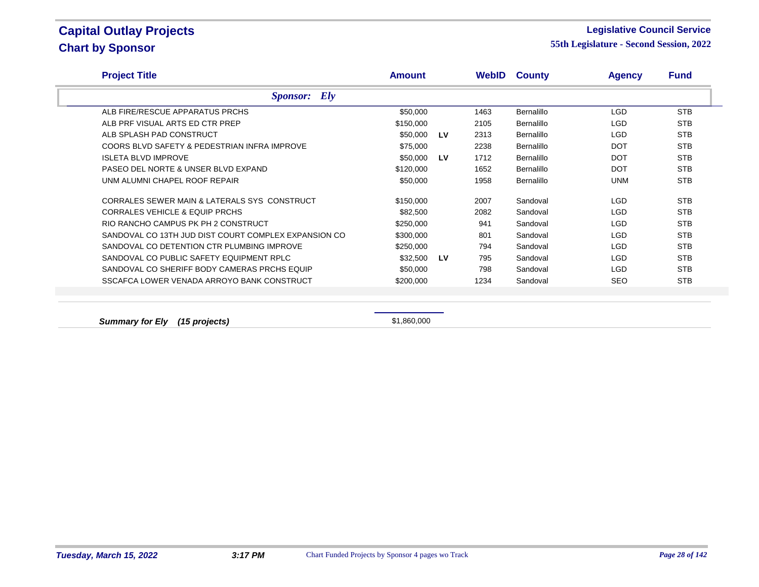# Capital Outlay Projects

## Chart by Sponsor

**Legislative Council Service**

**55th Legislature - Second Session, 2022**

| Project Title | Amount | | WebID | County | Agency | Fund |
|---|---|---|---|---|---|---|
| ***Sponsor: Ely*** | | | | | | |
| ALB FIRE/RESCUE APPARATUS PRCHS | $50,000 | | 1463 | Bernalillo | LGD | STB |
| ALB PRF VISUAL ARTS ED CTR PREP | $150,000 | | 2105 | Bernalillo | LGD | STB |
| ALB SPLASH PAD CONSTRUCT | $50,000 | LV | 2313 | Bernalillo | LGD | STB |
| COORS BLVD SAFETY & PEDESTRIAN INFRA IMPROVE | $75,000 | | 2238 | Bernalillo | DOT | STB |
| ISLETA BLVD IMPROVE | $50,000 | LV | 1712 | Bernalillo | DOT | STB |
| PASEO DEL NORTE & UNSER BLVD EXPAND | $120,000 | | 1652 | Bernalillo | DOT | STB |
| UNM ALUMNI CHAPEL ROOF REPAIR | $50,000 | | 1958 | Bernalillo | UNM | STB |
| CORRALES SEWER MAIN & LATERALS SYS CONSTRUCT | $150,000 | | 2007 | Sandoval | LGD | STB |
| CORRALES VEHICLE & EQUIP PRCHS | $82,500 | | 2082 | Sandoval | LGD | STB |
| RIO RANCHO CAMPUS PK PH 2 CONSTRUCT | $250,000 | | 941 | Sandoval | LGD | STB |
| SANDOVAL CO 13TH JUD DIST COURT COMPLEX EXPANSION CO | $300,000 | | 801 | Sandoval | LGD | STB |
| SANDOVAL CO DETENTION CTR PLUMBING IMPROVE | $250,000 | | 794 | Sandoval | LGD | STB |
| SANDOVAL CO PUBLIC SAFETY EQUIPMENT RPLC | $32,500 | LV | 795 | Sandoval | LGD | STB |
| SANDOVAL CO SHERIFF BODY CAMERAS PRCHS EQUIP | $50,000 | | 798 | Sandoval | LGD | STB |
| SSCAFCA LOWER VENADA ARROYO BANK CONSTRUCT | $200,000 | | 1234 | Sandoval | SEO | STB |

***Summary for Ely (15 projects)*** — $1,860,000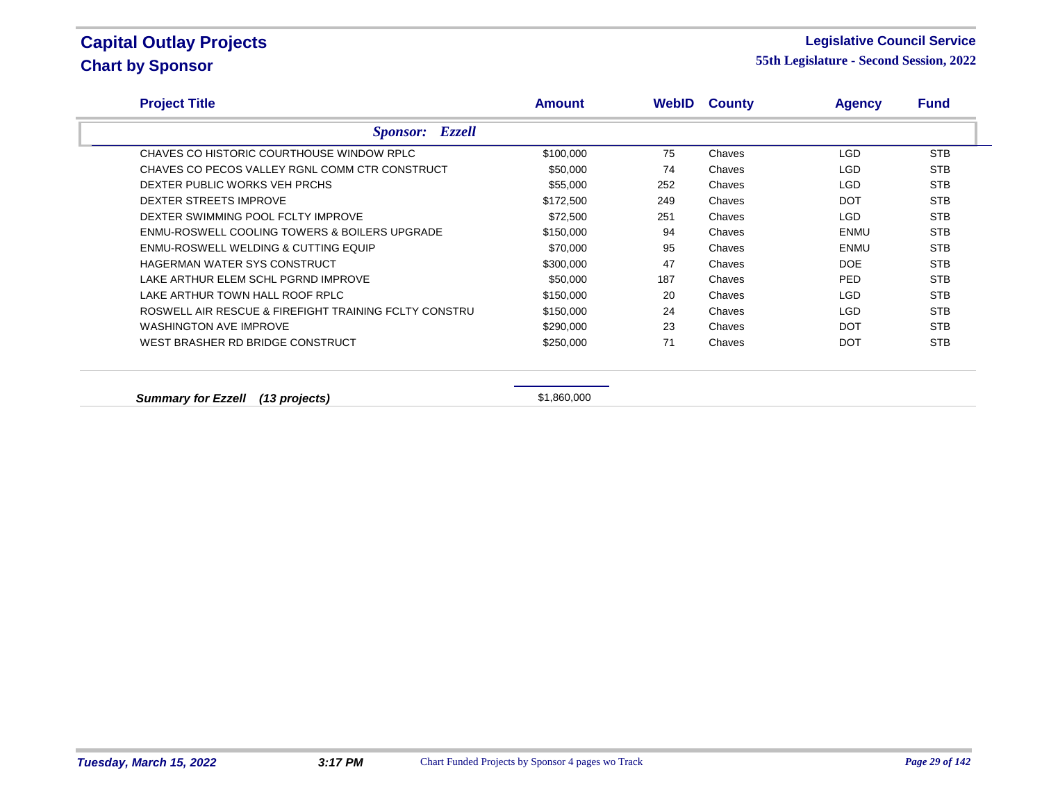# Capital Outlay Projects

## Chart by Sponsor

**Legislative Council Service**

**55th Legislature - Second Session, 2022**

| Project Title | Amount | WebID | County | Agency | Fund |
|---|---|---|---|---|---|
| ***Sponsor: Ezzell*** | | | | | |
| CHAVES CO HISTORIC COURTHOUSE WINDOW RPLC | $100,000 | 75 | Chaves | LGD | STB |
| CHAVES CO PECOS VALLEY RGNL COMM CTR CONSTRUCT | $50,000 | 74 | Chaves | LGD | STB |
| DEXTER PUBLIC WORKS VEH PRCHS | $55,000 | 252 | Chaves | LGD | STB |
| DEXTER STREETS IMPROVE | $172,500 | 249 | Chaves | DOT | STB |
| DEXTER SWIMMING POOL FCLTY IMPROVE | $72,500 | 251 | Chaves | LGD | STB |
| ENMU-ROSWELL COOLING TOWERS & BOILERS UPGRADE | $150,000 | 94 | Chaves | ENMU | STB |
| ENMU-ROSWELL WELDING & CUTTING EQUIP | $70,000 | 95 | Chaves | ENMU | STB |
| HAGERMAN WATER SYS CONSTRUCT | $300,000 | 47 | Chaves | DOE | STB |
| LAKE ARTHUR ELEM SCHL PGRND IMPROVE | $50,000 | 187 | Chaves | PED | STB |
| LAKE ARTHUR TOWN HALL ROOF RPLC | $150,000 | 20 | Chaves | LGD | STB |
| ROSWELL AIR RESCUE & FIREFIGHT TRAINING FCLTY CONSTRU | $150,000 | 24 | Chaves | LGD | STB |
| WASHINGTON AVE IMPROVE | $290,000 | 23 | Chaves | DOT | STB |
| WEST BRASHER RD BRIDGE CONSTRUCT | $250,000 | 71 | Chaves | DOT | STB |
| ***Summary for Ezzell (13 projects)*** | $1,860,000 | | | | |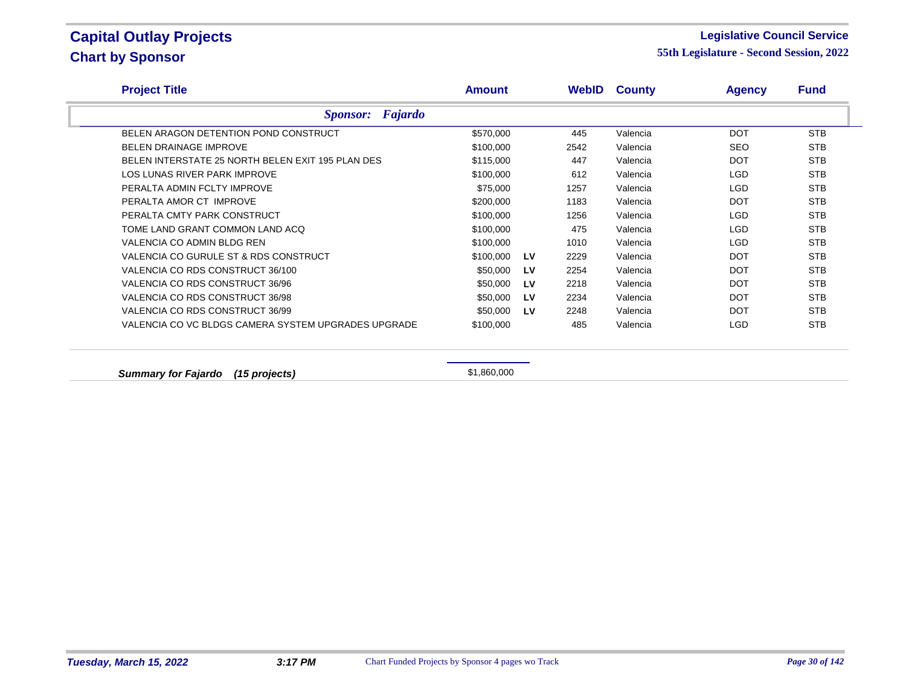# Capital Outlay Projects

## Chart by Sponsor

**Legislative Council Service**

**55th Legislature - Second Session, 2022**

| Project Title | Amount | | WebID | County | Agency | Fund |
|---|---|---|---|---|---|---|
| ***Sponsor: Fajardo*** | | | | | | |
| BELEN ARAGON DETENTION POND CONSTRUCT | $570,000 | | 445 | Valencia | DOT | STB |
| BELEN DRAINAGE IMPROVE | $100,000 | | 2542 | Valencia | SEO | STB |
| BELEN INTERSTATE 25 NORTH BELEN EXIT 195 PLAN DES | $115,000 | | 447 | Valencia | DOT | STB |
| LOS LUNAS RIVER PARK IMPROVE | $100,000 | | 612 | Valencia | LGD | STB |
| PERALTA ADMIN FCLTY IMPROVE | $75,000 | | 1257 | Valencia | LGD | STB |
| PERALTA AMOR CT IMPROVE | $200,000 | | 1183 | Valencia | DOT | STB |
| PERALTA CMTY PARK CONSTRUCT | $100,000 | | 1256 | Valencia | LGD | STB |
| TOME LAND GRANT COMMON LAND ACQ | $100,000 | | 475 | Valencia | LGD | STB |
| VALENCIA CO ADMIN BLDG REN | $100,000 | | 1010 | Valencia | LGD | STB |
| VALENCIA CO GURULE ST & RDS CONSTRUCT | $100,000 | LV | 2229 | Valencia | DOT | STB |
| VALENCIA CO RDS CONSTRUCT 36/100 | $50,000 | LV | 2254 | Valencia | DOT | STB |
| VALENCIA CO RDS CONSTRUCT 36/96 | $50,000 | LV | 2218 | Valencia | DOT | STB |
| VALENCIA CO RDS CONSTRUCT 36/98 | $50,000 | LV | 2234 | Valencia | DOT | STB |
| VALENCIA CO RDS CONSTRUCT 36/99 | $50,000 | LV | 2248 | Valencia | DOT | STB |
| VALENCIA CO VC BLDGS CAMERA SYSTEM UPGRADES UPGRADE | $100,000 | | 485 | Valencia | LGD | STB |
| ***Summary for Fajardo (15 projects)*** | $1,860,000 | | | | | |

***Tuesday, March 15, 2022*** ***3:17 PM*** Chart Funded Projects by Sponsor 4 pages wo Track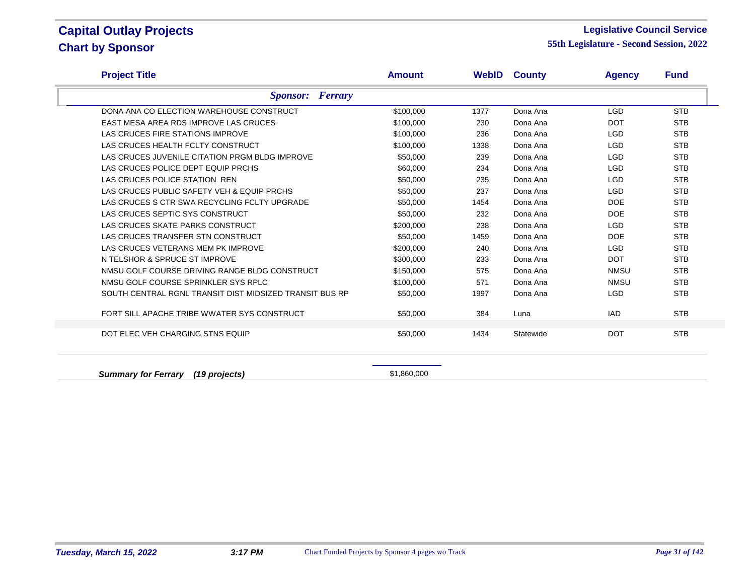# Capital Outlay Projects
## Chart by Sponsor

**Legislative Council Service**
**55th Legislature - Second Session, 2022**

| Project Title | Amount | WebID | County | Agency | Fund |
|---|---|---|---|---|---|
| ***Sponsor: Ferrary*** | | | | | |
| DONA ANA CO ELECTION WAREHOUSE CONSTRUCT | $100,000 | 1377 | Dona Ana | LGD | STB |
| EAST MESA AREA RDS IMPROVE LAS CRUCES | $100,000 | 230 | Dona Ana | DOT | STB |
| LAS CRUCES FIRE STATIONS IMPROVE | $100,000 | 236 | Dona Ana | LGD | STB |
| LAS CRUCES HEALTH FCLTY CONSTRUCT | $100,000 | 1338 | Dona Ana | LGD | STB |
| LAS CRUCES JUVENILE CITATION PRGM BLDG IMPROVE | $50,000 | 239 | Dona Ana | LGD | STB |
| LAS CRUCES POLICE DEPT EQUIP PRCHS | $60,000 | 234 | Dona Ana | LGD | STB |
| LAS CRUCES POLICE STATION REN | $50,000 | 235 | Dona Ana | LGD | STB |
| LAS CRUCES PUBLIC SAFETY VEH & EQUIP PRCHS | $50,000 | 237 | Dona Ana | LGD | STB |
| LAS CRUCES S CTR SWA RECYCLING FCLTY UPGRADE | $50,000 | 1454 | Dona Ana | DOE | STB |
| LAS CRUCES SEPTIC SYS CONSTRUCT | $50,000 | 232 | Dona Ana | DOE | STB |
| LAS CRUCES SKATE PARKS CONSTRUCT | $200,000 | 238 | Dona Ana | LGD | STB |
| LAS CRUCES TRANSFER STN CONSTRUCT | $50,000 | 1459 | Dona Ana | DOE | STB |
| LAS CRUCES VETERANS MEM PK IMPROVE | $200,000 | 240 | Dona Ana | LGD | STB |
| N TELSHOR & SPRUCE ST IMPROVE | $300,000 | 233 | Dona Ana | DOT | STB |
| NMSU GOLF COURSE DRIVING RANGE BLDG CONSTRUCT | $150,000 | 575 | Dona Ana | NMSU | STB |
| NMSU GOLF COURSE SPRINKLER SYS RPLC | $100,000 | 571 | Dona Ana | NMSU | STB |
| SOUTH CENTRAL RGNL TRANSIT DIST MIDSIZED TRANSIT BUS RP | $50,000 | 1997 | Dona Ana | LGD | STB |
| FORT SILL APACHE TRIBE WWATER SYS CONSTRUCT | $50,000 | 384 | Luna | IAD | STB |
| DOT ELEC VEH CHARGING STNS EQUIP | $50,000 | 1434 | Statewide | DOT | STB |
| ***Summary for Ferrary (19 projects)*** | $1,860,000 | | | | |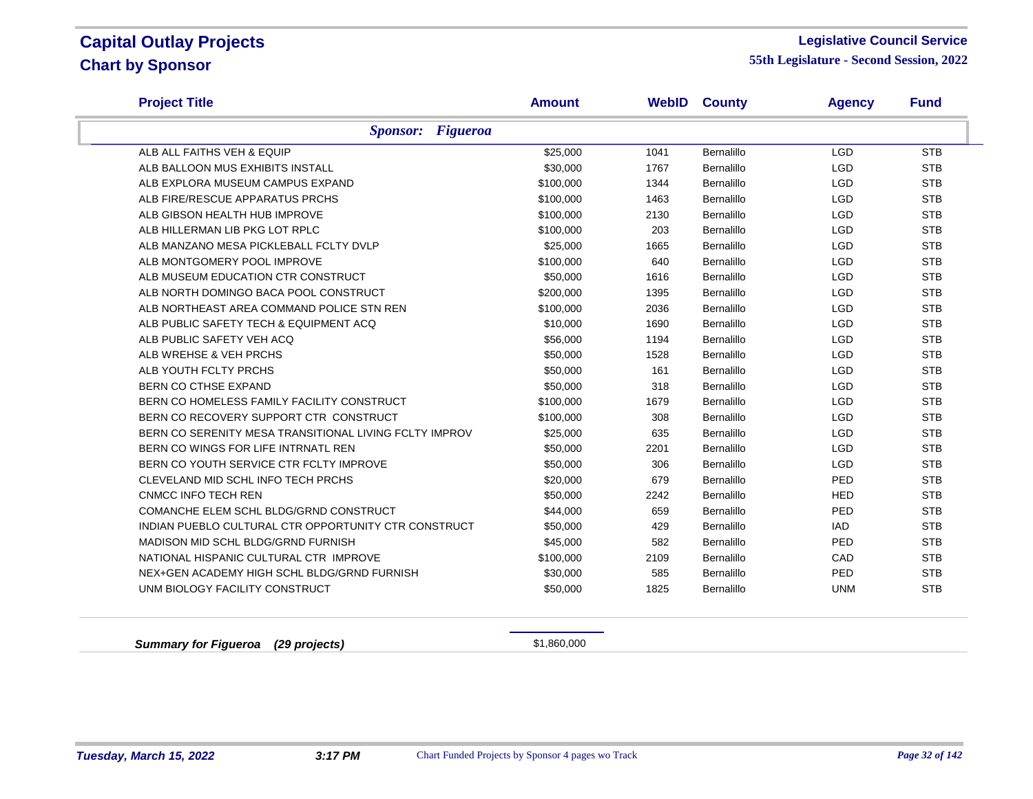# Capital Outlay Projects

## Chart by Sponsor

**Legislative Council Service**

**55th Legislature - Second Session, 2022**

| Project Title | Amount | WebID | County | Agency | Fund |
|---|---|---|---|---|---|
| ***Sponsor: Figueroa*** | | | | | |
| ALB ALL FAITHS VEH & EQUIP | $25,000 | 1041 | Bernalillo | LGD | STB |
| ALB BALLOON MUS EXHIBITS INSTALL | $30,000 | 1767 | Bernalillo | LGD | STB |
| ALB EXPLORA MUSEUM CAMPUS EXPAND | $100,000 | 1344 | Bernalillo | LGD | STB |
| ALB FIRE/RESCUE APPARATUS PRCHS | $100,000 | 1463 | Bernalillo | LGD | STB |
| ALB GIBSON HEALTH HUB IMPROVE | $100,000 | 2130 | Bernalillo | LGD | STB |
| ALB HILLERMAN LIB PKG LOT RPLC | $100,000 | 203 | Bernalillo | LGD | STB |
| ALB MANZANO MESA PICKLEBALL FCLTY DVLP | $25,000 | 1665 | Bernalillo | LGD | STB |
| ALB MONTGOMERY POOL IMPROVE | $100,000 | 640 | Bernalillo | LGD | STB |
| ALB MUSEUM EDUCATION CTR CONSTRUCT | $50,000 | 1616 | Bernalillo | LGD | STB |
| ALB NORTH DOMINGO BACA POOL CONSTRUCT | $200,000 | 1395 | Bernalillo | LGD | STB |
| ALB NORTHEAST AREA COMMAND POLICE STN REN | $100,000 | 2036 | Bernalillo | LGD | STB |
| ALB PUBLIC SAFETY TECH & EQUIPMENT ACQ | $10,000 | 1690 | Bernalillo | LGD | STB |
| ALB PUBLIC SAFETY VEH ACQ | $56,000 | 1194 | Bernalillo | LGD | STB |
| ALB WREHSE & VEH PRCHS | $50,000 | 1528 | Bernalillo | LGD | STB |
| ALB YOUTH FCLTY PRCHS | $50,000 | 161 | Bernalillo | LGD | STB |
| BERN CO CTHSE EXPAND | $50,000 | 318 | Bernalillo | LGD | STB |
| BERN CO HOMELESS FAMILY FACILITY CONSTRUCT | $100,000 | 1679 | Bernalillo | LGD | STB |
| BERN CO RECOVERY SUPPORT CTR CONSTRUCT | $100,000 | 308 | Bernalillo | LGD | STB |
| BERN CO SERENITY MESA TRANSITIONAL LIVING FCLTY IMPROV | $25,000 | 635 | Bernalillo | LGD | STB |
| BERN CO WINGS FOR LIFE INTRNATL REN | $50,000 | 2201 | Bernalillo | LGD | STB |
| BERN CO YOUTH SERVICE CTR FCLTY IMPROVE | $50,000 | 306 | Bernalillo | LGD | STB |
| CLEVELAND MID SCHL INFO TECH PRCHS | $20,000 | 679 | Bernalillo | PED | STB |
| CNMCC INFO TECH REN | $50,000 | 2242 | Bernalillo | HED | STB |
| COMANCHE ELEM SCHL BLDG/GRND CONSTRUCT | $44,000 | 659 | Bernalillo | PED | STB |
| INDIAN PUEBLO CULTURAL CTR OPPORTUNITY CTR CONSTRUCT | $50,000 | 429 | Bernalillo | IAD | STB |
| MADISON MID SCHL BLDG/GRND FURNISH | $45,000 | 582 | Bernalillo | PED | STB |
| NATIONAL HISPANIC CULTURAL CTR IMPROVE | $100,000 | 2109 | Bernalillo | CAD | STB |
| NEX+GEN ACADEMY HIGH SCHL BLDG/GRND FURNISH | $30,000 | 585 | Bernalillo | PED | STB |
| UNM BIOLOGY FACILITY CONSTRUCT | $50,000 | 1825 | Bernalillo | UNM | STB |
| ***Summary for Figueroa (29 projects)*** | $1,860,000 | | | | |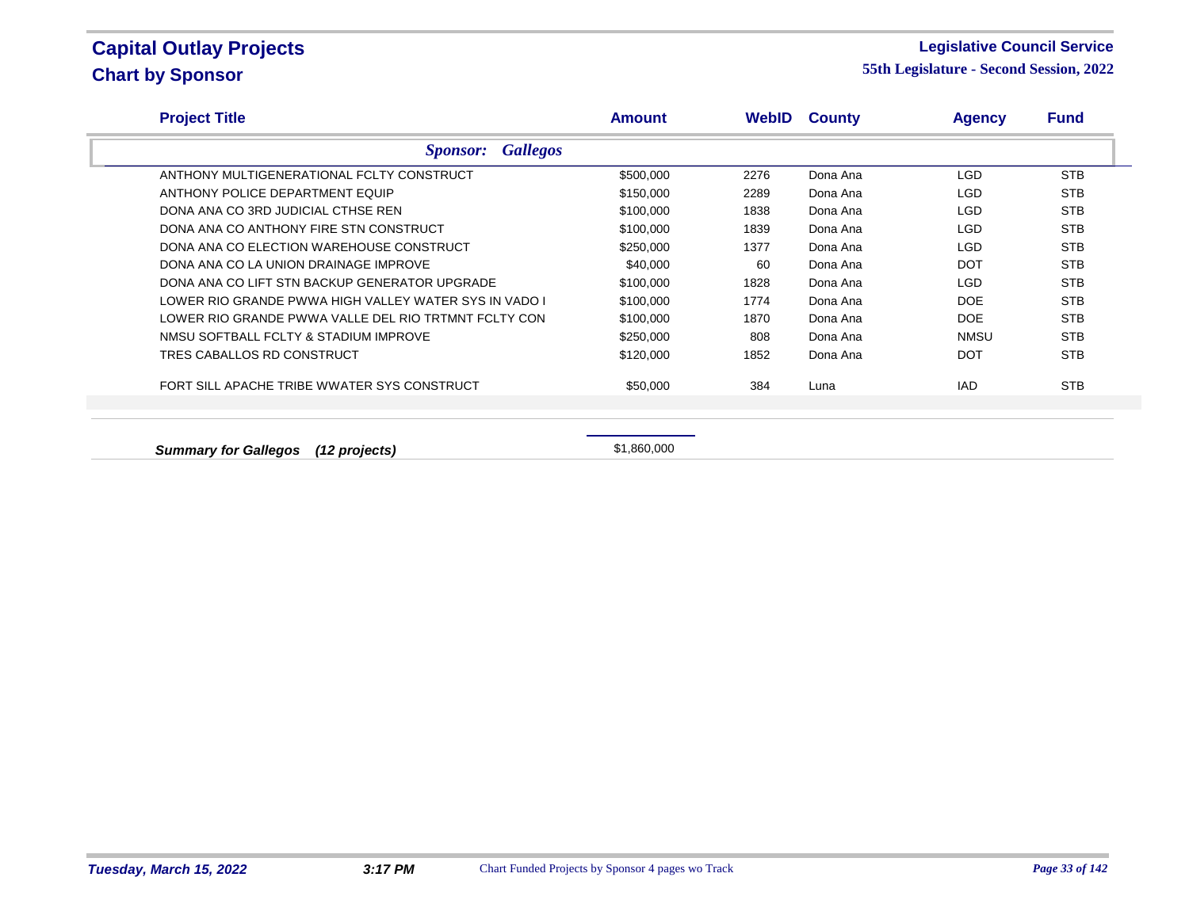# Capital Outlay Projects
## Chart by Sponsor

**Legislative Council Service**
**55th Legislature - Second Session, 2022**

| Project Title | Amount | WebID | County | Agency | Fund |
|---|---|---|---|---|---|
| ***Sponsor: Gallegos*** | | | | | |
| ANTHONY MULTIGENERATIONAL FCLTY CONSTRUCT | $500,000 | 2276 | Dona Ana | LGD | STB |
| ANTHONY POLICE DEPARTMENT EQUIP | $150,000 | 2289 | Dona Ana | LGD | STB |
| DONA ANA CO 3RD JUDICIAL CTHSE REN | $100,000 | 1838 | Dona Ana | LGD | STB |
| DONA ANA CO ANTHONY FIRE STN CONSTRUCT | $100,000 | 1839 | Dona Ana | LGD | STB |
| DONA ANA CO ELECTION WAREHOUSE CONSTRUCT | $250,000 | 1377 | Dona Ana | LGD | STB |
| DONA ANA CO LA UNION DRAINAGE IMPROVE | $40,000 | 60 | Dona Ana | DOT | STB |
| DONA ANA CO LIFT STN BACKUP GENERATOR UPGRADE | $100,000 | 1828 | Dona Ana | LGD | STB |
| LOWER RIO GRANDE PWWA HIGH VALLEY WATER SYS IN VADO I | $100,000 | 1774 | Dona Ana | DOE | STB |
| LOWER RIO GRANDE PWWA VALLE DEL RIO TRTMNT FCLTY CON | $100,000 | 1870 | Dona Ana | DOE | STB |
| NMSU SOFTBALL FCLTY & STADIUM IMPROVE | $250,000 | 808 | Dona Ana | NMSU | STB |
| TRES CABALLOS RD CONSTRUCT | $120,000 | 1852 | Dona Ana | DOT | STB |
| FORT SILL APACHE TRIBE WWATER SYS CONSTRUCT | $50,000 | 384 | Luna | IAD | STB |
| ***Summary for Gallegos (12 projects)*** | $1,860,000 | | | | |

*Tuesday, March 15, 2022* *3:17 PM* Chart Funded Projects by Sponsor 4 pages wo Track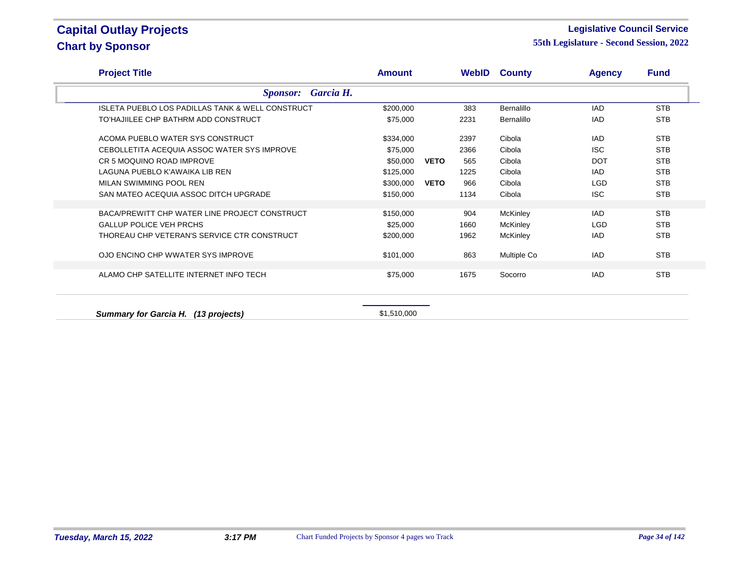# Capital Outlay Projects
## Chart by Sponsor

**Legislative Council Service**
**55th Legislature - Second Session, 2022**

| Project Title | Amount | | WebID | County | Agency | Fund |
|---|---|---|---|---|---|---|
| ***Sponsor: Garcia H.*** | | | | | | |
| ISLETA PUEBLO LOS PADILLAS TANK & WELL CONSTRUCT | $200,000 | | 383 | Bernalillo | IAD | STB |
| TO'HAJIILEE CHP BATHRM ADD CONSTRUCT | $75,000 | | 2231 | Bernalillo | IAD | STB |
| ACOMA PUEBLO WATER SYS CONSTRUCT | $334,000 | | 2397 | Cibola | IAD | STB |
| CEBOLLETITA ACEQUIA ASSOC WATER SYS IMPROVE | $75,000 | | 2366 | Cibola | ISC | STB |
| CR 5 MOQUINO ROAD IMPROVE | $50,000 | **VETO** | 565 | Cibola | DOT | STB |
| LAGUNA PUEBLO K'AWAIKA LIB REN | $125,000 | | 1225 | Cibola | IAD | STB |
| MILAN SWIMMING POOL REN | $300,000 | **VETO** | 966 | Cibola | LGD | STB |
| SAN MATEO ACEQUIA ASSOC DITCH UPGRADE | $150,000 | | 1134 | Cibola | ISC | STB |
| BACA/PREWITT CHP WATER LINE PROJECT CONSTRUCT | $150,000 | | 904 | McKinley | IAD | STB |
| GALLUP POLICE VEH PRCHS | $25,000 | | 1660 | McKinley | LGD | STB |
| THOREAU CHP VETERAN'S SERVICE CTR CONSTRUCT | $200,000 | | 1962 | McKinley | IAD | STB |
| OJO ENCINO CHP WWATER SYS IMPROVE | $101,000 | | 863 | Multiple Co | IAD | STB |
| ALAMO CHP SATELLITE INTERNET INFO TECH | $75,000 | | 1675 | Socorro | IAD | STB |
| ***Summary for Garcia H. (13 projects)*** | $1,510,000 | | | | | |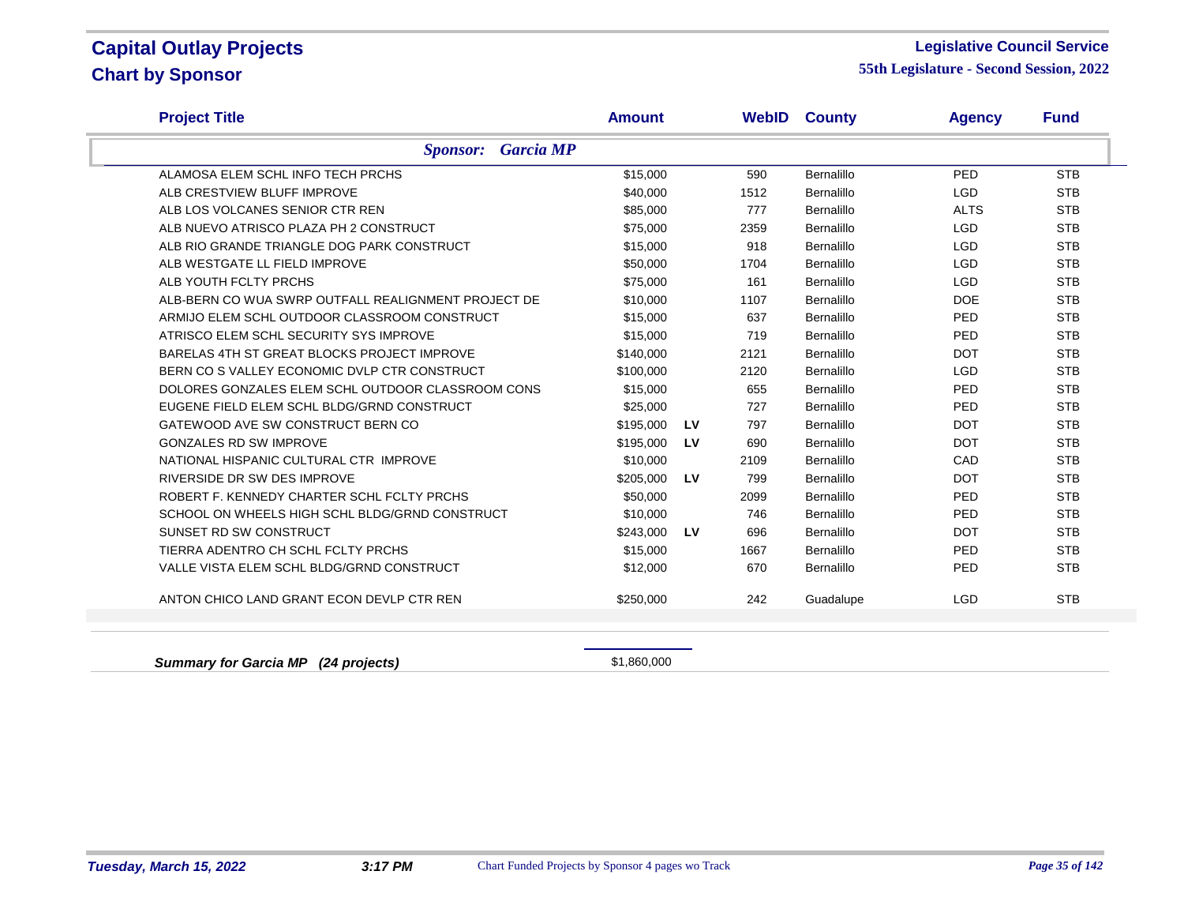# Capital Outlay Projects
## Chart by Sponsor

**Legislative Council Service**
**55th Legislature - Second Session, 2022**

| Project Title | Amount | | WebID | County | Agency | Fund |
|---|---|---|---|---|---|---|
| ***Sponsor: Garcia MP*** | | | | | | |
| ALAMOSA ELEM SCHL INFO TECH PRCHS | $15,000 | | 590 | Bernalillo | PED | STB |
| ALB CRESTVIEW BLUFF IMPROVE | $40,000 | | 1512 | Bernalillo | LGD | STB |
| ALB LOS VOLCANES SENIOR CTR REN | $85,000 | | 777 | Bernalillo | ALTS | STB |
| ALB NUEVO ATRISCO PLAZA PH 2 CONSTRUCT | $75,000 | | 2359 | Bernalillo | LGD | STB |
| ALB RIO GRANDE TRIANGLE DOG PARK CONSTRUCT | $15,000 | | 918 | Bernalillo | LGD | STB |
| ALB WESTGATE LL FIELD IMPROVE | $50,000 | | 1704 | Bernalillo | LGD | STB |
| ALB YOUTH FCLTY PRCHS | $75,000 | | 161 | Bernalillo | LGD | STB |
| ALB-BERN CO WUA SWRP OUTFALL REALIGNMENT PROJECT DE | $10,000 | | 1107 | Bernalillo | DOE | STB |
| ARMIJO ELEM SCHL OUTDOOR CLASSROOM CONSTRUCT | $15,000 | | 637 | Bernalillo | PED | STB |
| ATRISCO ELEM SCHL SECURITY SYS IMPROVE | $15,000 | | 719 | Bernalillo | PED | STB |
| BARELAS 4TH ST GREAT BLOCKS PROJECT IMPROVE | $140,000 | | 2121 | Bernalillo | DOT | STB |
| BERN CO S VALLEY ECONOMIC DVLP CTR CONSTRUCT | $100,000 | | 2120 | Bernalillo | LGD | STB |
| DOLORES GONZALES ELEM SCHL OUTDOOR CLASSROOM CONS | $15,000 | | 655 | Bernalillo | PED | STB |
| EUGENE FIELD ELEM SCHL BLDG/GRND CONSTRUCT | $25,000 | | 727 | Bernalillo | PED | STB |
| GATEWOOD AVE SW CONSTRUCT BERN CO | $195,000 | LV | 797 | Bernalillo | DOT | STB |
| GONZALES RD SW IMPROVE | $195,000 | LV | 690 | Bernalillo | DOT | STB |
| NATIONAL HISPANIC CULTURAL CTR IMPROVE | $10,000 | | 2109 | Bernalillo | CAD | STB |
| RIVERSIDE DR SW DES IMPROVE | $205,000 | LV | 799 | Bernalillo | DOT | STB |
| ROBERT F. KENNEDY CHARTER SCHL FCLTY PRCHS | $50,000 | | 2099 | Bernalillo | PED | STB |
| SCHOOL ON WHEELS HIGH SCHL BLDG/GRND CONSTRUCT | $10,000 | | 746 | Bernalillo | PED | STB |
| SUNSET RD SW CONSTRUCT | $243,000 | LV | 696 | Bernalillo | DOT | STB |
| TIERRA ADENTRO CH SCHL FCLTY PRCHS | $15,000 | | 1667 | Bernalillo | PED | STB |
| VALLE VISTA ELEM SCHL BLDG/GRND CONSTRUCT | $12,000 | | 670 | Bernalillo | PED | STB |
| ANTON CHICO LAND GRANT ECON DEVLP CTR REN | $250,000 | | 242 | Guadalupe | LGD | STB |

***Summary for Garcia MP (24 projects)*** $1,860,000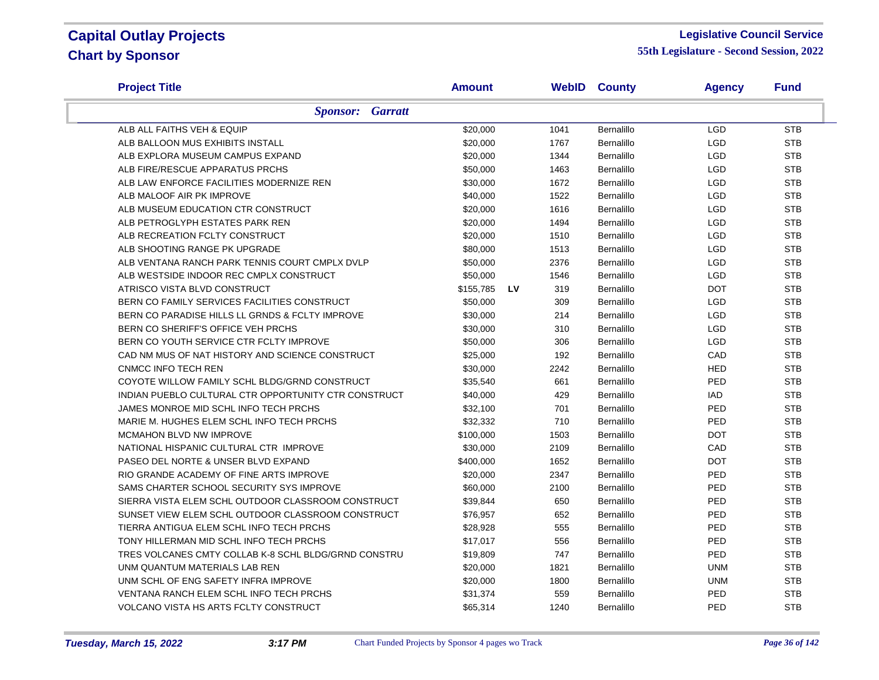# Capital Outlay Projects
## Chart by Sponsor

**Legislative Council Service**
**55th Legislature - Second Session, 2022**

| Project Title | Amount | | WebID | County | Agency | Fund |
|---|---|---|---|---|---|---|
| ***Sponsor: Garratt*** | | | | | | |
| ALB ALL FAITHS VEH & EQUIP | $20,000 | | 1041 | Bernalillo | LGD | STB |
| ALB BALLOON MUS EXHIBITS INSTALL | $20,000 | | 1767 | Bernalillo | LGD | STB |
| ALB EXPLORA MUSEUM CAMPUS EXPAND | $20,000 | | 1344 | Bernalillo | LGD | STB |
| ALB FIRE/RESCUE APPARATUS PRCHS | $50,000 | | 1463 | Bernalillo | LGD | STB |
| ALB LAW ENFORCE FACILITIES MODERNIZE REN | $30,000 | | 1672 | Bernalillo | LGD | STB |
| ALB MALOOF AIR PK IMPROVE | $40,000 | | 1522 | Bernalillo | LGD | STB |
| ALB MUSEUM EDUCATION CTR CONSTRUCT | $20,000 | | 1616 | Bernalillo | LGD | STB |
| ALB PETROGLYPH ESTATES PARK REN | $20,000 | | 1494 | Bernalillo | LGD | STB |
| ALB RECREATION FCLTY CONSTRUCT | $20,000 | | 1510 | Bernalillo | LGD | STB |
| ALB SHOOTING RANGE PK UPGRADE | $80,000 | | 1513 | Bernalillo | LGD | STB |
| ALB VENTANA RANCH PARK TENNIS COURT CMPLX DVLP | $50,000 | | 2376 | Bernalillo | LGD | STB |
| ALB WESTSIDE INDOOR REC CMPLX CONSTRUCT | $50,000 | | 1546 | Bernalillo | LGD | STB |
| ATRISCO VISTA BLVD CONSTRUCT | $155,785 | LV | 319 | Bernalillo | DOT | STB |
| BERN CO FAMILY SERVICES FACILITIES CONSTRUCT | $50,000 | | 309 | Bernalillo | LGD | STB |
| BERN CO PARADISE HILLS LL GRNDS & FCLTY IMPROVE | $30,000 | | 214 | Bernalillo | LGD | STB |
| BERN CO SHERIFF'S OFFICE VEH PRCHS | $30,000 | | 310 | Bernalillo | LGD | STB |
| BERN CO YOUTH SERVICE CTR FCLTY IMPROVE | $50,000 | | 306 | Bernalillo | LGD | STB |
| CAD NM MUS OF NAT HISTORY AND SCIENCE CONSTRUCT | $25,000 | | 192 | Bernalillo | CAD | STB |
| CNMCC INFO TECH REN | $30,000 | | 2242 | Bernalillo | HED | STB |
| COYOTE WILLOW FAMILY SCHL BLDG/GRND CONSTRUCT | $35,540 | | 661 | Bernalillo | PED | STB |
| INDIAN PUEBLO CULTURAL CTR OPPORTUNITY CTR CONSTRUCT | $40,000 | | 429 | Bernalillo | IAD | STB |
| JAMES MONROE MID SCHL INFO TECH PRCHS | $32,100 | | 701 | Bernalillo | PED | STB |
| MARIE M. HUGHES ELEM SCHL INFO TECH PRCHS | $32,332 | | 710 | Bernalillo | PED | STB |
| MCMAHON BLVD NW IMPROVE | $100,000 | | 1503 | Bernalillo | DOT | STB |
| NATIONAL HISPANIC CULTURAL CTR IMPROVE | $30,000 | | 2109 | Bernalillo | CAD | STB |
| PASEO DEL NORTE & UNSER BLVD EXPAND | $400,000 | | 1652 | Bernalillo | DOT | STB |
| RIO GRANDE ACADEMY OF FINE ARTS IMPROVE | $20,000 | | 2347 | Bernalillo | PED | STB |
| SAMS CHARTER SCHOOL SECURITY SYS IMPROVE | $60,000 | | 2100 | Bernalillo | PED | STB |
| SIERRA VISTA ELEM SCHL OUTDOOR CLASSROOM CONSTRUCT | $39,844 | | 650 | Bernalillo | PED | STB |
| SUNSET VIEW ELEM SCHL OUTDOOR CLASSROOM CONSTRUCT | $76,957 | | 652 | Bernalillo | PED | STB |
| TIERRA ANTIGUA ELEM SCHL INFO TECH PRCHS | $28,928 | | 555 | Bernalillo | PED | STB |
| TONY HILLERMAN MID SCHL INFO TECH PRCHS | $17,017 | | 556 | Bernalillo | PED | STB |
| TRES VOLCANES CMTY COLLAB K-8 SCHL BLDG/GRND CONSTRU | $19,809 | | 747 | Bernalillo | PED | STB |
| UNM QUANTUM MATERIALS LAB REN | $20,000 | | 1821 | Bernalillo | UNM | STB |
| UNM SCHL OF ENG SAFETY INFRA IMPROVE | $20,000 | | 1800 | Bernalillo | UNM | STB |
| VENTANA RANCH ELEM SCHL INFO TECH PRCHS | $31,374 | | 559 | Bernalillo | PED | STB |
| VOLCANO VISTA HS ARTS FCLTY CONSTRUCT | $65,314 | | 1240 | Bernalillo | PED | STB |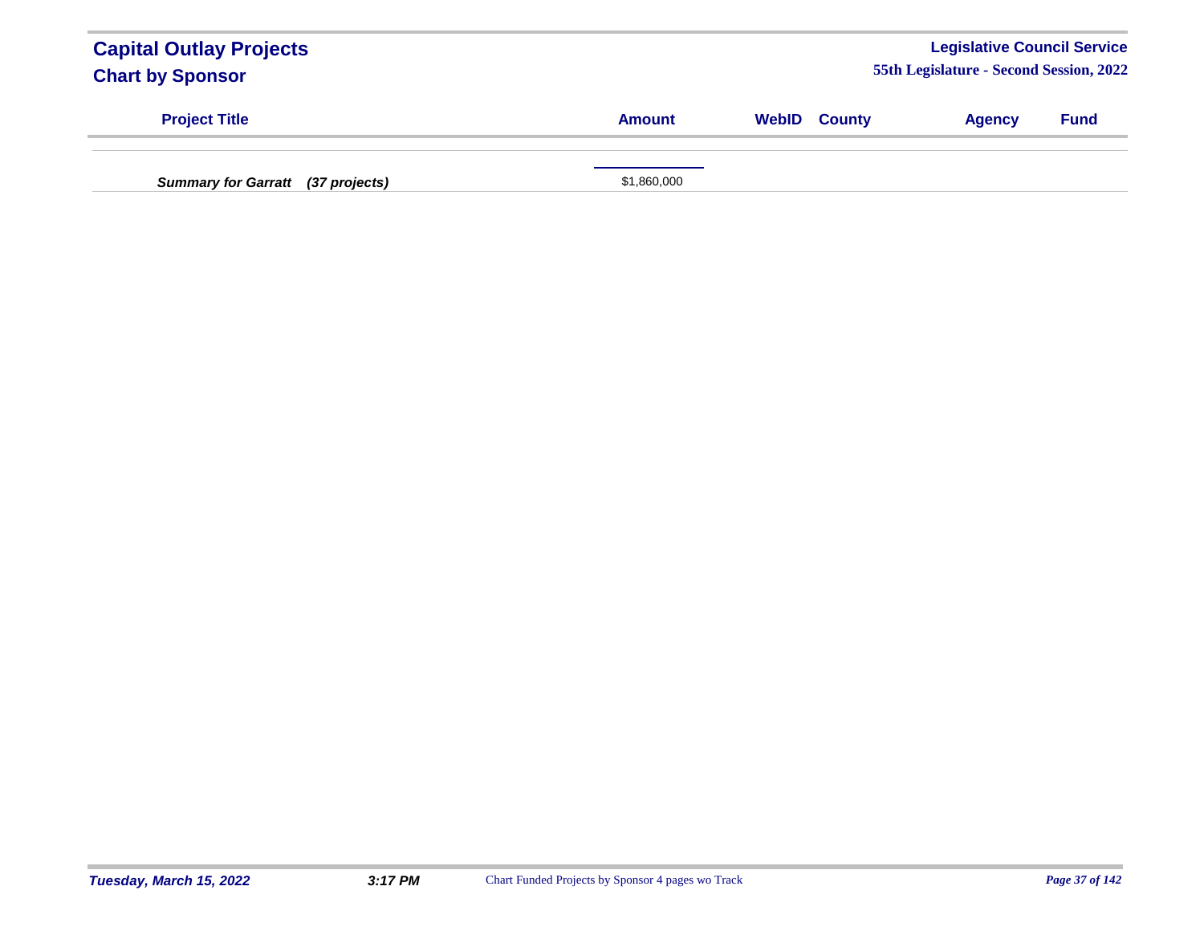| Project Title | Amount | WebID | County | Agency | Fund |
| --- | --- | --- | --- | --- | --- |
| ***Summary for Garratt (37 projects)*** | $1,860,000 | | | | |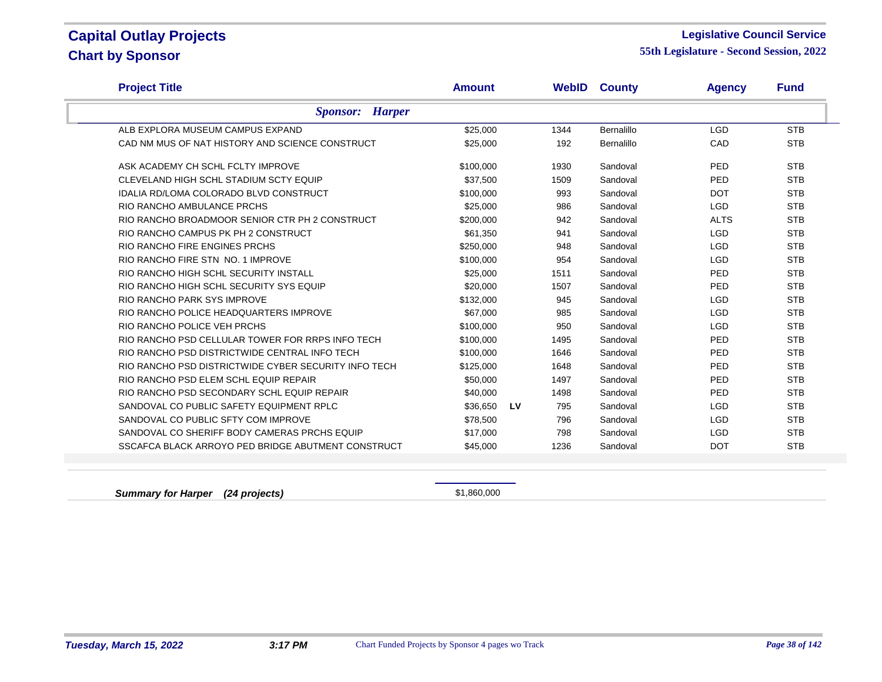# Capital Outlay Projects
## Chart by Sponsor

**Legislative Council Service**
**55th Legislature - Second Session, 2022**

| Project Title | Amount | | WebID | County | Agency | Fund |
|---|---|---|---|---|---|---|
| ***Sponsor: Harper*** | | | | | | |
| ALB EXPLORA MUSEUM CAMPUS EXPAND | $25,000 | | 1344 | Bernalillo | LGD | STB |
| CAD NM MUS OF NAT HISTORY AND SCIENCE CONSTRUCT | $25,000 | | 192 | Bernalillo | CAD | STB |
| ASK ACADEMY CH SCHL FCLTY IMPROVE | $100,000 | | 1930 | Sandoval | PED | STB |
| CLEVELAND HIGH SCHL STADIUM SCTY EQUIP | $37,500 | | 1509 | Sandoval | PED | STB |
| IDALIA RD/LOMA COLORADO BLVD CONSTRUCT | $100,000 | | 993 | Sandoval | DOT | STB |
| RIO RANCHO AMBULANCE PRCHS | $25,000 | | 986 | Sandoval | LGD | STB |
| RIO RANCHO BROADMOOR SENIOR CTR PH 2 CONSTRUCT | $200,000 | | 942 | Sandoval | ALTS | STB |
| RIO RANCHO CAMPUS PK PH 2 CONSTRUCT | $61,350 | | 941 | Sandoval | LGD | STB |
| RIO RANCHO FIRE ENGINES PRCHS | $250,000 | | 948 | Sandoval | LGD | STB |
| RIO RANCHO FIRE STN NO. 1 IMPROVE | $100,000 | | 954 | Sandoval | LGD | STB |
| RIO RANCHO HIGH SCHL SECURITY INSTALL | $25,000 | | 1511 | Sandoval | PED | STB |
| RIO RANCHO HIGH SCHL SECURITY SYS EQUIP | $20,000 | | 1507 | Sandoval | PED | STB |
| RIO RANCHO PARK SYS IMPROVE | $132,000 | | 945 | Sandoval | LGD | STB |
| RIO RANCHO POLICE HEADQUARTERS IMPROVE | $67,000 | | 985 | Sandoval | LGD | STB |
| RIO RANCHO POLICE VEH PRCHS | $100,000 | | 950 | Sandoval | LGD | STB |
| RIO RANCHO PSD CELLULAR TOWER FOR RRPS INFO TECH | $100,000 | | 1495 | Sandoval | PED | STB |
| RIO RANCHO PSD DISTRICTWIDE CENTRAL INFO TECH | $100,000 | | 1646 | Sandoval | PED | STB |
| RIO RANCHO PSD DISTRICTWIDE CYBER SECURITY INFO TECH | $125,000 | | 1648 | Sandoval | PED | STB |
| RIO RANCHO PSD ELEM SCHL EQUIP REPAIR | $50,000 | | 1497 | Sandoval | PED | STB |
| RIO RANCHO PSD SECONDARY SCHL EQUIP REPAIR | $40,000 | | 1498 | Sandoval | PED | STB |
| SANDOVAL CO PUBLIC SAFETY EQUIPMENT RPLC | $36,650 | **LV** | 795 | Sandoval | LGD | STB |
| SANDOVAL CO PUBLIC SFTY COM IMPROVE | $78,500 | | 796 | Sandoval | LGD | STB |
| SANDOVAL CO SHERIFF BODY CAMERAS PRCHS EQUIP | $17,000 | | 798 | Sandoval | LGD | STB |
| SSCAFCA BLACK ARROYO PED BRIDGE ABUTMENT CONSTRUCT | $45,000 | | 1236 | Sandoval | DOT | STB |

***Summary for Harper (24 projects)*** $1,860,000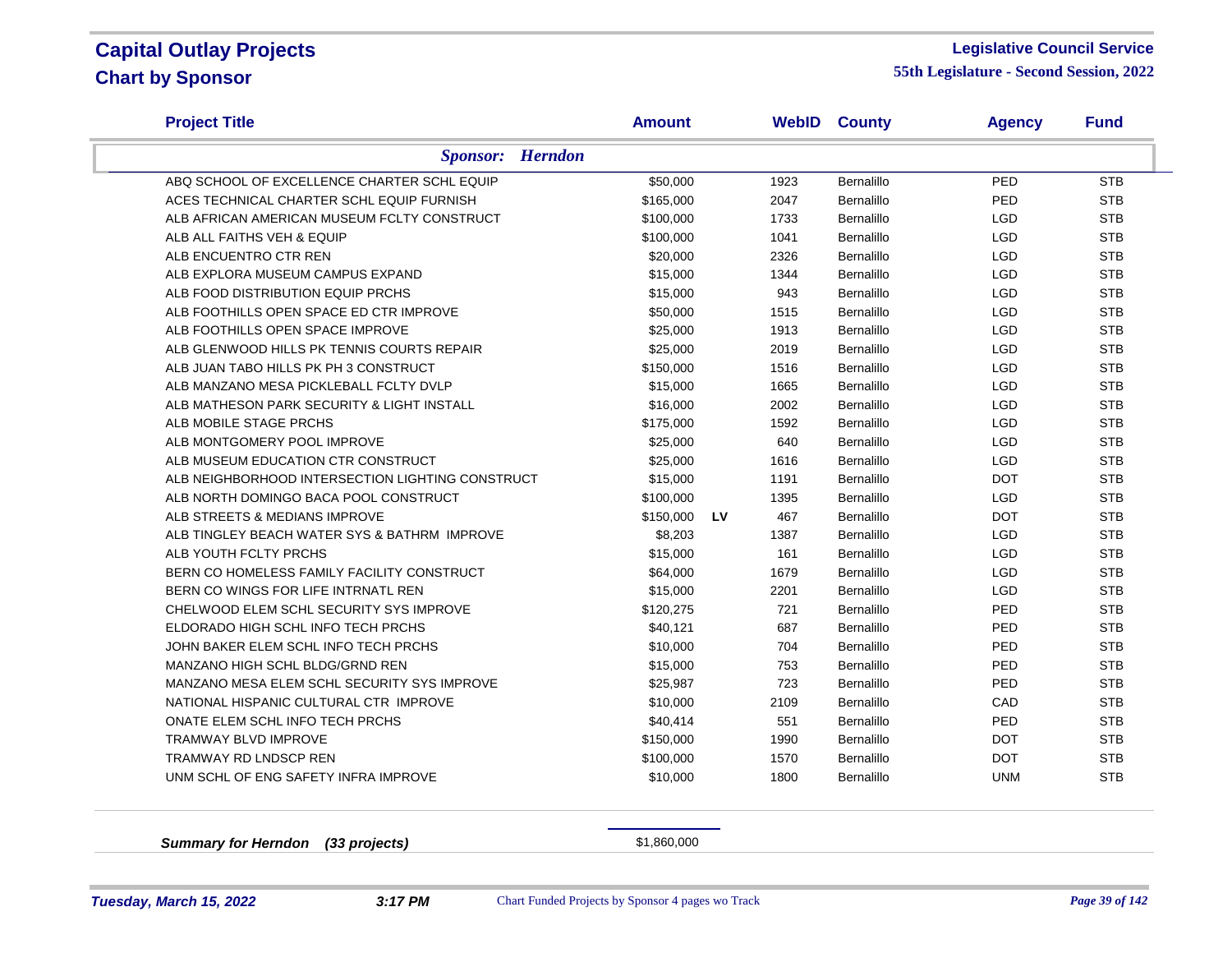# Capital Outlay Projects
## Chart by Sponsor

**Legislative Council Service**
**55th Legislature - Second Session, 2022**

| Project Title | Amount | | WebID | County | Agency | Fund |
|---|---|---|---|---|---|---|
| ***Sponsor: Herndon*** | | | | | | |
| ABQ SCHOOL OF EXCELLENCE CHARTER SCHL EQUIP | $50,000 | | 1923 | Bernalillo | PED | STB |
| ACES TECHNICAL CHARTER SCHL EQUIP FURNISH | $165,000 | | 2047 | Bernalillo | PED | STB |
| ALB AFRICAN AMERICAN MUSEUM FCLTY CONSTRUCT | $100,000 | | 1733 | Bernalillo | LGD | STB |
| ALB ALL FAITHS VEH & EQUIP | $100,000 | | 1041 | Bernalillo | LGD | STB |
| ALB ENCUENTRO CTR REN | $20,000 | | 2326 | Bernalillo | LGD | STB |
| ALB EXPLORA MUSEUM CAMPUS EXPAND | $15,000 | | 1344 | Bernalillo | LGD | STB |
| ALB FOOD DISTRIBUTION EQUIP PRCHS | $15,000 | | 943 | Bernalillo | LGD | STB |
| ALB FOOTHILLS OPEN SPACE ED CTR IMPROVE | $50,000 | | 1515 | Bernalillo | LGD | STB |
| ALB FOOTHILLS OPEN SPACE IMPROVE | $25,000 | | 1913 | Bernalillo | LGD | STB |
| ALB GLENWOOD HILLS PK TENNIS COURTS REPAIR | $25,000 | | 2019 | Bernalillo | LGD | STB |
| ALB JUAN TABO HILLS PK PH 3 CONSTRUCT | $150,000 | | 1516 | Bernalillo | LGD | STB |
| ALB MANZANO MESA PICKLEBALL FCLTY DVLP | $15,000 | | 1665 | Bernalillo | LGD | STB |
| ALB MATHESON PARK SECURITY & LIGHT INSTALL | $16,000 | | 2002 | Bernalillo | LGD | STB |
| ALB MOBILE STAGE PRCHS | $175,000 | | 1592 | Bernalillo | LGD | STB |
| ALB MONTGOMERY POOL IMPROVE | $25,000 | | 640 | Bernalillo | LGD | STB |
| ALB MUSEUM EDUCATION CTR CONSTRUCT | $25,000 | | 1616 | Bernalillo | LGD | STB |
| ALB NEIGHBORHOOD INTERSECTION LIGHTING CONSTRUCT | $15,000 | | 1191 | Bernalillo | DOT | STB |
| ALB NORTH DOMINGO BACA POOL CONSTRUCT | $100,000 | | 1395 | Bernalillo | LGD | STB |
| ALB STREETS & MEDIANS IMPROVE | $150,000 | **LV** | 467 | Bernalillo | DOT | STB |
| ALB TINGLEY BEACH WATER SYS & BATHRM IMPROVE | $8,203 | | 1387 | Bernalillo | LGD | STB |
| ALB YOUTH FCLTY PRCHS | $15,000 | | 161 | Bernalillo | LGD | STB |
| BERN CO HOMELESS FAMILY FACILITY CONSTRUCT | $64,000 | | 1679 | Bernalillo | LGD | STB |
| BERN CO WINGS FOR LIFE INTRNATL REN | $15,000 | | 2201 | Bernalillo | LGD | STB |
| CHELWOOD ELEM SCHL SECURITY SYS IMPROVE | $120,275 | | 721 | Bernalillo | PED | STB |
| ELDORADO HIGH SCHL INFO TECH PRCHS | $40,121 | | 687 | Bernalillo | PED | STB |
| JOHN BAKER ELEM SCHL INFO TECH PRCHS | $10,000 | | 704 | Bernalillo | PED | STB |
| MANZANO HIGH SCHL BLDG/GRND REN | $15,000 | | 753 | Bernalillo | PED | STB |
| MANZANO MESA ELEM SCHL SECURITY SYS IMPROVE | $25,987 | | 723 | Bernalillo | PED | STB |
| NATIONAL HISPANIC CULTURAL CTR IMPROVE | $10,000 | | 2109 | Bernalillo | CAD | STB |
| ONATE ELEM SCHL INFO TECH PRCHS | $40,414 | | 551 | Bernalillo | PED | STB |
| TRAMWAY BLVD IMPROVE | $150,000 | | 1990 | Bernalillo | DOT | STB |
| TRAMWAY RD LNDSCP REN | $100,000 | | 1570 | Bernalillo | DOT | STB |
| UNM SCHL OF ENG SAFETY INFRA IMPROVE | $10,000 | | 1800 | Bernalillo | UNM | STB |
| ***Summary for Herndon (33 projects)*** | $1,860,000 | | | | | |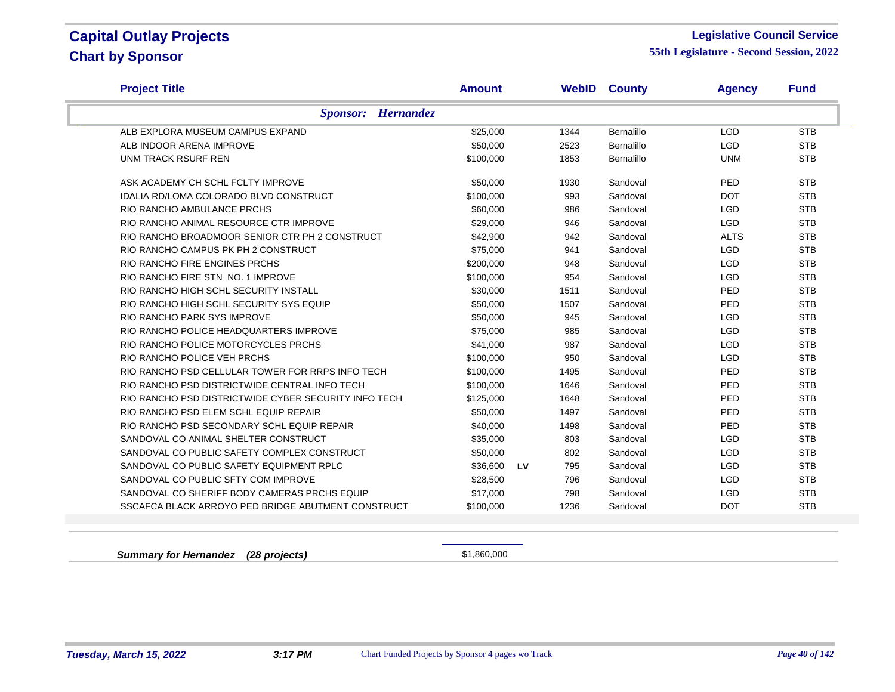# Capital Outlay Projects
## Chart by Sponsor

**Legislative Council Service**
**55th Legislature - Second Session, 2022**

| Project Title | Amount | | WebID | County | Agency | Fund |
|---|---|---|---|---|---|---|
| ***Sponsor: Hernandez*** | | | | | | |
| ALB EXPLORA MUSEUM CAMPUS EXPAND | $25,000 | | 1344 | Bernalillo | LGD | STB |
| ALB INDOOR ARENA IMPROVE | $50,000 | | 2523 | Bernalillo | LGD | STB |
| UNM TRACK RSURF REN | $100,000 | | 1853 | Bernalillo | UNM | STB |
| ASK ACADEMY CH SCHL FCLTY IMPROVE | $50,000 | | 1930 | Sandoval | PED | STB |
| IDALIA RD/LOMA COLORADO BLVD CONSTRUCT | $100,000 | | 993 | Sandoval | DOT | STB |
| RIO RANCHO AMBULANCE PRCHS | $60,000 | | 986 | Sandoval | LGD | STB |
| RIO RANCHO ANIMAL RESOURCE CTR IMPROVE | $29,000 | | 946 | Sandoval | LGD | STB |
| RIO RANCHO BROADMOOR SENIOR CTR PH 2 CONSTRUCT | $42,900 | | 942 | Sandoval | ALTS | STB |
| RIO RANCHO CAMPUS PK PH 2 CONSTRUCT | $75,000 | | 941 | Sandoval | LGD | STB |
| RIO RANCHO FIRE ENGINES PRCHS | $200,000 | | 948 | Sandoval | LGD | STB |
| RIO RANCHO FIRE STN NO. 1 IMPROVE | $100,000 | | 954 | Sandoval | LGD | STB |
| RIO RANCHO HIGH SCHL SECURITY INSTALL | $30,000 | | 1511 | Sandoval | PED | STB |
| RIO RANCHO HIGH SCHL SECURITY SYS EQUIP | $50,000 | | 1507 | Sandoval | PED | STB |
| RIO RANCHO PARK SYS IMPROVE | $50,000 | | 945 | Sandoval | LGD | STB |
| RIO RANCHO POLICE HEADQUARTERS IMPROVE | $75,000 | | 985 | Sandoval | LGD | STB |
| RIO RANCHO POLICE MOTORCYCLES PRCHS | $41,000 | | 987 | Sandoval | LGD | STB |
| RIO RANCHO POLICE VEH PRCHS | $100,000 | | 950 | Sandoval | LGD | STB |
| RIO RANCHO PSD CELLULAR TOWER FOR RRPS INFO TECH | $100,000 | | 1495 | Sandoval | PED | STB |
| RIO RANCHO PSD DISTRICTWIDE CENTRAL INFO TECH | $100,000 | | 1646 | Sandoval | PED | STB |
| RIO RANCHO PSD DISTRICTWIDE CYBER SECURITY INFO TECH | $125,000 | | 1648 | Sandoval | PED | STB |
| RIO RANCHO PSD ELEM SCHL EQUIP REPAIR | $50,000 | | 1497 | Sandoval | PED | STB |
| RIO RANCHO PSD SECONDARY SCHL EQUIP REPAIR | $40,000 | | 1498 | Sandoval | PED | STB |
| SANDOVAL CO ANIMAL SHELTER CONSTRUCT | $35,000 | | 803 | Sandoval | LGD | STB |
| SANDOVAL CO PUBLIC SAFETY COMPLEX CONSTRUCT | $50,000 | | 802 | Sandoval | LGD | STB |
| SANDOVAL CO PUBLIC SAFETY EQUIPMENT RPLC | $36,600 | LV | 795 | Sandoval | LGD | STB |
| SANDOVAL CO PUBLIC SFTY COM IMPROVE | $28,500 | | 796 | Sandoval | LGD | STB |
| SANDOVAL CO SHERIFF BODY CAMERAS PRCHS EQUIP | $17,000 | | 798 | Sandoval | LGD | STB |
| SSCAFCA BLACK ARROYO PED BRIDGE ABUTMENT CONSTRUCT | $100,000 | | 1236 | Sandoval | DOT | STB |

***Summary for Hernandez (28 projects)*** $1,860,000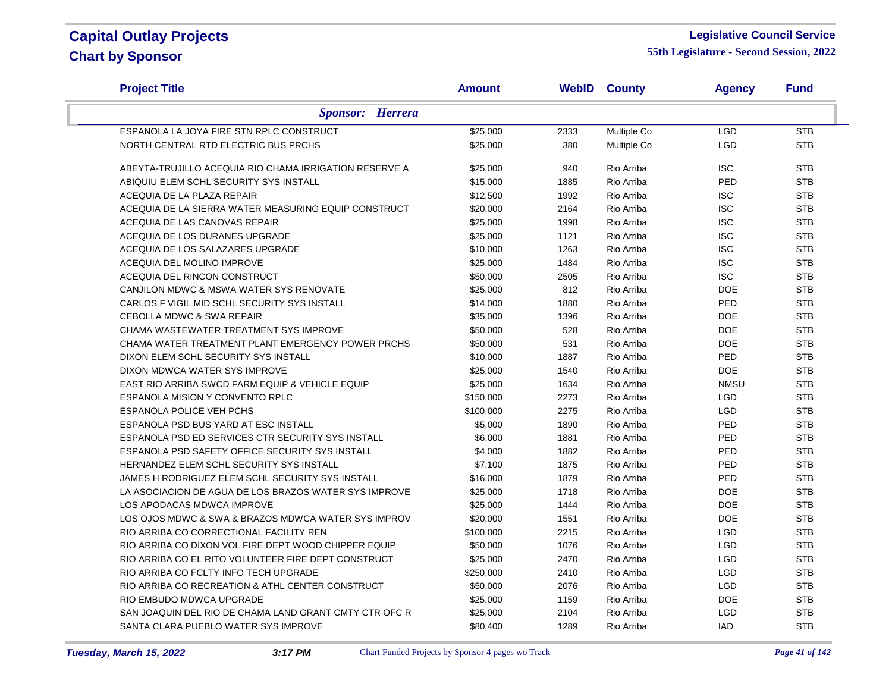# Capital Outlay Projects
## Chart by Sponsor

**Legislative Council Service**
**55th Legislature - Second Session, 2022**

| Project Title | Amount | WebID | County | Agency | Fund |
|---|---|---|---|---|---|
| ***Sponsor: Herrera*** | | | | | |
| ESPANOLA LA JOYA FIRE STN RPLC CONSTRUCT | $25,000 | 2333 | Multiple Co | LGD | STB |
| NORTH CENTRAL RTD ELECTRIC BUS PRCHS | $25,000 | 380 | Multiple Co | LGD | STB |
| ABEYTA-TRUJILLO ACEQUIA RIO CHAMA IRRIGATION RESERVE A | $25,000 | 940 | Rio Arriba | ISC | STB |
| ABIQUIU ELEM SCHL SECURITY SYS INSTALL | $15,000 | 1885 | Rio Arriba | PED | STB |
| ACEQUIA DE LA PLAZA REPAIR | $12,500 | 1992 | Rio Arriba | ISC | STB |
| ACEQUIA DE LA SIERRA WATER MEASURING EQUIP CONSTRUCT | $20,000 | 2164 | Rio Arriba | ISC | STB |
| ACEQUIA DE LAS CANOVAS REPAIR | $25,000 | 1998 | Rio Arriba | ISC | STB |
| ACEQUIA DE LOS DURANES UPGRADE | $25,000 | 1121 | Rio Arriba | ISC | STB |
| ACEQUIA DE LOS SALAZARES UPGRADE | $10,000 | 1263 | Rio Arriba | ISC | STB |
| ACEQUIA DEL MOLINO IMPROVE | $25,000 | 1484 | Rio Arriba | ISC | STB |
| ACEQUIA DEL RINCON CONSTRUCT | $50,000 | 2505 | Rio Arriba | ISC | STB |
| CANJILON MDWC & MSWA WATER SYS RENOVATE | $25,000 | 812 | Rio Arriba | DOE | STB |
| CARLOS F VIGIL MID SCHL SECURITY SYS INSTALL | $14,000 | 1880 | Rio Arriba | PED | STB |
| CEBOLLA MDWC & SWA REPAIR | $35,000 | 1396 | Rio Arriba | DOE | STB |
| CHAMA WASTEWATER TREATMENT SYS IMPROVE | $50,000 | 528 | Rio Arriba | DOE | STB |
| CHAMA WATER TREATMENT PLANT EMERGENCY POWER PRCHS | $50,000 | 531 | Rio Arriba | DOE | STB |
| DIXON ELEM SCHL SECURITY SYS INSTALL | $10,000 | 1887 | Rio Arriba | PED | STB |
| DIXON MDWCA WATER SYS IMPROVE | $25,000 | 1540 | Rio Arriba | DOE | STB |
| EAST RIO ARRIBA SWCD FARM EQUIP & VEHICLE EQUIP | $25,000 | 1634 | Rio Arriba | NMSU | STB |
| ESPANOLA MISION Y CONVENTO RPLC | $150,000 | 2273 | Rio Arriba | LGD | STB |
| ESPANOLA POLICE VEH PCHS | $100,000 | 2275 | Rio Arriba | LGD | STB |
| ESPANOLA PSD BUS YARD AT ESC INSTALL | $5,000 | 1890 | Rio Arriba | PED | STB |
| ESPANOLA PSD ED SERVICES CTR SECURITY SYS INSTALL | $6,000 | 1881 | Rio Arriba | PED | STB |
| ESPANOLA PSD SAFETY OFFICE SECURITY SYS INSTALL | $4,000 | 1882 | Rio Arriba | PED | STB |
| HERNANDEZ ELEM SCHL SECURITY SYS INSTALL | $7,100 | 1875 | Rio Arriba | PED | STB |
| JAMES H RODRIGUEZ ELEM SCHL SECURITY SYS INSTALL | $16,000 | 1879 | Rio Arriba | PED | STB |
| LA ASOCIACION DE AGUA DE LOS BRAZOS WATER SYS IMPROVE | $25,000 | 1718 | Rio Arriba | DOE | STB |
| LOS APODACAS MDWCA IMPROVE | $25,000 | 1444 | Rio Arriba | DOE | STB |
| LOS OJOS MDWC & SWA & BRAZOS MDWCA WATER SYS IMPROV | $20,000 | 1551 | Rio Arriba | DOE | STB |
| RIO ARRIBA CO CORRECTIONAL FACILITY REN | $100,000 | 2215 | Rio Arriba | LGD | STB |
| RIO ARRIBA CO DIXON VOL FIRE DEPT WOOD CHIPPER EQUIP | $50,000 | 1076 | Rio Arriba | LGD | STB |
| RIO ARRIBA CO EL RITO VOLUNTEER FIRE DEPT CONSTRUCT | $25,000 | 2470 | Rio Arriba | LGD | STB |
| RIO ARRIBA CO FCLTY INFO TECH UPGRADE | $250,000 | 2410 | Rio Arriba | LGD | STB |
| RIO ARRIBA CO RECREATION & ATHL CENTER CONSTRUCT | $50,000 | 2076 | Rio Arriba | LGD | STB |
| RIO EMBUDO MDWCA UPGRADE | $25,000 | 1159 | Rio Arriba | DOE | STB |
| SAN JOAQUIN DEL RIO DE CHAMA LAND GRANT CMTY CTR OFC R | $25,000 | 2104 | Rio Arriba | LGD | STB |
| SANTA CLARA PUEBLO WATER SYS IMPROVE | $80,400 | 1289 | Rio Arriba | IAD | STB |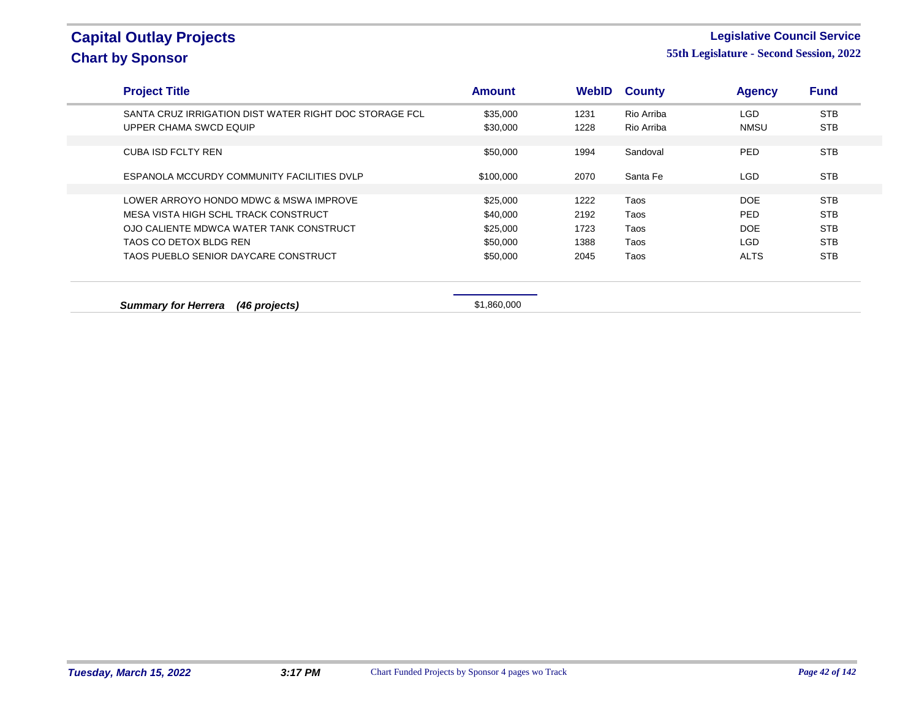| Project Title | Amount | WebID | County | Agency | Fund |
|---|---|---|---|---|---|
| SANTA CRUZ IRRIGATION DIST WATER RIGHT DOC STORAGE FCL | $35,000 | 1231 | Rio Arriba | LGD | STB |
| UPPER CHAMA SWCD EQUIP | $30,000 | 1228 | Rio Arriba | NMSU | STB |
| CUBA ISD FCLTY REN | $50,000 | 1994 | Sandoval | PED | STB |
| ESPANOLA MCCURDY COMMUNITY FACILITIES DVLP | $100,000 | 2070 | Santa Fe | LGD | STB |
| LOWER ARROYO HONDO MDWC & MSWA IMPROVE | $25,000 | 1222 | Taos | DOE | STB |
| MESA VISTA HIGH SCHL TRACK CONSTRUCT | $40,000 | 2192 | Taos | PED | STB |
| OJO CALIENTE MDWCA WATER TANK CONSTRUCT | $25,000 | 1723 | Taos | DOE | STB |
| TAOS CO DETOX BLDG REN | $50,000 | 1388 | Taos | LGD | STB |
| TAOS PUEBLO SENIOR DAYCARE CONSTRUCT | $50,000 | 2045 | Taos | ALTS | STB |

***Summary for Herrera (46 projects)*** $1,860,000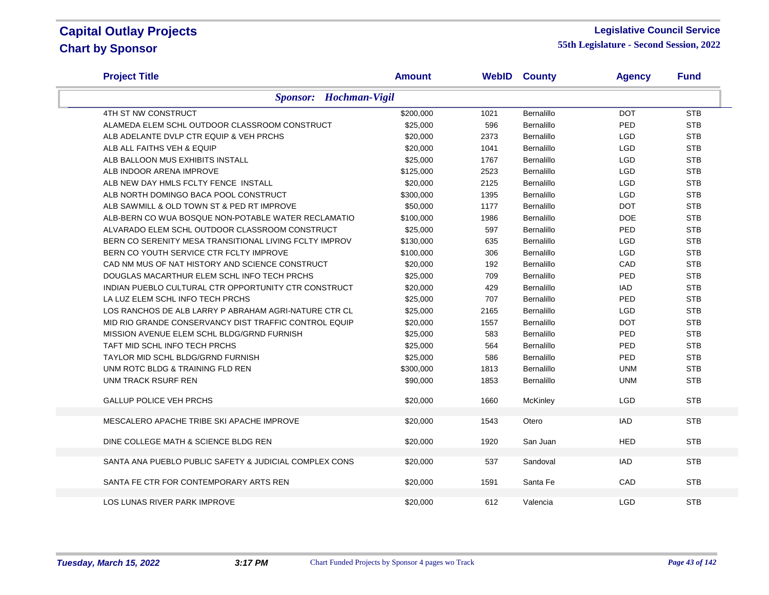# Capital Outlay Projects
## Chart by Sponsor

**Legislative Council Service**
**55th Legislature - Second Session, 2022**

| Project Title | Amount | WebID | County | Agency | Fund |
|---|---|---|---|---|---|
| ***Sponsor: Hochman-Vigil*** | | | | | |
| 4TH ST NW CONSTRUCT | $200,000 | 1021 | Bernalillo | DOT | STB |
| ALAMEDA ELEM SCHL OUTDOOR CLASSROOM CONSTRUCT | $25,000 | 596 | Bernalillo | PED | STB |
| ALB ADELANTE DVLP CTR EQUIP & VEH PRCHS | $20,000 | 2373 | Bernalillo | LGD | STB |
| ALB ALL FAITHS VEH & EQUIP | $20,000 | 1041 | Bernalillo | LGD | STB |
| ALB BALLOON MUS EXHIBITS INSTALL | $25,000 | 1767 | Bernalillo | LGD | STB |
| ALB INDOOR ARENA IMPROVE | $125,000 | 2523 | Bernalillo | LGD | STB |
| ALB NEW DAY HMLS FCLTY FENCE INSTALL | $20,000 | 2125 | Bernalillo | LGD | STB |
| ALB NORTH DOMINGO BACA POOL CONSTRUCT | $300,000 | 1395 | Bernalillo | LGD | STB |
| ALB SAWMILL & OLD TOWN ST & PED RT IMPROVE | $50,000 | 1177 | Bernalillo | DOT | STB |
| ALB-BERN CO WUA BOSQUE NON-POTABLE WATER RECLAMATIO | $100,000 | 1986 | Bernalillo | DOE | STB |
| ALVARADO ELEM SCHL OUTDOOR CLASSROOM CONSTRUCT | $25,000 | 597 | Bernalillo | PED | STB |
| BERN CO SERENITY MESA TRANSITIONAL LIVING FCLTY IMPROV | $130,000 | 635 | Bernalillo | LGD | STB |
| BERN CO YOUTH SERVICE CTR FCLTY IMPROVE | $100,000 | 306 | Bernalillo | LGD | STB |
| CAD NM MUS OF NAT HISTORY AND SCIENCE CONSTRUCT | $20,000 | 192 | Bernalillo | CAD | STB |
| DOUGLAS MACARTHUR ELEM SCHL INFO TECH PRCHS | $25,000 | 709 | Bernalillo | PED | STB |
| INDIAN PUEBLO CULTURAL CTR OPPORTUNITY CTR CONSTRUCT | $20,000 | 429 | Bernalillo | IAD | STB |
| LA LUZ ELEM SCHL INFO TECH PRCHS | $25,000 | 707 | Bernalillo | PED | STB |
| LOS RANCHOS DE ALB LARRY P ABRAHAM AGRI-NATURE CTR CL | $25,000 | 2165 | Bernalillo | LGD | STB |
| MID RIO GRANDE CONSERVANCY DIST TRAFFIC CONTROL EQUIP | $20,000 | 1557 | Bernalillo | DOT | STB |
| MISSION AVENUE ELEM SCHL BLDG/GRND FURNISH | $25,000 | 583 | Bernalillo | PED | STB |
| TAFT MID SCHL INFO TECH PRCHS | $25,000 | 564 | Bernalillo | PED | STB |
| TAYLOR MID SCHL BLDG/GRND FURNISH | $25,000 | 586 | Bernalillo | PED | STB |
| UNM ROTC BLDG & TRAINING FLD REN | $300,000 | 1813 | Bernalillo | UNM | STB |
| UNM TRACK RSURF REN | $90,000 | 1853 | Bernalillo | UNM | STB |
| GALLUP POLICE VEH PRCHS | $20,000 | 1660 | McKinley | LGD | STB |
| MESCALERO APACHE TRIBE SKI APACHE IMPROVE | $20,000 | 1543 | Otero | IAD | STB |
| DINE COLLEGE MATH & SCIENCE BLDG REN | $20,000 | 1920 | San Juan | HED | STB |
| SANTA ANA PUEBLO PUBLIC SAFETY & JUDICIAL COMPLEX CONS | $20,000 | 537 | Sandoval | IAD | STB |
| SANTA FE CTR FOR CONTEMPORARY ARTS REN | $20,000 | 1591 | Santa Fe | CAD | STB |
| LOS LUNAS RIVER PARK IMPROVE | $20,000 | 612 | Valencia | LGD | STB |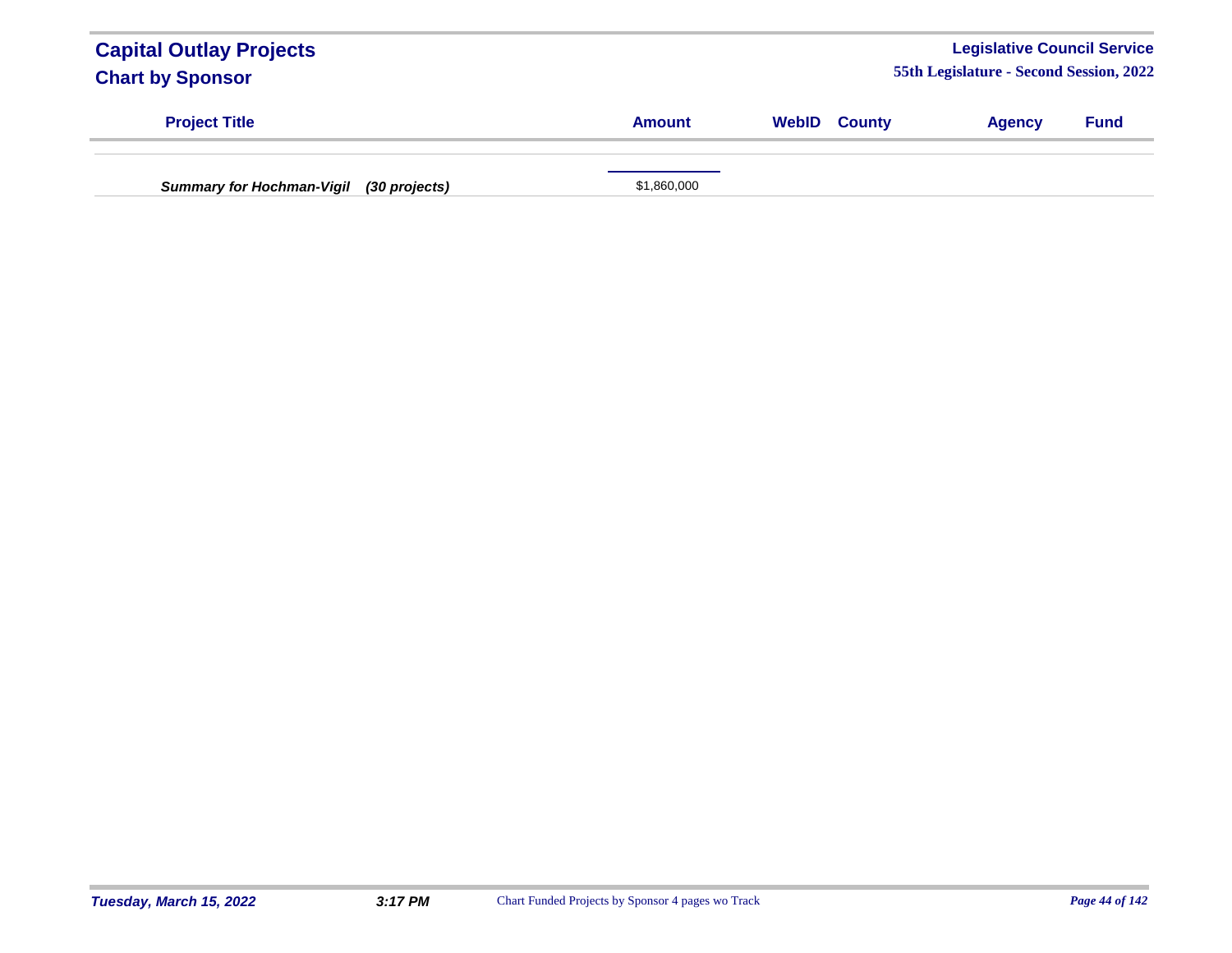| Project Title | Amount | WebID | County | Agency | Fund |
|---|---|---|---|---|---|
| ***Summary for Hochman-Vigil (30 projects)*** | $1,860,000 | | | | |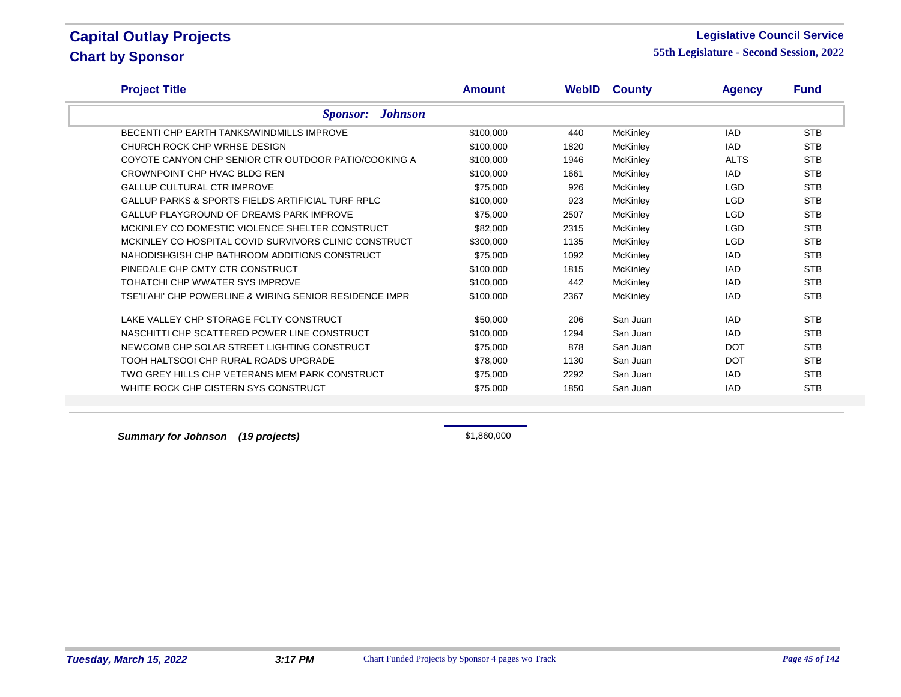# Capital Outlay Projects
## Chart by Sponsor

**Legislative Council Service**
**55th Legislature - Second Session, 2022**

| Project Title | Amount | WebID | County | Agency | Fund |
|---|---|---|---|---|---|
| ***Sponsor: Johnson*** | | | | | |
| BECENTI CHP EARTH TANKS/WINDMILLS IMPROVE | $100,000 | 440 | McKinley | IAD | STB |
| CHURCH ROCK CHP WRHSE DESIGN | $100,000 | 1820 | McKinley | IAD | STB |
| COYOTE CANYON CHP SENIOR CTR OUTDOOR PATIO/COOKING A | $100,000 | 1946 | McKinley | ALTS | STB |
| CROWNPOINT CHP HVAC BLDG REN | $100,000 | 1661 | McKinley | IAD | STB |
| GALLUP CULTURAL CTR IMPROVE | $75,000 | 926 | McKinley | LGD | STB |
| GALLUP PARKS & SPORTS FIELDS ARTIFICIAL TURF RPLC | $100,000 | 923 | McKinley | LGD | STB |
| GALLUP PLAYGROUND OF DREAMS PARK IMPROVE | $75,000 | 2507 | McKinley | LGD | STB |
| MCKINLEY CO DOMESTIC VIOLENCE SHELTER CONSTRUCT | $82,000 | 2315 | McKinley | LGD | STB |
| MCKINLEY CO HOSPITAL COVID SURVIVORS CLINIC CONSTRUCT | $300,000 | 1135 | McKinley | LGD | STB |
| NAHODISHGISH CHP BATHROOM ADDITIONS CONSTRUCT | $75,000 | 1092 | McKinley | IAD | STB |
| PINEDALE CHP CMTY CTR CONSTRUCT | $100,000 | 1815 | McKinley | IAD | STB |
| TOHATCHI CHP WWATER SYS IMPROVE | $100,000 | 442 | McKinley | IAD | STB |
| TSE'II'AHI' CHP POWERLINE & WIRING SENIOR RESIDENCE IMPR | $100,000 | 2367 | McKinley | IAD | STB |
| LAKE VALLEY CHP STORAGE FCLTY CONSTRUCT | $50,000 | 206 | San Juan | IAD | STB |
| NASCHITTI CHP SCATTERED POWER LINE CONSTRUCT | $100,000 | 1294 | San Juan | IAD | STB |
| NEWCOMB CHP SOLAR STREET LIGHTING CONSTRUCT | $75,000 | 878 | San Juan | DOT | STB |
| TOOH HALTSOOI CHP RURAL ROADS UPGRADE | $78,000 | 1130 | San Juan | DOT | STB |
| TWO GREY HILLS CHP VETERANS MEM PARK CONSTRUCT | $75,000 | 2292 | San Juan | IAD | STB |
| WHITE ROCK CHP CISTERN SYS CONSTRUCT | $75,000 | 1850 | San Juan | IAD | STB |
| ***Summary for Johnson (19 projects)*** | $1,860,000 | | | | |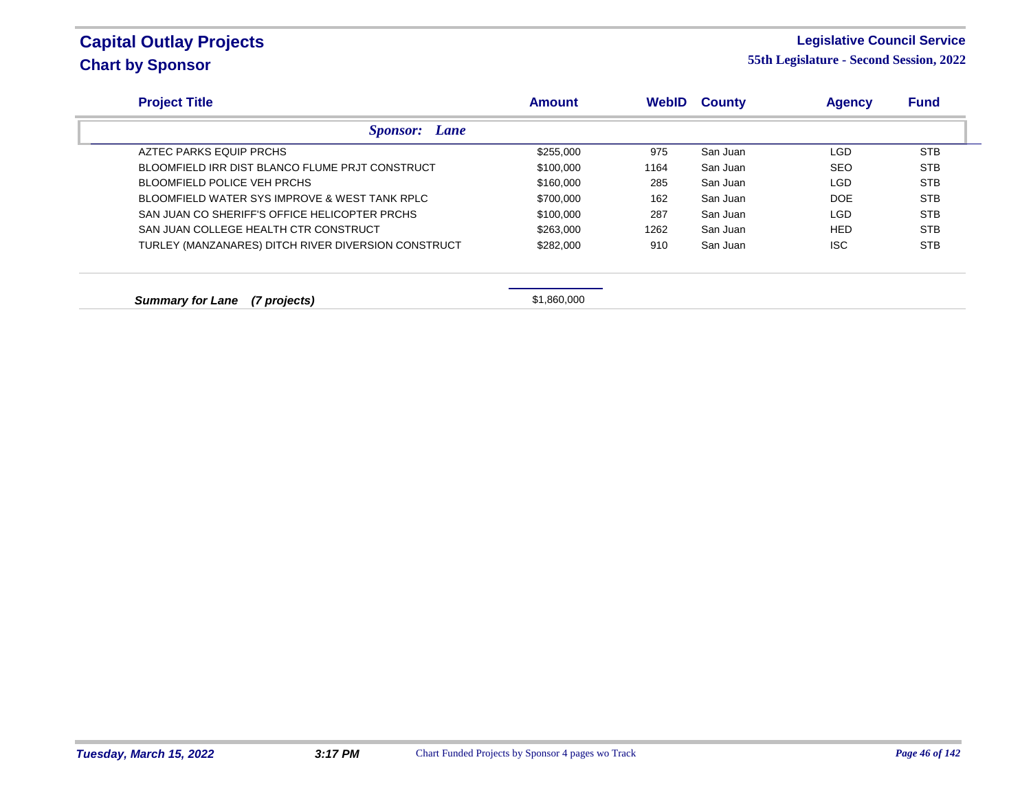# Capital Outlay Projects
## Chart by Sponsor

**Legislative Council Service**
**55th Legislature - Second Session, 2022**

| Project Title | Amount | WebID | County | Agency | Fund |
|---|---|---|---|---|---|
| ***Sponsor: Lane*** | | | | | |
| AZTEC PARKS EQUIP PRCHS | $255,000 | 975 | San Juan | LGD | STB |
| BLOOMFIELD IRR DIST BLANCO FLUME PRJT CONSTRUCT | $100,000 | 1164 | San Juan | SEO | STB |
| BLOOMFIELD POLICE VEH PRCHS | $160,000 | 285 | San Juan | LGD | STB |
| BLOOMFIELD WATER SYS IMPROVE & WEST TANK RPLC | $700,000 | 162 | San Juan | DOE | STB |
| SAN JUAN CO SHERIFF'S OFFICE HELICOPTER PRCHS | $100,000 | 287 | San Juan | LGD | STB |
| SAN JUAN COLLEGE HEALTH CTR CONSTRUCT | $263,000 | 1262 | San Juan | HED | STB |
| TURLEY (MANZANARES) DITCH RIVER DIVERSION CONSTRUCT | $282,000 | 910 | San Juan | ISC | STB |
| ***Summary for Lane (7 projects)*** | $1,860,000 | | | | |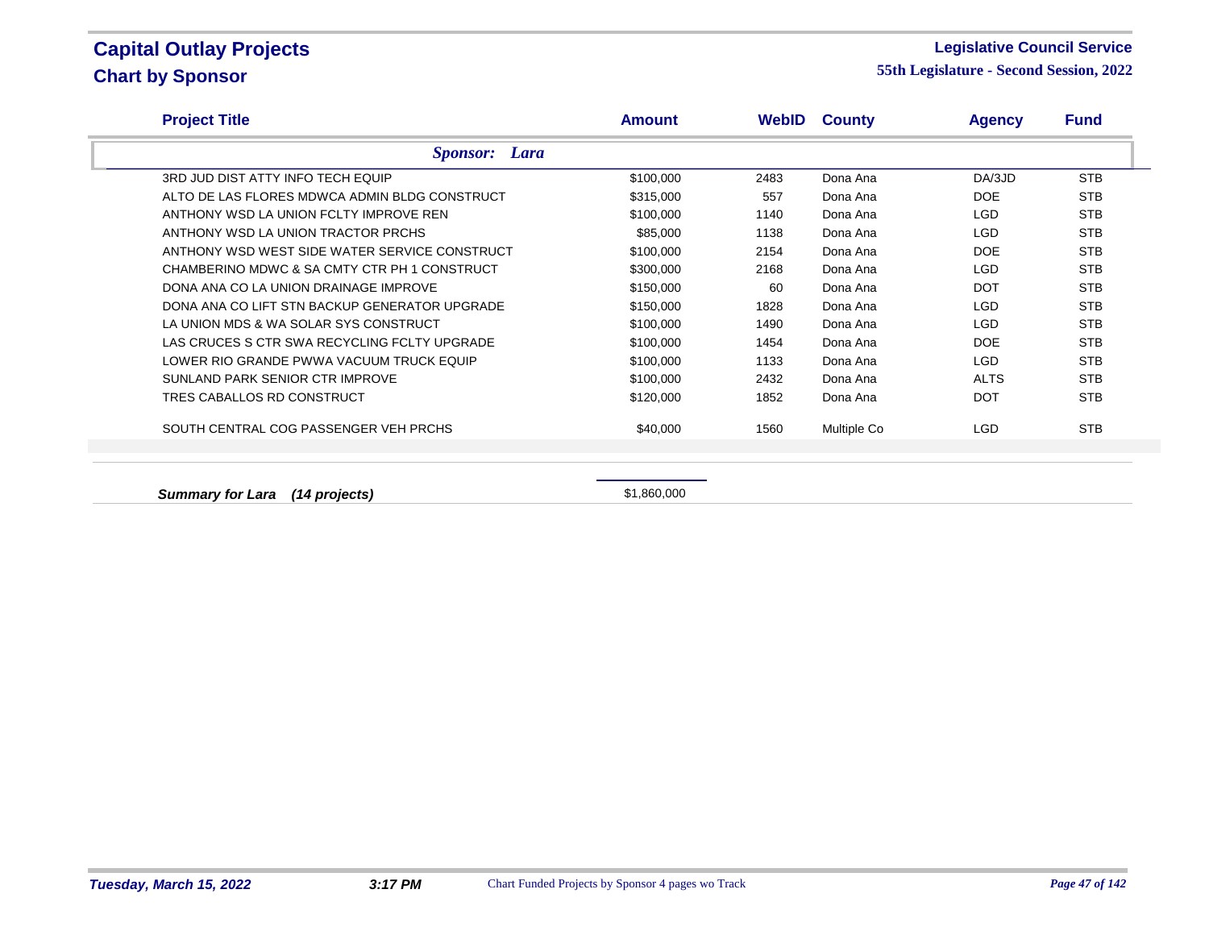# Capital Outlay Projects

## Chart by Sponsor

**Legislative Council Service**

**55th Legislature - Second Session, 2022**

| Project Title | Amount | WebID | County | Agency | Fund |
|---|---|---|---|---|---|
| ***Sponsor: Lara*** | | | | | |
| 3RD JUD DIST ATTY INFO TECH EQUIP | $100,000 | 2483 | Dona Ana | DA/3JD | STB |
| ALTO DE LAS FLORES MDWCA ADMIN BLDG CONSTRUCT | $315,000 | 557 | Dona Ana | DOE | STB |
| ANTHONY WSD LA UNION FCLTY IMPROVE REN | $100,000 | 1140 | Dona Ana | LGD | STB |
| ANTHONY WSD LA UNION TRACTOR PRCHS | $85,000 | 1138 | Dona Ana | LGD | STB |
| ANTHONY WSD WEST SIDE WATER SERVICE CONSTRUCT | $100,000 | 2154 | Dona Ana | DOE | STB |
| CHAMBERINO MDWC & SA CMTY CTR PH 1 CONSTRUCT | $300,000 | 2168 | Dona Ana | LGD | STB |
| DONA ANA CO LA UNION DRAINAGE IMPROVE | $150,000 | 60 | Dona Ana | DOT | STB |
| DONA ANA CO LIFT STN BACKUP GENERATOR UPGRADE | $150,000 | 1828 | Dona Ana | LGD | STB |
| LA UNION MDS & WA SOLAR SYS CONSTRUCT | $100,000 | 1490 | Dona Ana | LGD | STB |
| LAS CRUCES S CTR SWA RECYCLING FCLTY UPGRADE | $100,000 | 1454 | Dona Ana | DOE | STB |
| LOWER RIO GRANDE PWWA VACUUM TRUCK EQUIP | $100,000 | 1133 | Dona Ana | LGD | STB |
| SUNLAND PARK SENIOR CTR IMPROVE | $100,000 | 2432 | Dona Ana | ALTS | STB |
| TRES CABALLOS RD CONSTRUCT | $120,000 | 1852 | Dona Ana | DOT | STB |
| SOUTH CENTRAL COG PASSENGER VEH PRCHS | $40,000 | 1560 | Multiple Co | LGD | STB |
| ***Summary for Lara (14 projects)*** | $1,860,000 | | | | |

*Tuesday, March 15, 2022* *3:17 PM* Chart Funded Projects by Sponsor 4 pages wo Track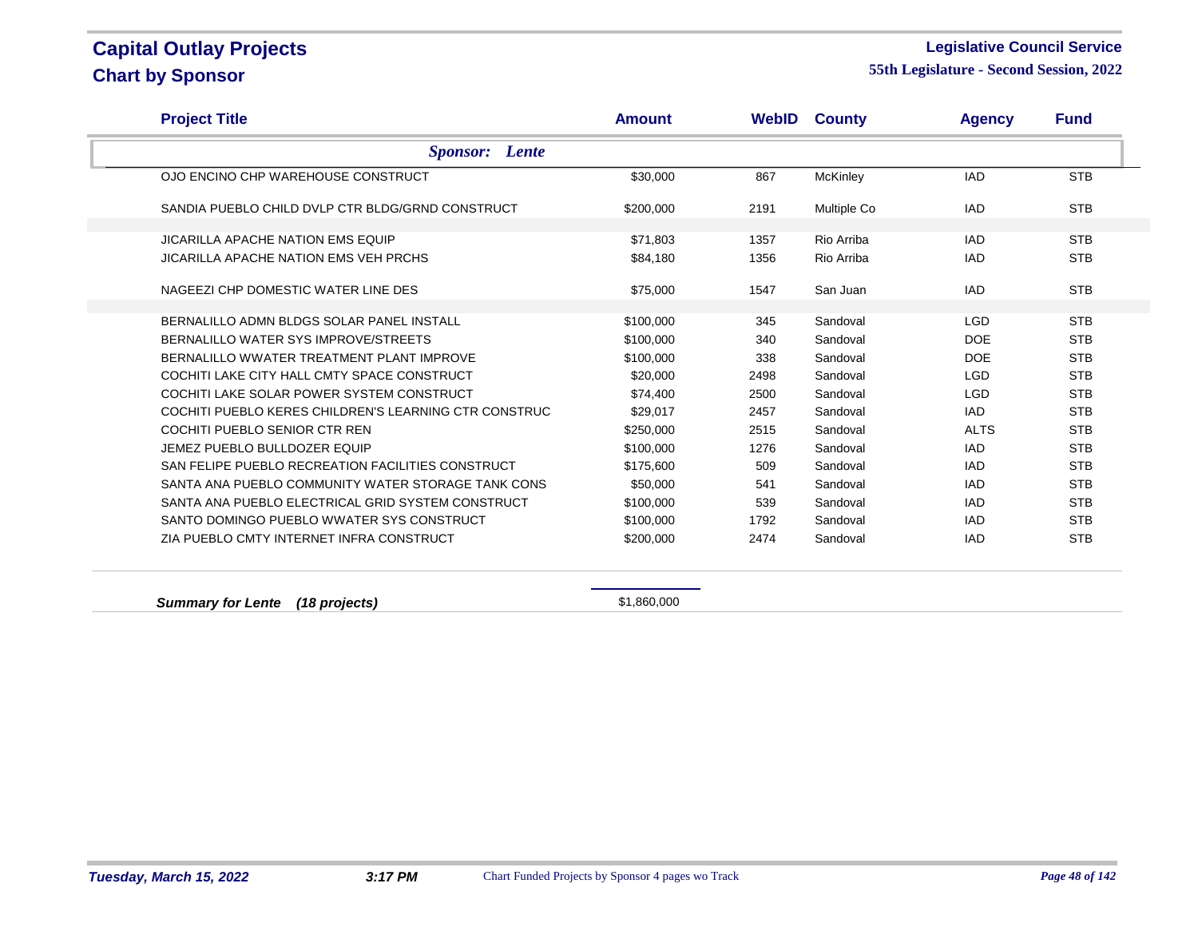# Capital Outlay Projects
## Chart by Sponsor

**Legislative Council Service**
**55th Legislature - Second Session, 2022**

| Project Title | Amount | WebID | County | Agency | Fund |
|---|---|---|---|---|---|
| ***Sponsor: Lente*** | | | | | |
| OJO ENCINO CHP WAREHOUSE CONSTRUCT | $30,000 | 867 | McKinley | IAD | STB |
| SANDIA PUEBLO CHILD DVLP CTR BLDG/GRND CONSTRUCT | $200,000 | 2191 | Multiple Co | IAD | STB |
| JICARILLA APACHE NATION EMS EQUIP | $71,803 | 1357 | Rio Arriba | IAD | STB |
| JICARILLA APACHE NATION EMS VEH PRCHS | $84,180 | 1356 | Rio Arriba | IAD | STB |
| NAGEEZI CHP DOMESTIC WATER LINE DES | $75,000 | 1547 | San Juan | IAD | STB |
| BERNALILLO ADMN BLDGS SOLAR PANEL INSTALL | $100,000 | 345 | Sandoval | LGD | STB |
| BERNALILLO WATER SYS IMPROVE/STREETS | $100,000 | 340 | Sandoval | DOE | STB |
| BERNALILLO WWATER TREATMENT PLANT IMPROVE | $100,000 | 338 | Sandoval | DOE | STB |
| COCHITI LAKE CITY HALL CMTY SPACE CONSTRUCT | $20,000 | 2498 | Sandoval | LGD | STB |
| COCHITI LAKE SOLAR POWER SYSTEM CONSTRUCT | $74,400 | 2500 | Sandoval | LGD | STB |
| COCHITI PUEBLO KERES CHILDREN'S LEARNING CTR CONSTRUC | $29,017 | 2457 | Sandoval | IAD | STB |
| COCHITI PUEBLO SENIOR CTR REN | $250,000 | 2515 | Sandoval | ALTS | STB |
| JEMEZ PUEBLO BULLDOZER EQUIP | $100,000 | 1276 | Sandoval | IAD | STB |
| SAN FELIPE PUEBLO RECREATION FACILITIES CONSTRUCT | $175,600 | 509 | Sandoval | IAD | STB |
| SANTA ANA PUEBLO COMMUNITY WATER STORAGE TANK CONS | $50,000 | 541 | Sandoval | IAD | STB |
| SANTA ANA PUEBLO ELECTRICAL GRID SYSTEM CONSTRUCT | $100,000 | 539 | Sandoval | IAD | STB |
| SANTO DOMINGO PUEBLO WWATER SYS CONSTRUCT | $100,000 | 1792 | Sandoval | IAD | STB |
| ZIA PUEBLO CMTY INTERNET INFRA CONSTRUCT | $200,000 | 2474 | Sandoval | IAD | STB |
| ***Summary for Lente (18 projects)*** | $1,860,000 | | | | |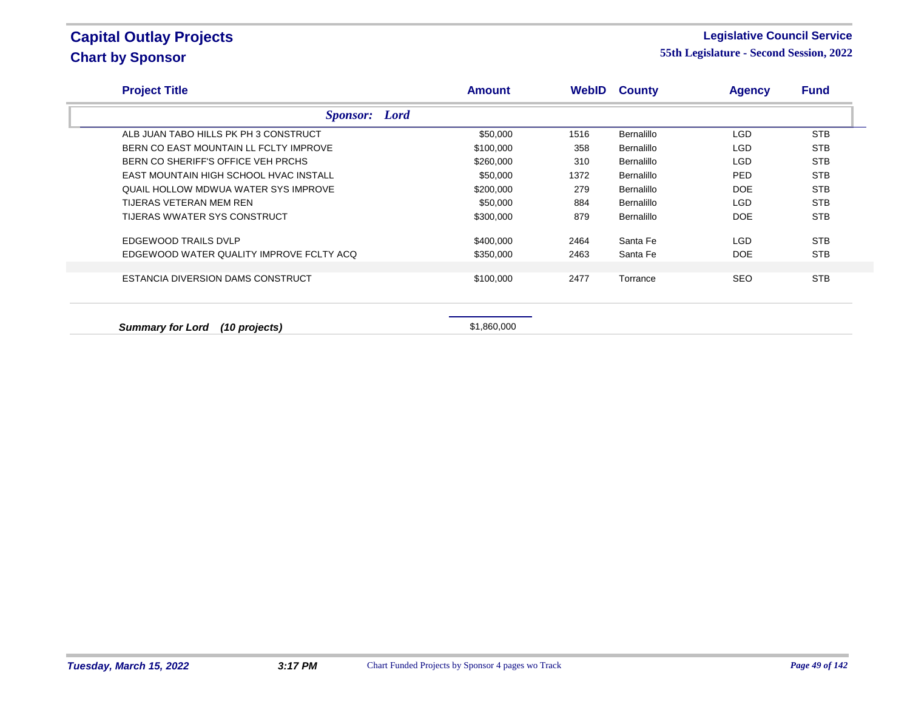# Capital Outlay Projects
## Chart by Sponsor

**Legislative Council Service**
**55th Legislature - Second Session, 2022**

| Project Title | Amount | WebID | County | Agency | Fund |
|---|---|---|---|---|---|
| ***Sponsor: Lord*** | | | | | |
| ALB JUAN TABO HILLS PK PH 3 CONSTRUCT | $50,000 | 1516 | Bernalillo | LGD | STB |
| BERN CO EAST MOUNTAIN LL FCLTY IMPROVE | $100,000 | 358 | Bernalillo | LGD | STB |
| BERN CO SHERIFF'S OFFICE VEH PRCHS | $260,000 | 310 | Bernalillo | LGD | STB |
| EAST MOUNTAIN HIGH SCHOOL HVAC INSTALL | $50,000 | 1372 | Bernalillo | PED | STB |
| QUAIL HOLLOW MDWUA WATER SYS IMPROVE | $200,000 | 279 | Bernalillo | DOE | STB |
| TIJERAS VETERAN MEM REN | $50,000 | 884 | Bernalillo | LGD | STB |
| TIJERAS WWATER SYS CONSTRUCT | $300,000 | 879 | Bernalillo | DOE | STB |
| EDGEWOOD TRAILS DVLP | $400,000 | 2464 | Santa Fe | LGD | STB |
| EDGEWOOD WATER QUALITY IMPROVE FCLTY ACQ | $350,000 | 2463 | Santa Fe | DOE | STB |
| ESTANCIA DIVERSION DAMS CONSTRUCT | $100,000 | 2477 | Torrance | SEO | STB |
| ***Summary for Lord (10 projects)*** | $1,860,000 | | | | |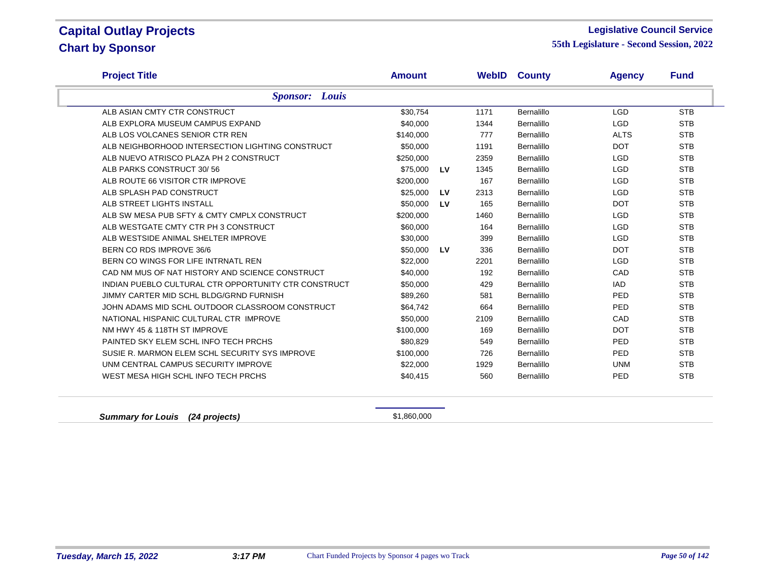# Capital Outlay Projects
## Chart by Sponsor

**Legislative Council Service**
**55th Legislature - Second Session, 2022**

| Project Title | Amount | | WebID | County | Agency | Fund |
|---|---|---|---|---|---|---|
| ***Sponsor: Louis*** | | | | | | |
| ALB ASIAN CMTY CTR CONSTRUCT | $30,754 | | 1171 | Bernalillo | LGD | STB |
| ALB EXPLORA MUSEUM CAMPUS EXPAND | $40,000 | | 1344 | Bernalillo | LGD | STB |
| ALB LOS VOLCANES SENIOR CTR REN | $140,000 | | 777 | Bernalillo | ALTS | STB |
| ALB NEIGHBORHOOD INTERSECTION LIGHTING CONSTRUCT | $50,000 | | 1191 | Bernalillo | DOT | STB |
| ALB NUEVO ATRISCO PLAZA PH 2 CONSTRUCT | $250,000 | | 2359 | Bernalillo | LGD | STB |
| ALB PARKS CONSTRUCT 30/ 56 | $75,000 | LV | 1345 | Bernalillo | LGD | STB |
| ALB ROUTE 66 VISITOR CTR IMPROVE | $200,000 | | 167 | Bernalillo | LGD | STB |
| ALB SPLASH PAD CONSTRUCT | $25,000 | LV | 2313 | Bernalillo | LGD | STB |
| ALB STREET LIGHTS INSTALL | $50,000 | LV | 165 | Bernalillo | DOT | STB |
| ALB SW MESA PUB SFTY & CMTY CMPLX CONSTRUCT | $200,000 | | 1460 | Bernalillo | LGD | STB |
| ALB WESTGATE CMTY CTR PH 3 CONSTRUCT | $60,000 | | 164 | Bernalillo | LGD | STB |
| ALB WESTSIDE ANIMAL SHELTER IMPROVE | $30,000 | | 399 | Bernalillo | LGD | STB |
| BERN CO RDS IMPROVE 36/6 | $50,000 | LV | 336 | Bernalillo | DOT | STB |
| BERN CO WINGS FOR LIFE INTRNATL REN | $22,000 | | 2201 | Bernalillo | LGD | STB |
| CAD NM MUS OF NAT HISTORY AND SCIENCE CONSTRUCT | $40,000 | | 192 | Bernalillo | CAD | STB |
| INDIAN PUEBLO CULTURAL CTR OPPORTUNITY CTR CONSTRUCT | $50,000 | | 429 | Bernalillo | IAD | STB |
| JIMMY CARTER MID SCHL BLDG/GRND FURNISH | $89,260 | | 581 | Bernalillo | PED | STB |
| JOHN ADAMS MID SCHL OUTDOOR CLASSROOM CONSTRUCT | $64,742 | | 664 | Bernalillo | PED | STB |
| NATIONAL HISPANIC CULTURAL CTR IMPROVE | $50,000 | | 2109 | Bernalillo | CAD | STB |
| NM HWY 45 & 118TH ST IMPROVE | $100,000 | | 169 | Bernalillo | DOT | STB |
| PAINTED SKY ELEM SCHL INFO TECH PRCHS | $80,829 | | 549 | Bernalillo | PED | STB |
| SUSIE R. MARMON ELEM SCHL SECURITY SYS IMPROVE | $100,000 | | 726 | Bernalillo | PED | STB |
| UNM CENTRAL CAMPUS SECURITY IMPROVE | $22,000 | | 1929 | Bernalillo | UNM | STB |
| WEST MESA HIGH SCHL INFO TECH PRCHS | $40,415 | | 560 | Bernalillo | PED | STB |

***Summary for Louis (24 projects)*** $1,860,000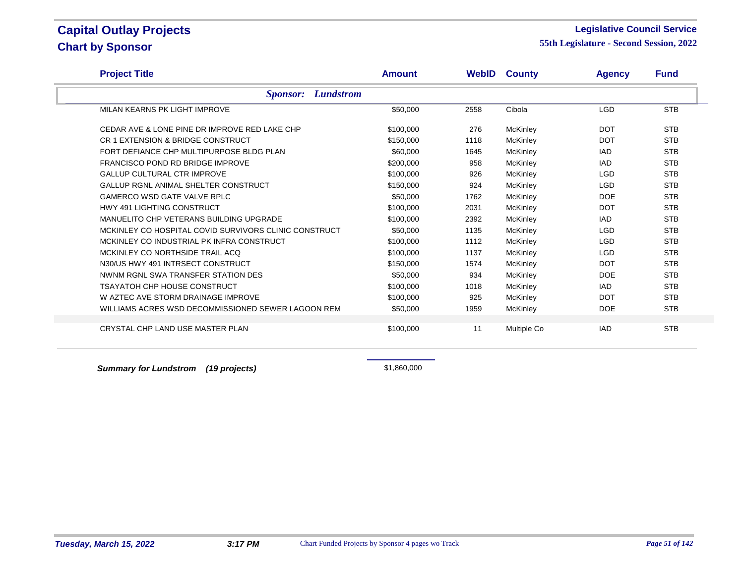# Capital Outlay Projects

## Chart by Sponsor

**Legislative Council Service**

**55th Legislature - Second Session, 2022**

| Project Title | Amount | WebID | County | Agency | Fund |
|---|---|---|---|---|---|
| ***Sponsor: Lundstrom*** | | | | | |
| MILAN KEARNS PK LIGHT IMPROVE | $50,000 | 2558 | Cibola | LGD | STB |
| CEDAR AVE & LONE PINE DR IMPROVE RED LAKE CHP | $100,000 | 276 | McKinley | DOT | STB |
| CR 1 EXTENSION & BRIDGE CONSTRUCT | $150,000 | 1118 | McKinley | DOT | STB |
| FORT DEFIANCE CHP MULTIPURPOSE BLDG PLAN | $60,000 | 1645 | McKinley | IAD | STB |
| FRANCISCO POND RD BRIDGE IMPROVE | $200,000 | 958 | McKinley | IAD | STB |
| GALLUP CULTURAL CTR IMPROVE | $100,000 | 926 | McKinley | LGD | STB |
| GALLUP RGNL ANIMAL SHELTER CONSTRUCT | $150,000 | 924 | McKinley | LGD | STB |
| GAMERCO WSD GATE VALVE RPLC | $50,000 | 1762 | McKinley | DOE | STB |
| HWY 491 LIGHTING CONSTRUCT | $100,000 | 2031 | McKinley | DOT | STB |
| MANUELITO CHP VETERANS BUILDING UPGRADE | $100,000 | 2392 | McKinley | IAD | STB |
| MCKINLEY CO HOSPITAL COVID SURVIVORS CLINIC CONSTRUCT | $50,000 | 1135 | McKinley | LGD | STB |
| MCKINLEY CO INDUSTRIAL PK INFRA CONSTRUCT | $100,000 | 1112 | McKinley | LGD | STB |
| MCKINLEY CO NORTHSIDE TRAIL ACQ | $100,000 | 1137 | McKinley | LGD | STB |
| N30/US HWY 491 INTRSECT CONSTRUCT | $150,000 | 1574 | McKinley | DOT | STB |
| NWNM RGNL SWA TRANSFER STATION DES | $50,000 | 934 | McKinley | DOE | STB |
| TSAYATOH CHP HOUSE CONSTRUCT | $100,000 | 1018 | McKinley | IAD | STB |
| W AZTEC AVE STORM DRAINAGE IMPROVE | $100,000 | 925 | McKinley | DOT | STB |
| WILLIAMS ACRES WSD DECOMMISSIONED SEWER LAGOON REM | $50,000 | 1959 | McKinley | DOE | STB |
| CRYSTAL CHP LAND USE MASTER PLAN | $100,000 | 11 | Multiple Co | IAD | STB |
| ***Summary for Lundstrom (19 projects)*** | $1,860,000 | | | | |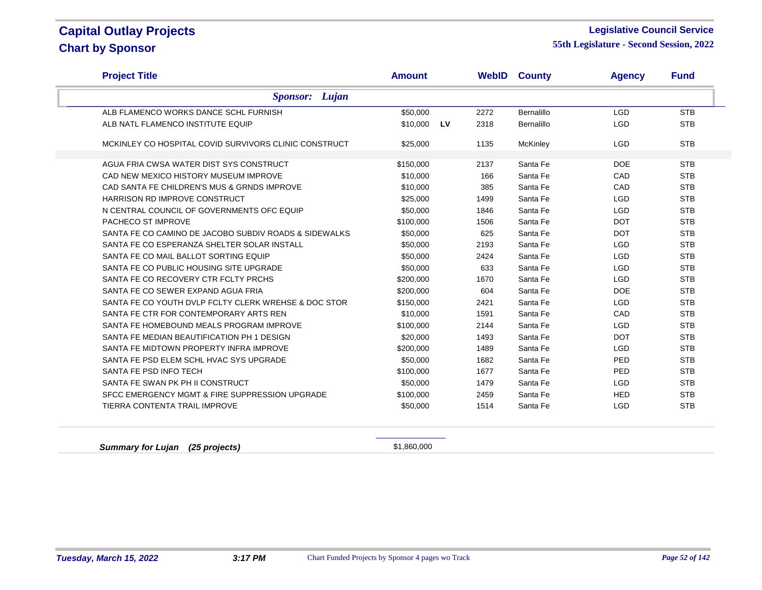# Capital Outlay Projects

## Chart by Sponsor

**Legislative Council Service**

**55th Legislature - Second Session, 2022**

| Project Title | Amount | | WebID | County | Agency | Fund |
|---|---|---|---|---|---|---|
| ***Sponsor: Lujan*** | | | | | | |
| ALB FLAMENCO WORKS DANCE SCHL FURNISH | $50,000 | | 2272 | Bernalillo | LGD | STB |
| ALB NATL FLAMENCO INSTITUTE EQUIP | $10,000 | **LV** | 2318 | Bernalillo | LGD | STB |
| MCKINLEY CO HOSPITAL COVID SURVIVORS CLINIC CONSTRUCT | $25,000 | | 1135 | McKinley | LGD | STB |
| AGUA FRIA CWSA WATER DIST SYS CONSTRUCT | $150,000 | | 2137 | Santa Fe | DOE | STB |
| CAD NEW MEXICO HISTORY MUSEUM IMPROVE | $10,000 | | 166 | Santa Fe | CAD | STB |
| CAD SANTA FE CHILDREN'S MUS & GRNDS IMPROVE | $10,000 | | 385 | Santa Fe | CAD | STB |
| HARRISON RD IMPROVE CONSTRUCT | $25,000 | | 1499 | Santa Fe | LGD | STB |
| N CENTRAL COUNCIL OF GOVERNMENTS OFC EQUIP | $50,000 | | 1846 | Santa Fe | LGD | STB |
| PACHECO ST IMPROVE | $100,000 | | 1506 | Santa Fe | DOT | STB |
| SANTA FE CO CAMINO DE JACOBO SUBDIV ROADS & SIDEWALKS | $50,000 | | 625 | Santa Fe | DOT | STB |
| SANTA FE CO ESPERANZA SHELTER SOLAR INSTALL | $50,000 | | 2193 | Santa Fe | LGD | STB |
| SANTA FE CO MAIL BALLOT SORTING EQUIP | $50,000 | | 2424 | Santa Fe | LGD | STB |
| SANTA FE CO PUBLIC HOUSING SITE UPGRADE | $50,000 | | 633 | Santa Fe | LGD | STB |
| SANTA FE CO RECOVERY CTR FCLTY PRCHS | $200,000 | | 1670 | Santa Fe | LGD | STB |
| SANTA FE CO SEWER EXPAND AGUA FRIA | $200,000 | | 604 | Santa Fe | DOE | STB |
| SANTA FE CO YOUTH DVLP FCLTY CLERK WREHSE & DOC STOR | $150,000 | | 2421 | Santa Fe | LGD | STB |
| SANTA FE CTR FOR CONTEMPORARY ARTS REN | $10,000 | | 1591 | Santa Fe | CAD | STB |
| SANTA FE HOMEBOUND MEALS PROGRAM IMPROVE | $100,000 | | 2144 | Santa Fe | LGD | STB |
| SANTA FE MEDIAN BEAUTIFICATION PH 1 DESIGN | $20,000 | | 1493 | Santa Fe | DOT | STB |
| SANTA FE MIDTOWN PROPERTY INFRA IMPROVE | $200,000 | | 1489 | Santa Fe | LGD | STB |
| SANTA FE PSD ELEM SCHL HVAC SYS UPGRADE | $50,000 | | 1682 | Santa Fe | PED | STB |
| SANTA FE PSD INFO TECH | $100,000 | | 1677 | Santa Fe | PED | STB |
| SANTA FE SWAN PK PH II CONSTRUCT | $50,000 | | 1479 | Santa Fe | LGD | STB |
| SFCC EMERGENCY MGMT & FIRE SUPPRESSION UPGRADE | $100,000 | | 2459 | Santa Fe | HED | STB |
| TIERRA CONTENTA TRAIL IMPROVE | $50,000 | | 1514 | Santa Fe | LGD | STB |
| ***Summary for Lujan (25 projects)*** | $1,860,000 | | | | | |

*Tuesday, March 15, 2022* *3:17 PM* Chart Funded Projects by Sponsor 4 pages wo Track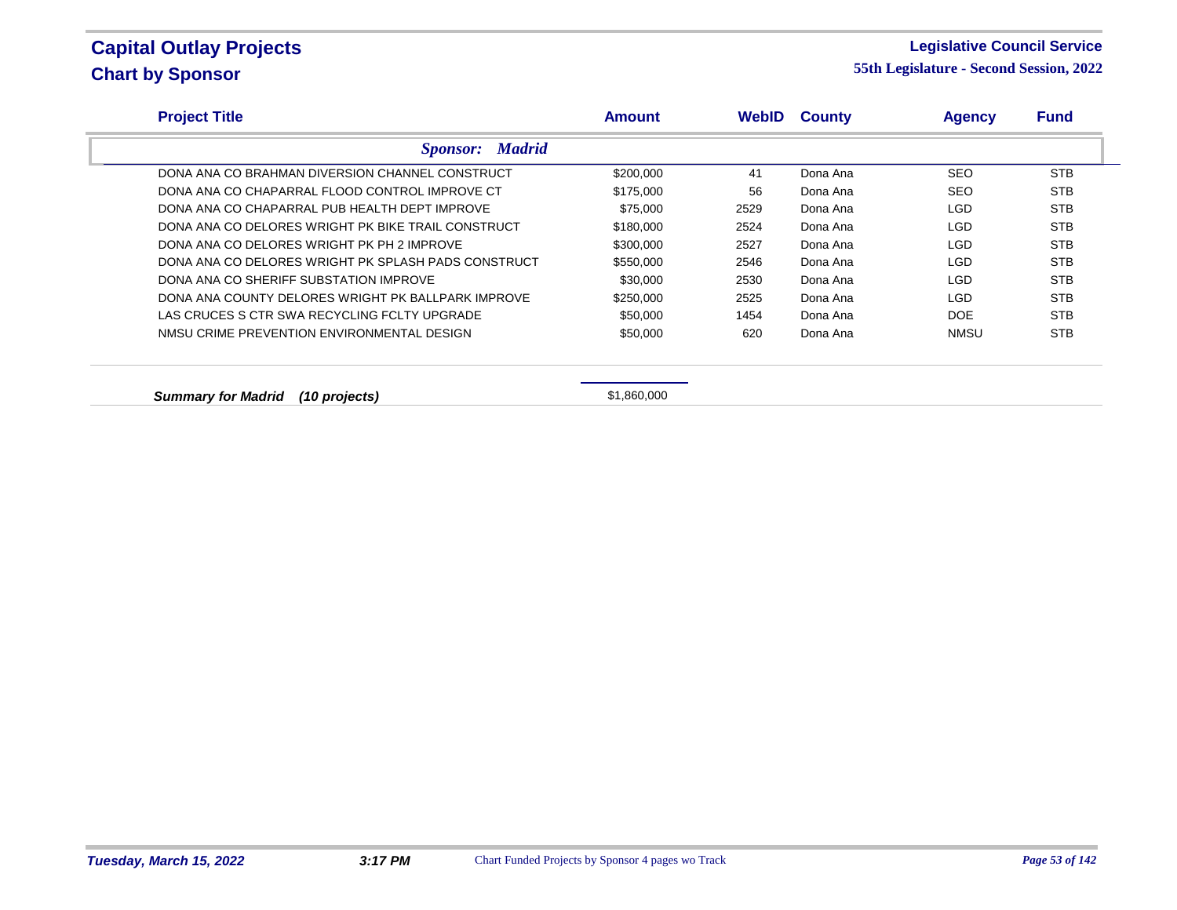# Capital Outlay Projects
## Chart by Sponsor

**Legislative Council Service**
**55th Legislature - Second Session, 2022**

| Project Title | Amount | WebID | County | Agency | Fund |
|---|---|---|---|---|---|
| ***Sponsor: Madrid*** | | | | | |
| DONA ANA CO BRAHMAN DIVERSION CHANNEL CONSTRUCT | $200,000 | 41 | Dona Ana | SEO | STB |
| DONA ANA CO CHAPARRAL FLOOD CONTROL IMPROVE CT | $175,000 | 56 | Dona Ana | SEO | STB |
| DONA ANA CO CHAPARRAL PUB HEALTH DEPT IMPROVE | $75,000 | 2529 | Dona Ana | LGD | STB |
| DONA ANA CO DELORES WRIGHT PK BIKE TRAIL CONSTRUCT | $180,000 | 2524 | Dona Ana | LGD | STB |
| DONA ANA CO DELORES WRIGHT PK PH 2 IMPROVE | $300,000 | 2527 | Dona Ana | LGD | STB |
| DONA ANA CO DELORES WRIGHT PK SPLASH PADS CONSTRUCT | $550,000 | 2546 | Dona Ana | LGD | STB |
| DONA ANA CO SHERIFF SUBSTATION IMPROVE | $30,000 | 2530 | Dona Ana | LGD | STB |
| DONA ANA COUNTY DELORES WRIGHT PK BALLPARK IMPROVE | $250,000 | 2525 | Dona Ana | LGD | STB |
| LAS CRUCES S CTR SWA RECYCLING FCLTY UPGRADE | $50,000 | 1454 | Dona Ana | DOE | STB |
| NMSU CRIME PREVENTION ENVIRONMENTAL DESIGN | $50,000 | 620 | Dona Ana | NMSU | STB |
| ***Summary for Madrid (10 projects)*** | $1,860,000 | | | | |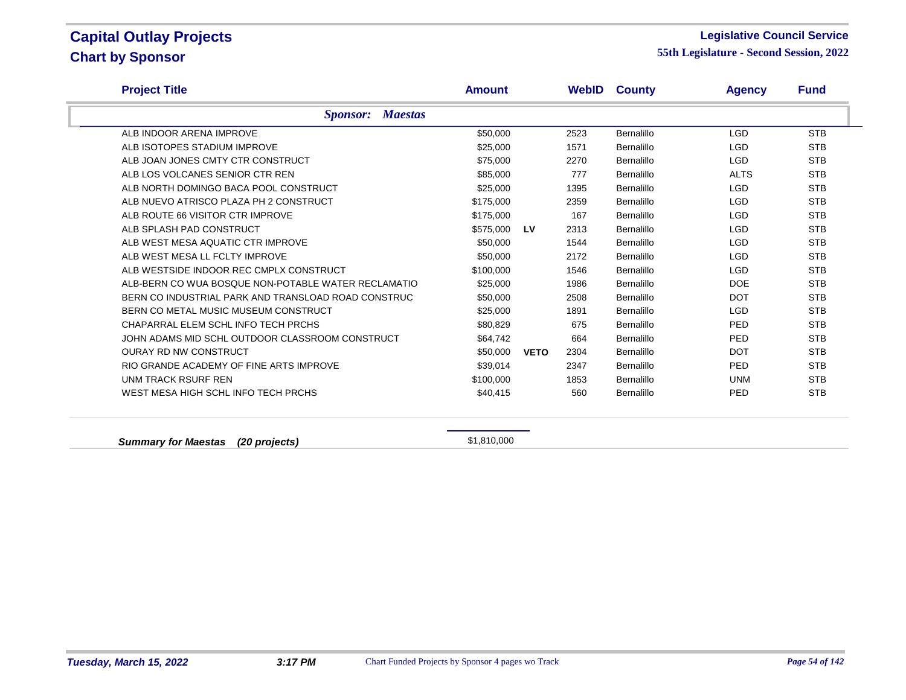# Capital Outlay Projects

## Chart by Sponsor

**Legislative Council Service**

**55th Legislature - Second Session, 2022**

| Project Title | Amount | | WebID | County | Agency | Fund |
|---|---|---|---|---|---|---|
| ***Sponsor: Maestas*** | | | | | | |
| ALB INDOOR ARENA IMPROVE | $50,000 | | 2523 | Bernalillo | LGD | STB |
| ALB ISOTOPES STADIUM IMPROVE | $25,000 | | 1571 | Bernalillo | LGD | STB |
| ALB JOAN JONES CMTY CTR CONSTRUCT | $75,000 | | 2270 | Bernalillo | LGD | STB |
| ALB LOS VOLCANES SENIOR CTR REN | $85,000 | | 777 | Bernalillo | ALTS | STB |
| ALB NORTH DOMINGO BACA POOL CONSTRUCT | $25,000 | | 1395 | Bernalillo | LGD | STB |
| ALB NUEVO ATRISCO PLAZA PH 2 CONSTRUCT | $175,000 | | 2359 | Bernalillo | LGD | STB |
| ALB ROUTE 66 VISITOR CTR IMPROVE | $175,000 | | 167 | Bernalillo | LGD | STB |
| ALB SPLASH PAD CONSTRUCT | $575,000 | **LV** | 2313 | Bernalillo | LGD | STB |
| ALB WEST MESA AQUATIC CTR IMPROVE | $50,000 | | 1544 | Bernalillo | LGD | STB |
| ALB WEST MESA LL FCLTY IMPROVE | $50,000 | | 2172 | Bernalillo | LGD | STB |
| ALB WESTSIDE INDOOR REC CMPLX CONSTRUCT | $100,000 | | 1546 | Bernalillo | LGD | STB |
| ALB-BERN CO WUA BOSQUE NON-POTABLE WATER RECLAMATIO | $25,000 | | 1986 | Bernalillo | DOE | STB |
| BERN CO INDUSTRIAL PARK AND TRANSLOAD ROAD CONSTRUC | $50,000 | | 2508 | Bernalillo | DOT | STB |
| BERN CO METAL MUSIC MUSEUM CONSTRUCT | $25,000 | | 1891 | Bernalillo | LGD | STB |
| CHAPARRAL ELEM SCHL INFO TECH PRCHS | $80,829 | | 675 | Bernalillo | PED | STB |
| JOHN ADAMS MID SCHL OUTDOOR CLASSROOM CONSTRUCT | $64,742 | | 664 | Bernalillo | PED | STB |
| OURAY RD NW CONSTRUCT | $50,000 | **VETO** | 2304 | Bernalillo | DOT | STB |
| RIO GRANDE ACADEMY OF FINE ARTS IMPROVE | $39,014 | | 2347 | Bernalillo | PED | STB |
| UNM TRACK RSURF REN | $100,000 | | 1853 | Bernalillo | UNM | STB |
| WEST MESA HIGH SCHL INFO TECH PRCHS | $40,415 | | 560 | Bernalillo | PED | STB |
| ***Summary for Maestas (20 projects)*** | $1,810,000 | | | | | |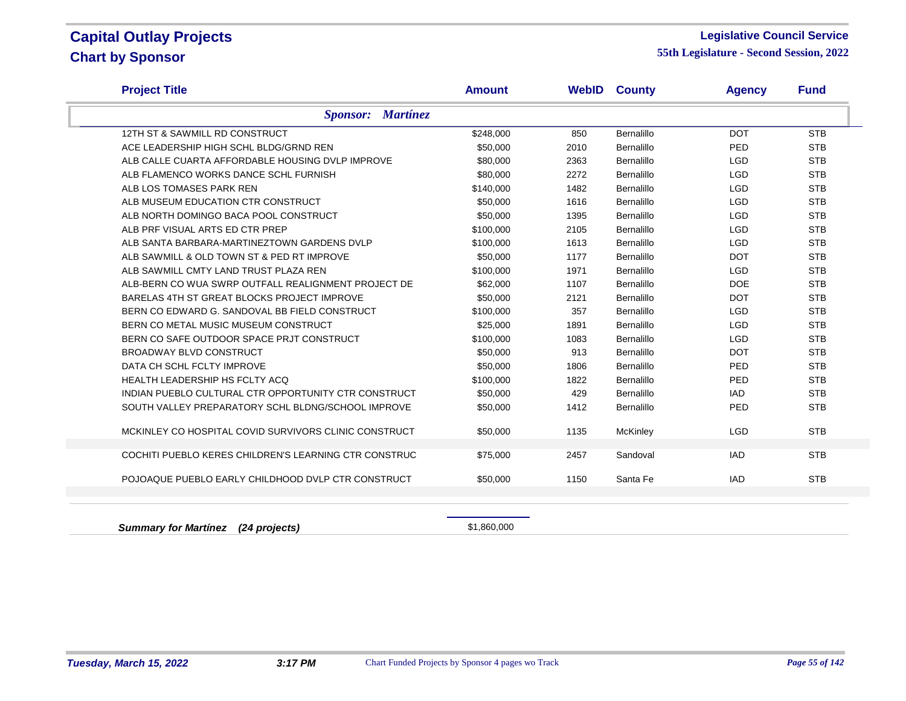# Capital Outlay Projects
## Chart by Sponsor

**Legislative Council Service**
**55th Legislature - Second Session, 2022**

| Project Title | Amount | WebID | County | Agency | Fund |
|---|---|---|---|---|---|
| ***Sponsor: Martínez*** | | | | | |
| 12TH ST & SAWMILL RD CONSTRUCT | $248,000 | 850 | Bernalillo | DOT | STB |
| ACE LEADERSHIP HIGH SCHL BLDG/GRND REN | $50,000 | 2010 | Bernalillo | PED | STB |
| ALB CALLE CUARTA AFFORDABLE HOUSING DVLP IMPROVE | $80,000 | 2363 | Bernalillo | LGD | STB |
| ALB FLAMENCO WORKS DANCE SCHL FURNISH | $80,000 | 2272 | Bernalillo | LGD | STB |
| ALB LOS TOMASES PARK REN | $140,000 | 1482 | Bernalillo | LGD | STB |
| ALB MUSEUM EDUCATION CTR CONSTRUCT | $50,000 | 1616 | Bernalillo | LGD | STB |
| ALB NORTH DOMINGO BACA POOL CONSTRUCT | $50,000 | 1395 | Bernalillo | LGD | STB |
| ALB PRF VISUAL ARTS ED CTR PREP | $100,000 | 2105 | Bernalillo | LGD | STB |
| ALB SANTA BARBARA-MARTINEZTOWN GARDENS DVLP | $100,000 | 1613 | Bernalillo | LGD | STB |
| ALB SAWMILL & OLD TOWN ST & PED RT IMPROVE | $50,000 | 1177 | Bernalillo | DOT | STB |
| ALB SAWMILL CMTY LAND TRUST PLAZA REN | $100,000 | 1971 | Bernalillo | LGD | STB |
| ALB-BERN CO WUA SWRP OUTFALL REALIGNMENT PROJECT DE | $62,000 | 1107 | Bernalillo | DOE | STB |
| BARELAS 4TH ST GREAT BLOCKS PROJECT IMPROVE | $50,000 | 2121 | Bernalillo | DOT | STB |
| BERN CO EDWARD G. SANDOVAL BB FIELD CONSTRUCT | $100,000 | 357 | Bernalillo | LGD | STB |
| BERN CO METAL MUSIC MUSEUM CONSTRUCT | $25,000 | 1891 | Bernalillo | LGD | STB |
| BERN CO SAFE OUTDOOR SPACE PRJT CONSTRUCT | $100,000 | 1083 | Bernalillo | LGD | STB |
| BROADWAY BLVD CONSTRUCT | $50,000 | 913 | Bernalillo | DOT | STB |
| DATA CH SCHL FCLTY IMPROVE | $50,000 | 1806 | Bernalillo | PED | STB |
| HEALTH LEADERSHIP HS FCLTY ACQ | $100,000 | 1822 | Bernalillo | PED | STB |
| INDIAN PUEBLO CULTURAL CTR OPPORTUNITY CTR CONSTRUCT | $50,000 | 429 | Bernalillo | IAD | STB |
| SOUTH VALLEY PREPARATORY SCHL BLDNG/SCHOOL IMPROVE | $50,000 | 1412 | Bernalillo | PED | STB |
| MCKINLEY CO HOSPITAL COVID SURVIVORS CLINIC CONSTRUCT | $50,000 | 1135 | McKinley | LGD | STB |
| COCHITI PUEBLO KERES CHILDREN'S LEARNING CTR CONSTRUC | $75,000 | 2457 | Sandoval | IAD | STB |
| POJOAQUE PUEBLO EARLY CHILDHOOD DVLP CTR CONSTRUCT | $50,000 | 1150 | Santa Fe | IAD | STB |
| ***Summary for Martínez (24 projects)*** | $1,860,000 | | | | |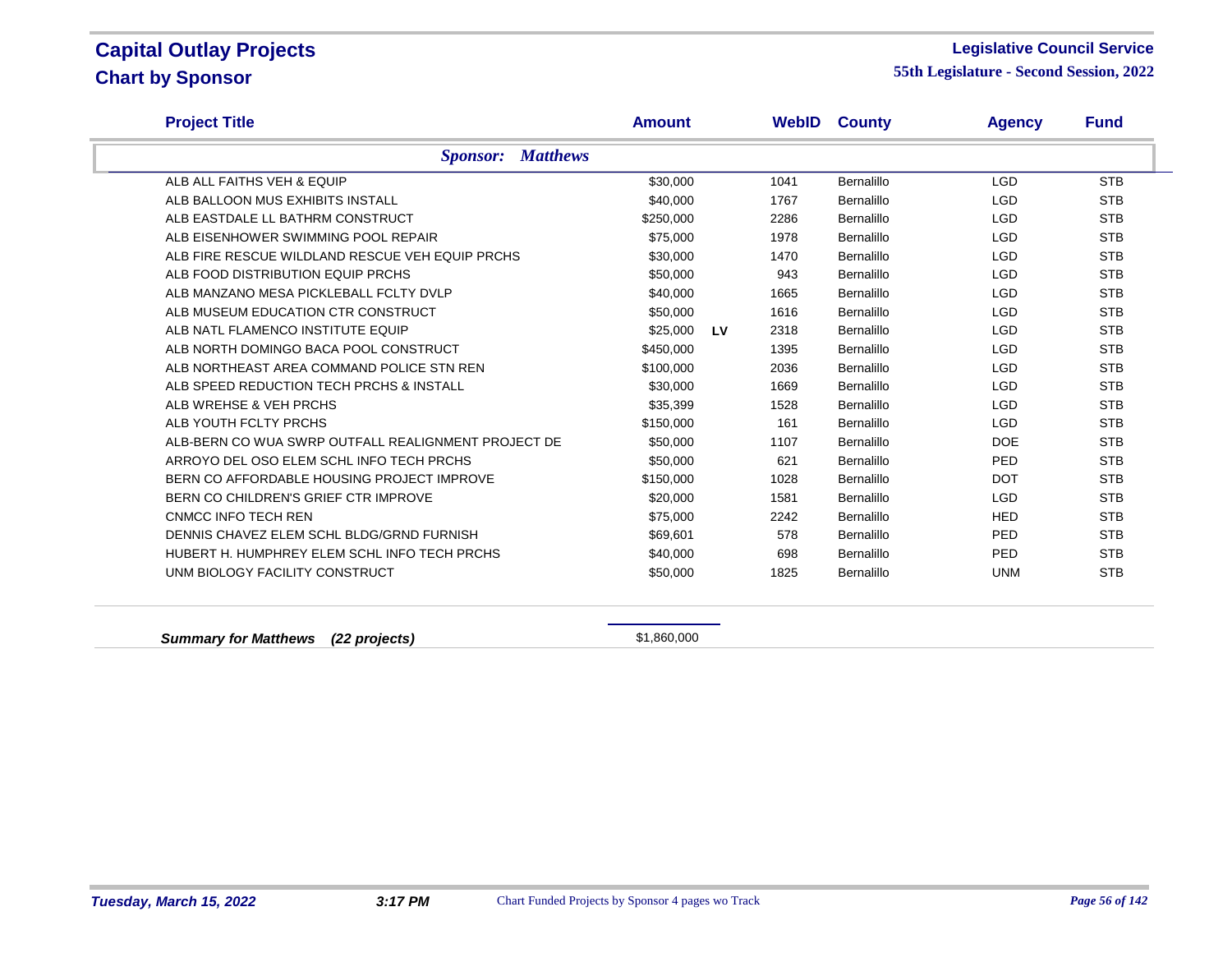# Capital Outlay Projects

## Chart by Sponsor

**Legislative Council Service**

**55th Legislature - Second Session, 2022**

***Sponsor: Matthews***

| Project Title | Amount | | WebID | County | Agency | Fund |
|---|---|---|---|---|---|---|
| ALB ALL FAITHS VEH & EQUIP | $30,000 | | 1041 | Bernalillo | LGD | STB |
| ALB BALLOON MUS EXHIBITS INSTALL | $40,000 | | 1767 | Bernalillo | LGD | STB |
| ALB EASTDALE LL BATHRM CONSTRUCT | $250,000 | | 2286 | Bernalillo | LGD | STB |
| ALB EISENHOWER SWIMMING POOL REPAIR | $75,000 | | 1978 | Bernalillo | LGD | STB |
| ALB FIRE RESCUE WILDLAND RESCUE VEH EQUIP PRCHS | $30,000 | | 1470 | Bernalillo | LGD | STB |
| ALB FOOD DISTRIBUTION EQUIP PRCHS | $50,000 | | 943 | Bernalillo | LGD | STB |
| ALB MANZANO MESA PICKLEBALL FCLTY DVLP | $40,000 | | 1665 | Bernalillo | LGD | STB |
| ALB MUSEUM EDUCATION CTR CONSTRUCT | $50,000 | | 1616 | Bernalillo | LGD | STB |
| ALB NATL FLAMENCO INSTITUTE EQUIP | $25,000 | LV | 2318 | Bernalillo | LGD | STB |
| ALB NORTH DOMINGO BACA POOL CONSTRUCT | $450,000 | | 1395 | Bernalillo | LGD | STB |
| ALB NORTHEAST AREA COMMAND POLICE STN REN | $100,000 | | 2036 | Bernalillo | LGD | STB |
| ALB SPEED REDUCTION TECH PRCHS & INSTALL | $30,000 | | 1669 | Bernalillo | LGD | STB |
| ALB WREHSE & VEH PRCHS | $35,399 | | 1528 | Bernalillo | LGD | STB |
| ALB YOUTH FCLTY PRCHS | $150,000 | | 161 | Bernalillo | LGD | STB |
| ALB-BERN CO WUA SWRP OUTFALL REALIGNMENT PROJECT DE | $50,000 | | 1107 | Bernalillo | DOE | STB |
| ARROYO DEL OSO ELEM SCHL INFO TECH PRCHS | $50,000 | | 621 | Bernalillo | PED | STB |
| BERN CO AFFORDABLE HOUSING PROJECT IMPROVE | $150,000 | | 1028 | Bernalillo | DOT | STB |
| BERN CO CHILDREN'S GRIEF CTR IMPROVE | $20,000 | | 1581 | Bernalillo | LGD | STB |
| CNMCC INFO TECH REN | $75,000 | | 2242 | Bernalillo | HED | STB |
| DENNIS CHAVEZ ELEM SCHL BLDG/GRND FURNISH | $69,601 | | 578 | Bernalillo | PED | STB |
| HUBERT H. HUMPHREY ELEM SCHL INFO TECH PRCHS | $40,000 | | 698 | Bernalillo | PED | STB |
| UNM BIOLOGY FACILITY CONSTRUCT | $50,000 | | 1825 | Bernalillo | UNM | STB |

***Summary for Matthews (22 projects)*** $1,860,000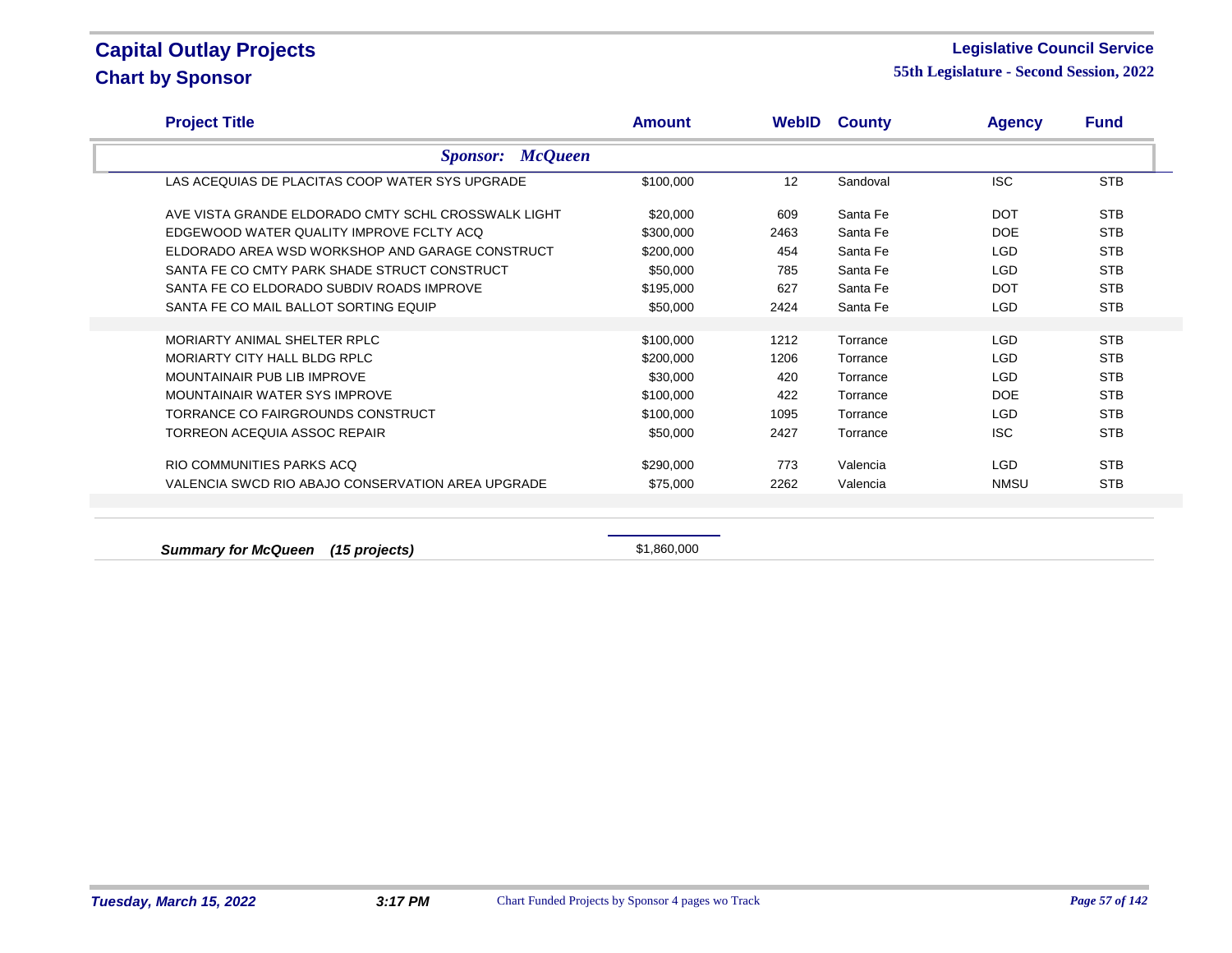# Capital Outlay Projects

## Chart by Sponsor

**Legislative Council Service**

**55th Legislature - Second Session, 2022**

| Project Title | Amount | WebID | County | Agency | Fund |
|---|---|---|---|---|---|
| ***Sponsor: McQueen*** | | | | | |
| LAS ACEQUIAS DE PLACITAS COOP WATER SYS UPGRADE | $100,000 | 12 | Sandoval | ISC | STB |
| AVE VISTA GRANDE ELDORADO CMTY SCHL CROSSWALK LIGHT | $20,000 | 609 | Santa Fe | DOT | STB |
| EDGEWOOD WATER QUALITY IMPROVE FCLTY ACQ | $300,000 | 2463 | Santa Fe | DOE | STB |
| ELDORADO AREA WSD WORKSHOP AND GARAGE CONSTRUCT | $200,000 | 454 | Santa Fe | LGD | STB |
| SANTA FE CO CMTY PARK SHADE STRUCT CONSTRUCT | $50,000 | 785 | Santa Fe | LGD | STB |
| SANTA FE CO ELDORADO SUBDIV ROADS IMPROVE | $195,000 | 627 | Santa Fe | DOT | STB |
| SANTA FE CO MAIL BALLOT SORTING EQUIP | $50,000 | 2424 | Santa Fe | LGD | STB |
| MORIARTY ANIMAL SHELTER RPLC | $100,000 | 1212 | Torrance | LGD | STB |
| MORIARTY CITY HALL BLDG RPLC | $200,000 | 1206 | Torrance | LGD | STB |
| MOUNTAINAIR PUB LIB IMPROVE | $30,000 | 420 | Torrance | LGD | STB |
| MOUNTAINAIR WATER SYS IMPROVE | $100,000 | 422 | Torrance | DOE | STB |
| TORRANCE CO FAIRGROUNDS CONSTRUCT | $100,000 | 1095 | Torrance | LGD | STB |
| TORREON ACEQUIA ASSOC REPAIR | $50,000 | 2427 | Torrance | ISC | STB |
| RIO COMMUNITIES PARKS ACQ | $290,000 | 773 | Valencia | LGD | STB |
| VALENCIA SWCD RIO ABAJO CONSERVATION AREA UPGRADE | $75,000 | 2262 | Valencia | NMSU | STB |

***Summary for McQueen (15 projects)*** $1,860,000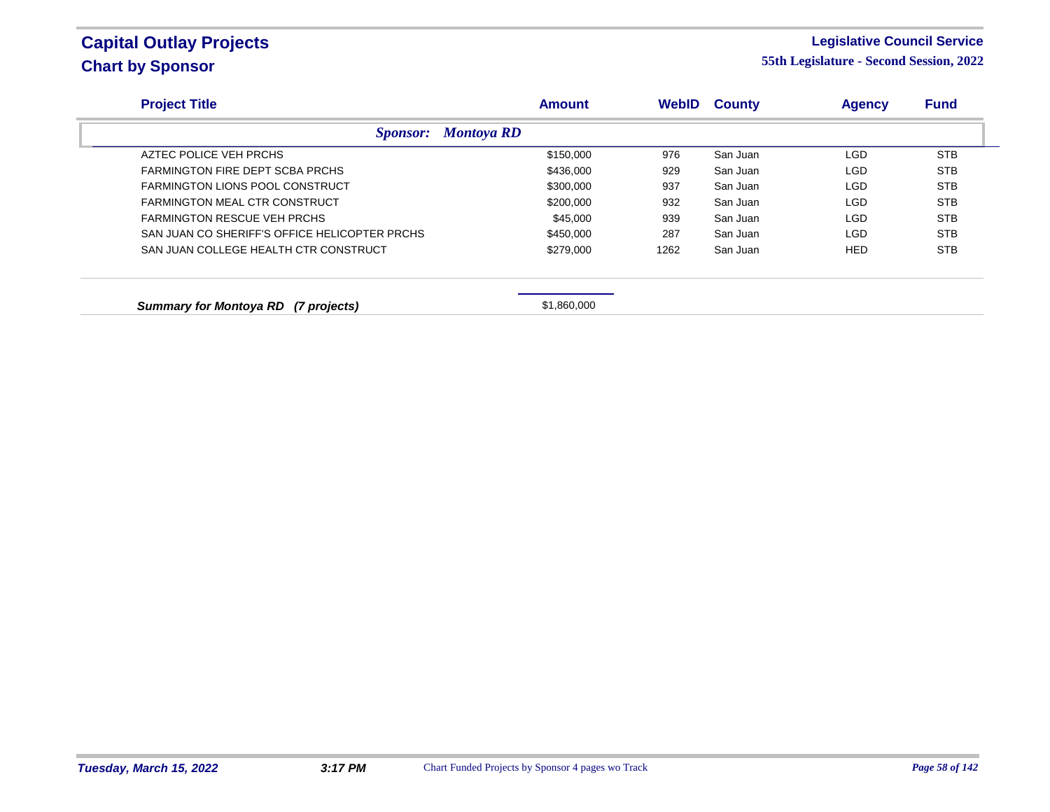# Capital Outlay Projects
## Chart by Sponsor

**Legislative Council Service**
**55th Legislature - Second Session, 2022**

| Project Title | Amount | WebID | County | Agency | Fund |
|---|---|---|---|---|---|
| ***Sponsor: Montoya RD*** | | | | | |
| AZTEC POLICE VEH PRCHS | $150,000 | 976 | San Juan | LGD | STB |
| FARMINGTON FIRE DEPT SCBA PRCHS | $436,000 | 929 | San Juan | LGD | STB |
| FARMINGTON LIONS POOL CONSTRUCT | $300,000 | 937 | San Juan | LGD | STB |
| FARMINGTON MEAL CTR CONSTRUCT | $200,000 | 932 | San Juan | LGD | STB |
| FARMINGTON RESCUE VEH PRCHS | $45,000 | 939 | San Juan | LGD | STB |
| SAN JUAN CO SHERIFF'S OFFICE HELICOPTER PRCHS | $450,000 | 287 | San Juan | LGD | STB |
| SAN JUAN COLLEGE HEALTH CTR CONSTRUCT | $279,000 | 1262 | San Juan | HED | STB |
| ***Summary for Montoya RD (7 projects)*** | $1,860,000 | | | | |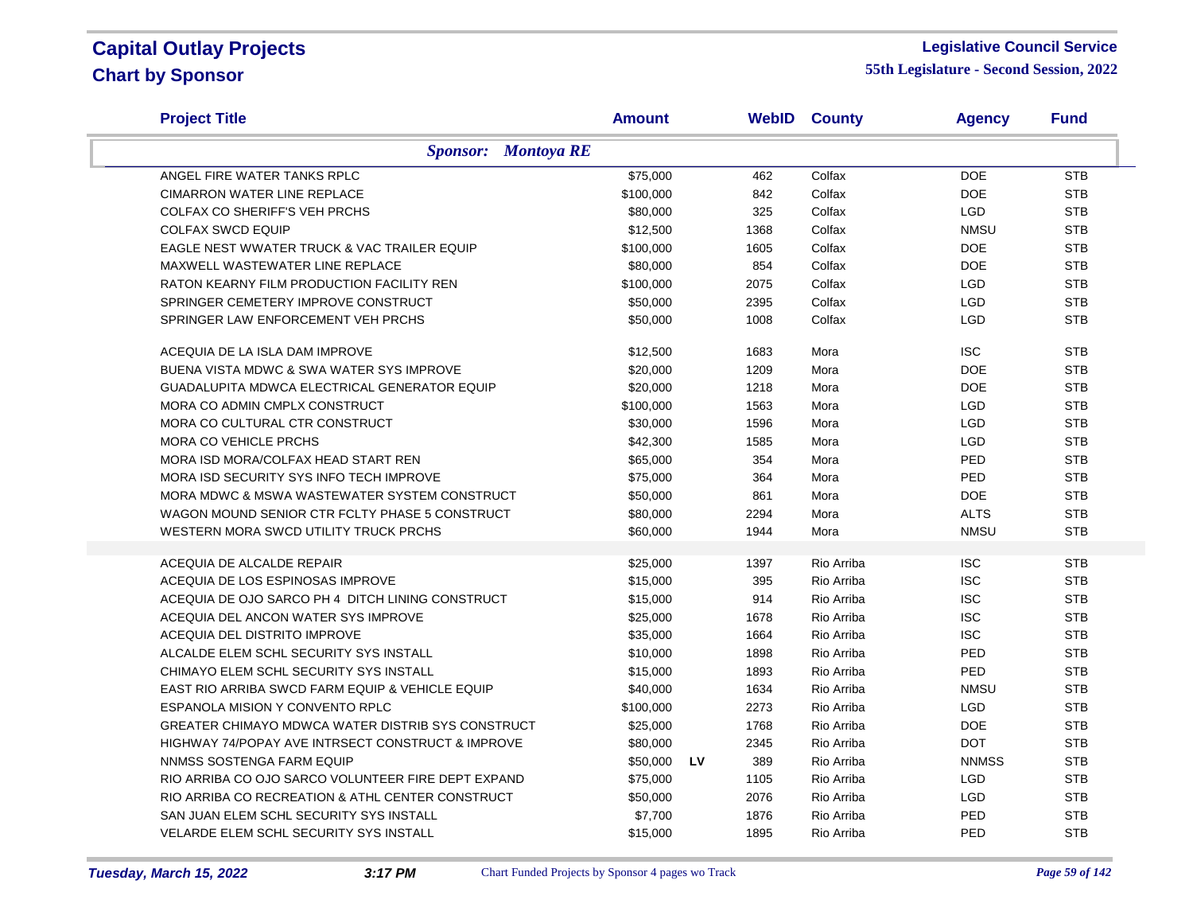# Capital Outlay Projects
## Chart by Sponsor

**Legislative Council Service**
**55th Legislature - Second Session, 2022**

| Project Title | Amount | | WebID | County | Agency | Fund |
|---|---|---|---|---|---|---|
| ***Sponsor: Montoya RE*** | | | | | | |
| ANGEL FIRE WATER TANKS RPLC | $75,000 | | 462 | Colfax | DOE | STB |
| CIMARRON WATER LINE REPLACE | $100,000 | | 842 | Colfax | DOE | STB |
| COLFAX CO SHERIFF'S VEH PRCHS | $80,000 | | 325 | Colfax | LGD | STB |
| COLFAX SWCD EQUIP | $12,500 | | 1368 | Colfax | NMSU | STB |
| EAGLE NEST WWATER TRUCK & VAC TRAILER EQUIP | $100,000 | | 1605 | Colfax | DOE | STB |
| MAXWELL WASTEWATER LINE REPLACE | $80,000 | | 854 | Colfax | DOE | STB |
| RATON KEARNY FILM PRODUCTION FACILITY REN | $100,000 | | 2075 | Colfax | LGD | STB |
| SPRINGER CEMETERY IMPROVE CONSTRUCT | $50,000 | | 2395 | Colfax | LGD | STB |
| SPRINGER LAW ENFORCEMENT VEH PRCHS | $50,000 | | 1008 | Colfax | LGD | STB |
| ACEQUIA DE LA ISLA DAM IMPROVE | $12,500 | | 1683 | Mora | ISC | STB |
| BUENA VISTA MDWC & SWA WATER SYS IMPROVE | $20,000 | | 1209 | Mora | DOE | STB |
| GUADALUPITA MDWCA ELECTRICAL GENERATOR EQUIP | $20,000 | | 1218 | Mora | DOE | STB |
| MORA CO ADMIN CMPLX CONSTRUCT | $100,000 | | 1563 | Mora | LGD | STB |
| MORA CO CULTURAL CTR CONSTRUCT | $30,000 | | 1596 | Mora | LGD | STB |
| MORA CO VEHICLE PRCHS | $42,300 | | 1585 | Mora | LGD | STB |
| MORA ISD MORA/COLFAX HEAD START REN | $65,000 | | 354 | Mora | PED | STB |
| MORA ISD SECURITY SYS INFO TECH IMPROVE | $75,000 | | 364 | Mora | PED | STB |
| MORA MDWC & MSWA WASTEWATER SYSTEM CONSTRUCT | $50,000 | | 861 | Mora | DOE | STB |
| WAGON MOUND SENIOR CTR FCLTY PHASE 5 CONSTRUCT | $80,000 | | 2294 | Mora | ALTS | STB |
| WESTERN MORA SWCD UTILITY TRUCK PRCHS | $60,000 | | 1944 | Mora | NMSU | STB |
| ACEQUIA DE ALCALDE REPAIR | $25,000 | | 1397 | Rio Arriba | ISC | STB |
| ACEQUIA DE LOS ESPINOSAS IMPROVE | $15,000 | | 395 | Rio Arriba | ISC | STB |
| ACEQUIA DE OJO SARCO PH 4 DITCH LINING CONSTRUCT | $15,000 | | 914 | Rio Arriba | ISC | STB |
| ACEQUIA DEL ANCON WATER SYS IMPROVE | $25,000 | | 1678 | Rio Arriba | ISC | STB |
| ACEQUIA DEL DISTRITO IMPROVE | $35,000 | | 1664 | Rio Arriba | ISC | STB |
| ALCALDE ELEM SCHL SECURITY SYS INSTALL | $10,000 | | 1898 | Rio Arriba | PED | STB |
| CHIMAYO ELEM SCHL SECURITY SYS INSTALL | $15,000 | | 1893 | Rio Arriba | PED | STB |
| EAST RIO ARRIBA SWCD FARM EQUIP & VEHICLE EQUIP | $40,000 | | 1634 | Rio Arriba | NMSU | STB |
| ESPANOLA MISION Y CONVENTO RPLC | $100,000 | | 2273 | Rio Arriba | LGD | STB |
| GREATER CHIMAYO MDWCA WATER DISTRIB SYS CONSTRUCT | $25,000 | | 1768 | Rio Arriba | DOE | STB |
| HIGHWAY 74/POPAY AVE INTRSECT CONSTRUCT & IMPROVE | $80,000 | | 2345 | Rio Arriba | DOT | STB |
| NNMSS SOSTENGA FARM EQUIP | $50,000 | LV | 389 | Rio Arriba | NNMSS | STB |
| RIO ARRIBA CO OJO SARCO VOLUNTEER FIRE DEPT EXPAND | $75,000 | | 1105 | Rio Arriba | LGD | STB |
| RIO ARRIBA CO RECREATION & ATHL CENTER CONSTRUCT | $50,000 | | 2076 | Rio Arriba | LGD | STB |
| SAN JUAN ELEM SCHL SECURITY SYS INSTALL | $7,700 | | 1876 | Rio Arriba | PED | STB |
| VELARDE ELEM SCHL SECURITY SYS INSTALL | $15,000 | | 1895 | Rio Arriba | PED | STB |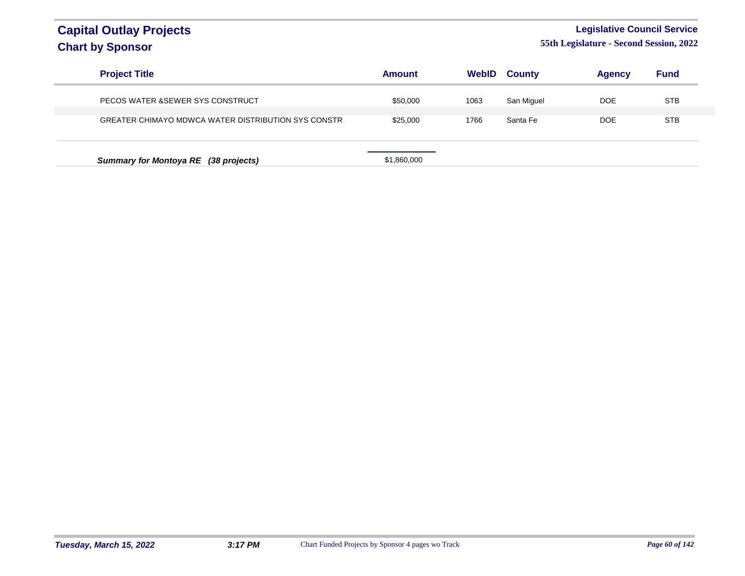# Capital Outlay Projects
## Chart by Sponsor

**Legislative Council Service**
**55th Legislature - Second Session, 2022**

| Project Title | Amount | WebID | County | Agency | Fund |
|---|---|---|---|---|---|
| PECOS WATER &SEWER SYS CONSTRUCT | $50,000 | 1063 | San Miguel | DOE | STB |
| GREATER CHIMAYO MDWCA WATER DISTRIBUTION SYS CONSTR | $25,000 | 1766 | Santa Fe | DOE | STB |
| ***Summary for Montoya RE (38 projects)*** | $1,860,000 | | | | |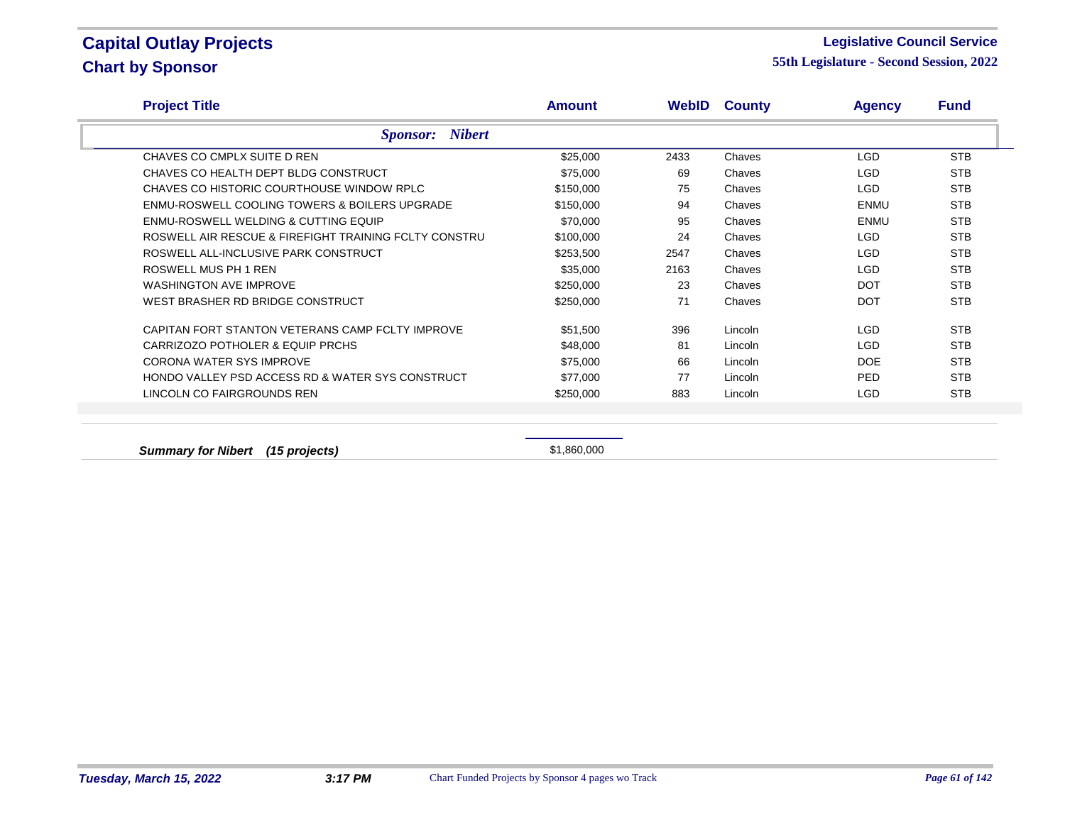# Capital Outlay Projects
## Chart by Sponsor

**Legislative Council Service**
**55th Legislature - Second Session, 2022**

| Project Title | Amount | WebID | County | Agency | Fund |
|---|---|---|---|---|---|
| ***Sponsor: Nibert*** | | | | | |
| CHAVES CO CMPLX SUITE D REN | $25,000 | 2433 | Chaves | LGD | STB |
| CHAVES CO HEALTH DEPT BLDG CONSTRUCT | $75,000 | 69 | Chaves | LGD | STB |
| CHAVES CO HISTORIC COURTHOUSE WINDOW RPLC | $150,000 | 75 | Chaves | LGD | STB |
| ENMU-ROSWELL COOLING TOWERS & BOILERS UPGRADE | $150,000 | 94 | Chaves | ENMU | STB |
| ENMU-ROSWELL WELDING & CUTTING EQUIP | $70,000 | 95 | Chaves | ENMU | STB |
| ROSWELL AIR RESCUE & FIREFIGHT TRAINING FCLTY CONSTRU | $100,000 | 24 | Chaves | LGD | STB |
| ROSWELL ALL-INCLUSIVE PARK CONSTRUCT | $253,500 | 2547 | Chaves | LGD | STB |
| ROSWELL MUS PH 1 REN | $35,000 | 2163 | Chaves | LGD | STB |
| WASHINGTON AVE IMPROVE | $250,000 | 23 | Chaves | DOT | STB |
| WEST BRASHER RD BRIDGE CONSTRUCT | $250,000 | 71 | Chaves | DOT | STB |
| CAPITAN FORT STANTON VETERANS CAMP FCLTY IMPROVE | $51,500 | 396 | Lincoln | LGD | STB |
| CARRIZOZO POTHOLER & EQUIP PRCHS | $48,000 | 81 | Lincoln | LGD | STB |
| CORONA WATER SYS IMPROVE | $75,000 | 66 | Lincoln | DOE | STB |
| HONDO VALLEY PSD ACCESS RD & WATER SYS CONSTRUCT | $77,000 | 77 | Lincoln | PED | STB |
| LINCOLN CO FAIRGROUNDS REN | $250,000 | 883 | Lincoln | LGD | STB |

***Summary for Nibert (15 projects)*** $1,860,000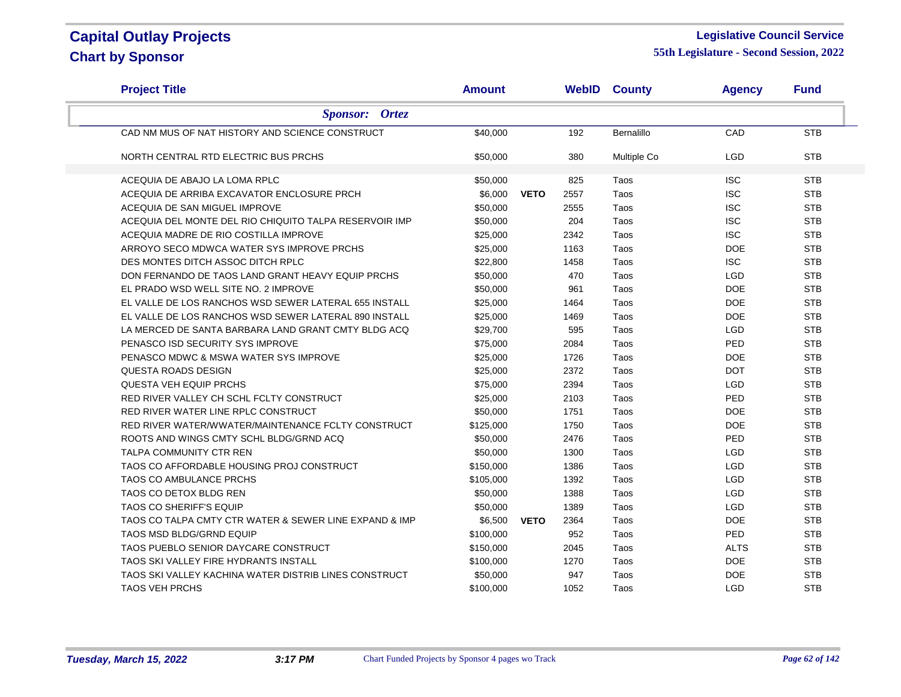# Capital Outlay Projects
## Chart by Sponsor

**Legislative Council Service**
**55th Legislature - Second Session, 2022**

| Project Title | Amount | | WebID | County | Agency | Fund |
|---|---|---|---|---|---|---|
| ***Sponsor: Ortez*** | | | | | | |
| CAD NM MUS OF NAT HISTORY AND SCIENCE CONSTRUCT | $40,000 | | 192 | Bernalillo | CAD | STB |
| NORTH CENTRAL RTD ELECTRIC BUS PRCHS | $50,000 | | 380 | Multiple Co | LGD | STB |
| ACEQUIA DE ABAJO LA LOMA RPLC | $50,000 | | 825 | Taos | ISC | STB |
| ACEQUIA DE ARRIBA EXCAVATOR ENCLOSURE PRCH | $6,000 | **VETO** | 2557 | Taos | ISC | STB |
| ACEQUIA DE SAN MIGUEL IMPROVE | $50,000 | | 2555 | Taos | ISC | STB |
| ACEQUIA DEL MONTE DEL RIO CHIQUITO TALPA RESERVOIR IMP | $50,000 | | 204 | Taos | ISC | STB |
| ACEQUIA MADRE DE RIO COSTILLA IMPROVE | $25,000 | | 2342 | Taos | ISC | STB |
| ARROYO SECO MDWCA WATER SYS IMPROVE PRCHS | $25,000 | | 1163 | Taos | DOE | STB |
| DES MONTES DITCH ASSOC DITCH RPLC | $22,800 | | 1458 | Taos | ISC | STB |
| DON FERNANDO DE TAOS LAND GRANT HEAVY EQUIP PRCHS | $50,000 | | 470 | Taos | LGD | STB |
| EL PRADO WSD WELL SITE NO. 2 IMPROVE | $50,000 | | 961 | Taos | DOE | STB |
| EL VALLE DE LOS RANCHOS WSD SEWER LATERAL 655 INSTALL | $25,000 | | 1464 | Taos | DOE | STB |
| EL VALLE DE LOS RANCHOS WSD SEWER LATERAL 890 INSTALL | $25,000 | | 1469 | Taos | DOE | STB |
| LA MERCED DE SANTA BARBARA LAND GRANT CMTY BLDG ACQ | $29,700 | | 595 | Taos | LGD | STB |
| PENASCO ISD SECURITY SYS IMPROVE | $75,000 | | 2084 | Taos | PED | STB |
| PENASCO MDWC & MSWA WATER SYS IMPROVE | $25,000 | | 1726 | Taos | DOE | STB |
| QUESTA ROADS DESIGN | $25,000 | | 2372 | Taos | DOT | STB |
| QUESTA VEH EQUIP PRCHS | $75,000 | | 2394 | Taos | LGD | STB |
| RED RIVER VALLEY CH SCHL FCLTY CONSTRUCT | $25,000 | | 2103 | Taos | PED | STB |
| RED RIVER WATER LINE RPLC CONSTRUCT | $50,000 | | 1751 | Taos | DOE | STB |
| RED RIVER WATER/WWATER/MAINTENANCE FCLTY CONSTRUCT | $125,000 | | 1750 | Taos | DOE | STB |
| ROOTS AND WINGS CMTY SCHL BLDG/GRND ACQ | $50,000 | | 2476 | Taos | PED | STB |
| TALPA COMMUNITY CTR REN | $50,000 | | 1300 | Taos | LGD | STB |
| TAOS CO AFFORDABLE HOUSING PROJ CONSTRUCT | $150,000 | | 1386 | Taos | LGD | STB |
| TAOS CO AMBULANCE PRCHS | $105,000 | | 1392 | Taos | LGD | STB |
| TAOS CO DETOX BLDG REN | $50,000 | | 1388 | Taos | LGD | STB |
| TAOS CO SHERIFF'S EQUIP | $50,000 | | 1389 | Taos | LGD | STB |
| TAOS CO TALPA CMTY CTR WATER & SEWER LINE EXPAND & IMP | $6,500 | **VETO** | 2364 | Taos | DOE | STB |
| TAOS MSD BLDG/GRND EQUIP | $100,000 | | 952 | Taos | PED | STB |
| TAOS PUEBLO SENIOR DAYCARE CONSTRUCT | $150,000 | | 2045 | Taos | ALTS | STB |
| TAOS SKI VALLEY FIRE HYDRANTS INSTALL | $100,000 | | 1270 | Taos | DOE | STB |
| TAOS SKI VALLEY KACHINA WATER DISTRIB LINES CONSTRUCT | $50,000 | | 947 | Taos | DOE | STB |
| TAOS VEH PRCHS | $100,000 | | 1052 | Taos | LGD | STB |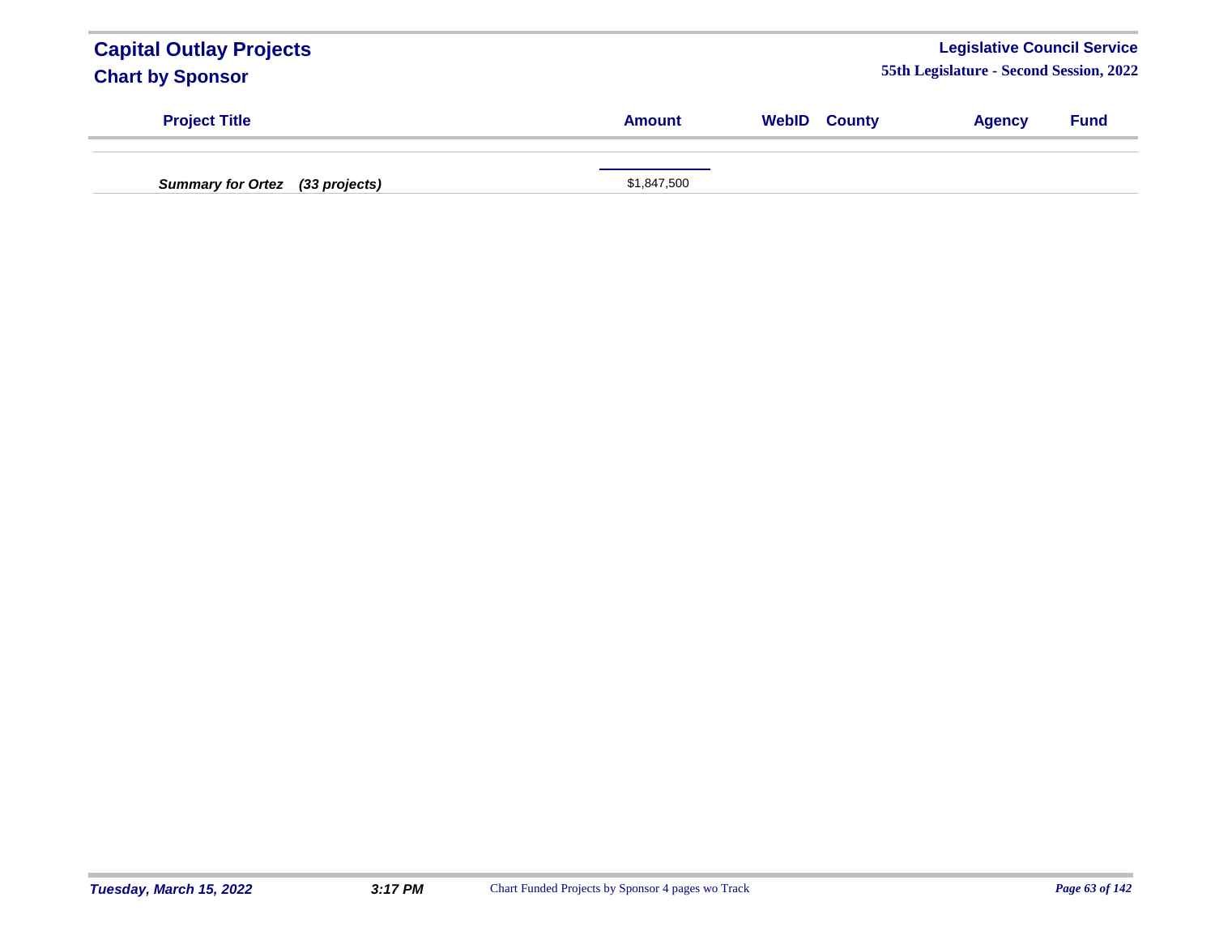| Project Title | Amount | WebID | County | Agency | Fund |
|---|---|---|---|---|---|
| ***Summary for Ortez (33 projects)*** | $1,847,500 | | | | |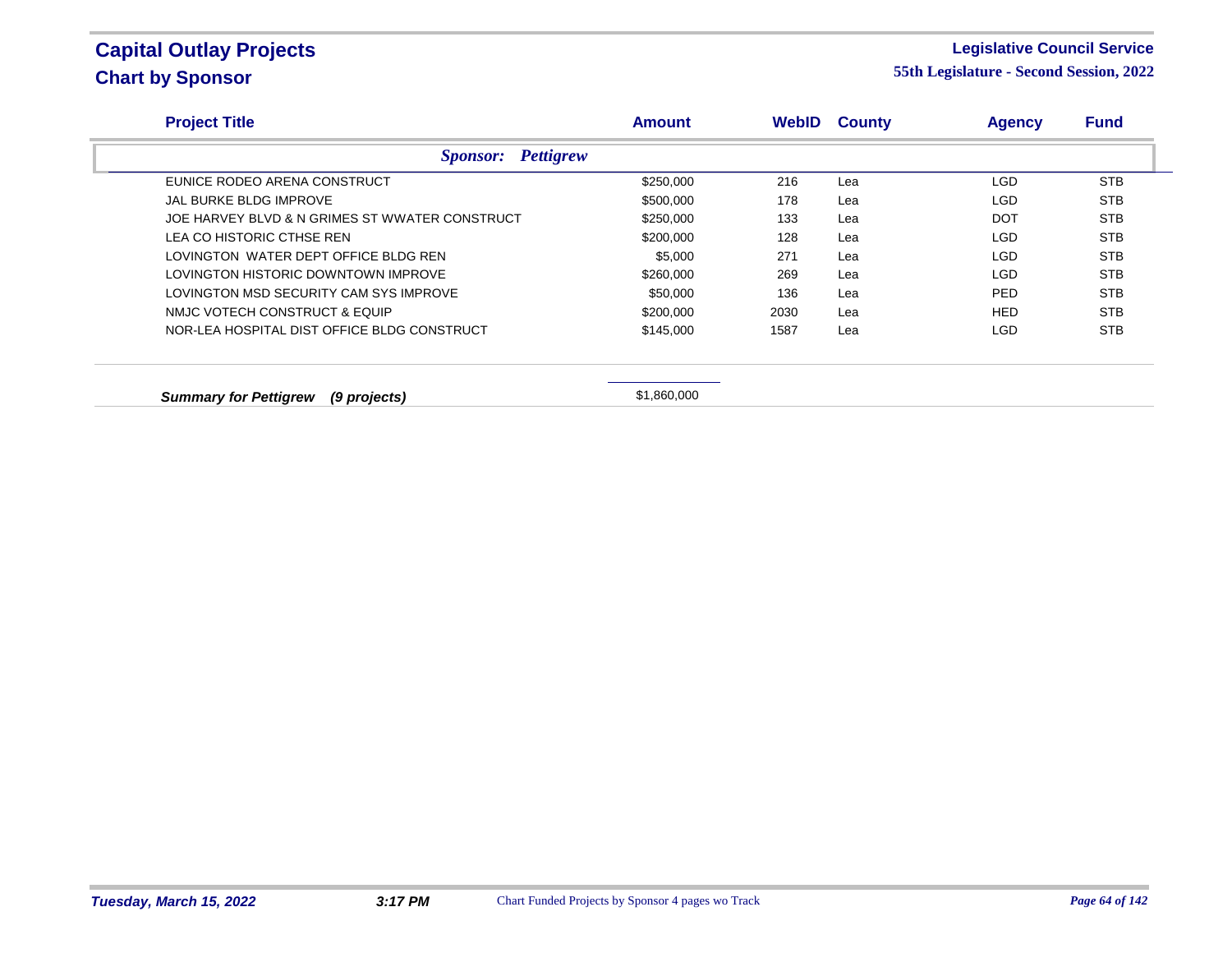# Capital Outlay Projects
## Chart by Sponsor

**Legislative Council Service**
**55th Legislature - Second Session, 2022**

| Project Title | Amount | WebID | County | Agency | Fund |
|---|---|---|---|---|---|
| ***Sponsor: Pettigrew*** | | | | | |
| EUNICE RODEO ARENA CONSTRUCT | $250,000 | 216 | Lea | LGD | STB |
| JAL BURKE BLDG IMPROVE | $500,000 | 178 | Lea | LGD | STB |
| JOE HARVEY BLVD & N GRIMES ST WWATER CONSTRUCT | $250,000 | 133 | Lea | DOT | STB |
| LEA CO HISTORIC CTHSE REN | $200,000 | 128 | Lea | LGD | STB |
| LOVINGTON WATER DEPT OFFICE BLDG REN | $5,000 | 271 | Lea | LGD | STB |
| LOVINGTON HISTORIC DOWNTOWN IMPROVE | $260,000 | 269 | Lea | LGD | STB |
| LOVINGTON MSD SECURITY CAM SYS IMPROVE | $50,000 | 136 | Lea | PED | STB |
| NMJC VOTECH CONSTRUCT & EQUIP | $200,000 | 2030 | Lea | HED | STB |
| NOR-LEA HOSPITAL DIST OFFICE BLDG CONSTRUCT | $145,000 | 1587 | Lea | LGD | STB |
| ***Summary for Pettigrew (9 projects)*** | $1,860,000 | | | | |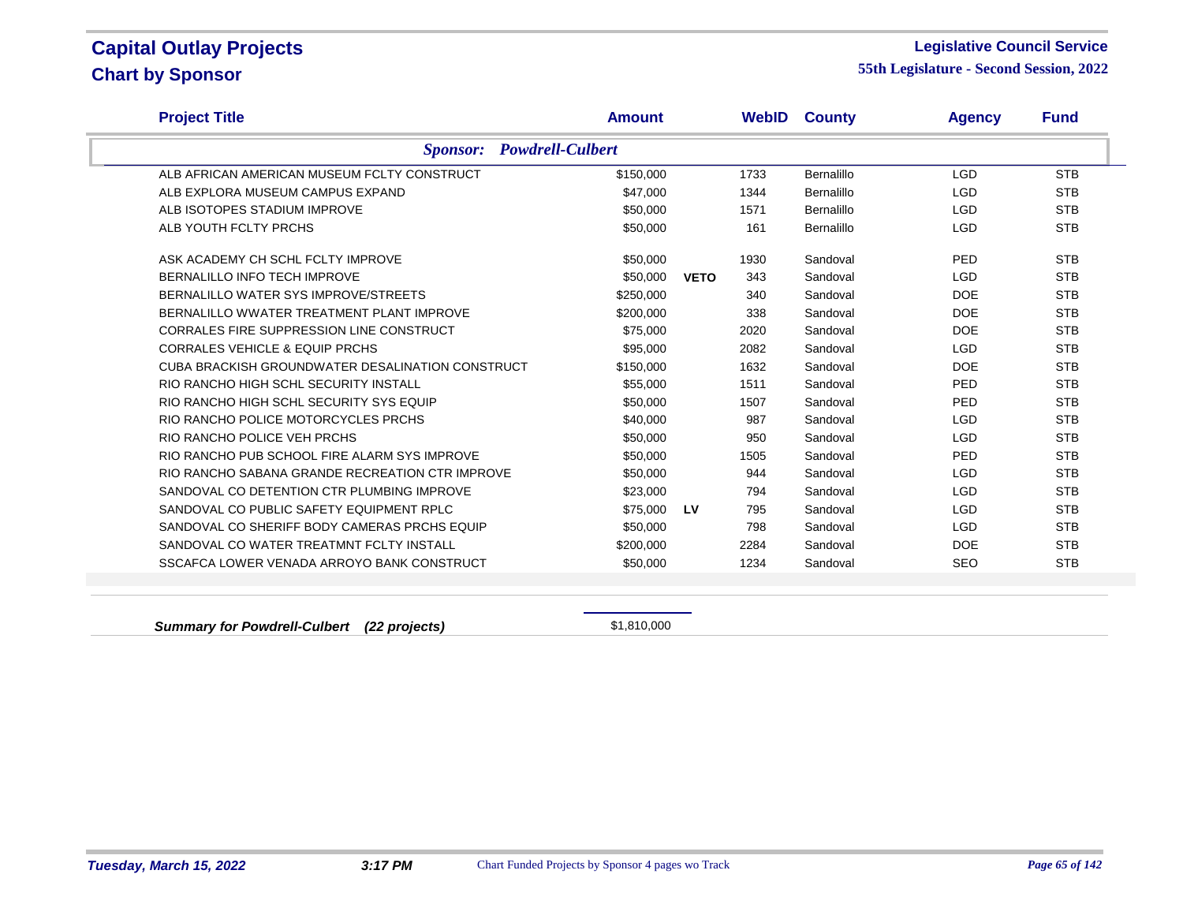# Capital Outlay Projects
## Chart by Sponsor

**Legislative Council Service**
**55th Legislature - Second Session, 2022**

| Project Title | Amount | | WebID | County | Agency | Fund |
|---|---|---|---|---|---|---|
| ***Sponsor: Powdrell-Culbert*** | | | | | | |
| ALB AFRICAN AMERICAN MUSEUM FCLTY CONSTRUCT | $150,000 | | 1733 | Bernalillo | LGD | STB |
| ALB EXPLORA MUSEUM CAMPUS EXPAND | $47,000 | | 1344 | Bernalillo | LGD | STB |
| ALB ISOTOPES STADIUM IMPROVE | $50,000 | | 1571 | Bernalillo | LGD | STB |
| ALB YOUTH FCLTY PRCHS | $50,000 | | 161 | Bernalillo | LGD | STB |
| ASK ACADEMY CH SCHL FCLTY IMPROVE | $50,000 | | 1930 | Sandoval | PED | STB |
| BERNALILLO INFO TECH IMPROVE | $50,000 | **VETO** | 343 | Sandoval | LGD | STB |
| BERNALILLO WATER SYS IMPROVE/STREETS | $250,000 | | 340 | Sandoval | DOE | STB |
| BERNALILLO WWATER TREATMENT PLANT IMPROVE | $200,000 | | 338 | Sandoval | DOE | STB |
| CORRALES FIRE SUPPRESSION LINE CONSTRUCT | $75,000 | | 2020 | Sandoval | DOE | STB |
| CORRALES VEHICLE & EQUIP PRCHS | $95,000 | | 2082 | Sandoval | LGD | STB |
| CUBA BRACKISH GROUNDWATER DESALINATION CONSTRUCT | $150,000 | | 1632 | Sandoval | DOE | STB |
| RIO RANCHO HIGH SCHL SECURITY INSTALL | $55,000 | | 1511 | Sandoval | PED | STB |
| RIO RANCHO HIGH SCHL SECURITY SYS EQUIP | $50,000 | | 1507 | Sandoval | PED | STB |
| RIO RANCHO POLICE MOTORCYCLES PRCHS | $40,000 | | 987 | Sandoval | LGD | STB |
| RIO RANCHO POLICE VEH PRCHS | $50,000 | | 950 | Sandoval | LGD | STB |
| RIO RANCHO PUB SCHOOL FIRE ALARM SYS IMPROVE | $50,000 | | 1505 | Sandoval | PED | STB |
| RIO RANCHO SABANA GRANDE RECREATION CTR IMPROVE | $50,000 | | 944 | Sandoval | LGD | STB |
| SANDOVAL CO DETENTION CTR PLUMBING IMPROVE | $23,000 | | 794 | Sandoval | LGD | STB |
| SANDOVAL CO PUBLIC SAFETY EQUIPMENT RPLC | $75,000 | **LV** | 795 | Sandoval | LGD | STB |
| SANDOVAL CO SHERIFF BODY CAMERAS PRCHS EQUIP | $50,000 | | 798 | Sandoval | LGD | STB |
| SANDOVAL CO WATER TREATMNT FCLTY INSTALL | $200,000 | | 2284 | Sandoval | DOE | STB |
| SSCAFCA LOWER VENADA ARROYO BANK CONSTRUCT | $50,000 | | 1234 | Sandoval | SEO | STB |
| ***Summary for Powdrell-Culbert (22 projects)*** | $1,810,000 | | | | | |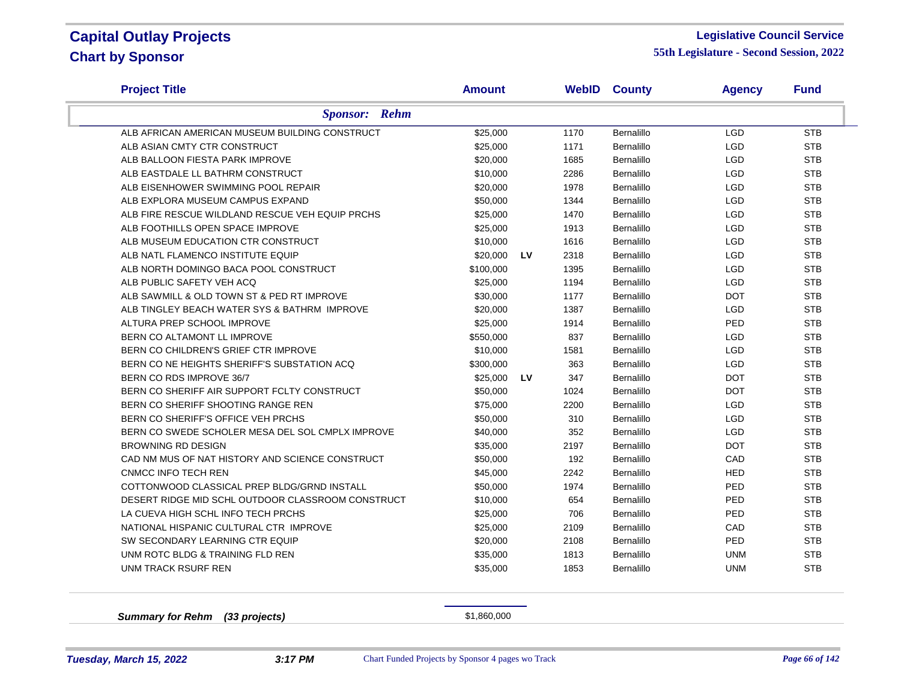# Capital Outlay Projects

## Chart by Sponsor

**Legislative Council Service**

**55th Legislature - Second Session, 2022**

| Project Title | Amount | | WebID | County | Agency | Fund |
|---|---|---|---|---|---|---|
| ***Sponsor: Rehm*** | | | | | | |
| ALB AFRICAN AMERICAN MUSEUM BUILDING CONSTRUCT | $25,000 | | 1170 | Bernalillo | LGD | STB |
| ALB ASIAN CMTY CTR CONSTRUCT | $25,000 | | 1171 | Bernalillo | LGD | STB |
| ALB BALLOON FIESTA PARK IMPROVE | $20,000 | | 1685 | Bernalillo | LGD | STB |
| ALB EASTDALE LL BATHRM CONSTRUCT | $10,000 | | 2286 | Bernalillo | LGD | STB |
| ALB EISENHOWER SWIMMING POOL REPAIR | $20,000 | | 1978 | Bernalillo | LGD | STB |
| ALB EXPLORA MUSEUM CAMPUS EXPAND | $50,000 | | 1344 | Bernalillo | LGD | STB |
| ALB FIRE RESCUE WILDLAND RESCUE VEH EQUIP PRCHS | $25,000 | | 1470 | Bernalillo | LGD | STB |
| ALB FOOTHILLS OPEN SPACE IMPROVE | $25,000 | | 1913 | Bernalillo | LGD | STB |
| ALB MUSEUM EDUCATION CTR CONSTRUCT | $10,000 | | 1616 | Bernalillo | LGD | STB |
| ALB NATL FLAMENCO INSTITUTE EQUIP | $20,000 | LV | 2318 | Bernalillo | LGD | STB |
| ALB NORTH DOMINGO BACA POOL CONSTRUCT | $100,000 | | 1395 | Bernalillo | LGD | STB |
| ALB PUBLIC SAFETY VEH ACQ | $25,000 | | 1194 | Bernalillo | LGD | STB |
| ALB SAWMILL & OLD TOWN ST & PED RT IMPROVE | $30,000 | | 1177 | Bernalillo | DOT | STB |
| ALB TINGLEY BEACH WATER SYS & BATHRM IMPROVE | $20,000 | | 1387 | Bernalillo | LGD | STB |
| ALTURA PREP SCHOOL IMPROVE | $25,000 | | 1914 | Bernalillo | PED | STB |
| BERN CO ALTAMONT LL IMPROVE | $550,000 | | 837 | Bernalillo | LGD | STB |
| BERN CO CHILDREN'S GRIEF CTR IMPROVE | $10,000 | | 1581 | Bernalillo | LGD | STB |
| BERN CO NE HEIGHTS SHERIFF'S SUBSTATION ACQ | $300,000 | | 363 | Bernalillo | LGD | STB |
| BERN CO RDS IMPROVE 36/7 | $25,000 | LV | 347 | Bernalillo | DOT | STB |
| BERN CO SHERIFF AIR SUPPORT FCLTY CONSTRUCT | $50,000 | | 1024 | Bernalillo | DOT | STB |
| BERN CO SHERIFF SHOOTING RANGE REN | $75,000 | | 2200 | Bernalillo | LGD | STB |
| BERN CO SHERIFF'S OFFICE VEH PRCHS | $50,000 | | 310 | Bernalillo | LGD | STB |
| BERN CO SWEDE SCHOLER MESA DEL SOL CMPLX IMPROVE | $40,000 | | 352 | Bernalillo | LGD | STB |
| BROWNING RD DESIGN | $35,000 | | 2197 | Bernalillo | DOT | STB |
| CAD NM MUS OF NAT HISTORY AND SCIENCE CONSTRUCT | $50,000 | | 192 | Bernalillo | CAD | STB |
| CNMCC INFO TECH REN | $45,000 | | 2242 | Bernalillo | HED | STB |
| COTTONWOOD CLASSICAL PREP BLDG/GRND INSTALL | $50,000 | | 1974 | Bernalillo | PED | STB |
| DESERT RIDGE MID SCHL OUTDOOR CLASSROOM CONSTRUCT | $10,000 | | 654 | Bernalillo | PED | STB |
| LA CUEVA HIGH SCHL INFO TECH PRCHS | $25,000 | | 706 | Bernalillo | PED | STB |
| NATIONAL HISPANIC CULTURAL CTR IMPROVE | $25,000 | | 2109 | Bernalillo | CAD | STB |
| SW SECONDARY LEARNING CTR EQUIP | $20,000 | | 2108 | Bernalillo | PED | STB |
| UNM ROTC BLDG & TRAINING FLD REN | $35,000 | | 1813 | Bernalillo | UNM | STB |
| UNM TRACK RSURF REN | $35,000 | | 1853 | Bernalillo | UNM | STB |
| ***Summary for Rehm (33 projects)*** | $1,860,000 | | | | | |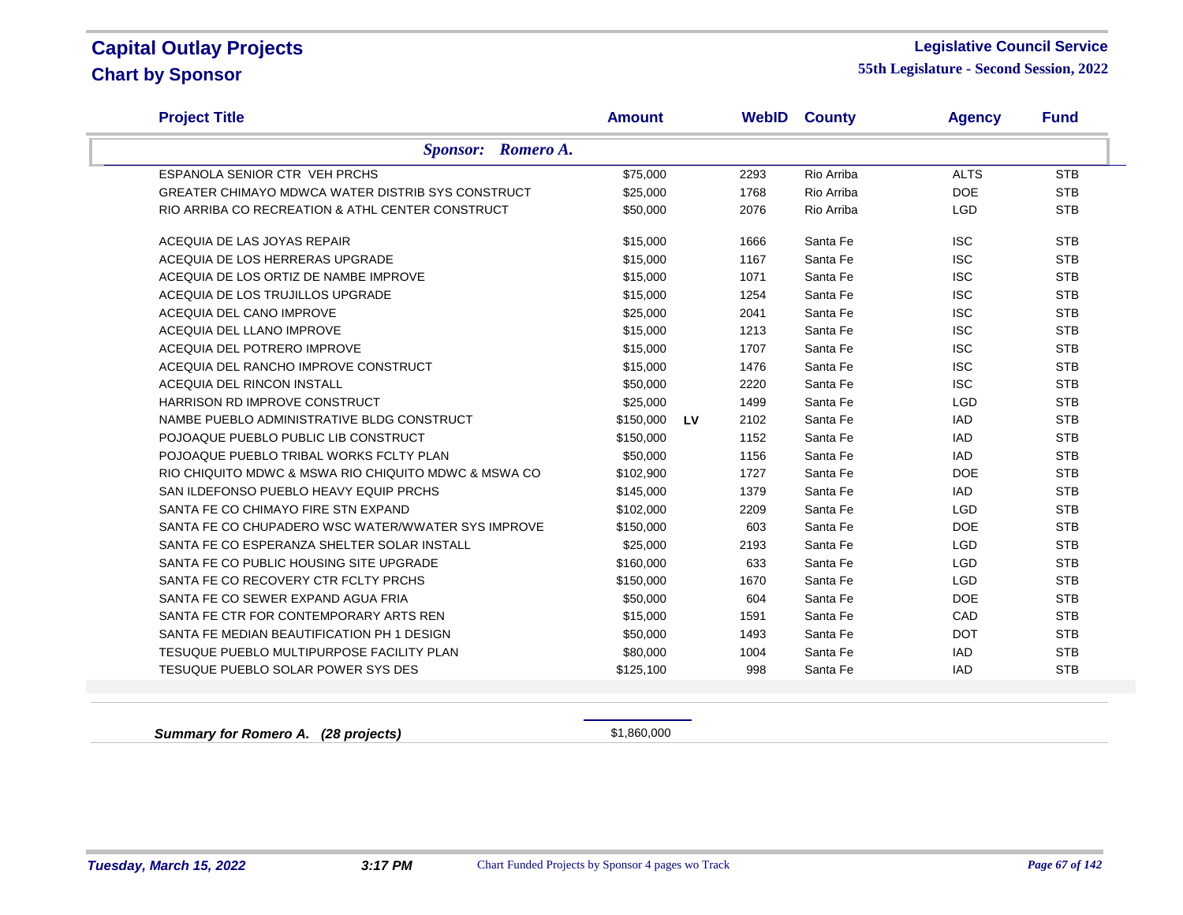# Capital Outlay Projects
## Chart by Sponsor

**Legislative Council Service**
**55th Legislature - Second Session, 2022**

| Project Title | Amount | | WebID | County | Agency | Fund |
|---|---|---|---|---|---|---|
| ***Sponsor: Romero A.*** | | | | | | |
| ESPANOLA SENIOR CTR VEH PRCHS | $75,000 | | 2293 | Rio Arriba | ALTS | STB |
| GREATER CHIMAYO MDWCA WATER DISTRIB SYS CONSTRUCT | $25,000 | | 1768 | Rio Arriba | DOE | STB |
| RIO ARRIBA CO RECREATION & ATHL CENTER CONSTRUCT | $50,000 | | 2076 | Rio Arriba | LGD | STB |
| ACEQUIA DE LAS JOYAS REPAIR | $15,000 | | 1666 | Santa Fe | ISC | STB |
| ACEQUIA DE LOS HERRERAS UPGRADE | $15,000 | | 1167 | Santa Fe | ISC | STB |
| ACEQUIA DE LOS ORTIZ DE NAMBE IMPROVE | $15,000 | | 1071 | Santa Fe | ISC | STB |
| ACEQUIA DE LOS TRUJILLOS UPGRADE | $15,000 | | 1254 | Santa Fe | ISC | STB |
| ACEQUIA DEL CANO IMPROVE | $25,000 | | 2041 | Santa Fe | ISC | STB |
| ACEQUIA DEL LLANO IMPROVE | $15,000 | | 1213 | Santa Fe | ISC | STB |
| ACEQUIA DEL POTRERO IMPROVE | $15,000 | | 1707 | Santa Fe | ISC | STB |
| ACEQUIA DEL RANCHO IMPROVE CONSTRUCT | $15,000 | | 1476 | Santa Fe | ISC | STB |
| ACEQUIA DEL RINCON INSTALL | $50,000 | | 2220 | Santa Fe | ISC | STB |
| HARRISON RD IMPROVE CONSTRUCT | $25,000 | | 1499 | Santa Fe | LGD | STB |
| NAMBE PUEBLO ADMINISTRATIVE BLDG CONSTRUCT | $150,000 | **LV** | 2102 | Santa Fe | IAD | STB |
| POJOAQUE PUEBLO PUBLIC LIB CONSTRUCT | $150,000 | | 1152 | Santa Fe | IAD | STB |
| POJOAQUE PUEBLO TRIBAL WORKS FCLTY PLAN | $50,000 | | 1156 | Santa Fe | IAD | STB |
| RIO CHIQUITO MDWC & MSWA RIO CHIQUITO MDWC & MSWA CO | $102,900 | | 1727 | Santa Fe | DOE | STB |
| SAN ILDEFONSO PUEBLO HEAVY EQUIP PRCHS | $145,000 | | 1379 | Santa Fe | IAD | STB |
| SANTA FE CO CHIMAYO FIRE STN EXPAND | $102,000 | | 2209 | Santa Fe | LGD | STB |
| SANTA FE CO CHUPADERO WSC WATER/WWATER SYS IMPROVE | $150,000 | | 603 | Santa Fe | DOE | STB |
| SANTA FE CO ESPERANZA SHELTER SOLAR INSTALL | $25,000 | | 2193 | Santa Fe | LGD | STB |
| SANTA FE CO PUBLIC HOUSING SITE UPGRADE | $160,000 | | 633 | Santa Fe | LGD | STB |
| SANTA FE CO RECOVERY CTR FCLTY PRCHS | $150,000 | | 1670 | Santa Fe | LGD | STB |
| SANTA FE CO SEWER EXPAND AGUA FRIA | $50,000 | | 604 | Santa Fe | DOE | STB |
| SANTA FE CTR FOR CONTEMPORARY ARTS REN | $15,000 | | 1591 | Santa Fe | CAD | STB |
| SANTA FE MEDIAN BEAUTIFICATION PH 1 DESIGN | $50,000 | | 1493 | Santa Fe | DOT | STB |
| TESUQUE PUEBLO MULTIPURPOSE FACILITY PLAN | $80,000 | | 1004 | Santa Fe | IAD | STB |
| TESUQUE PUEBLO SOLAR POWER SYS DES | $125,100 | | 998 | Santa Fe | IAD | STB |
| ***Summary for Romero A. (28 projects)*** | $1,860,000 | | | | | |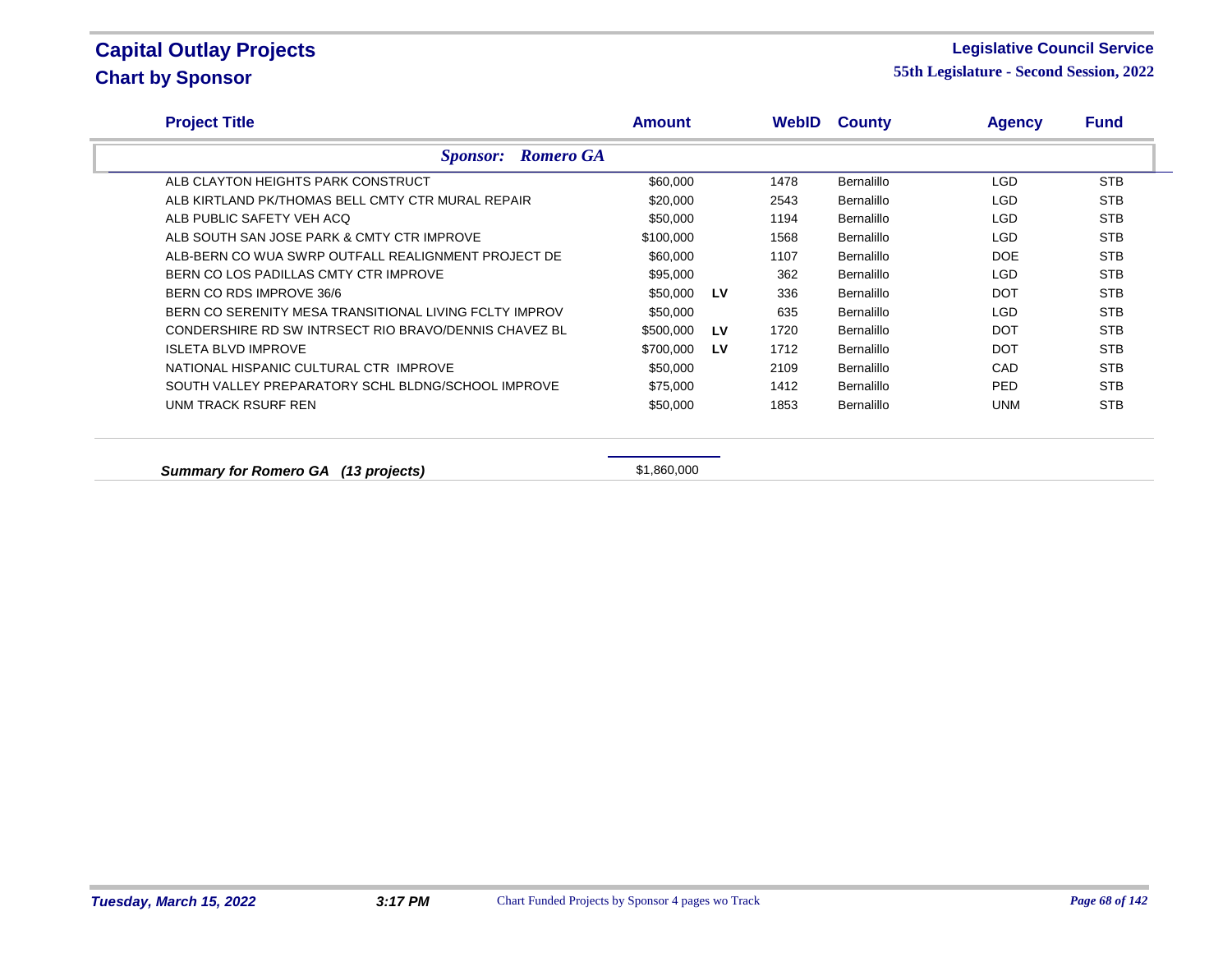# Capital Outlay Projects

## Chart by Sponsor

**Legislative Council Service**

**55th Legislature - Second Session, 2022**

| Project Title | Amount | | WebID | County | Agency | Fund |
|---|---|---|---|---|---|---|
| ***Sponsor: Romero GA*** | | | | | | |
| ALB CLAYTON HEIGHTS PARK CONSTRUCT | $60,000 | | 1478 | Bernalillo | LGD | STB |
| ALB KIRTLAND PK/THOMAS BELL CMTY CTR MURAL REPAIR | $20,000 | | 2543 | Bernalillo | LGD | STB |
| ALB PUBLIC SAFETY VEH ACQ | $50,000 | | 1194 | Bernalillo | LGD | STB |
| ALB SOUTH SAN JOSE PARK & CMTY CTR IMPROVE | $100,000 | | 1568 | Bernalillo | LGD | STB |
| ALB-BERN CO WUA SWRP OUTFALL REALIGNMENT PROJECT DE | $60,000 | | 1107 | Bernalillo | DOE | STB |
| BERN CO LOS PADILLAS CMTY CTR IMPROVE | $95,000 | | 362 | Bernalillo | LGD | STB |
| BERN CO RDS IMPROVE 36/6 | $50,000 | LV | 336 | Bernalillo | DOT | STB |
| BERN CO SERENITY MESA TRANSITIONAL LIVING FCLTY IMPROV | $50,000 | | 635 | Bernalillo | LGD | STB |
| CONDERSHIRE RD SW INTRSECT RIO BRAVO/DENNIS CHAVEZ BL | $500,000 | LV | 1720 | Bernalillo | DOT | STB |
| ISLETA BLVD IMPROVE | $700,000 | LV | 1712 | Bernalillo | DOT | STB |
| NATIONAL HISPANIC CULTURAL CTR IMPROVE | $50,000 | | 2109 | Bernalillo | CAD | STB |
| SOUTH VALLEY PREPARATORY SCHL BLDNG/SCHOOL IMPROVE | $75,000 | | 1412 | Bernalillo | PED | STB |
| UNM TRACK RSURF REN | $50,000 | | 1853 | Bernalillo | UNM | STB |

***Summary for Romero GA (13 projects)*** $1,860,000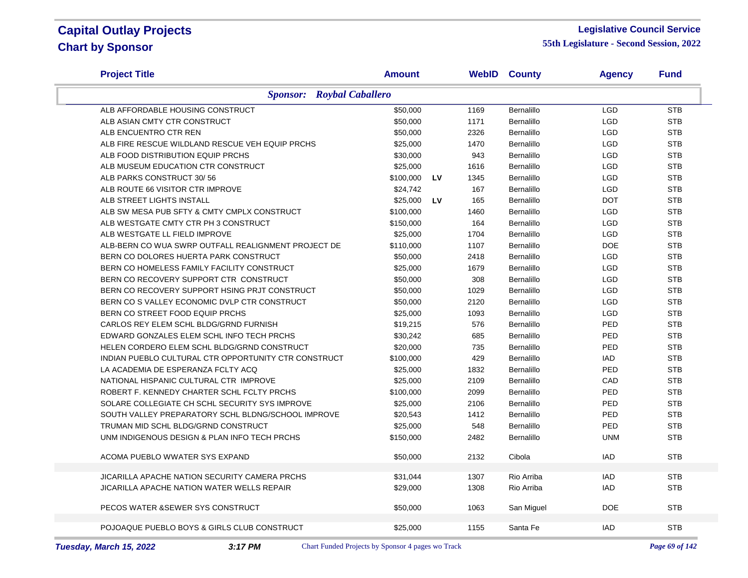# Capital Outlay Projects
## Chart by Sponsor

**Legislative Council Service**
**55th Legislature - Second Session, 2022**

| Project Title | Amount | | WebID | County | Agency | Fund |
|---|---|---|---|---|---|---|
| ***Sponsor: Roybal Caballero*** | | | | | | |
| ALB AFFORDABLE HOUSING CONSTRUCT | $50,000 | | 1169 | Bernalillo | LGD | STB |
| ALB ASIAN CMTY CTR CONSTRUCT | $50,000 | | 1171 | Bernalillo | LGD | STB |
| ALB ENCUENTRO CTR REN | $50,000 | | 2326 | Bernalillo | LGD | STB |
| ALB FIRE RESCUE WILDLAND RESCUE VEH EQUIP PRCHS | $25,000 | | 1470 | Bernalillo | LGD | STB |
| ALB FOOD DISTRIBUTION EQUIP PRCHS | $30,000 | | 943 | Bernalillo | LGD | STB |
| ALB MUSEUM EDUCATION CTR CONSTRUCT | $25,000 | | 1616 | Bernalillo | LGD | STB |
| ALB PARKS CONSTRUCT 30/ 56 | $100,000 | LV | 1345 | Bernalillo | LGD | STB |
| ALB ROUTE 66 VISITOR CTR IMPROVE | $24,742 | | 167 | Bernalillo | LGD | STB |
| ALB STREET LIGHTS INSTALL | $25,000 | LV | 165 | Bernalillo | DOT | STB |
| ALB SW MESA PUB SFTY & CMTY CMPLX CONSTRUCT | $100,000 | | 1460 | Bernalillo | LGD | STB |
| ALB WESTGATE CMTY CTR PH 3 CONSTRUCT | $150,000 | | 164 | Bernalillo | LGD | STB |
| ALB WESTGATE LL FIELD IMPROVE | $25,000 | | 1704 | Bernalillo | LGD | STB |
| ALB-BERN CO WUA SWRP OUTFALL REALIGNMENT PROJECT DE | $110,000 | | 1107 | Bernalillo | DOE | STB |
| BERN CO DOLORES HUERTA PARK CONSTRUCT | $50,000 | | 2418 | Bernalillo | LGD | STB |
| BERN CO HOMELESS FAMILY FACILITY CONSTRUCT | $25,000 | | 1679 | Bernalillo | LGD | STB |
| BERN CO RECOVERY SUPPORT CTR CONSTRUCT | $50,000 | | 308 | Bernalillo | LGD | STB |
| BERN CO RECOVERY SUPPORT HSING PRJT CONSTRUCT | $50,000 | | 1029 | Bernalillo | LGD | STB |
| BERN CO S VALLEY ECONOMIC DVLP CTR CONSTRUCT | $50,000 | | 2120 | Bernalillo | LGD | STB |
| BERN CO STREET FOOD EQUIP PRCHS | $25,000 | | 1093 | Bernalillo | LGD | STB |
| CARLOS REY ELEM SCHL BLDG/GRND FURNISH | $19,215 | | 576 | Bernalillo | PED | STB |
| EDWARD GONZALES ELEM SCHL INFO TECH PRCHS | $30,242 | | 685 | Bernalillo | PED | STB |
| HELEN CORDERO ELEM SCHL BLDG/GRND CONSTRUCT | $20,000 | | 735 | Bernalillo | PED | STB |
| INDIAN PUEBLO CULTURAL CTR OPPORTUNITY CTR CONSTRUCT | $100,000 | | 429 | Bernalillo | IAD | STB |
| LA ACADEMIA DE ESPERANZA FCLTY ACQ | $25,000 | | 1832 | Bernalillo | PED | STB |
| NATIONAL HISPANIC CULTURAL CTR IMPROVE | $25,000 | | 2109 | Bernalillo | CAD | STB |
| ROBERT F. KENNEDY CHARTER SCHL FCLTY PRCHS | $100,000 | | 2099 | Bernalillo | PED | STB |
| SOLARE COLLEGIATE CH SCHL SECURITY SYS IMPROVE | $25,000 | | 2106 | Bernalillo | PED | STB |
| SOUTH VALLEY PREPARATORY SCHL BLDNG/SCHOOL IMPROVE | $20,543 | | 1412 | Bernalillo | PED | STB |
| TRUMAN MID SCHL BLDG/GRND CONSTRUCT | $25,000 | | 548 | Bernalillo | PED | STB |
| UNM INDIGENOUS DESIGN & PLAN INFO TECH PRCHS | $150,000 | | 2482 | Bernalillo | UNM | STB |
| ACOMA PUEBLO WWATER SYS EXPAND | $50,000 | | 2132 | Cibola | IAD | STB |
| JICARILLA APACHE NATION SECURITY CAMERA PRCHS | $31,044 | | 1307 | Rio Arriba | IAD | STB |
| JICARILLA APACHE NATION WATER WELLS REPAIR | $29,000 | | 1308 | Rio Arriba | IAD | STB |
| PECOS WATER &SEWER SYS CONSTRUCT | $50,000 | | 1063 | San Miguel | DOE | STB |
| POJOAQUE PUEBLO BOYS & GIRLS CLUB CONSTRUCT | $25,000 | | 1155 | Santa Fe | IAD | STB |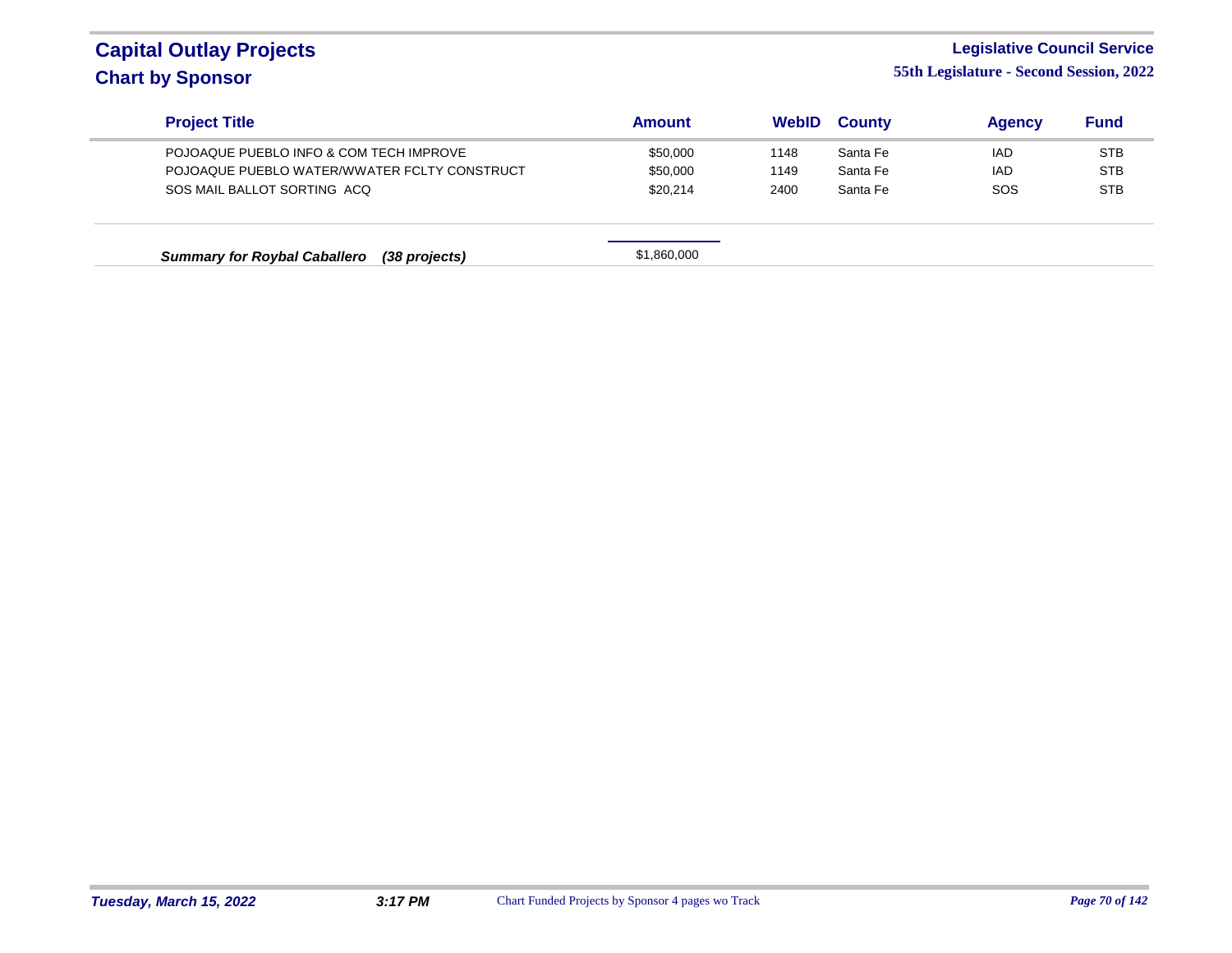# Capital Outlay Projects
## Chart by Sponsor

**Legislative Council Service**
**55th Legislature - Second Session, 2022**

| Project Title | Amount | WebID | County | Agency | Fund |
|---|---|---|---|---|---|
| POJOAQUE PUEBLO INFO & COM TECH IMPROVE | $50,000 | 1148 | Santa Fe | IAD | STB |
| POJOAQUE PUEBLO WATER/WWATER FCLTY CONSTRUCT | $50,000 | 1149 | Santa Fe | IAD | STB |
| SOS MAIL BALLOT SORTING ACQ | $20,214 | 2400 | Santa Fe | SOS | STB |
| ***Summary for Roybal Caballero (38 projects)*** | $1,860,000 | | | | |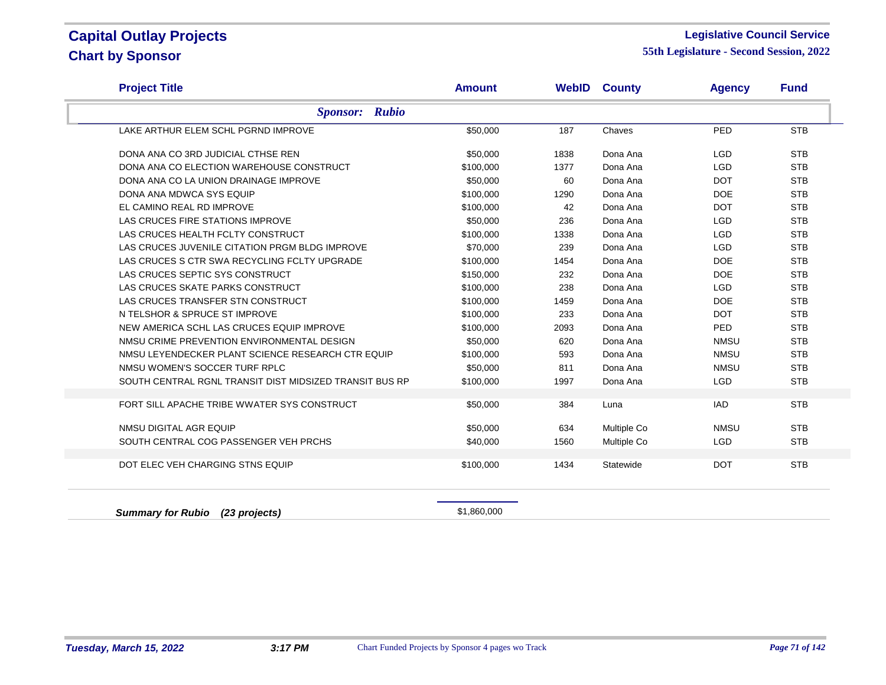# Capital Outlay Projects
## Chart by Sponsor

**Legislative Council Service**
**55th Legislature - Second Session, 2022**

| Project Title | Amount | WebID | County | Agency | Fund |
|---|---|---|---|---|---|
| ***Sponsor: Rubio*** | | | | | |
| LAKE ARTHUR ELEM SCHL PGRND IMPROVE | $50,000 | 187 | Chaves | PED | STB |
| DONA ANA CO 3RD JUDICIAL CTHSE REN | $50,000 | 1838 | Dona Ana | LGD | STB |
| DONA ANA CO ELECTION WAREHOUSE CONSTRUCT | $100,000 | 1377 | Dona Ana | LGD | STB |
| DONA ANA CO LA UNION DRAINAGE IMPROVE | $50,000 | 60 | Dona Ana | DOT | STB |
| DONA ANA MDWCA SYS EQUIP | $100,000 | 1290 | Dona Ana | DOE | STB |
| EL CAMINO REAL RD IMPROVE | $100,000 | 42 | Dona Ana | DOT | STB |
| LAS CRUCES FIRE STATIONS IMPROVE | $50,000 | 236 | Dona Ana | LGD | STB |
| LAS CRUCES HEALTH FCLTY CONSTRUCT | $100,000 | 1338 | Dona Ana | LGD | STB |
| LAS CRUCES JUVENILE CITATION PRGM BLDG IMPROVE | $70,000 | 239 | Dona Ana | LGD | STB |
| LAS CRUCES S CTR SWA RECYCLING FCLTY UPGRADE | $100,000 | 1454 | Dona Ana | DOE | STB |
| LAS CRUCES SEPTIC SYS CONSTRUCT | $150,000 | 232 | Dona Ana | DOE | STB |
| LAS CRUCES SKATE PARKS CONSTRUCT | $100,000 | 238 | Dona Ana | LGD | STB |
| LAS CRUCES TRANSFER STN CONSTRUCT | $100,000 | 1459 | Dona Ana | DOE | STB |
| N TELSHOR & SPRUCE ST IMPROVE | $100,000 | 233 | Dona Ana | DOT | STB |
| NEW AMERICA SCHL LAS CRUCES EQUIP IMPROVE | $100,000 | 2093 | Dona Ana | PED | STB |
| NMSU CRIME PREVENTION ENVIRONMENTAL DESIGN | $50,000 | 620 | Dona Ana | NMSU | STB |
| NMSU LEYENDECKER PLANT SCIENCE RESEARCH CTR EQUIP | $100,000 | 593 | Dona Ana | NMSU | STB |
| NMSU WOMEN'S SOCCER TURF RPLC | $50,000 | 811 | Dona Ana | NMSU | STB |
| SOUTH CENTRAL RGNL TRANSIT DIST MIDSIZED TRANSIT BUS RP | $100,000 | 1997 | Dona Ana | LGD | STB |
| FORT SILL APACHE TRIBE WWATER SYS CONSTRUCT | $50,000 | 384 | Luna | IAD | STB |
| NMSU DIGITAL AGR EQUIP | $50,000 | 634 | Multiple Co | NMSU | STB |
| SOUTH CENTRAL COG PASSENGER VEH PRCHS | $40,000 | 1560 | Multiple Co | LGD | STB |
| DOT ELEC VEH CHARGING STNS EQUIP | $100,000 | 1434 | Statewide | DOT | STB |
| ***Summary for Rubio (23 projects)*** | $1,860,000 | | | | |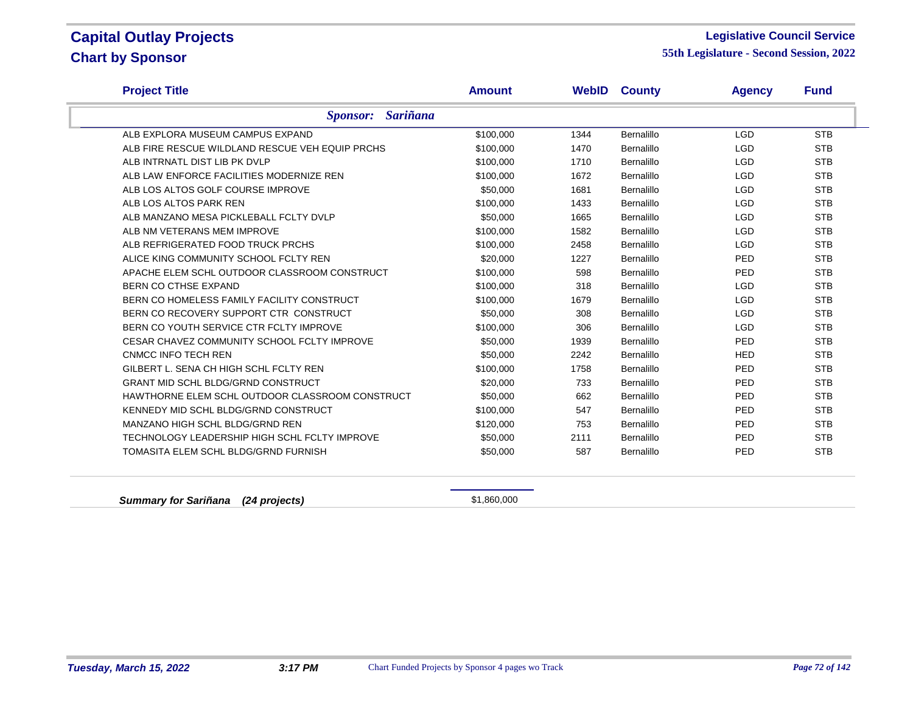# Capital Outlay Projects
## Chart by Sponsor

**Legislative Council Service**
**55th Legislature - Second Session, 2022**

| Project Title | Amount | WebID | County | Agency | Fund |
|---|---|---|---|---|---|
| ***Sponsor: Sariñana*** | | | | | |
| ALB EXPLORA MUSEUM CAMPUS EXPAND | $100,000 | 1344 | Bernalillo | LGD | STB |
| ALB FIRE RESCUE WILDLAND RESCUE VEH EQUIP PRCHS | $100,000 | 1470 | Bernalillo | LGD | STB |
| ALB INTRNATL DIST LIB PK DVLP | $100,000 | 1710 | Bernalillo | LGD | STB |
| ALB LAW ENFORCE FACILITIES MODERNIZE REN | $100,000 | 1672 | Bernalillo | LGD | STB |
| ALB LOS ALTOS GOLF COURSE IMPROVE | $50,000 | 1681 | Bernalillo | LGD | STB |
| ALB LOS ALTOS PARK REN | $100,000 | 1433 | Bernalillo | LGD | STB |
| ALB MANZANO MESA PICKLEBALL FCLTY DVLP | $50,000 | 1665 | Bernalillo | LGD | STB |
| ALB NM VETERANS MEM IMPROVE | $100,000 | 1582 | Bernalillo | LGD | STB |
| ALB REFRIGERATED FOOD TRUCK PRCHS | $100,000 | 2458 | Bernalillo | LGD | STB |
| ALICE KING COMMUNITY SCHOOL FCLTY REN | $20,000 | 1227 | Bernalillo | PED | STB |
| APACHE ELEM SCHL OUTDOOR CLASSROOM CONSTRUCT | $100,000 | 598 | Bernalillo | PED | STB |
| BERN CO CTHSE EXPAND | $100,000 | 318 | Bernalillo | LGD | STB |
| BERN CO HOMELESS FAMILY FACILITY CONSTRUCT | $100,000 | 1679 | Bernalillo | LGD | STB |
| BERN CO RECOVERY SUPPORT CTR CONSTRUCT | $50,000 | 308 | Bernalillo | LGD | STB |
| BERN CO YOUTH SERVICE CTR FCLTY IMPROVE | $100,000 | 306 | Bernalillo | LGD | STB |
| CESAR CHAVEZ COMMUNITY SCHOOL FCLTY IMPROVE | $50,000 | 1939 | Bernalillo | PED | STB |
| CNMCC INFO TECH REN | $50,000 | 2242 | Bernalillo | HED | STB |
| GILBERT L. SENA CH HIGH SCHL FCLTY REN | $100,000 | 1758 | Bernalillo | PED | STB |
| GRANT MID SCHL BLDG/GRND CONSTRUCT | $20,000 | 733 | Bernalillo | PED | STB |
| HAWTHORNE ELEM SCHL OUTDOOR CLASSROOM CONSTRUCT | $50,000 | 662 | Bernalillo | PED | STB |
| KENNEDY MID SCHL BLDG/GRND CONSTRUCT | $100,000 | 547 | Bernalillo | PED | STB |
| MANZANO HIGH SCHL BLDG/GRND REN | $120,000 | 753 | Bernalillo | PED | STB |
| TECHNOLOGY LEADERSHIP HIGH SCHL FCLTY IMPROVE | $50,000 | 2111 | Bernalillo | PED | STB |
| TOMASITA ELEM SCHL BLDG/GRND FURNISH | $50,000 | 587 | Bernalillo | PED | STB |
| ***Summary for Sariñana (24 projects)*** | $1,860,000 | | | | |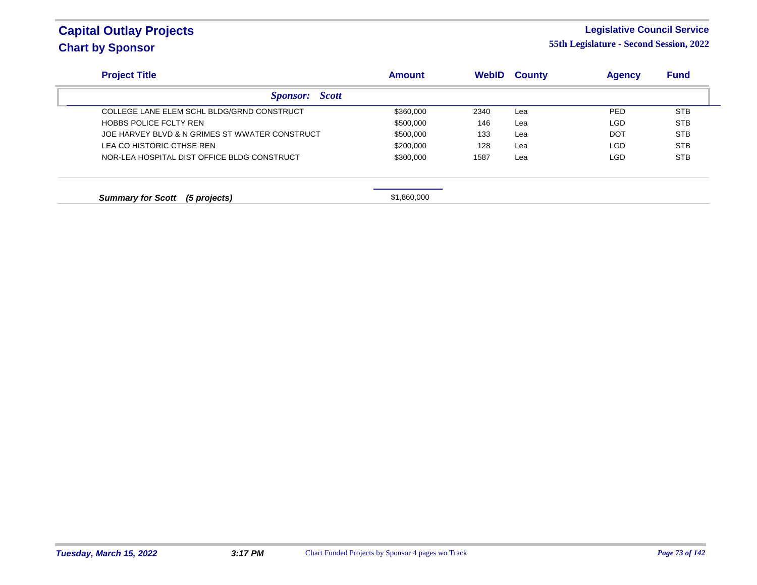# Capital Outlay Projects
## Chart by Sponsor

**Legislative Council Service**
**55th Legislature - Second Session, 2022**

| Project Title | Amount | WebID | County | Agency | Fund |
|---|---|---|---|---|---|
| ***Sponsor: Scott*** | | | | | |
| COLLEGE LANE ELEM SCHL BLDG/GRND CONSTRUCT | $360,000 | 2340 | Lea | PED | STB |
| HOBBS POLICE FCLTY REN | $500,000 | 146 | Lea | LGD | STB |
| JOE HARVEY BLVD & N GRIMES ST WWATER CONSTRUCT | $500,000 | 133 | Lea | DOT | STB |
| LEA CO HISTORIC CTHSE REN | $200,000 | 128 | Lea | LGD | STB |
| NOR-LEA HOSPITAL DIST OFFICE BLDG CONSTRUCT | $300,000 | 1587 | Lea | LGD | STB |
| ***Summary for Scott (5 projects)*** | $1,860,000 | | | | |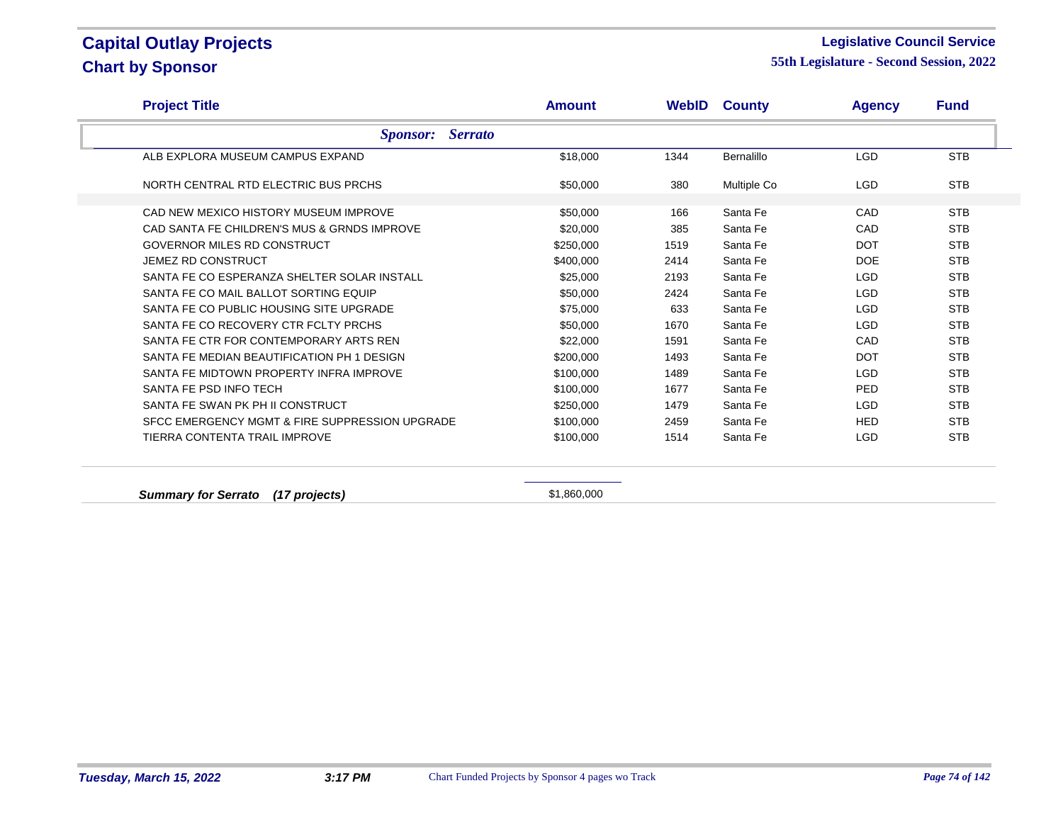# Capital Outlay Projects
## Chart by Sponsor

**Legislative Council Service**
**55th Legislature - Second Session, 2022**

| Project Title | Amount | WebID | County | Agency | Fund |
|---|---|---|---|---|---|
| ***Sponsor: Serrato*** | | | | | |
| ALB EXPLORA MUSEUM CAMPUS EXPAND | $18,000 | 1344 | Bernalillo | LGD | STB |
| NORTH CENTRAL RTD ELECTRIC BUS PRCHS | $50,000 | 380 | Multiple Co | LGD | STB |
| CAD NEW MEXICO HISTORY MUSEUM IMPROVE | $50,000 | 166 | Santa Fe | CAD | STB |
| CAD SANTA FE CHILDREN'S MUS & GRNDS IMPROVE | $20,000 | 385 | Santa Fe | CAD | STB |
| GOVERNOR MILES RD CONSTRUCT | $250,000 | 1519 | Santa Fe | DOT | STB |
| JEMEZ RD CONSTRUCT | $400,000 | 2414 | Santa Fe | DOE | STB |
| SANTA FE CO ESPERANZA SHELTER SOLAR INSTALL | $25,000 | 2193 | Santa Fe | LGD | STB |
| SANTA FE CO MAIL BALLOT SORTING EQUIP | $50,000 | 2424 | Santa Fe | LGD | STB |
| SANTA FE CO PUBLIC HOUSING SITE UPGRADE | $75,000 | 633 | Santa Fe | LGD | STB |
| SANTA FE CO RECOVERY CTR FCLTY PRCHS | $50,000 | 1670 | Santa Fe | LGD | STB |
| SANTA FE CTR FOR CONTEMPORARY ARTS REN | $22,000 | 1591 | Santa Fe | CAD | STB |
| SANTA FE MEDIAN BEAUTIFICATION PH 1 DESIGN | $200,000 | 1493 | Santa Fe | DOT | STB |
| SANTA FE MIDTOWN PROPERTY INFRA IMPROVE | $100,000 | 1489 | Santa Fe | LGD | STB |
| SANTA FE PSD INFO TECH | $100,000 | 1677 | Santa Fe | PED | STB |
| SANTA FE SWAN PK PH II CONSTRUCT | $250,000 | 1479 | Santa Fe | LGD | STB |
| SFCC EMERGENCY MGMT & FIRE SUPPRESSION UPGRADE | $100,000 | 2459 | Santa Fe | HED | STB |
| TIERRA CONTENTA TRAIL IMPROVE | $100,000 | 1514 | Santa Fe | LGD | STB |
| ***Summary for Serrato (17 projects)*** | $1,860,000 | | | | |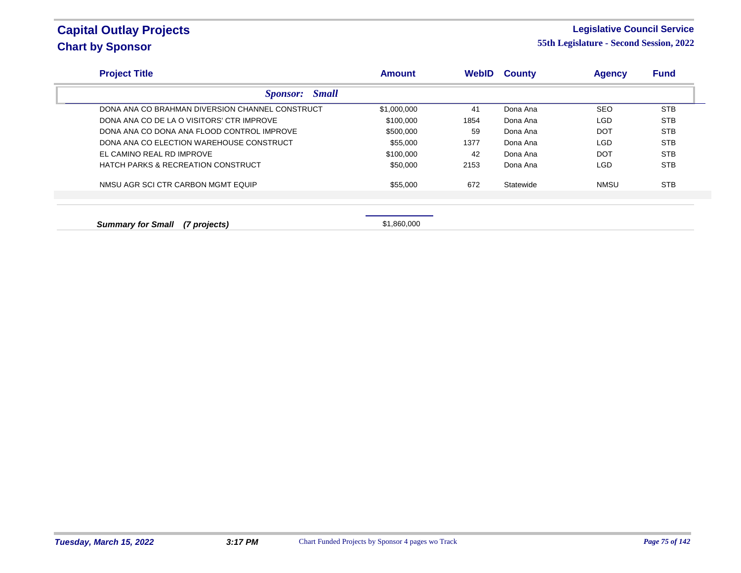# Capital Outlay Projects

## Chart by Sponsor

**Legislative Council Service**

**55th Legislature - Second Session, 2022**

| Project Title | Amount | WebID | County | Agency | Fund |
|---|---|---|---|---|---|
| ***Sponsor: Small*** | | | | | |
| DONA ANA CO BRAHMAN DIVERSION CHANNEL CONSTRUCT | $1,000,000 | 41 | Dona Ana | SEO | STB |
| DONA ANA CO DE LA O VISITORS' CTR IMPROVE | $100,000 | 1854 | Dona Ana | LGD | STB |
| DONA ANA CO DONA ANA FLOOD CONTROL IMPROVE | $500,000 | 59 | Dona Ana | DOT | STB |
| DONA ANA CO ELECTION WAREHOUSE CONSTRUCT | $55,000 | 1377 | Dona Ana | LGD | STB |
| EL CAMINO REAL RD IMPROVE | $100,000 | 42 | Dona Ana | DOT | STB |
| HATCH PARKS & RECREATION CONSTRUCT | $50,000 | 2153 | Dona Ana | LGD | STB |
| NMSU AGR SCI CTR CARBON MGMT EQUIP | $55,000 | 672 | Statewide | NMSU | STB |
| ***Summary for Small (7 projects)*** | $1,860,000 | | | | |

*Tuesday, March 15, 2022* *3:17 PM* Chart Funded Projects by Sponsor 4 pages wo Track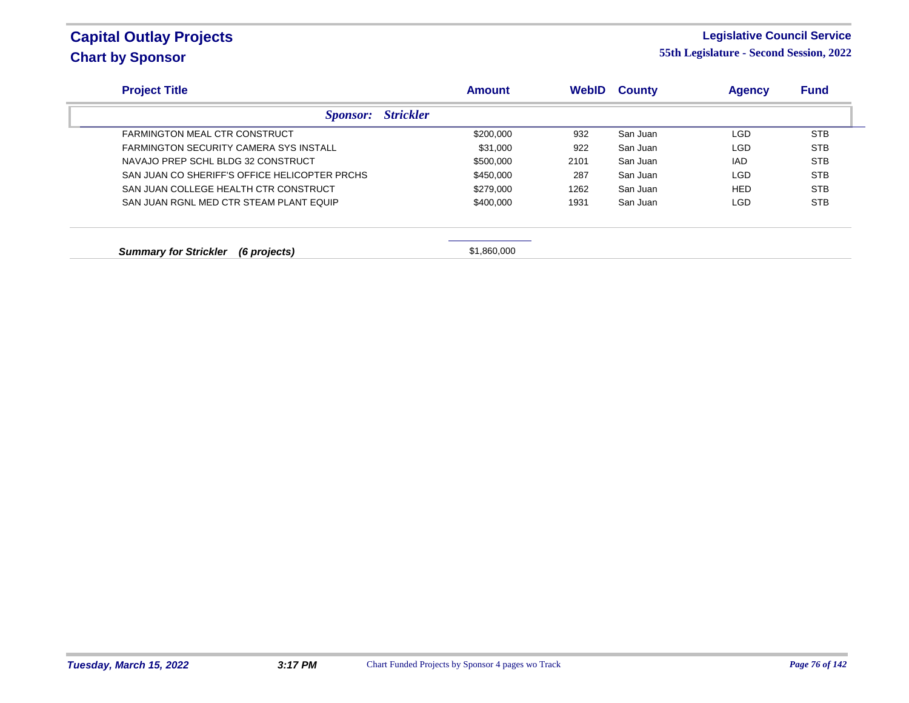# Capital Outlay Projects
## Chart by Sponsor

**Legislative Council Service**
**55th Legislature - Second Session, 2022**

| Project Title | Amount | WebID | County | Agency | Fund |
|---|---|---|---|---|---|
| ***Sponsor: Strickler*** | | | | | |
| FARMINGTON MEAL CTR CONSTRUCT | $200,000 | 932 | San Juan | LGD | STB |
| FARMINGTON SECURITY CAMERA SYS INSTALL | $31,000 | 922 | San Juan | LGD | STB |
| NAVAJO PREP SCHL BLDG 32 CONSTRUCT | $500,000 | 2101 | San Juan | IAD | STB |
| SAN JUAN CO SHERIFF'S OFFICE HELICOPTER PRCHS | $450,000 | 287 | San Juan | LGD | STB |
| SAN JUAN COLLEGE HEALTH CTR CONSTRUCT | $279,000 | 1262 | San Juan | HED | STB |
| SAN JUAN RGNL MED CTR STEAM PLANT EQUIP | $400,000 | 1931 | San Juan | LGD | STB |
| ***Summary for Strickler (6 projects)*** | $1,860,000 | | | | |

*Tuesday, March 15, 2022* *3:17 PM* Chart Funded Projects by Sponsor 4 pages wo Track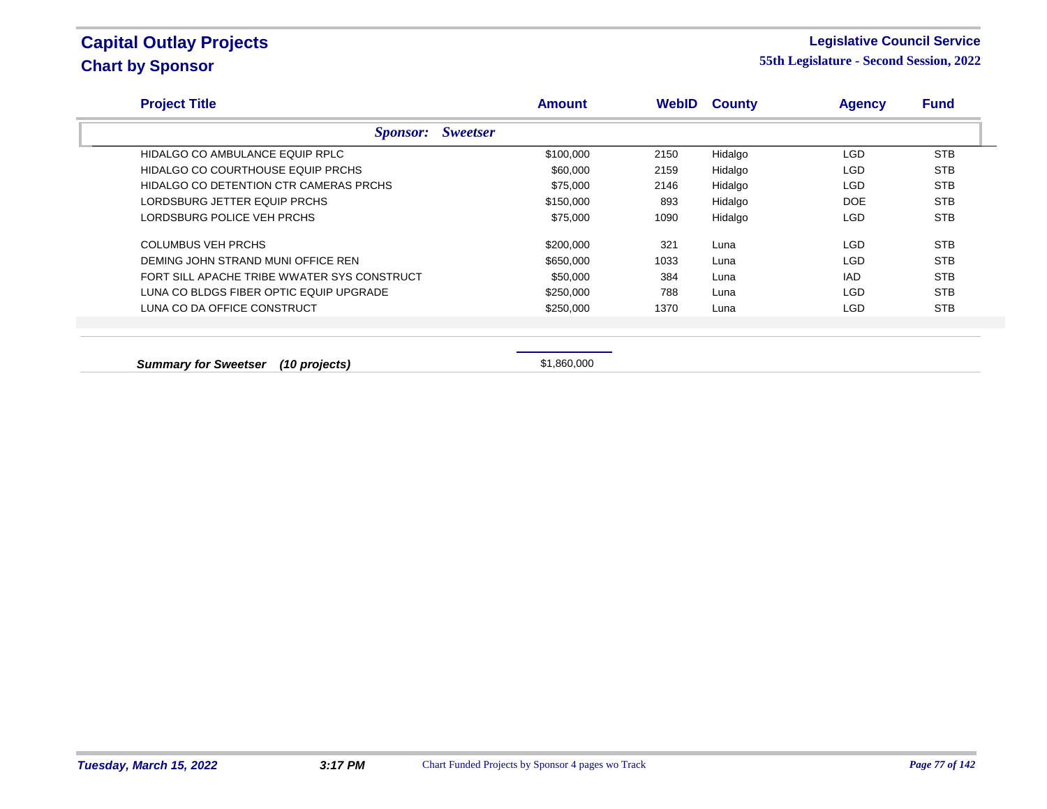# Capital Outlay Projects
## Chart by Sponsor

**Legislative Council Service**
**55th Legislature - Second Session, 2022**

| Project Title | Amount | WebID | County | Agency | Fund |
|---|---|---|---|---|---|
| ***Sponsor: Sweetser*** | | | | | |
| HIDALGO CO AMBULANCE EQUIP RPLC | $100,000 | 2150 | Hidalgo | LGD | STB |
| HIDALGO CO COURTHOUSE EQUIP PRCHS | $60,000 | 2159 | Hidalgo | LGD | STB |
| HIDALGO CO DETENTION CTR CAMERAS PRCHS | $75,000 | 2146 | Hidalgo | LGD | STB |
| LORDSBURG JETTER EQUIP PRCHS | $150,000 | 893 | Hidalgo | DOE | STB |
| LORDSBURG POLICE VEH PRCHS | $75,000 | 1090 | Hidalgo | LGD | STB |
| COLUMBUS VEH PRCHS | $200,000 | 321 | Luna | LGD | STB |
| DEMING JOHN STRAND MUNI OFFICE REN | $650,000 | 1033 | Luna | LGD | STB |
| FORT SILL APACHE TRIBE WWATER SYS CONSTRUCT | $50,000 | 384 | Luna | IAD | STB |
| LUNA CO BLDGS FIBER OPTIC EQUIP UPGRADE | $250,000 | 788 | Luna | LGD | STB |
| LUNA CO DA OFFICE CONSTRUCT | $250,000 | 1370 | Luna | LGD | STB |
| ***Summary for Sweetser (10 projects)*** | $1,860,000 | | | | |

*Tuesday, March 15, 2022* *3:17 PM* Chart Funded Projects by Sponsor 4 pages wo Track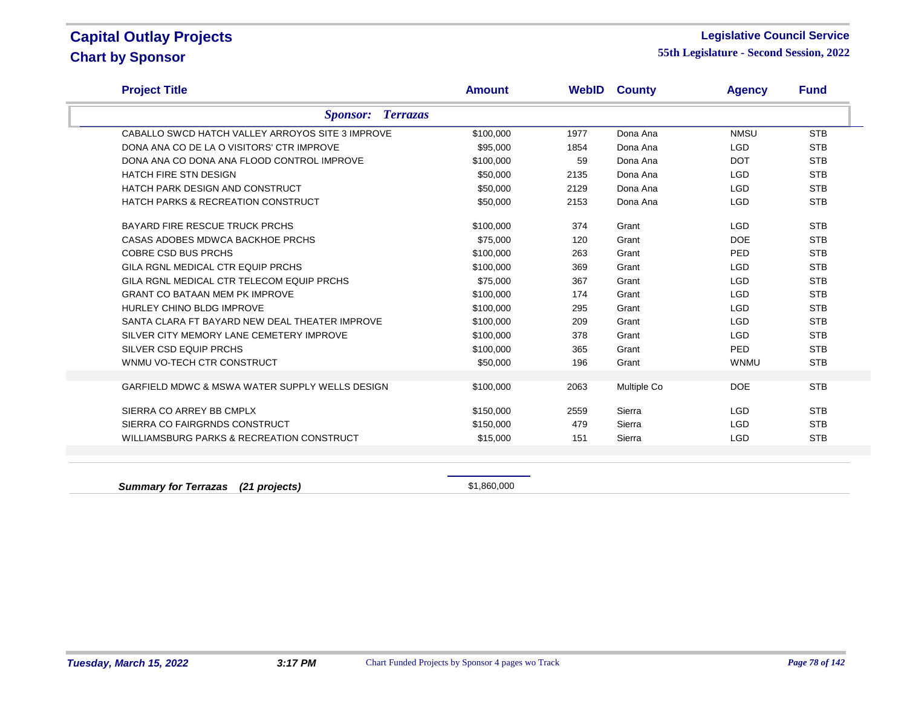# Capital Outlay Projects
## Chart by Sponsor

**Legislative Council Service**
**55th Legislature - Second Session, 2022**

| Project Title | Amount | WebID | County | Agency | Fund |
|---|---|---|---|---|---|
| ***Sponsor: Terrazas*** | | | | | |
| CABALLO SWCD HATCH VALLEY ARROYOS SITE 3 IMPROVE | $100,000 | 1977 | Dona Ana | NMSU | STB |
| DONA ANA CO DE LA O VISITORS' CTR IMPROVE | $95,000 | 1854 | Dona Ana | LGD | STB |
| DONA ANA CO DONA ANA FLOOD CONTROL IMPROVE | $100,000 | 59 | Dona Ana | DOT | STB |
| HATCH FIRE STN DESIGN | $50,000 | 2135 | Dona Ana | LGD | STB |
| HATCH PARK DESIGN AND CONSTRUCT | $50,000 | 2129 | Dona Ana | LGD | STB |
| HATCH PARKS & RECREATION CONSTRUCT | $50,000 | 2153 | Dona Ana | LGD | STB |
| BAYARD FIRE RESCUE TRUCK PRCHS | $100,000 | 374 | Grant | LGD | STB |
| CASAS ADOBES MDWCA BACKHOE PRCHS | $75,000 | 120 | Grant | DOE | STB |
| COBRE CSD BUS PRCHS | $100,000 | 263 | Grant | PED | STB |
| GILA RGNL MEDICAL CTR EQUIP PRCHS | $100,000 | 369 | Grant | LGD | STB |
| GILA RGNL MEDICAL CTR TELECOM EQUIP PRCHS | $75,000 | 367 | Grant | LGD | STB |
| GRANT CO BATAAN MEM PK IMPROVE | $100,000 | 174 | Grant | LGD | STB |
| HURLEY CHINO BLDG IMPROVE | $100,000 | 295 | Grant | LGD | STB |
| SANTA CLARA FT BAYARD NEW DEAL THEATER IMPROVE | $100,000 | 209 | Grant | LGD | STB |
| SILVER CITY MEMORY LANE CEMETERY IMPROVE | $100,000 | 378 | Grant | LGD | STB |
| SILVER CSD EQUIP PRCHS | $100,000 | 365 | Grant | PED | STB |
| WNMU VO-TECH CTR CONSTRUCT | $50,000 | 196 | Grant | WNMU | STB |
| GARFIELD MDWC & MSWA WATER SUPPLY WELLS DESIGN | $100,000 | 2063 | Multiple Co | DOE | STB |
| SIERRA CO ARREY BB CMPLX | $150,000 | 2559 | Sierra | LGD | STB |
| SIERRA CO FAIRGRNDS CONSTRUCT | $150,000 | 479 | Sierra | LGD | STB |
| WILLIAMSBURG PARKS & RECREATION CONSTRUCT | $15,000 | 151 | Sierra | LGD | STB |
| ***Summary for Terrazas (21 projects)*** | $1,860,000 | | | | |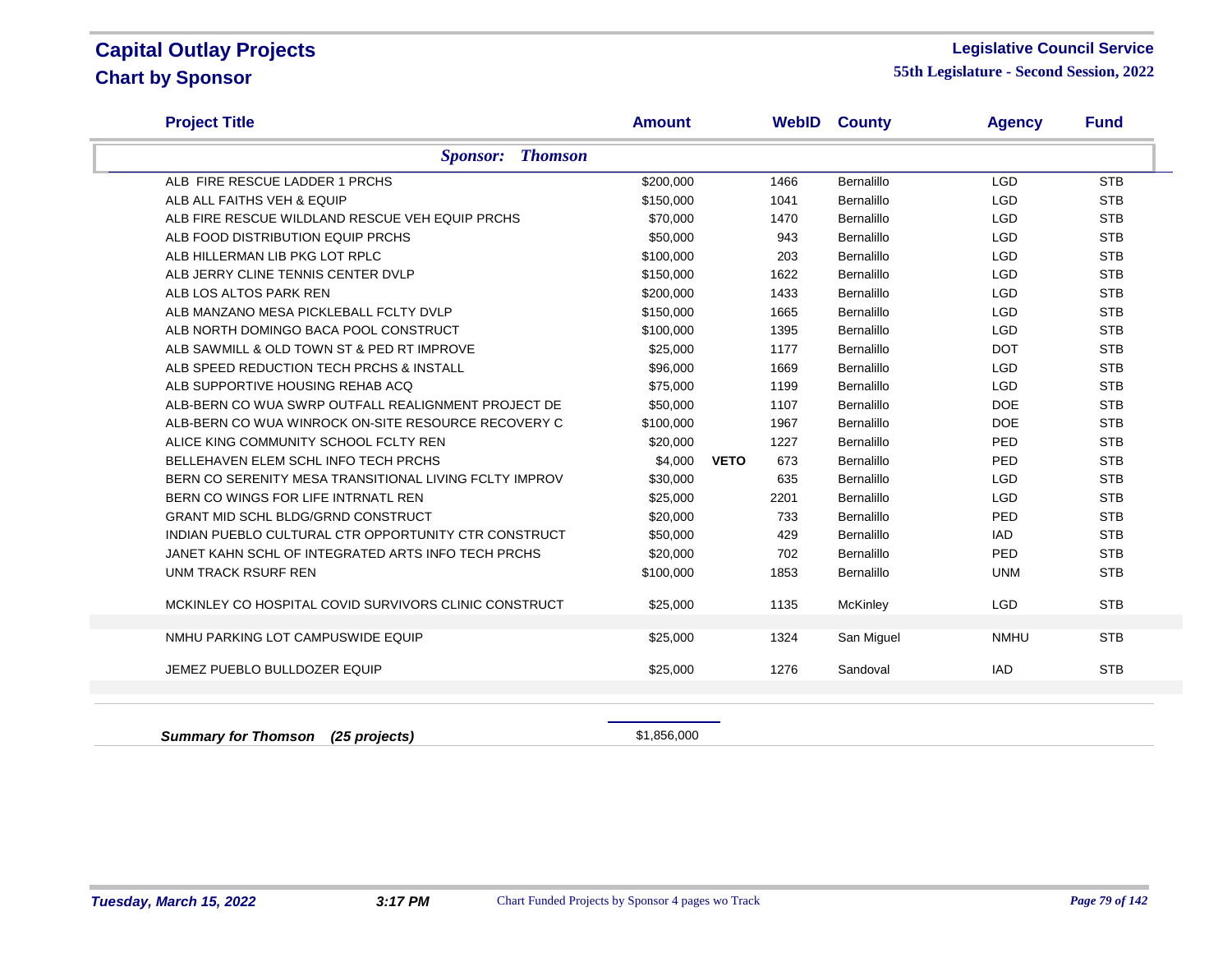# Capital Outlay Projects
## Chart by Sponsor

**Legislative Council Service**
**55th Legislature - Second Session, 2022**

| Project Title | Amount | | WebID | County | Agency | Fund |
|---|---|---|---|---|---|---|
| ***Sponsor: Thomson*** | | | | | | |
| ALB FIRE RESCUE LADDER 1 PRCHS | $200,000 | | 1466 | Bernalillo | LGD | STB |
| ALB ALL FAITHS VEH & EQUIP | $150,000 | | 1041 | Bernalillo | LGD | STB |
| ALB FIRE RESCUE WILDLAND RESCUE VEH EQUIP PRCHS | $70,000 | | 1470 | Bernalillo | LGD | STB |
| ALB FOOD DISTRIBUTION EQUIP PRCHS | $50,000 | | 943 | Bernalillo | LGD | STB |
| ALB HILLERMAN LIB PKG LOT RPLC | $100,000 | | 203 | Bernalillo | LGD | STB |
| ALB JERRY CLINE TENNIS CENTER DVLP | $150,000 | | 1622 | Bernalillo | LGD | STB |
| ALB LOS ALTOS PARK REN | $200,000 | | 1433 | Bernalillo | LGD | STB |
| ALB MANZANO MESA PICKLEBALL FCLTY DVLP | $150,000 | | 1665 | Bernalillo | LGD | STB |
| ALB NORTH DOMINGO BACA POOL CONSTRUCT | $100,000 | | 1395 | Bernalillo | LGD | STB |
| ALB SAWMILL & OLD TOWN ST & PED RT IMPROVE | $25,000 | | 1177 | Bernalillo | DOT | STB |
| ALB SPEED REDUCTION TECH PRCHS & INSTALL | $96,000 | | 1669 | Bernalillo | LGD | STB |
| ALB SUPPORTIVE HOUSING REHAB ACQ | $75,000 | | 1199 | Bernalillo | LGD | STB |
| ALB-BERN CO WUA SWRP OUTFALL REALIGNMENT PROJECT DE | $50,000 | | 1107 | Bernalillo | DOE | STB |
| ALB-BERN CO WUA WINROCK ON-SITE RESOURCE RECOVERY C | $100,000 | | 1967 | Bernalillo | DOE | STB |
| ALICE KING COMMUNITY SCHOOL FCLTY REN | $20,000 | | 1227 | Bernalillo | PED | STB |
| BELLEHAVEN ELEM SCHL INFO TECH PRCHS | $4,000 | **VETO** | 673 | Bernalillo | PED | STB |
| BERN CO SERENITY MESA TRANSITIONAL LIVING FCLTY IMPROV | $30,000 | | 635 | Bernalillo | LGD | STB |
| BERN CO WINGS FOR LIFE INTRNATL REN | $25,000 | | 2201 | Bernalillo | LGD | STB |
| GRANT MID SCHL BLDG/GRND CONSTRUCT | $20,000 | | 733 | Bernalillo | PED | STB |
| INDIAN PUEBLO CULTURAL CTR OPPORTUNITY CTR CONSTRUCT | $50,000 | | 429 | Bernalillo | IAD | STB |
| JANET KAHN SCHL OF INTEGRATED ARTS INFO TECH PRCHS | $20,000 | | 702 | Bernalillo | PED | STB |
| UNM TRACK RSURF REN | $100,000 | | 1853 | Bernalillo | UNM | STB |
| MCKINLEY CO HOSPITAL COVID SURVIVORS CLINIC CONSTRUCT | $25,000 | | 1135 | McKinley | LGD | STB |
| NMHU PARKING LOT CAMPUSWIDE EQUIP | $25,000 | | 1324 | San Miguel | NMHU | STB |
| JEMEZ PUEBLO BULLDOZER EQUIP | $25,000 | | 1276 | Sandoval | IAD | STB |

***Summary for Thomson (25 projects)*** — $1,856,000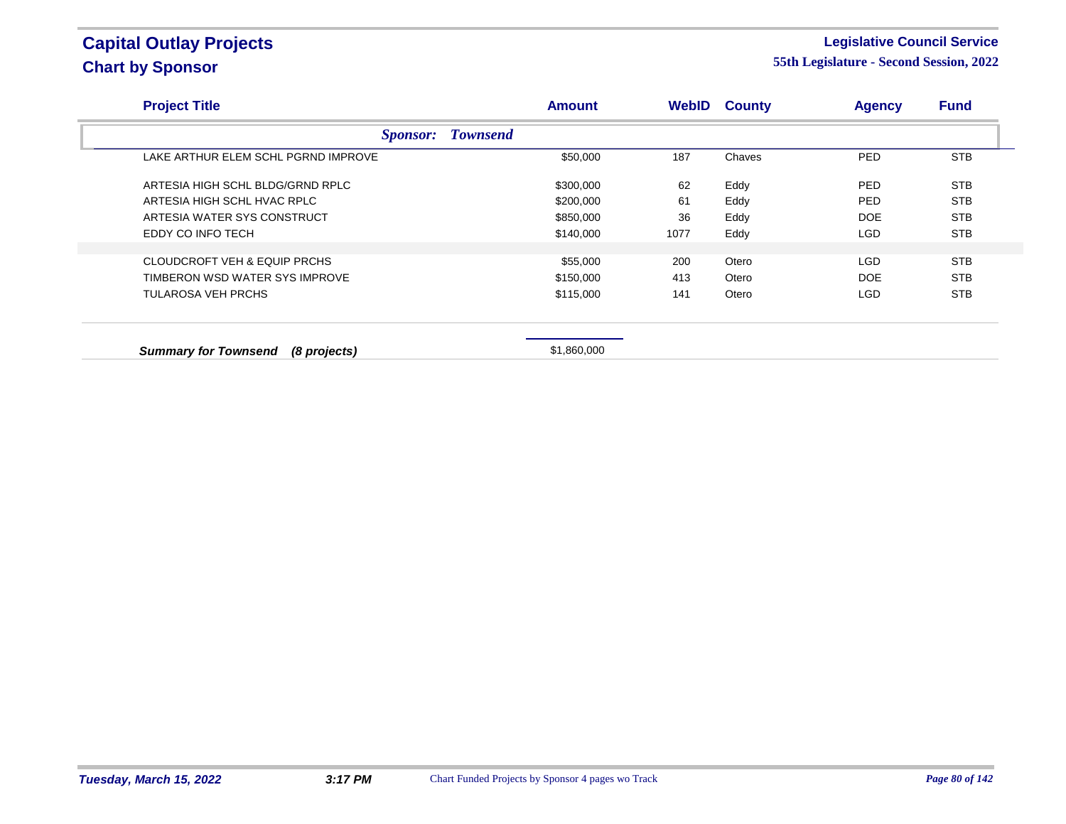# Capital Outlay Projects

## Chart by Sponsor

**Legislative Council Service**

**55th Legislature - Second Session, 2022**

| Project Title | Amount | WebID | County | Agency | Fund |
|---|---|---|---|---|---|
| ***Sponsor: Townsend*** | | | | | |
| LAKE ARTHUR ELEM SCHL PGRND IMPROVE | $50,000 | 187 | Chaves | PED | STB |
| ARTESIA HIGH SCHL BLDG/GRND RPLC | $300,000 | 62 | Eddy | PED | STB |
| ARTESIA HIGH SCHL HVAC RPLC | $200,000 | 61 | Eddy | PED | STB |
| ARTESIA WATER SYS CONSTRUCT | $850,000 | 36 | Eddy | DOE | STB |
| EDDY CO INFO TECH | $140,000 | 1077 | Eddy | LGD | STB |
| CLOUDCROFT VEH & EQUIP PRCHS | $55,000 | 200 | Otero | LGD | STB |
| TIMBERON WSD WATER SYS IMPROVE | $150,000 | 413 | Otero | DOE | STB |
| TULAROSA VEH PRCHS | $115,000 | 141 | Otero | LGD | STB |
| ***Summary for Townsend (8 projects)*** | $1,860,000 | | | | |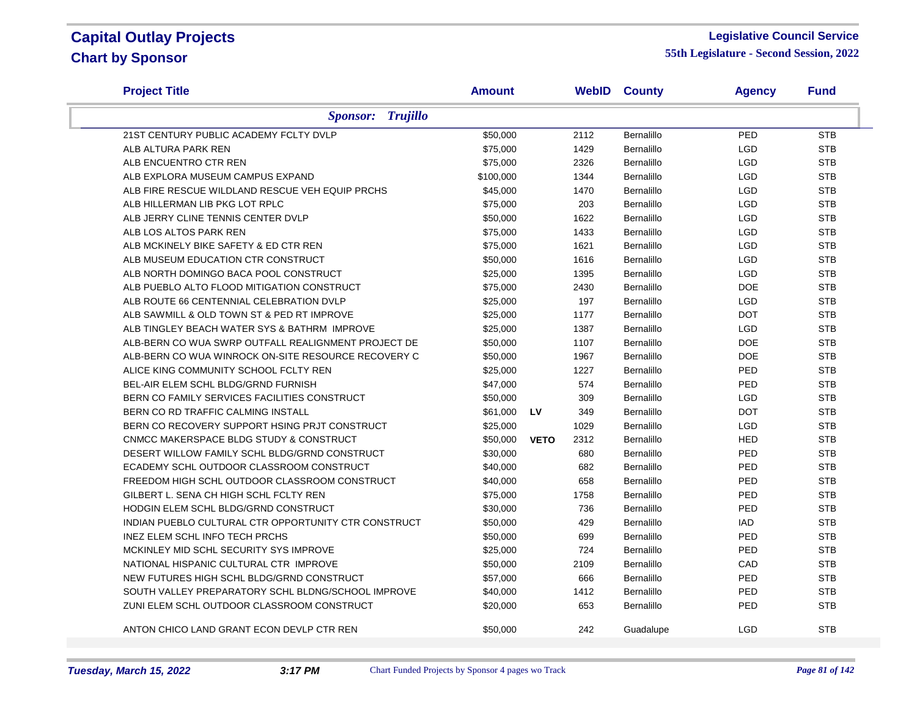# Capital Outlay Projects
## Chart by Sponsor

**Legislative Council Service**
**55th Legislature - Second Session, 2022**

| Project Title | Amount | | WebID | County | Agency | Fund |
|---|---|---|---|---|---|---|
| ***Sponsor: Trujillo*** | | | | | | |
| 21ST CENTURY PUBLIC ACADEMY FCLTY DVLP | $50,000 | | 2112 | Bernalillo | PED | STB |
| ALB ALTURA PARK REN | $75,000 | | 1429 | Bernalillo | LGD | STB |
| ALB ENCUENTRO CTR REN | $75,000 | | 2326 | Bernalillo | LGD | STB |
| ALB EXPLORA MUSEUM CAMPUS EXPAND | $100,000 | | 1344 | Bernalillo | LGD | STB |
| ALB FIRE RESCUE WILDLAND RESCUE VEH EQUIP PRCHS | $45,000 | | 1470 | Bernalillo | LGD | STB |
| ALB HILLERMAN LIB PKG LOT RPLC | $75,000 | | 203 | Bernalillo | LGD | STB |
| ALB JERRY CLINE TENNIS CENTER DVLP | $50,000 | | 1622 | Bernalillo | LGD | STB |
| ALB LOS ALTOS PARK REN | $75,000 | | 1433 | Bernalillo | LGD | STB |
| ALB MCKINELY BIKE SAFETY & ED CTR REN | $75,000 | | 1621 | Bernalillo | LGD | STB |
| ALB MUSEUM EDUCATION CTR CONSTRUCT | $50,000 | | 1616 | Bernalillo | LGD | STB |
| ALB NORTH DOMINGO BACA POOL CONSTRUCT | $25,000 | | 1395 | Bernalillo | LGD | STB |
| ALB PUEBLO ALTO FLOOD MITIGATION CONSTRUCT | $75,000 | | 2430 | Bernalillo | DOE | STB |
| ALB ROUTE 66 CENTENNIAL CELEBRATION DVLP | $25,000 | | 197 | Bernalillo | LGD | STB |
| ALB SAWMILL & OLD TOWN ST & PED RT IMPROVE | $25,000 | | 1177 | Bernalillo | DOT | STB |
| ALB TINGLEY BEACH WATER SYS & BATHRM IMPROVE | $25,000 | | 1387 | Bernalillo | LGD | STB |
| ALB-BERN CO WUA SWRP OUTFALL REALIGNMENT PROJECT DE | $50,000 | | 1107 | Bernalillo | DOE | STB |
| ALB-BERN CO WUA WINROCK ON-SITE RESOURCE RECOVERY C | $50,000 | | 1967 | Bernalillo | DOE | STB |
| ALICE KING COMMUNITY SCHOOL FCLTY REN | $25,000 | | 1227 | Bernalillo | PED | STB |
| BEL-AIR ELEM SCHL BLDG/GRND FURNISH | $47,000 | | 574 | Bernalillo | PED | STB |
| BERN CO FAMILY SERVICES FACILITIES CONSTRUCT | $50,000 | | 309 | Bernalillo | LGD | STB |
| BERN CO RD TRAFFIC CALMING INSTALL | $61,000 | **LV** | 349 | Bernalillo | DOT | STB |
| BERN CO RECOVERY SUPPORT HSING PRJT CONSTRUCT | $25,000 | | 1029 | Bernalillo | LGD | STB |
| CNMCC MAKERSPACE BLDG STUDY & CONSTRUCT | $50,000 | **VETO** | 2312 | Bernalillo | HED | STB |
| DESERT WILLOW FAMILY SCHL BLDG/GRND CONSTRUCT | $30,000 | | 680 | Bernalillo | PED | STB |
| ECADEMY SCHL OUTDOOR CLASSROOM CONSTRUCT | $40,000 | | 682 | Bernalillo | PED | STB |
| FREEDOM HIGH SCHL OUTDOOR CLASSROOM CONSTRUCT | $40,000 | | 658 | Bernalillo | PED | STB |
| GILBERT L. SENA CH HIGH SCHL FCLTY REN | $75,000 | | 1758 | Bernalillo | PED | STB |
| HODGIN ELEM SCHL BLDG/GRND CONSTRUCT | $30,000 | | 736 | Bernalillo | PED | STB |
| INDIAN PUEBLO CULTURAL CTR OPPORTUNITY CTR CONSTRUCT | $50,000 | | 429 | Bernalillo | IAD | STB |
| INEZ ELEM SCHL INFO TECH PRCHS | $50,000 | | 699 | Bernalillo | PED | STB |
| MCKINLEY MID SCHL SECURITY SYS IMPROVE | $25,000 | | 724 | Bernalillo | PED | STB |
| NATIONAL HISPANIC CULTURAL CTR IMPROVE | $50,000 | | 2109 | Bernalillo | CAD | STB |
| NEW FUTURES HIGH SCHL BLDG/GRND CONSTRUCT | $57,000 | | 666 | Bernalillo | PED | STB |
| SOUTH VALLEY PREPARATORY SCHL BLDNG/SCHOOL IMPROVE | $40,000 | | 1412 | Bernalillo | PED | STB |
| ZUNI ELEM SCHL OUTDOOR CLASSROOM CONSTRUCT | $20,000 | | 653 | Bernalillo | PED | STB |
| ANTON CHICO LAND GRANT ECON DEVLP CTR REN | $50,000 | | 242 | Guadalupe | LGD | STB |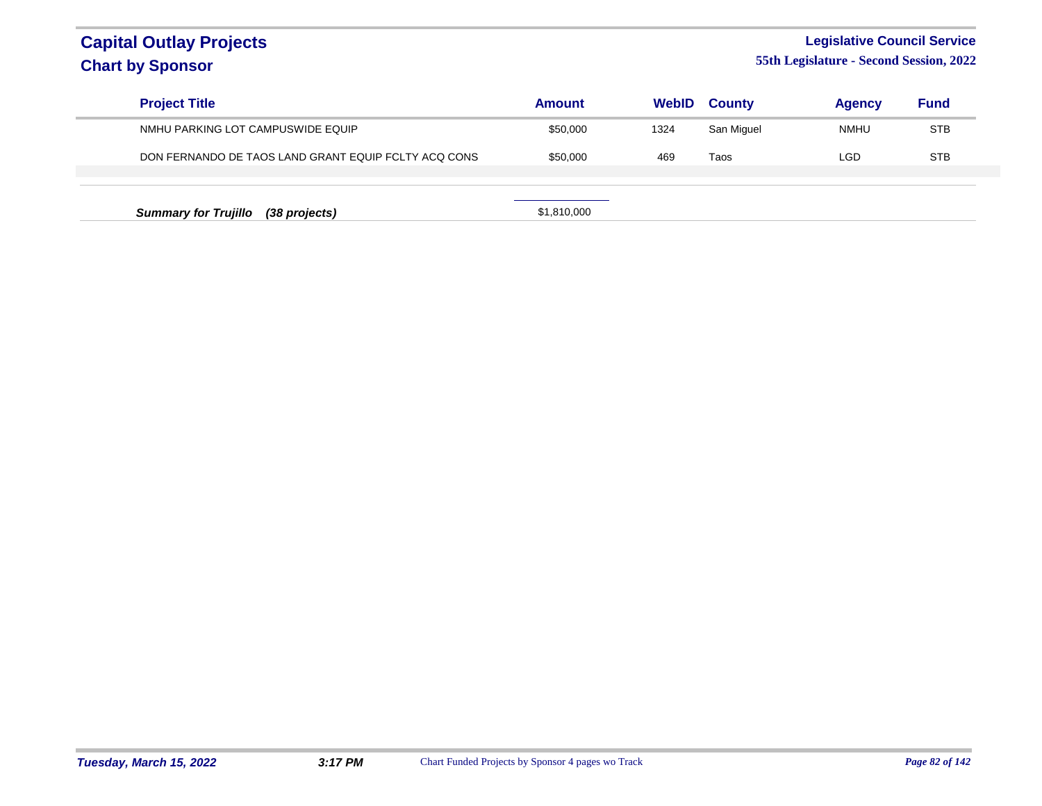# Capital Outlay Projects

## Chart by Sponsor

**Legislative Council Service**

**55th Legislature - Second Session, 2022**

| Project Title | Amount | WebID | County | Agency | Fund |
|---|---|---|---|---|---|
| NMHU PARKING LOT CAMPUSWIDE EQUIP | $50,000 | 1324 | San Miguel | NMHU | STB |
| DON FERNANDO DE TAOS LAND GRANT EQUIP FCLTY ACQ CONS | $50,000 | 469 | Taos | LGD | STB |

***Summary for Trujillo (38 projects)*** $1,810,000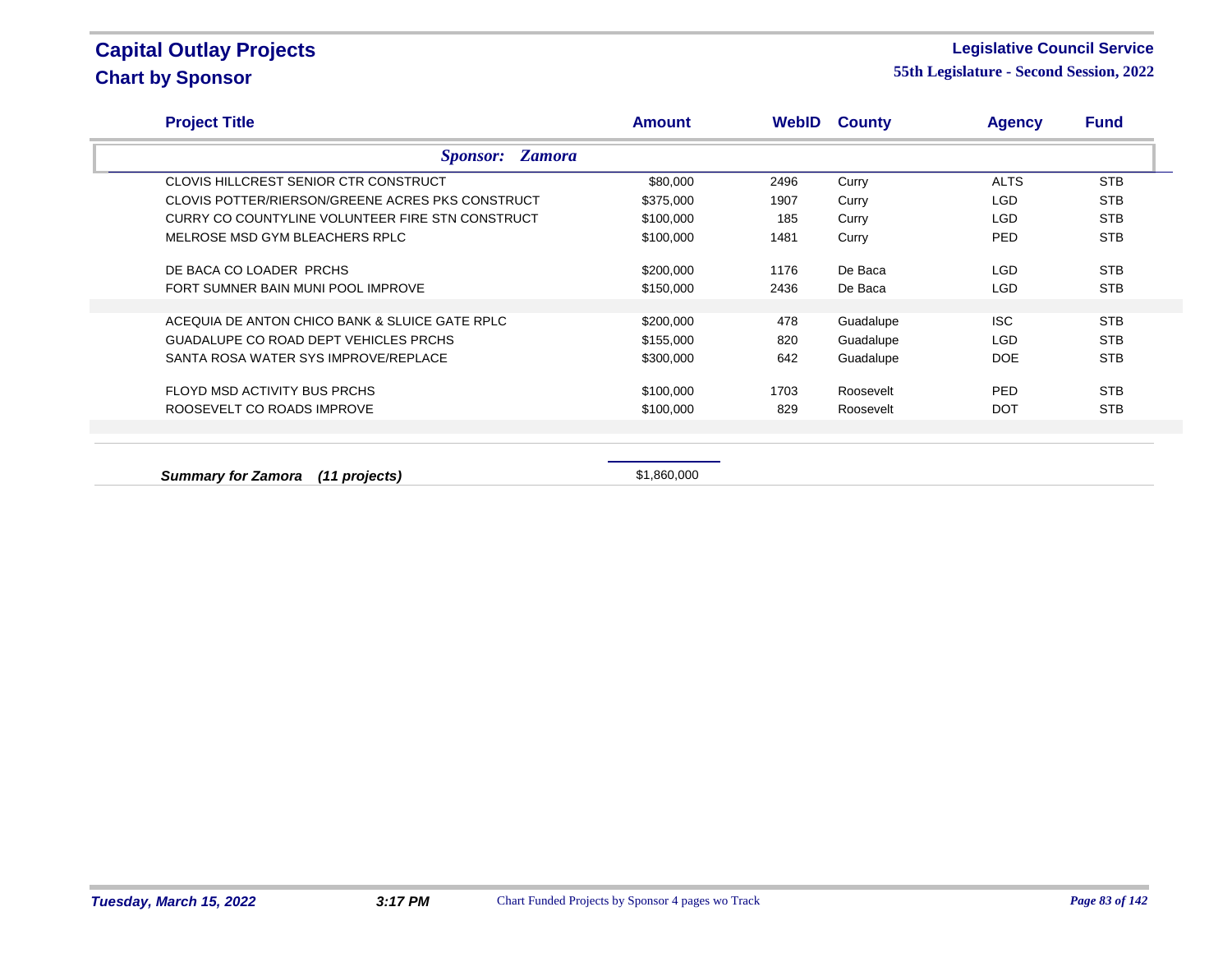# Capital Outlay Projects
## Chart by Sponsor

**Legislative Council Service**
**55th Legislature - Second Session, 2022**

| Project Title | Amount | WebID | County | Agency | Fund |
|---|---|---|---|---|---|
| ***Sponsor: Zamora*** | | | | | |
| CLOVIS HILLCREST SENIOR CTR CONSTRUCT | $80,000 | 2496 | Curry | ALTS | STB |
| CLOVIS POTTER/RIERSON/GREENE ACRES PKS CONSTRUCT | $375,000 | 1907 | Curry | LGD | STB |
| CURRY CO COUNTYLINE VOLUNTEER FIRE STN CONSTRUCT | $100,000 | 185 | Curry | LGD | STB |
| MELROSE MSD GYM BLEACHERS RPLC | $100,000 | 1481 | Curry | PED | STB |
| DE BACA CO LOADER PRCHS | $200,000 | 1176 | De Baca | LGD | STB |
| FORT SUMNER BAIN MUNI POOL IMPROVE | $150,000 | 2436 | De Baca | LGD | STB |
| ACEQUIA DE ANTON CHICO BANK & SLUICE GATE RPLC | $200,000 | 478 | Guadalupe | ISC | STB |
| GUADALUPE CO ROAD DEPT VEHICLES PRCHS | $155,000 | 820 | Guadalupe | LGD | STB |
| SANTA ROSA WATER SYS IMPROVE/REPLACE | $300,000 | 642 | Guadalupe | DOE | STB |
| FLOYD MSD ACTIVITY BUS PRCHS | $100,000 | 1703 | Roosevelt | PED | STB |
| ROOSEVELT CO ROADS IMPROVE | $100,000 | 829 | Roosevelt | DOT | STB |
| ***Summary for Zamora (11 projects)*** | $1,860,000 | | | | |

*Tuesday, March 15, 2022* *3:17 PM* Chart Funded Projects by Sponsor 4 pages wo Track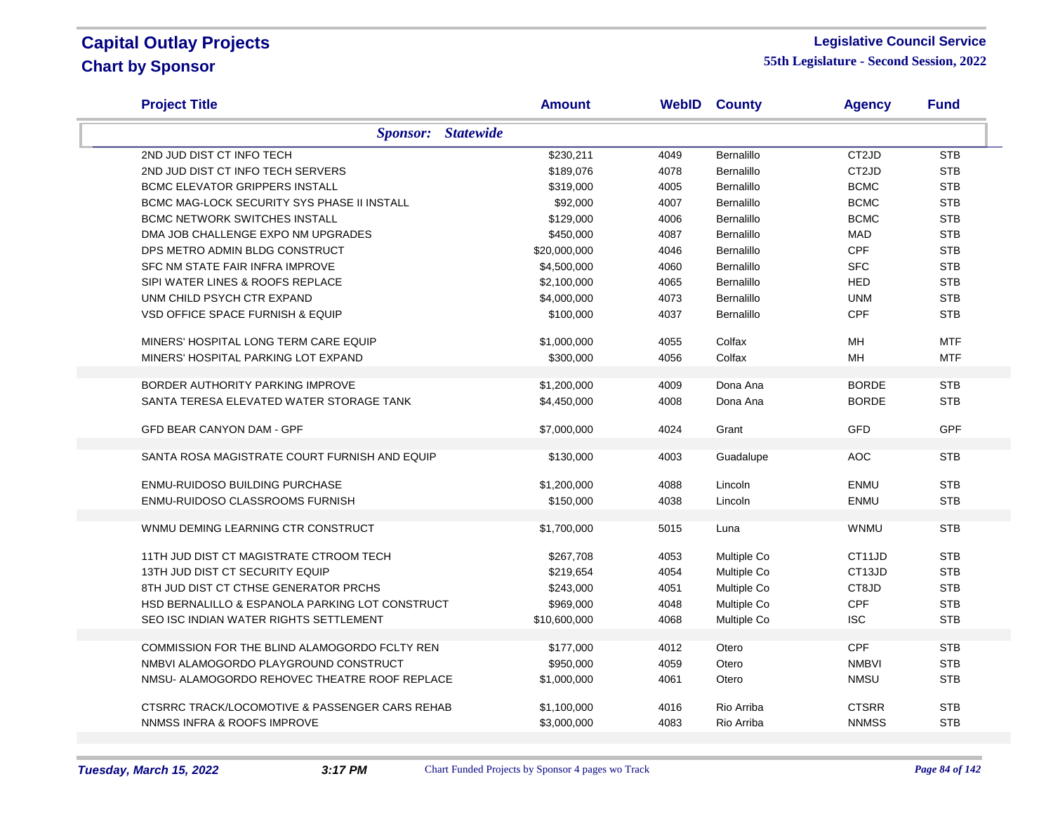# Capital Outlay Projects
## Chart by Sponsor

**Legislative Council Service**
**55th Legislature - Second Session, 2022**

| Project Title | Amount | WebID | County | Agency | Fund |
|---|---|---|---|---|---|
| ***Sponsor: Statewide*** | | | | | |
| 2ND JUD DIST CT INFO TECH | $230,211 | 4049 | Bernalillo | CT2JD | STB |
| 2ND JUD DIST CT INFO TECH SERVERS | $189,076 | 4078 | Bernalillo | CT2JD | STB |
| BCMC ELEVATOR GRIPPERS INSTALL | $319,000 | 4005 | Bernalillo | BCMC | STB |
| BCMC MAG-LOCK SECURITY SYS PHASE II INSTALL | $92,000 | 4007 | Bernalillo | BCMC | STB |
| BCMC NETWORK SWITCHES INSTALL | $129,000 | 4006 | Bernalillo | BCMC | STB |
| DMA JOB CHALLENGE EXPO NM UPGRADES | $450,000 | 4087 | Bernalillo | MAD | STB |
| DPS METRO ADMIN BLDG CONSTRUCT | $20,000,000 | 4046 | Bernalillo | CPF | STB |
| SFC NM STATE FAIR INFRA IMPROVE | $4,500,000 | 4060 | Bernalillo | SFC | STB |
| SIPI WATER LINES & ROOFS REPLACE | $2,100,000 | 4065 | Bernalillo | HED | STB |
| UNM CHILD PSYCH CTR EXPAND | $4,000,000 | 4073 | Bernalillo | UNM | STB |
| VSD OFFICE SPACE FURNISH & EQUIP | $100,000 | 4037 | Bernalillo | CPF | STB |
| MINERS' HOSPITAL LONG TERM CARE EQUIP | $1,000,000 | 4055 | Colfax | MH | MTF |
| MINERS' HOSPITAL PARKING LOT EXPAND | $300,000 | 4056 | Colfax | MH | MTF |
| BORDER AUTHORITY PARKING IMPROVE | $1,200,000 | 4009 | Dona Ana | BORDE | STB |
| SANTA TERESA ELEVATED WATER STORAGE TANK | $4,450,000 | 4008 | Dona Ana | BORDE | STB |
| GFD BEAR CANYON DAM - GPF | $7,000,000 | 4024 | Grant | GFD | GPF |
| SANTA ROSA MAGISTRATE COURT FURNISH AND EQUIP | $130,000 | 4003 | Guadalupe | AOC | STB |
| ENMU-RUIDOSO BUILDING PURCHASE | $1,200,000 | 4088 | Lincoln | ENMU | STB |
| ENMU-RUIDOSO CLASSROOMS FURNISH | $150,000 | 4038 | Lincoln | ENMU | STB |
| WNMU DEMING LEARNING CTR CONSTRUCT | $1,700,000 | 5015 | Luna | WNMU | STB |
| 11TH JUD DIST CT MAGISTRATE CTROOM TECH | $267,708 | 4053 | Multiple Co | CT11JD | STB |
| 13TH JUD DIST CT SECURITY EQUIP | $219,654 | 4054 | Multiple Co | CT13JD | STB |
| 8TH JUD DIST CT CTHSE GENERATOR PRCHS | $243,000 | 4051 | Multiple Co | CT8JD | STB |
| HSD BERNALILLO & ESPANOLA PARKING LOT CONSTRUCT | $969,000 | 4048 | Multiple Co | CPF | STB |
| SEO ISC INDIAN WATER RIGHTS SETTLEMENT | $10,600,000 | 4068 | Multiple Co | ISC | STB |
| COMMISSION FOR THE BLIND ALAMOGORDO FCLTY REN | $177,000 | 4012 | Otero | CPF | STB |
| NMBVI ALAMOGORDO PLAYGROUND CONSTRUCT | $950,000 | 4059 | Otero | NMBVI | STB |
| NMSU- ALAMOGORDO REHOVEC THEATRE ROOF REPLACE | $1,000,000 | 4061 | Otero | NMSU | STB |
| CTSRRC TRACK/LOCOMOTIVE & PASSENGER CARS REHAB | $1,100,000 | 4016 | Rio Arriba | CTSRR | STB |
| NNMSS INFRA & ROOFS IMPROVE | $3,000,000 | 4083 | Rio Arriba | NNMSS | STB |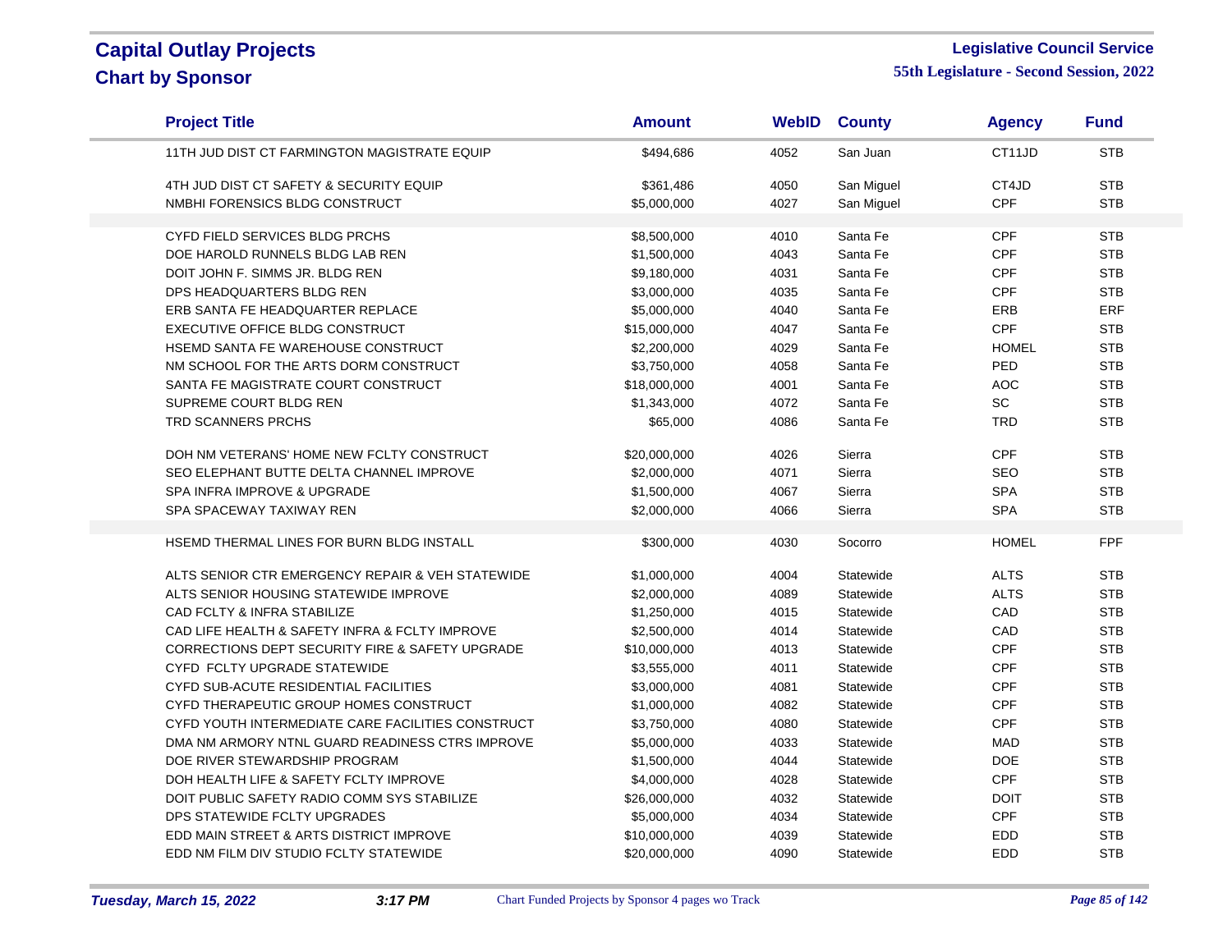# Capital Outlay Projects

## Chart by Sponsor

**Legislative Council Service**

**55th Legislature - Second Session, 2022**

| Project Title | Amount | WebID | County | Agency | Fund |
|---|---|---|---|---|---|
| 11TH JUD DIST CT FARMINGTON MAGISTRATE EQUIP | $494,686 | 4052 | San Juan | CT11JD | STB |
| 4TH JUD DIST CT SAFETY & SECURITY EQUIP | $361,486 | 4050 | San Miguel | CT4JD | STB |
| NMBHI FORENSICS BLDG CONSTRUCT | $5,000,000 | 4027 | San Miguel | CPF | STB |
| CYFD FIELD SERVICES BLDG PRCHS | $8,500,000 | 4010 | Santa Fe | CPF | STB |
| DOE HAROLD RUNNELS BLDG LAB REN | $1,500,000 | 4043 | Santa Fe | CPF | STB |
| DOIT JOHN F. SIMMS JR. BLDG REN | $9,180,000 | 4031 | Santa Fe | CPF | STB |
| DPS HEADQUARTERS BLDG REN | $3,000,000 | 4035 | Santa Fe | CPF | STB |
| ERB SANTA FE HEADQUARTER REPLACE | $5,000,000 | 4040 | Santa Fe | ERB | ERF |
| EXECUTIVE OFFICE BLDG CONSTRUCT | $15,000,000 | 4047 | Santa Fe | CPF | STB |
| HSEMD SANTA FE WAREHOUSE CONSTRUCT | $2,200,000 | 4029 | Santa Fe | HOMEL | STB |
| NM SCHOOL FOR THE ARTS DORM CONSTRUCT | $3,750,000 | 4058 | Santa Fe | PED | STB |
| SANTA FE MAGISTRATE COURT CONSTRUCT | $18,000,000 | 4001 | Santa Fe | AOC | STB |
| SUPREME COURT BLDG REN | $1,343,000 | 4072 | Santa Fe | SC | STB |
| TRD SCANNERS PRCHS | $65,000 | 4086 | Santa Fe | TRD | STB |
| DOH NM VETERANS' HOME NEW FCLTY CONSTRUCT | $20,000,000 | 4026 | Sierra | CPF | STB |
| SEO ELEPHANT BUTTE DELTA CHANNEL IMPROVE | $2,000,000 | 4071 | Sierra | SEO | STB |
| SPA INFRA IMPROVE & UPGRADE | $1,500,000 | 4067 | Sierra | SPA | STB |
| SPA SPACEWAY TAXIWAY REN | $2,000,000 | 4066 | Sierra | SPA | STB |
| HSEMD THERMAL LINES FOR BURN BLDG INSTALL | $300,000 | 4030 | Socorro | HOMEL | FPF |
| ALTS SENIOR CTR EMERGENCY REPAIR & VEH STATEWIDE | $1,000,000 | 4004 | Statewide | ALTS | STB |
| ALTS SENIOR HOUSING STATEWIDE IMPROVE | $2,000,000 | 4089 | Statewide | ALTS | STB |
| CAD FCLTY & INFRA STABILIZE | $1,250,000 | 4015 | Statewide | CAD | STB |
| CAD LIFE HEALTH & SAFETY INFRA & FCLTY IMPROVE | $2,500,000 | 4014 | Statewide | CAD | STB |
| CORRECTIONS DEPT SECURITY FIRE & SAFETY UPGRADE | $10,000,000 | 4013 | Statewide | CPF | STB |
| CYFD FCLTY UPGRADE STATEWIDE | $3,555,000 | 4011 | Statewide | CPF | STB |
| CYFD SUB-ACUTE RESIDENTIAL FACILITIES | $3,000,000 | 4081 | Statewide | CPF | STB |
| CYFD THERAPEUTIC GROUP HOMES CONSTRUCT | $1,000,000 | 4082 | Statewide | CPF | STB |
| CYFD YOUTH INTERMEDIATE CARE FACILITIES CONSTRUCT | $3,750,000 | 4080 | Statewide | CPF | STB |
| DMA NM ARMORY NTNL GUARD READINESS CTRS IMPROVE | $5,000,000 | 4033 | Statewide | MAD | STB |
| DOE RIVER STEWARDSHIP PROGRAM | $1,500,000 | 4044 | Statewide | DOE | STB |
| DOH HEALTH LIFE & SAFETY FCLTY IMPROVE | $4,000,000 | 4028 | Statewide | CPF | STB |
| DOIT PUBLIC SAFETY RADIO COMM SYS STABILIZE | $26,000,000 | 4032 | Statewide | DOIT | STB |
| DPS STATEWIDE FCLTY UPGRADES | $5,000,000 | 4034 | Statewide | CPF | STB |
| EDD MAIN STREET & ARTS DISTRICT IMPROVE | $10,000,000 | 4039 | Statewide | EDD | STB |
| EDD NM FILM DIV STUDIO FCLTY STATEWIDE | $20,000,000 | 4090 | Statewide | EDD | STB |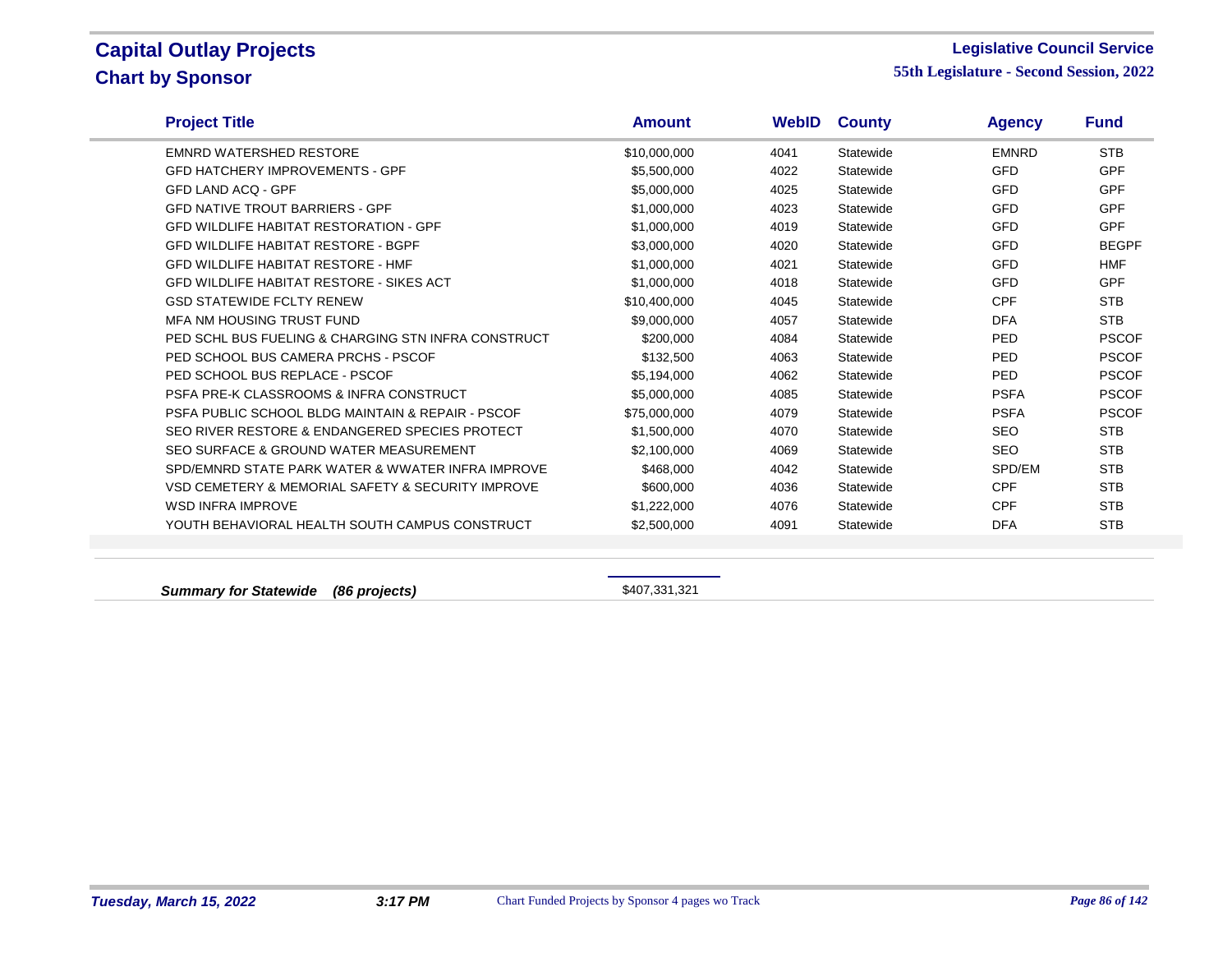# Capital Outlay Projects
## Chart by Sponsor

**Legislative Council Service**
**55th Legislature - Second Session, 2022**

| Project Title | Amount | WebID | County | Agency | Fund |
|---|---|---|---|---|---|
| EMNRD WATERSHED RESTORE | $10,000,000 | 4041 | Statewide | EMNRD | STB |
| GFD HATCHERY IMPROVEMENTS - GPF | $5,500,000 | 4022 | Statewide | GFD | GPF |
| GFD LAND ACQ - GPF | $5,000,000 | 4025 | Statewide | GFD | GPF |
| GFD NATIVE TROUT BARRIERS - GPF | $1,000,000 | 4023 | Statewide | GFD | GPF |
| GFD WILDLIFE HABITAT RESTORATION - GPF | $1,000,000 | 4019 | Statewide | GFD | GPF |
| GFD WILDLIFE HABITAT RESTORE - BGPF | $3,000,000 | 4020 | Statewide | GFD | BEGPF |
| GFD WILDLIFE HABITAT RESTORE - HMF | $1,000,000 | 4021 | Statewide | GFD | HMF |
| GFD WILDLIFE HABITAT RESTORE - SIKES ACT | $1,000,000 | 4018 | Statewide | GFD | GPF |
| GSD STATEWIDE FCLTY RENEW | $10,400,000 | 4045 | Statewide | CPF | STB |
| MFA NM HOUSING TRUST FUND | $9,000,000 | 4057 | Statewide | DFA | STB |
| PED SCHL BUS FUELING & CHARGING STN INFRA CONSTRUCT | $200,000 | 4084 | Statewide | PED | PSCOF |
| PED SCHOOL BUS CAMERA PRCHS - PSCOF | $132,500 | 4063 | Statewide | PED | PSCOF |
| PED SCHOOL BUS REPLACE - PSCOF | $5,194,000 | 4062 | Statewide | PED | PSCOF |
| PSFA PRE-K CLASSROOMS & INFRA CONSTRUCT | $5,000,000 | 4085 | Statewide | PSFA | PSCOF |
| PSFA PUBLIC SCHOOL BLDG MAINTAIN & REPAIR - PSCOF | $75,000,000 | 4079 | Statewide | PSFA | PSCOF |
| SEO RIVER RESTORE & ENDANGERED SPECIES PROTECT | $1,500,000 | 4070 | Statewide | SEO | STB |
| SEO SURFACE & GROUND WATER MEASUREMENT | $2,100,000 | 4069 | Statewide | SEO | STB |
| SPD/EMNRD STATE PARK WATER & WWATER INFRA IMPROVE | $468,000 | 4042 | Statewide | SPD/EM | STB |
| VSD CEMETERY & MEMORIAL SAFETY & SECURITY IMPROVE | $600,000 | 4036 | Statewide | CPF | STB |
| WSD INFRA IMPROVE | $1,222,000 | 4076 | Statewide | CPF | STB |
| YOUTH BEHAVIORAL HEALTH SOUTH CAMPUS CONSTRUCT | $2,500,000 | 4091 | Statewide | DFA | STB |

***Summary for Statewide (86 projects)*** $407,331,321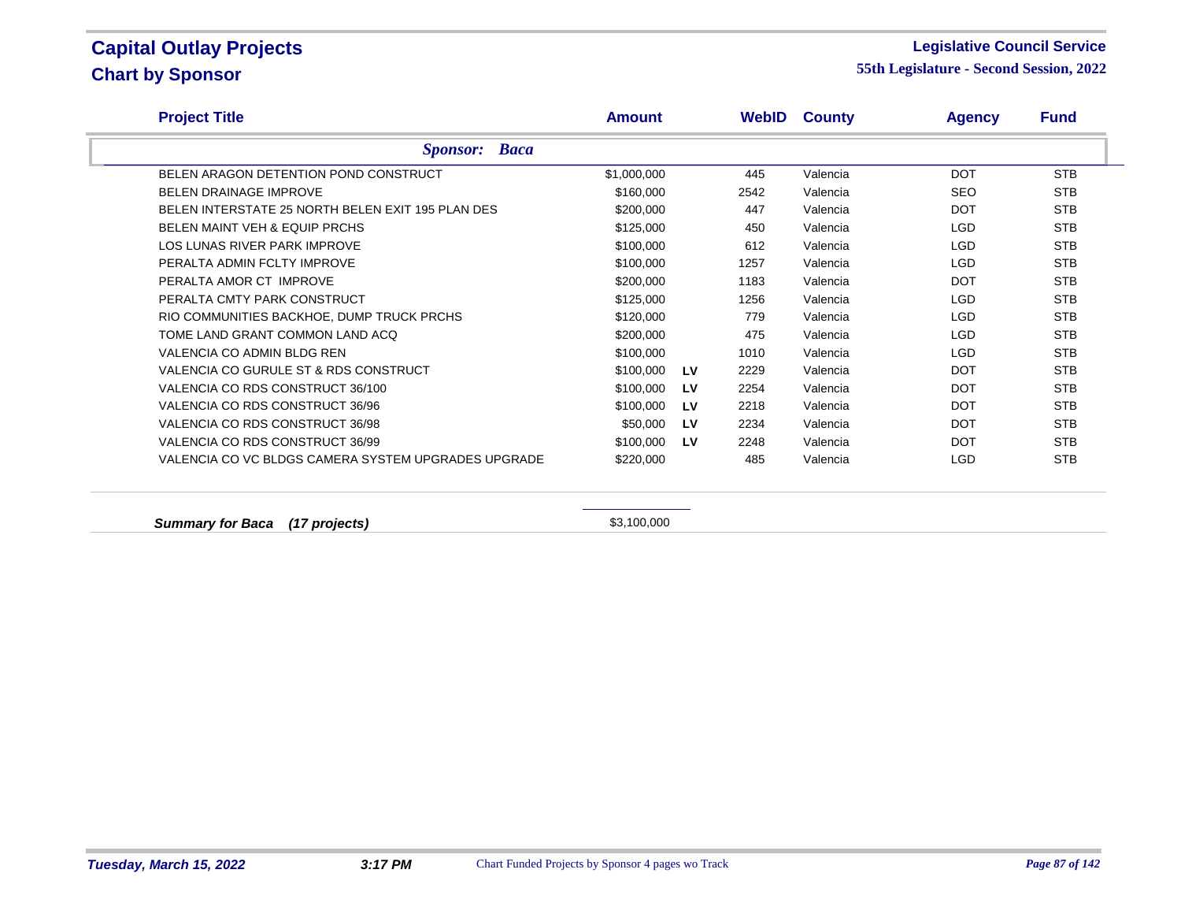# Capital Outlay Projects
## Chart by Sponsor

**Legislative Council Service**
**55th Legislature - Second Session, 2022**

| Project Title | Amount | | WebID | County | Agency | Fund |
|---|---|---|---|---|---|---|
| ***Sponsor: Baca*** | | | | | | |
| BELEN ARAGON DETENTION POND CONSTRUCT | $1,000,000 | | 445 | Valencia | DOT | STB |
| BELEN DRAINAGE IMPROVE | $160,000 | | 2542 | Valencia | SEO | STB |
| BELEN INTERSTATE 25 NORTH BELEN EXIT 195 PLAN DES | $200,000 | | 447 | Valencia | DOT | STB |
| BELEN MAINT VEH & EQUIP PRCHS | $125,000 | | 450 | Valencia | LGD | STB |
| LOS LUNAS RIVER PARK IMPROVE | $100,000 | | 612 | Valencia | LGD | STB |
| PERALTA ADMIN FCLTY IMPROVE | $100,000 | | 1257 | Valencia | LGD | STB |
| PERALTA AMOR CT IMPROVE | $200,000 | | 1183 | Valencia | DOT | STB |
| PERALTA CMTY PARK CONSTRUCT | $125,000 | | 1256 | Valencia | LGD | STB |
| RIO COMMUNITIES BACKHOE, DUMP TRUCK PRCHS | $120,000 | | 779 | Valencia | LGD | STB |
| TOME LAND GRANT COMMON LAND ACQ | $200,000 | | 475 | Valencia | LGD | STB |
| VALENCIA CO ADMIN BLDG REN | $100,000 | | 1010 | Valencia | LGD | STB |
| VALENCIA CO GURULE ST & RDS CONSTRUCT | $100,000 | LV | 2229 | Valencia | DOT | STB |
| VALENCIA CO RDS CONSTRUCT 36/100 | $100,000 | LV | 2254 | Valencia | DOT | STB |
| VALENCIA CO RDS CONSTRUCT 36/96 | $100,000 | LV | 2218 | Valencia | DOT | STB |
| VALENCIA CO RDS CONSTRUCT 36/98 | $50,000 | LV | 2234 | Valencia | DOT | STB |
| VALENCIA CO RDS CONSTRUCT 36/99 | $100,000 | LV | 2248 | Valencia | DOT | STB |
| VALENCIA CO VC BLDGS CAMERA SYSTEM UPGRADES UPGRADE | $220,000 | | 485 | Valencia | LGD | STB |
| ***Summary for Baca (17 projects)*** | $3,100,000 | | | | | |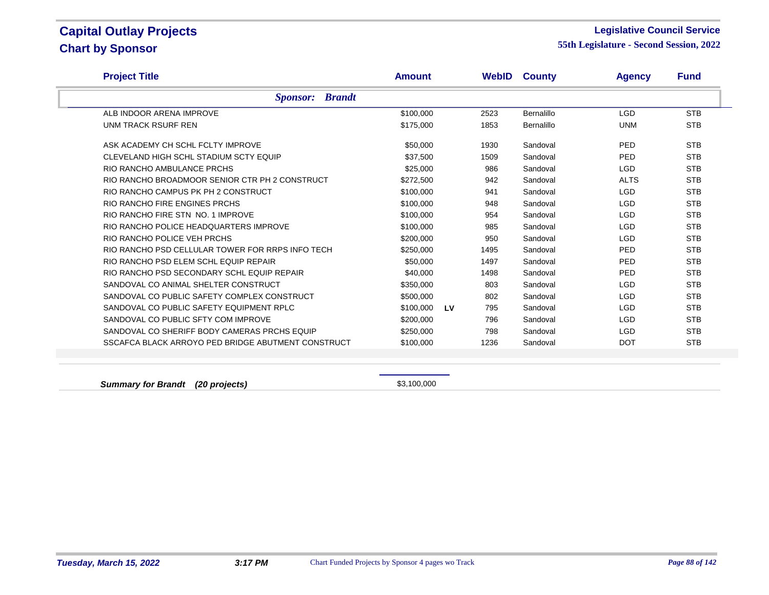# Capital Outlay Projects
## Chart by Sponsor

**Legislative Council Service**
**55th Legislature - Second Session, 2022**

| Project Title | Amount | | WebID | County | Agency | Fund |
|---|---|---|---|---|---|---|
| ***Sponsor: Brandt*** | | | | | | |
| ALB INDOOR ARENA IMPROVE | $100,000 | | 2523 | Bernalillo | LGD | STB |
| UNM TRACK RSURF REN | $175,000 | | 1853 | Bernalillo | UNM | STB |
| ASK ACADEMY CH SCHL FCLTY IMPROVE | $50,000 | | 1930 | Sandoval | PED | STB |
| CLEVELAND HIGH SCHL STADIUM SCTY EQUIP | $37,500 | | 1509 | Sandoval | PED | STB |
| RIO RANCHO AMBULANCE PRCHS | $25,000 | | 986 | Sandoval | LGD | STB |
| RIO RANCHO BROADMOOR SENIOR CTR PH 2 CONSTRUCT | $272,500 | | 942 | Sandoval | ALTS | STB |
| RIO RANCHO CAMPUS PK PH 2 CONSTRUCT | $100,000 | | 941 | Sandoval | LGD | STB |
| RIO RANCHO FIRE ENGINES PRCHS | $100,000 | | 948 | Sandoval | LGD | STB |
| RIO RANCHO FIRE STN NO. 1 IMPROVE | $100,000 | | 954 | Sandoval | LGD | STB |
| RIO RANCHO POLICE HEADQUARTERS IMPROVE | $100,000 | | 985 | Sandoval | LGD | STB |
| RIO RANCHO POLICE VEH PRCHS | $200,000 | | 950 | Sandoval | LGD | STB |
| RIO RANCHO PSD CELLULAR TOWER FOR RRPS INFO TECH | $250,000 | | 1495 | Sandoval | PED | STB |
| RIO RANCHO PSD ELEM SCHL EQUIP REPAIR | $50,000 | | 1497 | Sandoval | PED | STB |
| RIO RANCHO PSD SECONDARY SCHL EQUIP REPAIR | $40,000 | | 1498 | Sandoval | PED | STB |
| SANDOVAL CO ANIMAL SHELTER CONSTRUCT | $350,000 | | 803 | Sandoval | LGD | STB |
| SANDOVAL CO PUBLIC SAFETY COMPLEX CONSTRUCT | $500,000 | | 802 | Sandoval | LGD | STB |
| SANDOVAL CO PUBLIC SAFETY EQUIPMENT RPLC | $100,000 | LV | 795 | Sandoval | LGD | STB |
| SANDOVAL CO PUBLIC SFTY COM IMPROVE | $200,000 | | 796 | Sandoval | LGD | STB |
| SANDOVAL CO SHERIFF BODY CAMERAS PRCHS EQUIP | $250,000 | | 798 | Sandoval | LGD | STB |
| SSCAFCA BLACK ARROYO PED BRIDGE ABUTMENT CONSTRUCT | $100,000 | | 1236 | Sandoval | DOT | STB |
| ***Summary for Brandt (20 projects)*** | $3,100,000 | | | | | |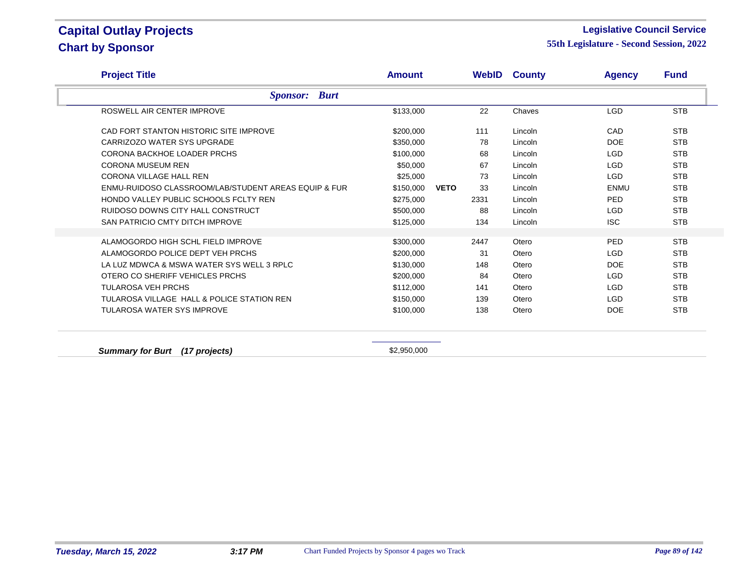# Capital Outlay Projects

## Chart by Sponsor

**Legislative Council Service**

**55th Legislature - Second Session, 2022**

| Project Title | Amount | | WebID | County | Agency | Fund |
|---|---|---|---|---|---|---|
| ***Sponsor: Burt*** | | | | | | |
| ROSWELL AIR CENTER IMPROVE | $133,000 | | 22 | Chaves | LGD | STB |
| CAD FORT STANTON HISTORIC SITE IMPROVE | $200,000 | | 111 | Lincoln | CAD | STB |
| CARRIZOZO WATER SYS UPGRADE | $350,000 | | 78 | Lincoln | DOE | STB |
| CORONA BACKHOE LOADER PRCHS | $100,000 | | 68 | Lincoln | LGD | STB |
| CORONA MUSEUM REN | $50,000 | | 67 | Lincoln | LGD | STB |
| CORONA VILLAGE HALL REN | $25,000 | | 73 | Lincoln | LGD | STB |
| ENMU-RUIDOSO CLASSROOM/LAB/STUDENT AREAS EQUIP & FUR | $150,000 | **VETO** | 33 | Lincoln | ENMU | STB |
| HONDO VALLEY PUBLIC SCHOOLS FCLTY REN | $275,000 | | 2331 | Lincoln | PED | STB |
| RUIDOSO DOWNS CITY HALL CONSTRUCT | $500,000 | | 88 | Lincoln | LGD | STB |
| SAN PATRICIO CMTY DITCH IMPROVE | $125,000 | | 134 | Lincoln | ISC | STB |
| ALAMOGORDO HIGH SCHL FIELD IMPROVE | $300,000 | | 2447 | Otero | PED | STB |
| ALAMOGORDO POLICE DEPT VEH PRCHS | $200,000 | | 31 | Otero | LGD | STB |
| LA LUZ MDWCA & MSWA WATER SYS WELL 3 RPLC | $130,000 | | 148 | Otero | DOE | STB |
| OTERO CO SHERIFF VEHICLES PRCHS | $200,000 | | 84 | Otero | LGD | STB |
| TULAROSA VEH PRCHS | $112,000 | | 141 | Otero | LGD | STB |
| TULAROSA VILLAGE HALL & POLICE STATION REN | $150,000 | | 139 | Otero | LGD | STB |
| TULAROSA WATER SYS IMPROVE | $100,000 | | 138 | Otero | DOE | STB |
| ***Summary for Burt (17 projects)*** | $2,950,000 | | | | | |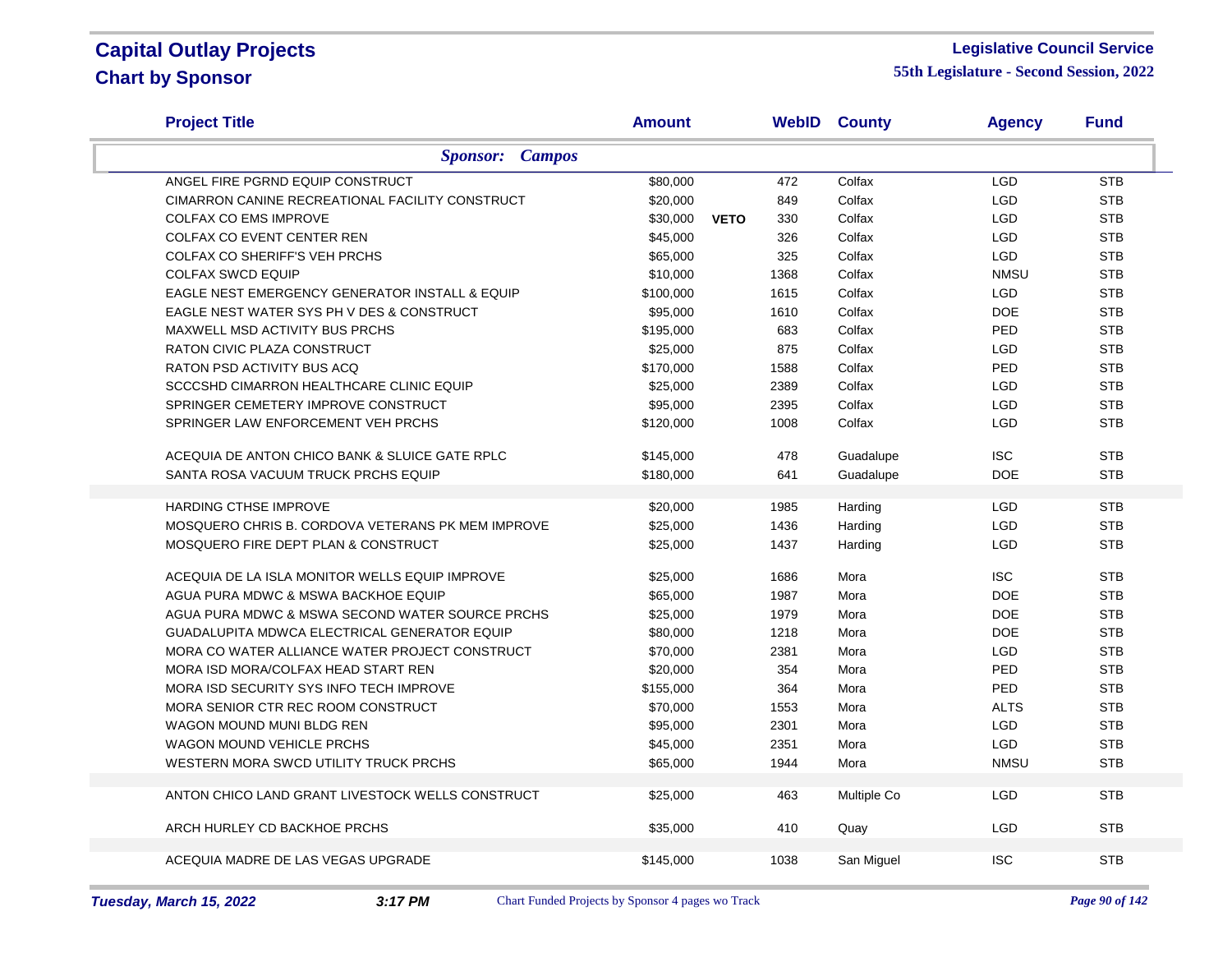# Capital Outlay Projects
## Chart by Sponsor

**Legislative Council Service**
**55th Legislature - Second Session, 2022**

| Project Title | Amount | | WebID | County | Agency | Fund |
|---|---|---|---|---|---|---|
| ***Sponsor: Campos*** | | | | | | |
| ANGEL FIRE PGRND EQUIP CONSTRUCT | $80,000 | | 472 | Colfax | LGD | STB |
| CIMARRON CANINE RECREATIONAL FACILITY CONSTRUCT | $20,000 | | 849 | Colfax | LGD | STB |
| COLFAX CO EMS IMPROVE | $30,000 | **VETO** | 330 | Colfax | LGD | STB |
| COLFAX CO EVENT CENTER REN | $45,000 | | 326 | Colfax | LGD | STB |
| COLFAX CO SHERIFF'S VEH PRCHS | $65,000 | | 325 | Colfax | LGD | STB |
| COLFAX SWCD EQUIP | $10,000 | | 1368 | Colfax | NMSU | STB |
| EAGLE NEST EMERGENCY GENERATOR INSTALL & EQUIP | $100,000 | | 1615 | Colfax | LGD | STB |
| EAGLE NEST WATER SYS PH V DES & CONSTRUCT | $95,000 | | 1610 | Colfax | DOE | STB |
| MAXWELL MSD ACTIVITY BUS PRCHS | $195,000 | | 683 | Colfax | PED | STB |
| RATON CIVIC PLAZA CONSTRUCT | $25,000 | | 875 | Colfax | LGD | STB |
| RATON PSD ACTIVITY BUS ACQ | $170,000 | | 1588 | Colfax | PED | STB |
| SCCCSHD CIMARRON HEALTHCARE CLINIC EQUIP | $25,000 | | 2389 | Colfax | LGD | STB |
| SPRINGER CEMETERY IMPROVE CONSTRUCT | $95,000 | | 2395 | Colfax | LGD | STB |
| SPRINGER LAW ENFORCEMENT VEH PRCHS | $120,000 | | 1008 | Colfax | LGD | STB |
| ACEQUIA DE ANTON CHICO BANK & SLUICE GATE RPLC | $145,000 | | 478 | Guadalupe | ISC | STB |
| SANTA ROSA VACUUM TRUCK PRCHS EQUIP | $180,000 | | 641 | Guadalupe | DOE | STB |
| HARDING CTHSE IMPROVE | $20,000 | | 1985 | Harding | LGD | STB |
| MOSQUERO CHRIS B. CORDOVA VETERANS PK MEM IMPROVE | $25,000 | | 1436 | Harding | LGD | STB |
| MOSQUERO FIRE DEPT PLAN & CONSTRUCT | $25,000 | | 1437 | Harding | LGD | STB |
| ACEQUIA DE LA ISLA MONITOR WELLS EQUIP IMPROVE | $25,000 | | 1686 | Mora | ISC | STB |
| AGUA PURA MDWC & MSWA BACKHOE EQUIP | $65,000 | | 1987 | Mora | DOE | STB |
| AGUA PURA MDWC & MSWA SECOND WATER SOURCE PRCHS | $25,000 | | 1979 | Mora | DOE | STB |
| GUADALUPITA MDWCA ELECTRICAL GENERATOR EQUIP | $80,000 | | 1218 | Mora | DOE | STB |
| MORA CO WATER ALLIANCE WATER PROJECT CONSTRUCT | $70,000 | | 2381 | Mora | LGD | STB |
| MORA ISD MORA/COLFAX HEAD START REN | $20,000 | | 354 | Mora | PED | STB |
| MORA ISD SECURITY SYS INFO TECH IMPROVE | $155,000 | | 364 | Mora | PED | STB |
| MORA SENIOR CTR REC ROOM CONSTRUCT | $70,000 | | 1553 | Mora | ALTS | STB |
| WAGON MOUND MUNI BLDG REN | $95,000 | | 2301 | Mora | LGD | STB |
| WAGON MOUND VEHICLE PRCHS | $45,000 | | 2351 | Mora | LGD | STB |
| WESTERN MORA SWCD UTILITY TRUCK PRCHS | $65,000 | | 1944 | Mora | NMSU | STB |
| ANTON CHICO LAND GRANT LIVESTOCK WELLS CONSTRUCT | $25,000 | | 463 | Multiple Co | LGD | STB |
| ARCH HURLEY CD BACKHOE PRCHS | $35,000 | | 410 | Quay | LGD | STB |
| ACEQUIA MADRE DE LAS VEGAS UPGRADE | $145,000 | | 1038 | San Miguel | ISC | STB |

*Tuesday, March 15, 2022* *3:17 PM* Chart Funded Projects by Sponsor 4 pages wo Track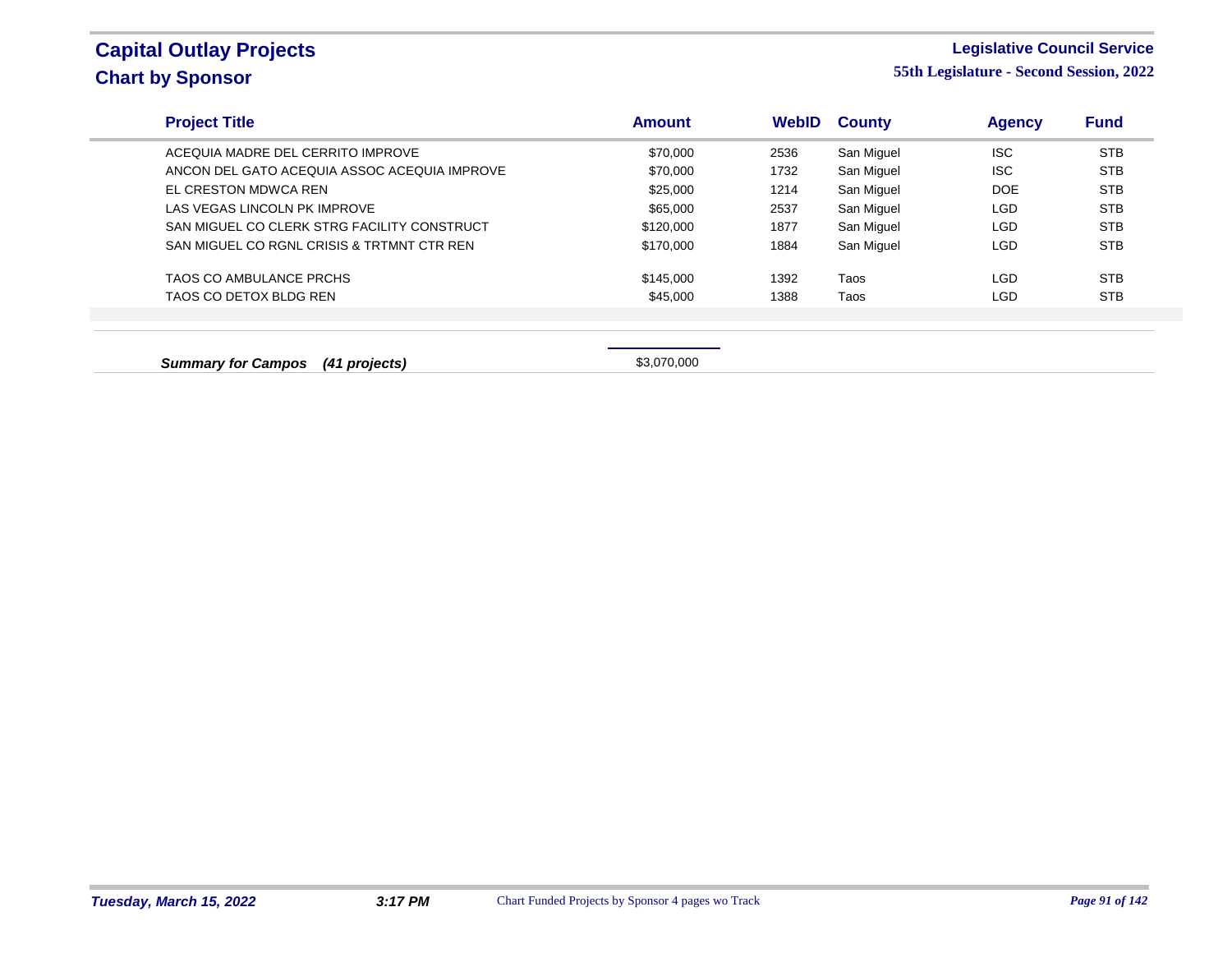# Capital Outlay Projects
## Chart by Sponsor

**Legislative Council Service**
**55th Legislature - Second Session, 2022**

| Project Title | Amount | WebID | County | Agency | Fund |
|---|---|---|---|---|---|
| ACEQUIA MADRE DEL CERRITO IMPROVE | $70,000 | 2536 | San Miguel | ISC | STB |
| ANCON DEL GATO ACEQUIA ASSOC ACEQUIA IMPROVE | $70,000 | 1732 | San Miguel | ISC | STB |
| EL CRESTON MDWCA REN | $25,000 | 1214 | San Miguel | DOE | STB |
| LAS VEGAS LINCOLN PK IMPROVE | $65,000 | 2537 | San Miguel | LGD | STB |
| SAN MIGUEL CO CLERK STRG FACILITY CONSTRUCT | $120,000 | 1877 | San Miguel | LGD | STB |
| SAN MIGUEL CO RGNL CRISIS & TRTMNT CTR REN | $170,000 | 1884 | San Miguel | LGD | STB |
| TAOS CO AMBULANCE PRCHS | $145,000 | 1392 | Taos | LGD | STB |
| TAOS CO DETOX BLDG REN | $45,000 | 1388 | Taos | LGD | STB |

***Summary for Campos (41 projects)*** $3,070,000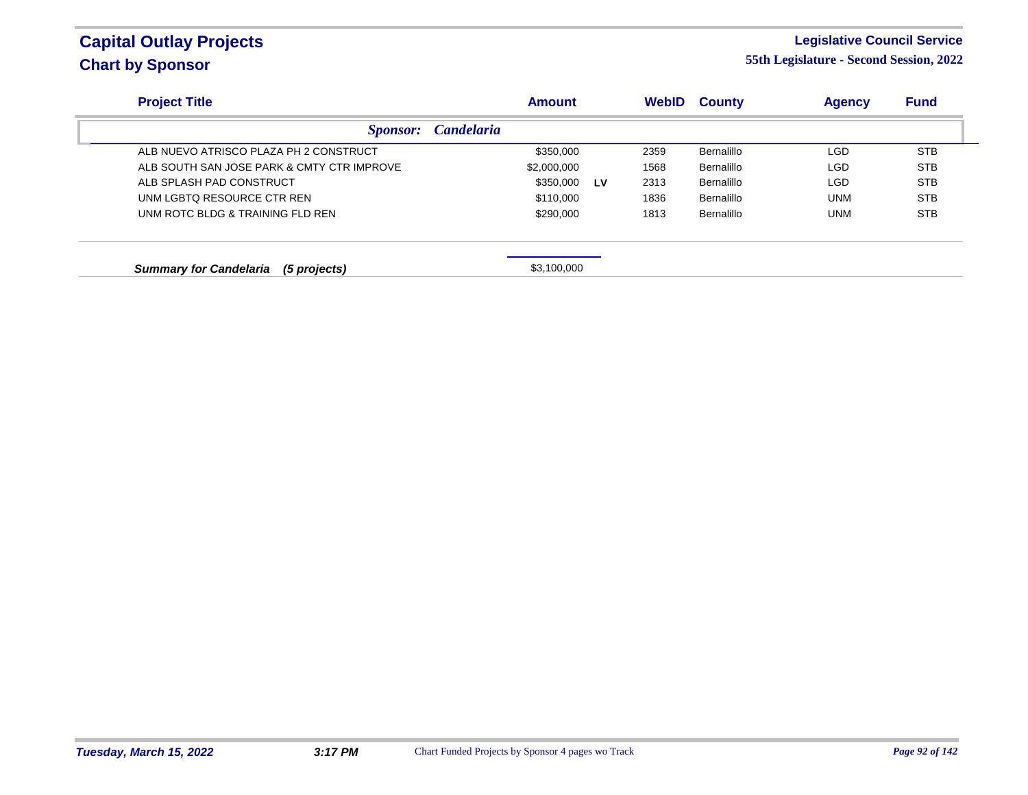# Capital Outlay Projects
## Chart by Sponsor

**Legislative Council Service**
**55th Legislature - Second Session, 2022**

| Project Title | Amount | | WebID | County | Agency | Fund |
|---|---|---|---|---|---|---|
| ***Sponsor: Candelaria*** | | | | | | |
| ALB NUEVO ATRISCO PLAZA PH 2 CONSTRUCT | $350,000 | | 2359 | Bernalillo | LGD | STB |
| ALB SOUTH SAN JOSE PARK & CMTY CTR IMPROVE | $2,000,000 | | 1568 | Bernalillo | LGD | STB |
| ALB SPLASH PAD CONSTRUCT | $350,000 | **LV** | 2313 | Bernalillo | LGD | STB |
| UNM LGBTQ RESOURCE CTR REN | $110,000 | | 1836 | Bernalillo | UNM | STB |
| UNM ROTC BLDG & TRAINING FLD REN | $290,000 | | 1813 | Bernalillo | UNM | STB |
| ***Summary for Candelaria (5 projects)*** | $3,100,000 | | | | | |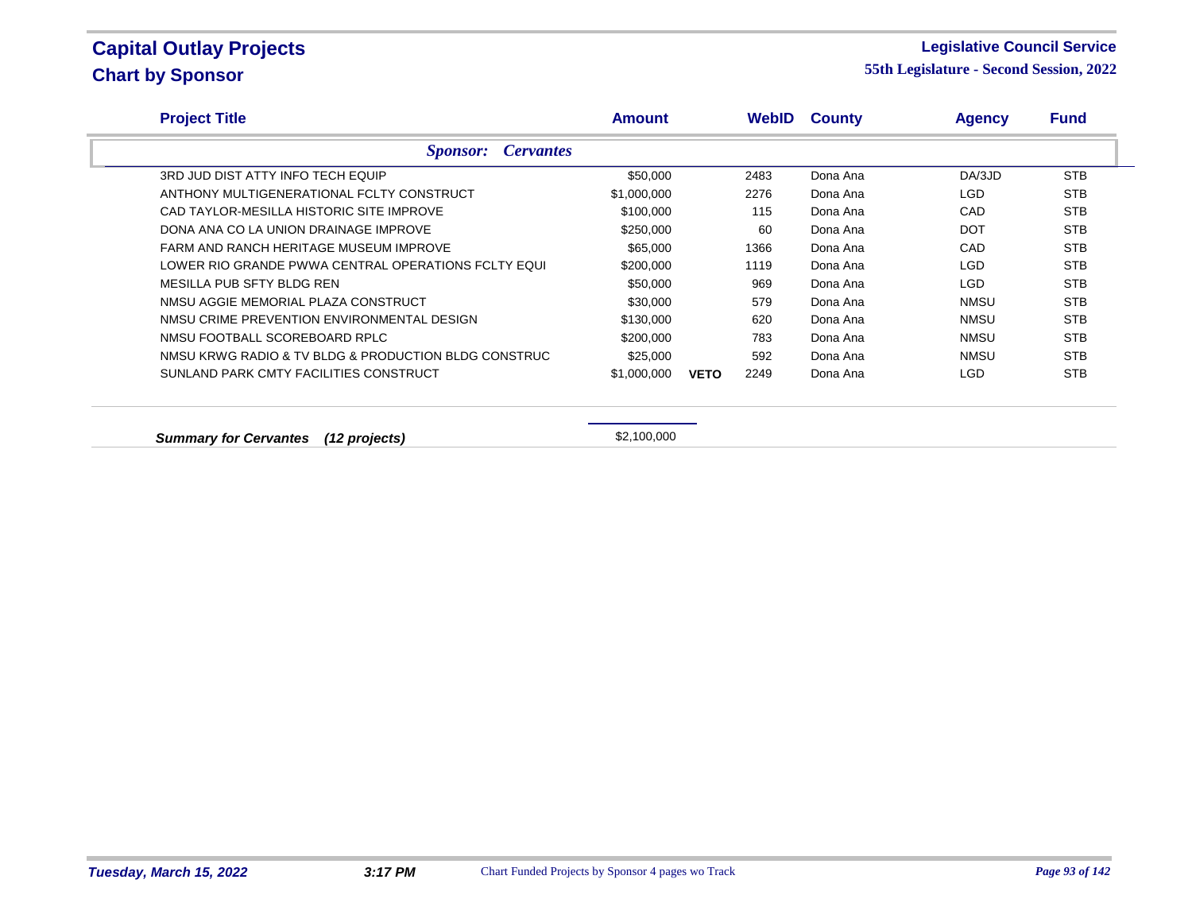# Capital Outlay Projects
## Chart by Sponsor

**Legislative Council Service**
**55th Legislature - Second Session, 2022**

| Project Title | Amount | | WebID | County | Agency | Fund |
|---|---|---|---|---|---|---|
| ***Sponsor: Cervantes*** | | | | | | |
| 3RD JUD DIST ATTY INFO TECH EQUIP | $50,000 | | 2483 | Dona Ana | DA/3JD | STB |
| ANTHONY MULTIGENERATIONAL FCLTY CONSTRUCT | $1,000,000 | | 2276 | Dona Ana | LGD | STB |
| CAD TAYLOR-MESILLA HISTORIC SITE IMPROVE | $100,000 | | 115 | Dona Ana | CAD | STB |
| DONA ANA CO LA UNION DRAINAGE IMPROVE | $250,000 | | 60 | Dona Ana | DOT | STB |
| FARM AND RANCH HERITAGE MUSEUM IMPROVE | $65,000 | | 1366 | Dona Ana | CAD | STB |
| LOWER RIO GRANDE PWWA CENTRAL OPERATIONS FCLTY EQUI | $200,000 | | 1119 | Dona Ana | LGD | STB |
| MESILLA PUB SFTY BLDG REN | $50,000 | | 969 | Dona Ana | LGD | STB |
| NMSU AGGIE MEMORIAL PLAZA CONSTRUCT | $30,000 | | 579 | Dona Ana | NMSU | STB |
| NMSU CRIME PREVENTION ENVIRONMENTAL DESIGN | $130,000 | | 620 | Dona Ana | NMSU | STB |
| NMSU FOOTBALL SCOREBOARD RPLC | $200,000 | | 783 | Dona Ana | NMSU | STB |
| NMSU KRWG RADIO & TV BLDG & PRODUCTION BLDG CONSTRUC | $25,000 | | 592 | Dona Ana | NMSU | STB |
| SUNLAND PARK CMTY FACILITIES CONSTRUCT | $1,000,000 | **VETO** | 2249 | Dona Ana | LGD | STB |

***Summary for Cervantes (12 projects)*** $2,100,000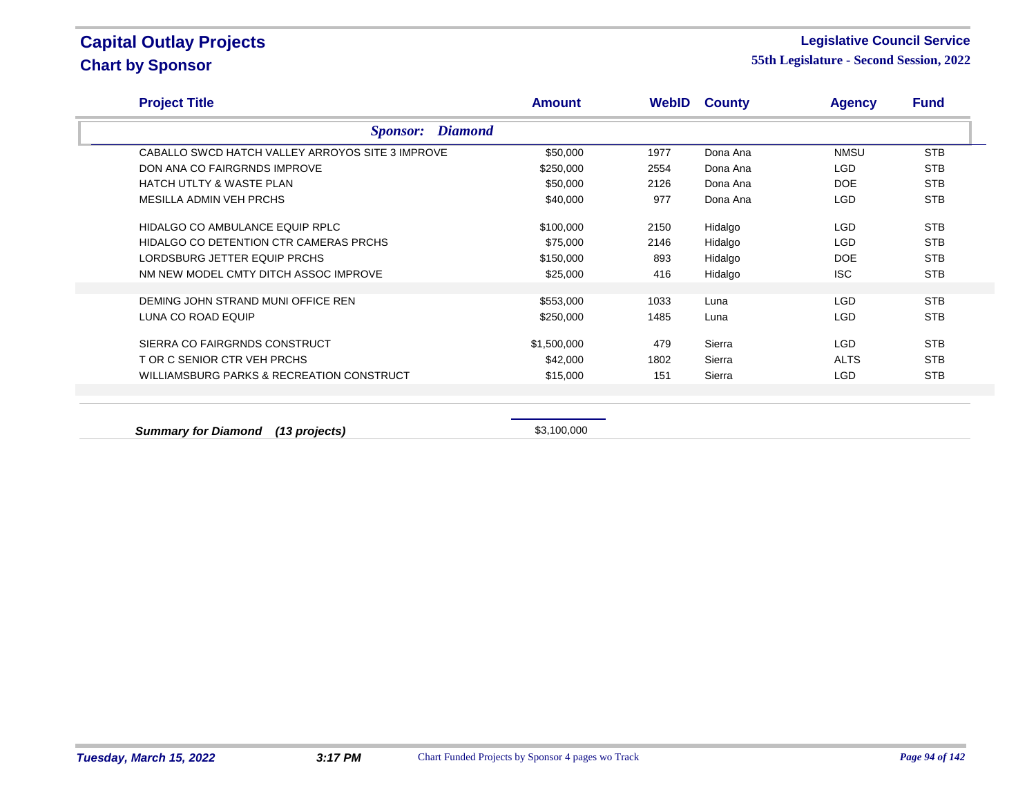# Capital Outlay Projects
## Chart by Sponsor

**Legislative Council Service**
**55th Legislature - Second Session, 2022**

| Project Title | Amount | WebID | County | Agency | Fund |
|---|---|---|---|---|---|
| ***Sponsor: Diamond*** | | | | | |
| CABALLO SWCD HATCH VALLEY ARROYOS SITE 3 IMPROVE | $50,000 | 1977 | Dona Ana | NMSU | STB |
| DON ANA CO FAIRGRNDS IMPROVE | $250,000 | 2554 | Dona Ana | LGD | STB |
| HATCH UTLTY & WASTE PLAN | $50,000 | 2126 | Dona Ana | DOE | STB |
| MESILLA ADMIN VEH PRCHS | $40,000 | 977 | Dona Ana | LGD | STB |
| HIDALGO CO AMBULANCE EQUIP RPLC | $100,000 | 2150 | Hidalgo | LGD | STB |
| HIDALGO CO DETENTION CTR CAMERAS PRCHS | $75,000 | 2146 | Hidalgo | LGD | STB |
| LORDSBURG JETTER EQUIP PRCHS | $150,000 | 893 | Hidalgo | DOE | STB |
| NM NEW MODEL CMTY DITCH ASSOC IMPROVE | $25,000 | 416 | Hidalgo | ISC | STB |
| DEMING JOHN STRAND MUNI OFFICE REN | $553,000 | 1033 | Luna | LGD | STB |
| LUNA CO ROAD EQUIP | $250,000 | 1485 | Luna | LGD | STB |
| SIERRA CO FAIRGRNDS CONSTRUCT | $1,500,000 | 479 | Sierra | LGD | STB |
| T OR C SENIOR CTR VEH PRCHS | $42,000 | 1802 | Sierra | ALTS | STB |
| WILLIAMSBURG PARKS & RECREATION CONSTRUCT | $15,000 | 151 | Sierra | LGD | STB |
| ***Summary for Diamond (13 projects)*** | $3,100,000 | | | | |

*Tuesday, March 15, 2022* *3:17 PM* Chart Funded Projects by Sponsor 4 pages wo Track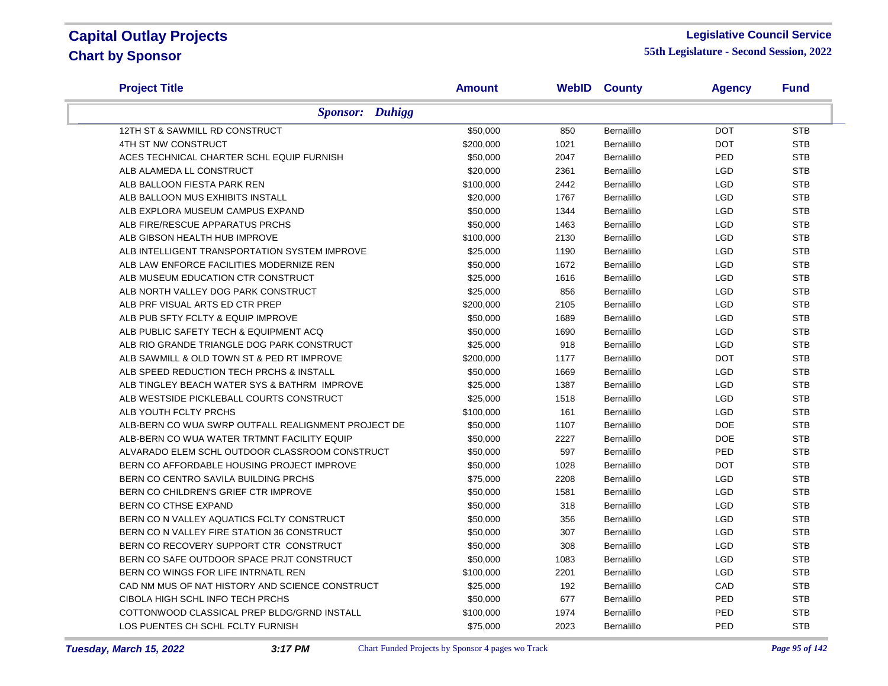# Capital Outlay Projects
## Chart by Sponsor

**Legislative Council Service**
**55th Legislature - Second Session, 2022**

| Project Title | Amount | WebID | County | Agency | Fund |
|---|---|---|---|---|---|
| ***Sponsor: Duhigg*** | | | | | |
| 12TH ST & SAWMILL RD CONSTRUCT | \$50,000 | 850 | Bernalillo | DOT | STB |
| 4TH ST NW CONSTRUCT | \$200,000 | 1021 | Bernalillo | DOT | STB |
| ACES TECHNICAL CHARTER SCHL EQUIP FURNISH | \$50,000 | 2047 | Bernalillo | PED | STB |
| ALB ALAMEDA LL CONSTRUCT | \$20,000 | 2361 | Bernalillo | LGD | STB |
| ALB BALLOON FIESTA PARK REN | \$100,000 | 2442 | Bernalillo | LGD | STB |
| ALB BALLOON MUS EXHIBITS INSTALL | \$20,000 | 1767 | Bernalillo | LGD | STB |
| ALB EXPLORA MUSEUM CAMPUS EXPAND | \$50,000 | 1344 | Bernalillo | LGD | STB |
| ALB FIRE/RESCUE APPARATUS PRCHS | \$50,000 | 1463 | Bernalillo | LGD | STB |
| ALB GIBSON HEALTH HUB IMPROVE | \$100,000 | 2130 | Bernalillo | LGD | STB |
| ALB INTELLIGENT TRANSPORTATION SYSTEM IMPROVE | \$25,000 | 1190 | Bernalillo | LGD | STB |
| ALB LAW ENFORCE FACILITIES MODERNIZE REN | \$50,000 | 1672 | Bernalillo | LGD | STB |
| ALB MUSEUM EDUCATION CTR CONSTRUCT | \$25,000 | 1616 | Bernalillo | LGD | STB |
| ALB NORTH VALLEY DOG PARK CONSTRUCT | \$25,000 | 856 | Bernalillo | LGD | STB |
| ALB PRF VISUAL ARTS ED CTR PREP | \$200,000 | 2105 | Bernalillo | LGD | STB |
| ALB PUB SFTY FCLTY & EQUIP IMPROVE | \$50,000 | 1689 | Bernalillo | LGD | STB |
| ALB PUBLIC SAFETY TECH & EQUIPMENT ACQ | \$50,000 | 1690 | Bernalillo | LGD | STB |
| ALB RIO GRANDE TRIANGLE DOG PARK CONSTRUCT | \$25,000 | 918 | Bernalillo | LGD | STB |
| ALB SAWMILL & OLD TOWN ST & PED RT IMPROVE | \$200,000 | 1177 | Bernalillo | DOT | STB |
| ALB SPEED REDUCTION TECH PRCHS & INSTALL | \$50,000 | 1669 | Bernalillo | LGD | STB |
| ALB TINGLEY BEACH WATER SYS & BATHRM IMPROVE | \$25,000 | 1387 | Bernalillo | LGD | STB |
| ALB WESTSIDE PICKLEBALL COURTS CONSTRUCT | \$25,000 | 1518 | Bernalillo | LGD | STB |
| ALB YOUTH FCLTY PRCHS | \$100,000 | 161 | Bernalillo | LGD | STB |
| ALB-BERN CO WUA SWRP OUTFALL REALIGNMENT PROJECT DE | \$50,000 | 1107 | Bernalillo | DOE | STB |
| ALB-BERN CO WUA WATER TRTMNT FACILITY EQUIP | \$50,000 | 2227 | Bernalillo | DOE | STB |
| ALVARADO ELEM SCHL OUTDOOR CLASSROOM CONSTRUCT | \$50,000 | 597 | Bernalillo | PED | STB |
| BERN CO AFFORDABLE HOUSING PROJECT IMPROVE | \$50,000 | 1028 | Bernalillo | DOT | STB |
| BERN CO CENTRO SAVILA BUILDING PRCHS | \$75,000 | 2208 | Bernalillo | LGD | STB |
| BERN CO CHILDREN'S GRIEF CTR IMPROVE | \$50,000 | 1581 | Bernalillo | LGD | STB |
| BERN CO CTHSE EXPAND | \$50,000 | 318 | Bernalillo | LGD | STB |
| BERN CO N VALLEY AQUATICS FCLTY CONSTRUCT | \$50,000 | 356 | Bernalillo | LGD | STB |
| BERN CO N VALLEY FIRE STATION 36 CONSTRUCT | \$50,000 | 307 | Bernalillo | LGD | STB |
| BERN CO RECOVERY SUPPORT CTR CONSTRUCT | \$50,000 | 308 | Bernalillo | LGD | STB |
| BERN CO SAFE OUTDOOR SPACE PRJT CONSTRUCT | \$50,000 | 1083 | Bernalillo | LGD | STB |
| BERN CO WINGS FOR LIFE INTRNATL REN | \$100,000 | 2201 | Bernalillo | LGD | STB |
| CAD NM MUS OF NAT HISTORY AND SCIENCE CONSTRUCT | \$25,000 | 192 | Bernalillo | CAD | STB |
| CIBOLA HIGH SCHL INFO TECH PRCHS | \$50,000 | 677 | Bernalillo | PED | STB |
| COTTONWOOD CLASSICAL PREP BLDG/GRND INSTALL | \$100,000 | 1974 | Bernalillo | PED | STB |
| LOS PUENTES CH SCHL FCLTY FURNISH | \$75,000 | 2023 | Bernalillo | PED | STB |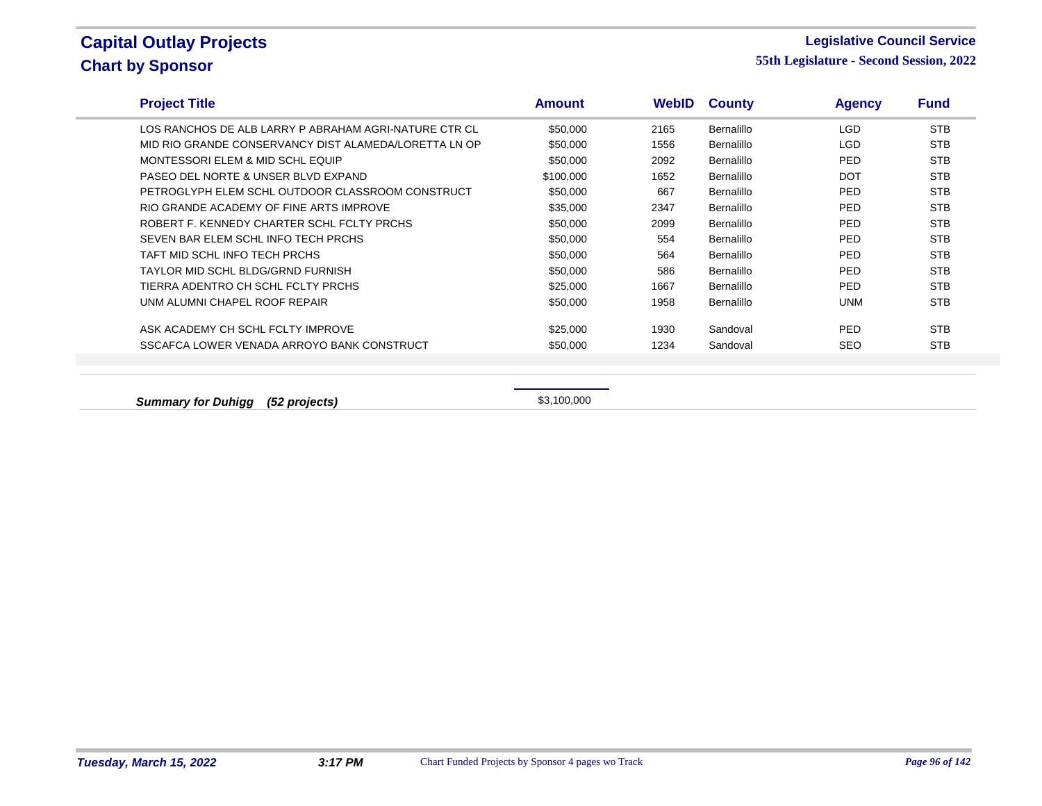# Capital Outlay Projects
## Chart by Sponsor

**Legislative Council Service**
**55th Legislature - Second Session, 2022**

| Project Title | Amount | WebID | County | Agency | Fund |
|---|---|---|---|---|---|
| LOS RANCHOS DE ALB LARRY P ABRAHAM AGRI-NATURE CTR CL | $50,000 | 2165 | Bernalillo | LGD | STB |
| MID RIO GRANDE CONSERVANCY DIST ALAMEDA/LORETTA LN OP | $50,000 | 1556 | Bernalillo | LGD | STB |
| MONTESSORI ELEM & MID SCHL EQUIP | $50,000 | 2092 | Bernalillo | PED | STB |
| PASEO DEL NORTE & UNSER BLVD EXPAND | $100,000 | 1652 | Bernalillo | DOT | STB |
| PETROGLYPH ELEM SCHL OUTDOOR CLASSROOM CONSTRUCT | $50,000 | 667 | Bernalillo | PED | STB |
| RIO GRANDE ACADEMY OF FINE ARTS IMPROVE | $35,000 | 2347 | Bernalillo | PED | STB |
| ROBERT F. KENNEDY CHARTER SCHL FCLTY PRCHS | $50,000 | 2099 | Bernalillo | PED | STB |
| SEVEN BAR ELEM SCHL INFO TECH PRCHS | $50,000 | 554 | Bernalillo | PED | STB |
| TAFT MID SCHL INFO TECH PRCHS | $50,000 | 564 | Bernalillo | PED | STB |
| TAYLOR MID SCHL BLDG/GRND FURNISH | $50,000 | 586 | Bernalillo | PED | STB |
| TIERRA ADENTRO CH SCHL FCLTY PRCHS | $25,000 | 1667 | Bernalillo | PED | STB |
| UNM ALUMNI CHAPEL ROOF REPAIR | $50,000 | 1958 | Bernalillo | UNM | STB |
| ASK ACADEMY CH SCHL FCLTY IMPROVE | $25,000 | 1930 | Sandoval | PED | STB |
| SSCAFCA LOWER VENADA ARROYO BANK CONSTRUCT | $50,000 | 1234 | Sandoval | SEO | STB |

***Summary for Duhigg (52 projects)*** $3,100,000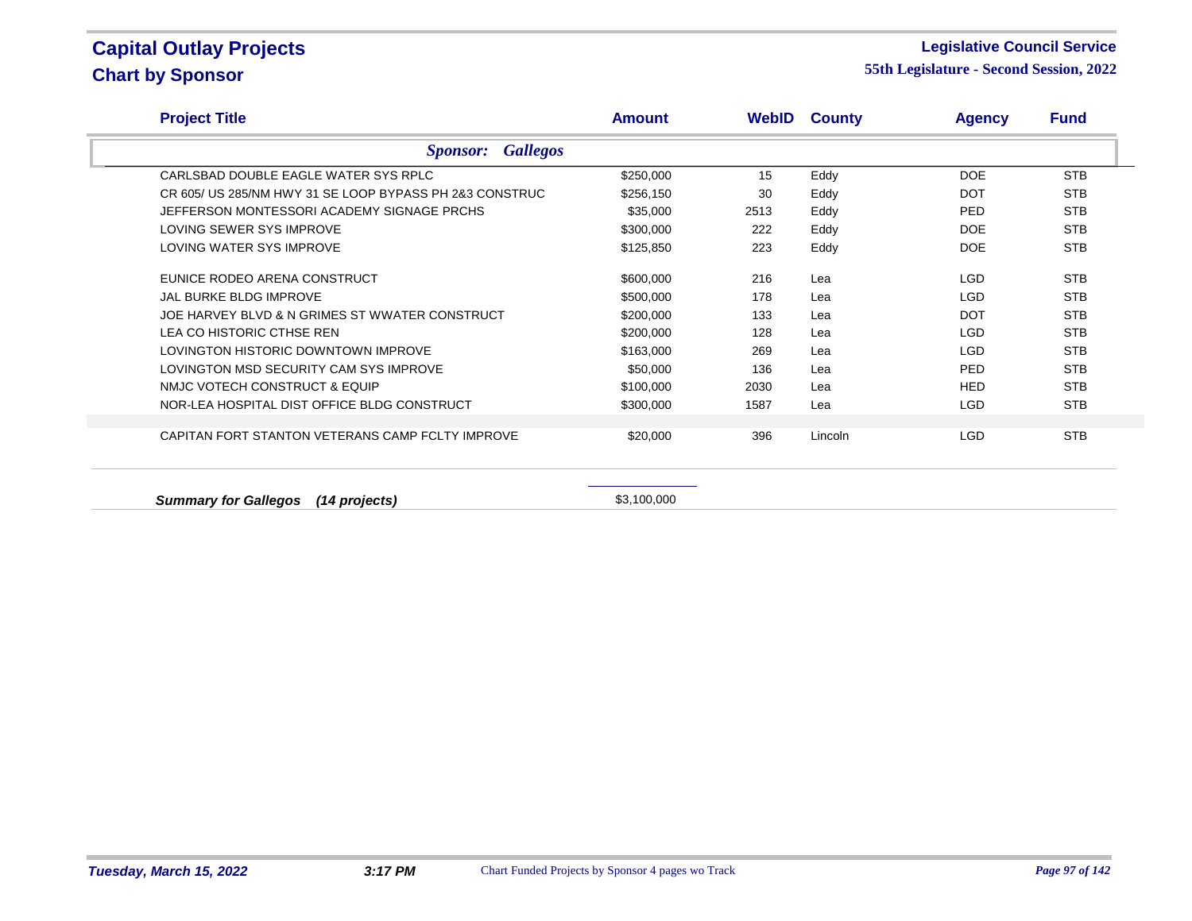# Capital Outlay Projects
## Chart by Sponsor

**Legislative Council Service**
**55th Legislature - Second Session, 2022**

| Project Title | Amount | WebID | County | Agency | Fund |
|---|---|---|---|---|---|
| ***Sponsor: Gallegos*** | | | | | |
| CARLSBAD DOUBLE EAGLE WATER SYS RPLC | $250,000 | 15 | Eddy | DOE | STB |
| CR 605/ US 285/NM HWY 31 SE LOOP BYPASS PH 2&3 CONSTRUC | $256,150 | 30 | Eddy | DOT | STB |
| JEFFERSON MONTESSORI ACADEMY SIGNAGE PRCHS | $35,000 | 2513 | Eddy | PED | STB |
| LOVING SEWER SYS IMPROVE | $300,000 | 222 | Eddy | DOE | STB |
| LOVING WATER SYS IMPROVE | $125,850 | 223 | Eddy | DOE | STB |
| EUNICE RODEO ARENA CONSTRUCT | $600,000 | 216 | Lea | LGD | STB |
| JAL BURKE BLDG IMPROVE | $500,000 | 178 | Lea | LGD | STB |
| JOE HARVEY BLVD & N GRIMES ST WWATER CONSTRUCT | $200,000 | 133 | Lea | DOT | STB |
| LEA CO HISTORIC CTHSE REN | $200,000 | 128 | Lea | LGD | STB |
| LOVINGTON HISTORIC DOWNTOWN IMPROVE | $163,000 | 269 | Lea | LGD | STB |
| LOVINGTON MSD SECURITY CAM SYS IMPROVE | $50,000 | 136 | Lea | PED | STB |
| NMJC VOTECH CONSTRUCT & EQUIP | $100,000 | 2030 | Lea | HED | STB |
| NOR-LEA HOSPITAL DIST OFFICE BLDG CONSTRUCT | $300,000 | 1587 | Lea | LGD | STB |
| CAPITAN FORT STANTON VETERANS CAMP FCLTY IMPROVE | $20,000 | 396 | Lincoln | LGD | STB |
| ***Summary for Gallegos (14 projects)*** | $3,100,000 | | | | |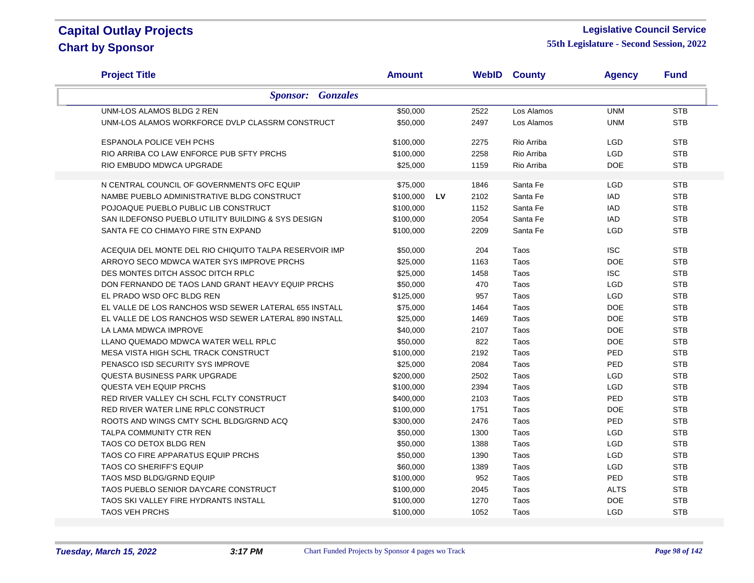# Capital Outlay Projects
## Chart by Sponsor

**Legislative Council Service**
**55th Legislature - Second Session, 2022**

| Project Title | Amount | | WebID | County | Agency | Fund |
|---|---|---|---|---|---|---|
| ***Sponsor: Gonzales*** | | | | | | |
| UNM-LOS ALAMOS BLDG 2 REN | $50,000 | | 2522 | Los Alamos | UNM | STB |
| UNM-LOS ALAMOS WORKFORCE DVLP CLASSRM CONSTRUCT | $50,000 | | 2497 | Los Alamos | UNM | STB |
| ESPANOLA POLICE VEH PCHS | $100,000 | | 2275 | Rio Arriba | LGD | STB |
| RIO ARRIBA CO LAW ENFORCE PUB SFTY PRCHS | $100,000 | | 2258 | Rio Arriba | LGD | STB |
| RIO EMBUDO MDWCA UPGRADE | $25,000 | | 1159 | Rio Arriba | DOE | STB |
| N CENTRAL COUNCIL OF GOVERNMENTS OFC EQUIP | $75,000 | | 1846 | Santa Fe | LGD | STB |
| NAMBE PUEBLO ADMINISTRATIVE BLDG CONSTRUCT | $100,000 | LV | 2102 | Santa Fe | IAD | STB |
| POJOAQUE PUEBLO PUBLIC LIB CONSTRUCT | $100,000 | | 1152 | Santa Fe | IAD | STB |
| SAN ILDEFONSO PUEBLO UTILITY BUILDING & SYS DESIGN | $100,000 | | 2054 | Santa Fe | IAD | STB |
| SANTA FE CO CHIMAYO FIRE STN EXPAND | $100,000 | | 2209 | Santa Fe | LGD | STB |
| ACEQUIA DEL MONTE DEL RIO CHIQUITO TALPA RESERVOIR IMP | $50,000 | | 204 | Taos | ISC | STB |
| ARROYO SECO MDWCA WATER SYS IMPROVE PRCHS | $25,000 | | 1163 | Taos | DOE | STB |
| DES MONTES DITCH ASSOC DITCH RPLC | $25,000 | | 1458 | Taos | ISC | STB |
| DON FERNANDO DE TAOS LAND GRANT HEAVY EQUIP PRCHS | $50,000 | | 470 | Taos | LGD | STB |
| EL PRADO WSD OFC BLDG REN | $125,000 | | 957 | Taos | LGD | STB |
| EL VALLE DE LOS RANCHOS WSD SEWER LATERAL 655 INSTALL | $75,000 | | 1464 | Taos | DOE | STB |
| EL VALLE DE LOS RANCHOS WSD SEWER LATERAL 890 INSTALL | $25,000 | | 1469 | Taos | DOE | STB |
| LA LAMA MDWCA IMPROVE | $40,000 | | 2107 | Taos | DOE | STB |
| LLANO QUEMADO MDWCA WATER WELL RPLC | $50,000 | | 822 | Taos | DOE | STB |
| MESA VISTA HIGH SCHL TRACK CONSTRUCT | $100,000 | | 2192 | Taos | PED | STB |
| PENASCO ISD SECURITY SYS IMPROVE | $25,000 | | 2084 | Taos | PED | STB |
| QUESTA BUSINESS PARK UPGRADE | $200,000 | | 2502 | Taos | LGD | STB |
| QUESTA VEH EQUIP PRCHS | $100,000 | | 2394 | Taos | LGD | STB |
| RED RIVER VALLEY CH SCHL FCLTY CONSTRUCT | $400,000 | | 2103 | Taos | PED | STB |
| RED RIVER WATER LINE RPLC CONSTRUCT | $100,000 | | 1751 | Taos | DOE | STB |
| ROOTS AND WINGS CMTY SCHL BLDG/GRND ACQ | $300,000 | | 2476 | Taos | PED | STB |
| TALPA COMMUNITY CTR REN | $50,000 | | 1300 | Taos | LGD | STB |
| TAOS CO DETOX BLDG REN | $50,000 | | 1388 | Taos | LGD | STB |
| TAOS CO FIRE APPARATUS EQUIP PRCHS | $50,000 | | 1390 | Taos | LGD | STB |
| TAOS CO SHERIFF'S EQUIP | $60,000 | | 1389 | Taos | LGD | STB |
| TAOS MSD BLDG/GRND EQUIP | $100,000 | | 952 | Taos | PED | STB |
| TAOS PUEBLO SENIOR DAYCARE CONSTRUCT | $100,000 | | 2045 | Taos | ALTS | STB |
| TAOS SKI VALLEY FIRE HYDRANTS INSTALL | $100,000 | | 1270 | Taos | DOE | STB |
| TAOS VEH PRCHS | $100,000 | | 1052 | Taos | LGD | STB |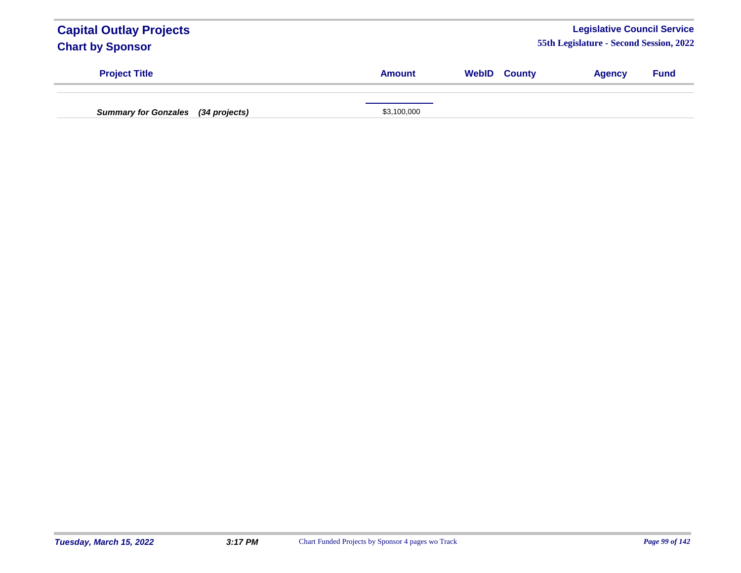| Project Title | Amount | WebID | County | Agency | Fund |
|---|---|---|---|---|---|
| ***Summary for Gonzales (34 projects)*** | $3,100,000 | | | | |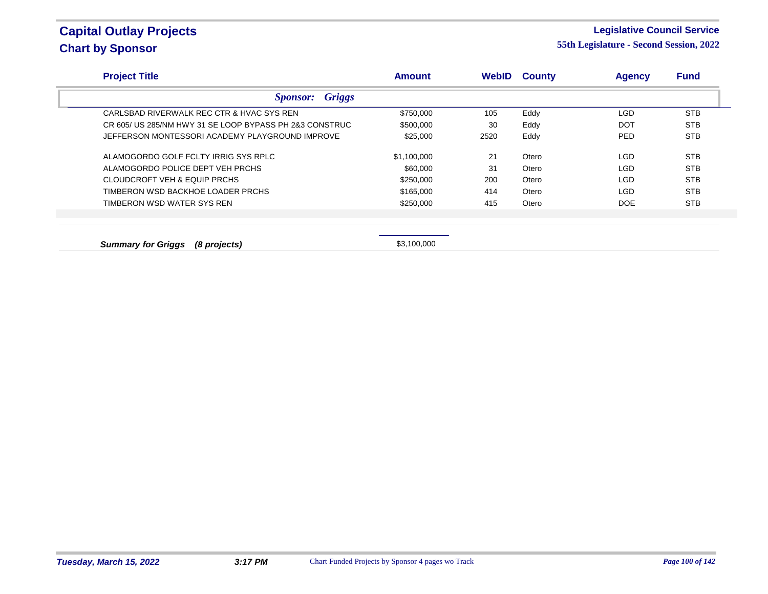# Capital Outlay Projects
## Chart by Sponsor

**Legislative Council Service**
**55th Legislature - Second Session, 2022**

| Project Title | Amount | WebID | County | Agency | Fund |
|---|---|---|---|---|---|
| ***Sponsor: Griggs*** | | | | | |
| CARLSBAD RIVERWALK REC CTR & HVAC SYS REN | $750,000 | 105 | Eddy | LGD | STB |
| CR 605/ US 285/NM HWY 31 SE LOOP BYPASS PH 2&3 CONSTRUC | $500,000 | 30 | Eddy | DOT | STB |
| JEFFERSON MONTESSORI ACADEMY PLAYGROUND IMPROVE | $25,000 | 2520 | Eddy | PED | STB |
| ALAMOGORDO GOLF FCLTY IRRIG SYS RPLC | $1,100,000 | 21 | Otero | LGD | STB |
| ALAMOGORDO POLICE DEPT VEH PRCHS | $60,000 | 31 | Otero | LGD | STB |
| CLOUDCROFT VEH & EQUIP PRCHS | $250,000 | 200 | Otero | LGD | STB |
| TIMBERON WSD BACKHOE LOADER PRCHS | $165,000 | 414 | Otero | LGD | STB |
| TIMBERON WSD WATER SYS REN | $250,000 | 415 | Otero | DOE | STB |
| ***Summary for Griggs (8 projects)*** | $3,100,000 | | | | |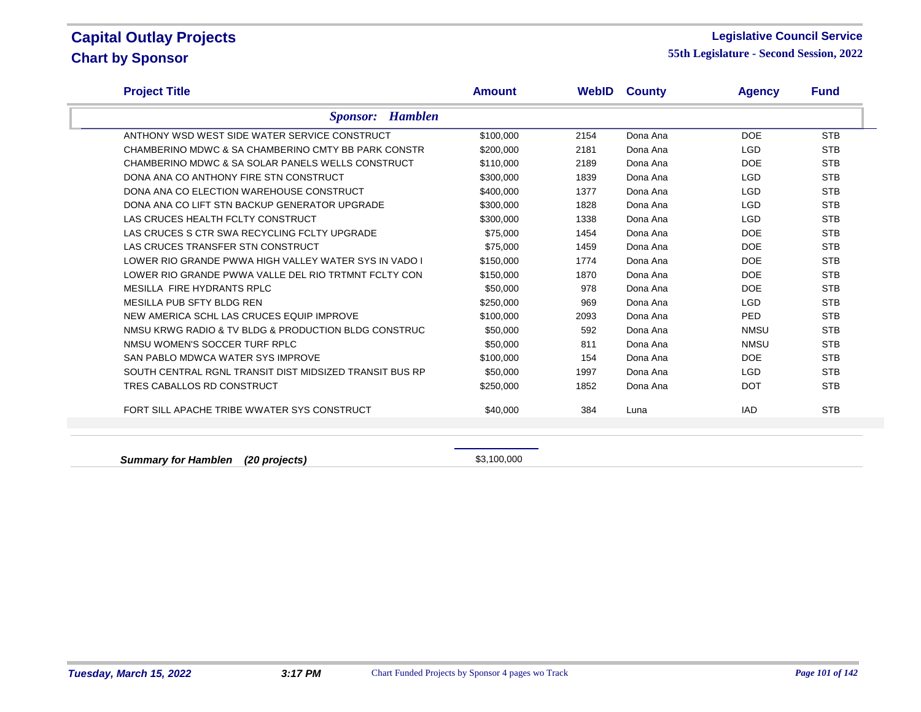# Capital Outlay Projects
## Chart by Sponsor

**Legislative Council Service**
**55th Legislature - Second Session, 2022**

| Project Title | Amount | WebID | County | Agency | Fund |
|---|---|---|---|---|---|
| ***Sponsor: Hamblen*** | | | | | |
| ANTHONY WSD WEST SIDE WATER SERVICE CONSTRUCT | $100,000 | 2154 | Dona Ana | DOE | STB |
| CHAMBERINO MDWC & SA CHAMBERINO CMTY BB PARK CONSTR | $200,000 | 2181 | Dona Ana | LGD | STB |
| CHAMBERINO MDWC & SA SOLAR PANELS WELLS CONSTRUCT | $110,000 | 2189 | Dona Ana | DOE | STB |
| DONA ANA CO ANTHONY FIRE STN CONSTRUCT | $300,000 | 1839 | Dona Ana | LGD | STB |
| DONA ANA CO ELECTION WAREHOUSE CONSTRUCT | $400,000 | 1377 | Dona Ana | LGD | STB |
| DONA ANA CO LIFT STN BACKUP GENERATOR UPGRADE | $300,000 | 1828 | Dona Ana | LGD | STB |
| LAS CRUCES HEALTH FCLTY CONSTRUCT | $300,000 | 1338 | Dona Ana | LGD | STB |
| LAS CRUCES S CTR SWA RECYCLING FCLTY UPGRADE | $75,000 | 1454 | Dona Ana | DOE | STB |
| LAS CRUCES TRANSFER STN CONSTRUCT | $75,000 | 1459 | Dona Ana | DOE | STB |
| LOWER RIO GRANDE PWWA HIGH VALLEY WATER SYS IN VADO I | $150,000 | 1774 | Dona Ana | DOE | STB |
| LOWER RIO GRANDE PWWA VALLE DEL RIO TRTMNT FCLTY CON | $150,000 | 1870 | Dona Ana | DOE | STB |
| MESILLA FIRE HYDRANTS RPLC | $50,000 | 978 | Dona Ana | DOE | STB |
| MESILLA PUB SFTY BLDG REN | $250,000 | 969 | Dona Ana | LGD | STB |
| NEW AMERICA SCHL LAS CRUCES EQUIP IMPROVE | $100,000 | 2093 | Dona Ana | PED | STB |
| NMSU KRWG RADIO & TV BLDG & PRODUCTION BLDG CONSTRUC | $50,000 | 592 | Dona Ana | NMSU | STB |
| NMSU WOMEN'S SOCCER TURF RPLC | $50,000 | 811 | Dona Ana | NMSU | STB |
| SAN PABLO MDWCA WATER SYS IMPROVE | $100,000 | 154 | Dona Ana | DOE | STB |
| SOUTH CENTRAL RGNL TRANSIT DIST MIDSIZED TRANSIT BUS RP | $50,000 | 1997 | Dona Ana | LGD | STB |
| TRES CABALLOS RD CONSTRUCT | $250,000 | 1852 | Dona Ana | DOT | STB |
| FORT SILL APACHE TRIBE WWATER SYS CONSTRUCT | $40,000 | 384 | Luna | IAD | STB |
| ***Summary for Hamblen (20 projects)*** | $3,100,000 | | | | |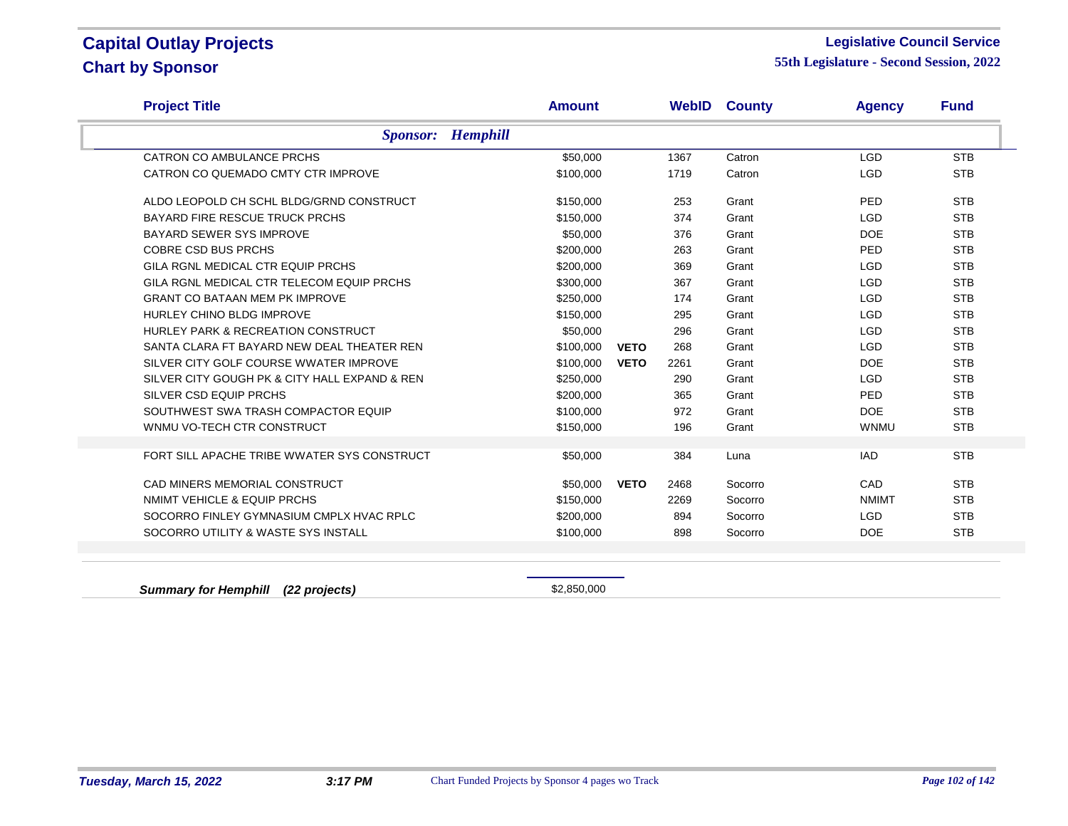# Capital Outlay Projects
## Chart by Sponsor

**Legislative Council Service**
**55th Legislature - Second Session, 2022**

| Project Title | Amount | | WebID | County | Agency | Fund |
|---|---|---|---|---|---|---|
| ***Sponsor: Hemphill*** | | | | | | |
| CATRON CO AMBULANCE PRCHS | $50,000 | | 1367 | Catron | LGD | STB |
| CATRON CO QUEMADO CMTY CTR IMPROVE | $100,000 | | 1719 | Catron | LGD | STB |
| ALDO LEOPOLD CH SCHL BLDG/GRND CONSTRUCT | $150,000 | | 253 | Grant | PED | STB |
| BAYARD FIRE RESCUE TRUCK PRCHS | $150,000 | | 374 | Grant | LGD | STB |
| BAYARD SEWER SYS IMPROVE | $50,000 | | 376 | Grant | DOE | STB |
| COBRE CSD BUS PRCHS | $200,000 | | 263 | Grant | PED | STB |
| GILA RGNL MEDICAL CTR EQUIP PRCHS | $200,000 | | 369 | Grant | LGD | STB |
| GILA RGNL MEDICAL CTR TELECOM EQUIP PRCHS | $300,000 | | 367 | Grant | LGD | STB |
| GRANT CO BATAAN MEM PK IMPROVE | $250,000 | | 174 | Grant | LGD | STB |
| HURLEY CHINO BLDG IMPROVE | $150,000 | | 295 | Grant | LGD | STB |
| HURLEY PARK & RECREATION CONSTRUCT | $50,000 | | 296 | Grant | LGD | STB |
| SANTA CLARA FT BAYARD NEW DEAL THEATER REN | $100,000 | **VETO** | 268 | Grant | LGD | STB |
| SILVER CITY GOLF COURSE WWATER IMPROVE | $100,000 | **VETO** | 2261 | Grant | DOE | STB |
| SILVER CITY GOUGH PK & CITY HALL EXPAND & REN | $250,000 | | 290 | Grant | LGD | STB |
| SILVER CSD EQUIP PRCHS | $200,000 | | 365 | Grant | PED | STB |
| SOUTHWEST SWA TRASH COMPACTOR EQUIP | $100,000 | | 972 | Grant | DOE | STB |
| WNMU VO-TECH CTR CONSTRUCT | $150,000 | | 196 | Grant | WNMU | STB |
| FORT SILL APACHE TRIBE WWATER SYS CONSTRUCT | $50,000 | | 384 | Luna | IAD | STB |
| CAD MINERS MEMORIAL CONSTRUCT | $50,000 | **VETO** | 2468 | Socorro | CAD | STB |
| NMIMT VEHICLE & EQUIP PRCHS | $150,000 | | 2269 | Socorro | NMIMT | STB |
| SOCORRO FINLEY GYMNASIUM CMPLX HVAC RPLC | $200,000 | | 894 | Socorro | LGD | STB |
| SOCORRO UTILITY & WASTE SYS INSTALL | $100,000 | | 898 | Socorro | DOE | STB |
| ***Summary for Hemphill (22 projects)*** | $2,850,000 | | | | | |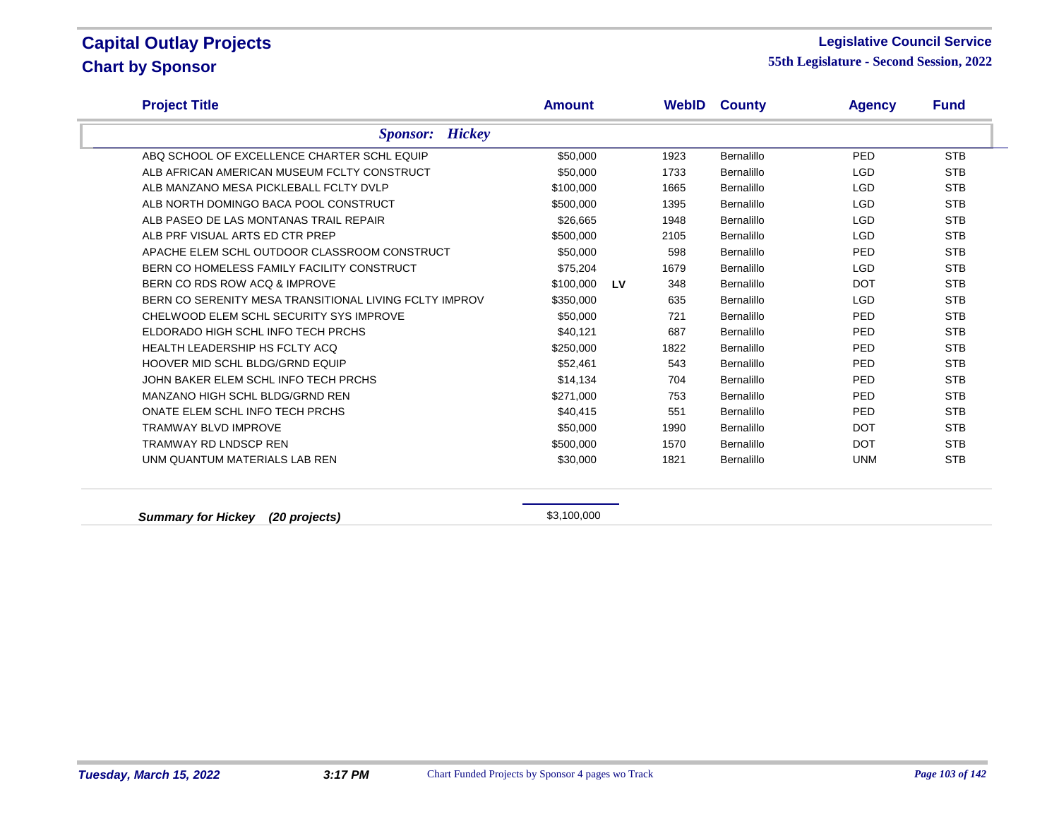# Capital Outlay Projects

## Chart by Sponsor

**Legislative Council Service**

**55th Legislature - Second Session, 2022**

| Project Title | Amount | | WebID | County | Agency | Fund |
|---|---|---|---|---|---|---|
| ***Sponsor: Hickey*** | | | | | | |
| ABQ SCHOOL OF EXCELLENCE CHARTER SCHL EQUIP | $50,000 | | 1923 | Bernalillo | PED | STB |
| ALB AFRICAN AMERICAN MUSEUM FCLTY CONSTRUCT | $50,000 | | 1733 | Bernalillo | LGD | STB |
| ALB MANZANO MESA PICKLEBALL FCLTY DVLP | $100,000 | | 1665 | Bernalillo | LGD | STB |
| ALB NORTH DOMINGO BACA POOL CONSTRUCT | $500,000 | | 1395 | Bernalillo | LGD | STB |
| ALB PASEO DE LAS MONTANAS TRAIL REPAIR | $26,665 | | 1948 | Bernalillo | LGD | STB |
| ALB PRF VISUAL ARTS ED CTR PREP | $500,000 | | 2105 | Bernalillo | LGD | STB |
| APACHE ELEM SCHL OUTDOOR CLASSROOM CONSTRUCT | $50,000 | | 598 | Bernalillo | PED | STB |
| BERN CO HOMELESS FAMILY FACILITY CONSTRUCT | $75,204 | | 1679 | Bernalillo | LGD | STB |
| BERN CO RDS ROW ACQ & IMPROVE | $100,000 | LV | 348 | Bernalillo | DOT | STB |
| BERN CO SERENITY MESA TRANSITIONAL LIVING FCLTY IMPROV | $350,000 | | 635 | Bernalillo | LGD | STB |
| CHELWOOD ELEM SCHL SECURITY SYS IMPROVE | $50,000 | | 721 | Bernalillo | PED | STB |
| ELDORADO HIGH SCHL INFO TECH PRCHS | $40,121 | | 687 | Bernalillo | PED | STB |
| HEALTH LEADERSHIP HS FCLTY ACQ | $250,000 | | 1822 | Bernalillo | PED | STB |
| HOOVER MID SCHL BLDG/GRND EQUIP | $52,461 | | 543 | Bernalillo | PED | STB |
| JOHN BAKER ELEM SCHL INFO TECH PRCHS | $14,134 | | 704 | Bernalillo | PED | STB |
| MANZANO HIGH SCHL BLDG/GRND REN | $271,000 | | 753 | Bernalillo | PED | STB |
| ONATE ELEM SCHL INFO TECH PRCHS | $40,415 | | 551 | Bernalillo | PED | STB |
| TRAMWAY BLVD IMPROVE | $50,000 | | 1990 | Bernalillo | DOT | STB |
| TRAMWAY RD LNDSCP REN | $500,000 | | 1570 | Bernalillo | DOT | STB |
| UNM QUANTUM MATERIALS LAB REN | $30,000 | | 1821 | Bernalillo | UNM | STB |
| ***Summary for Hickey (20 projects)*** | $3,100,000 | | | | | |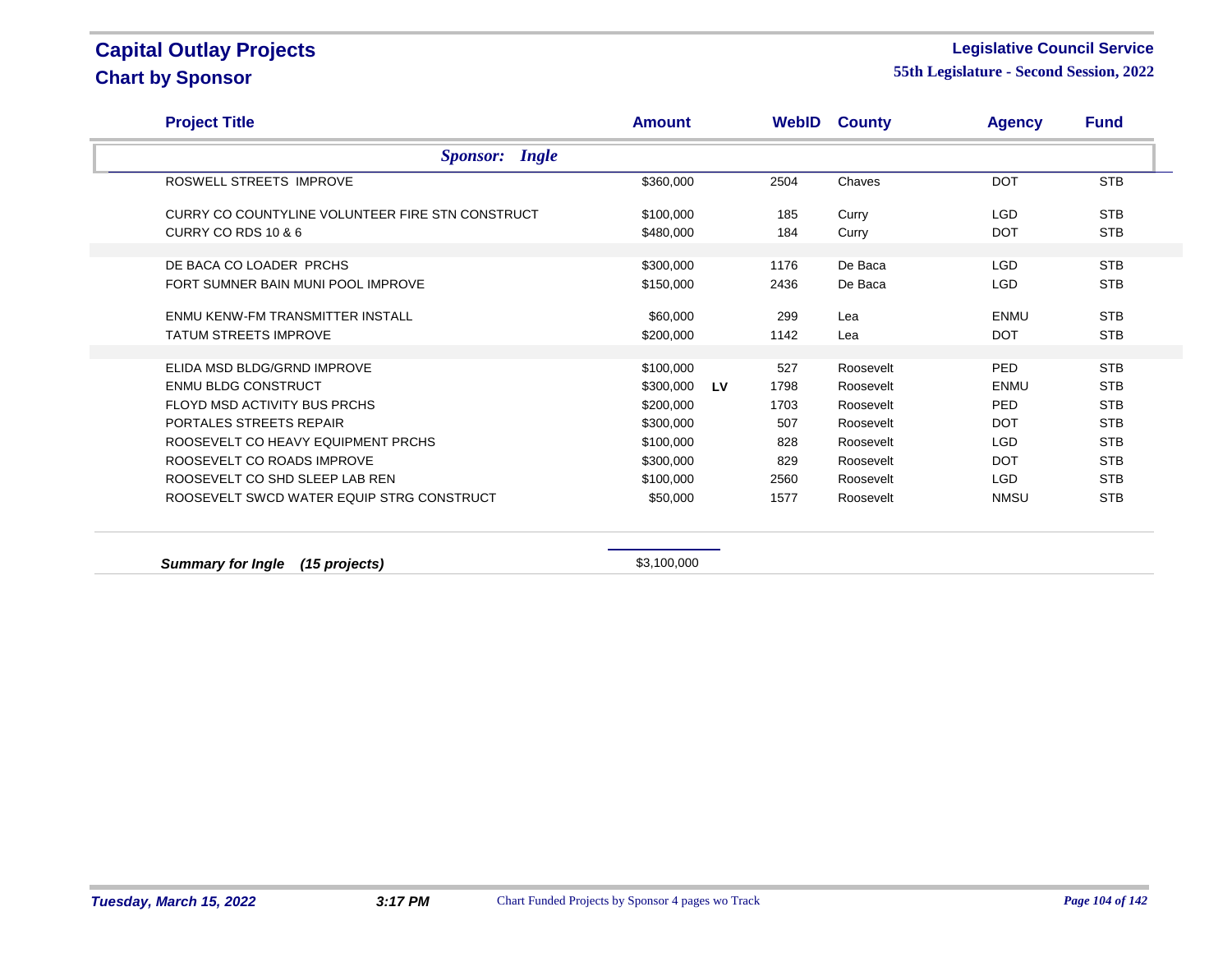# Capital Outlay Projects

## Chart by Sponsor

**Legislative Council Service**

**55th Legislature - Second Session, 2022**

| Project Title | Amount | | WebID | County | Agency | Fund |
|---|---|---|---|---|---|---|
| ***Sponsor: Ingle*** | | | | | | |
| ROSWELL STREETS IMPROVE | $360,000 | | 2504 | Chaves | DOT | STB |
| CURRY CO COUNTYLINE VOLUNTEER FIRE STN CONSTRUCT | $100,000 | | 185 | Curry | LGD | STB |
| CURRY CO RDS 10 & 6 | $480,000 | | 184 | Curry | DOT | STB |
| DE BACA CO LOADER PRCHS | $300,000 | | 1176 | De Baca | LGD | STB |
| FORT SUMNER BAIN MUNI POOL IMPROVE | $150,000 | | 2436 | De Baca | LGD | STB |
| ENMU KENW-FM TRANSMITTER INSTALL | $60,000 | | 299 | Lea | ENMU | STB |
| TATUM STREETS IMPROVE | $200,000 | | 1142 | Lea | DOT | STB |
| ELIDA MSD BLDG/GRND IMPROVE | $100,000 | | 527 | Roosevelt | PED | STB |
| ENMU BLDG CONSTRUCT | $300,000 | LV | 1798 | Roosevelt | ENMU | STB |
| FLOYD MSD ACTIVITY BUS PRCHS | $200,000 | | 1703 | Roosevelt | PED | STB |
| PORTALES STREETS REPAIR | $300,000 | | 507 | Roosevelt | DOT | STB |
| ROOSEVELT CO HEAVY EQUIPMENT PRCHS | $100,000 | | 828 | Roosevelt | LGD | STB |
| ROOSEVELT CO ROADS IMPROVE | $300,000 | | 829 | Roosevelt | DOT | STB |
| ROOSEVELT CO SHD SLEEP LAB REN | $100,000 | | 2560 | Roosevelt | LGD | STB |
| ROOSEVELT SWCD WATER EQUIP STRG CONSTRUCT | $50,000 | | 1577 | Roosevelt | NMSU | STB |
| ***Summary for Ingle (15 projects)*** | $3,100,000 | | | | | |

*Tuesday, March 15, 2022* *3:17 PM* Chart Funded Projects by Sponsor 4 pages wo Track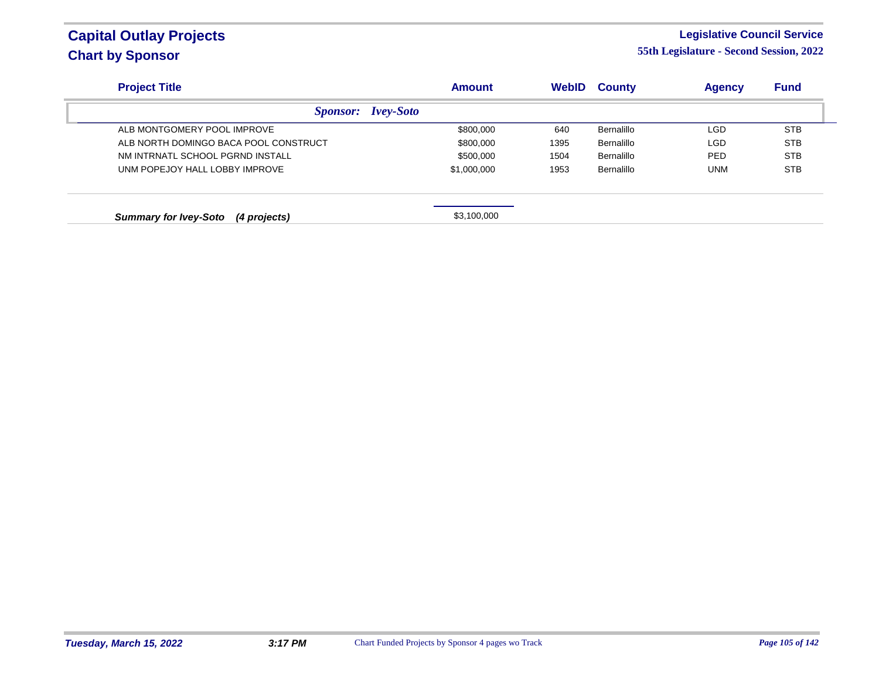# Capital Outlay Projects
## Chart by Sponsor

**Legislative Council Service**
**55th Legislature - Second Session, 2022**

| Project Title | Amount | WebID | County | Agency | Fund |
|---|---|---|---|---|---|
| ***Sponsor: Ivey-Soto*** | | | | | |
| ALB MONTGOMERY POOL IMPROVE | $800,000 | 640 | Bernalillo | LGD | STB |
| ALB NORTH DOMINGO BACA POOL CONSTRUCT | $800,000 | 1395 | Bernalillo | LGD | STB |
| NM INTRNATL SCHOOL PGRND INSTALL | $500,000 | 1504 | Bernalillo | PED | STB |
| UNM POPEJOY HALL LOBBY IMPROVE | $1,000,000 | 1953 | Bernalillo | UNM | STB |
| ***Summary for Ivey-Soto (4 projects)*** | $3,100,000 | | | | |

*Tuesday, March 15, 2022* *3:17 PM* Chart Funded Projects by Sponsor 4 pages wo Track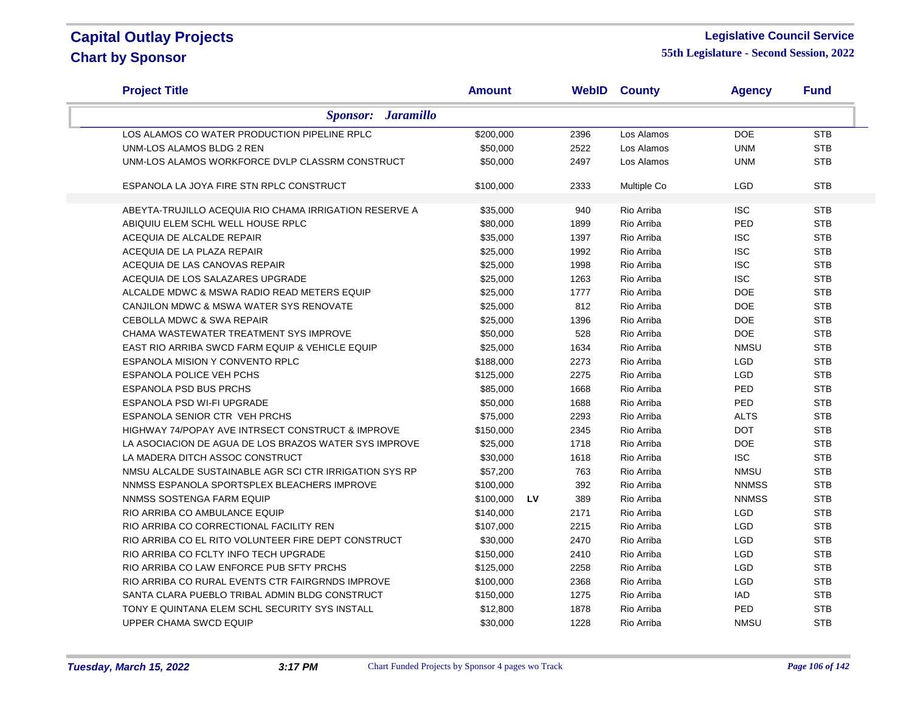# Capital Outlay Projects
## Chart by Sponsor

**Legislative Council Service**
**55th Legislature - Second Session, 2022**

| Project Title | Amount | | WebID | County | Agency | Fund |
|---|---|---|---|---|---|---|
| ***Sponsor: Jaramillo*** | | | | | | |
| LOS ALAMOS CO WATER PRODUCTION PIPELINE RPLC | $200,000 | | 2396 | Los Alamos | DOE | STB |
| UNM-LOS ALAMOS BLDG 2 REN | $50,000 | | 2522 | Los Alamos | UNM | STB |
| UNM-LOS ALAMOS WORKFORCE DVLP CLASSRM CONSTRUCT | $50,000 | | 2497 | Los Alamos | UNM | STB |
| ESPANOLA LA JOYA FIRE STN RPLC CONSTRUCT | $100,000 | | 2333 | Multiple Co | LGD | STB |
| ABEYTA-TRUJILLO ACEQUIA RIO CHAMA IRRIGATION RESERVE A | $35,000 | | 940 | Rio Arriba | ISC | STB |
| ABIQUIU ELEM SCHL WELL HOUSE RPLC | $80,000 | | 1899 | Rio Arriba | PED | STB |
| ACEQUIA DE ALCALDE REPAIR | $35,000 | | 1397 | Rio Arriba | ISC | STB |
| ACEQUIA DE LA PLAZA REPAIR | $25,000 | | 1992 | Rio Arriba | ISC | STB |
| ACEQUIA DE LAS CANOVAS REPAIR | $25,000 | | 1998 | Rio Arriba | ISC | STB |
| ACEQUIA DE LOS SALAZARES UPGRADE | $25,000 | | 1263 | Rio Arriba | ISC | STB |
| ALCALDE MDWC & MSWA RADIO READ METERS EQUIP | $25,000 | | 1777 | Rio Arriba | DOE | STB |
| CANJILON MDWC & MSWA WATER SYS RENOVATE | $25,000 | | 812 | Rio Arriba | DOE | STB |
| CEBOLLA MDWC & SWA REPAIR | $25,000 | | 1396 | Rio Arriba | DOE | STB |
| CHAMA WASTEWATER TREATMENT SYS IMPROVE | $50,000 | | 528 | Rio Arriba | DOE | STB |
| EAST RIO ARRIBA SWCD FARM EQUIP & VEHICLE EQUIP | $25,000 | | 1634 | Rio Arriba | NMSU | STB |
| ESPANOLA MISION Y CONVENTO RPLC | $188,000 | | 2273 | Rio Arriba | LGD | STB |
| ESPANOLA POLICE VEH PCHS | $125,000 | | 2275 | Rio Arriba | LGD | STB |
| ESPANOLA PSD BUS PRCHS | $85,000 | | 1668 | Rio Arriba | PED | STB |
| ESPANOLA PSD WI-FI UPGRADE | $50,000 | | 1688 | Rio Arriba | PED | STB |
| ESPANOLA SENIOR CTR VEH PRCHS | $75,000 | | 2293 | Rio Arriba | ALTS | STB |
| HIGHWAY 74/POPAY AVE INTRSECT CONSTRUCT & IMPROVE | $150,000 | | 2345 | Rio Arriba | DOT | STB |
| LA ASOCIACION DE AGUA DE LOS BRAZOS WATER SYS IMPROVE | $25,000 | | 1718 | Rio Arriba | DOE | STB |
| LA MADERA DITCH ASSOC CONSTRUCT | $30,000 | | 1618 | Rio Arriba | ISC | STB |
| NMSU ALCALDE SUSTAINABLE AGR SCI CTR IRRIGATION SYS RP | $57,200 | | 763 | Rio Arriba | NMSU | STB |
| NNMSS ESPANOLA SPORTSPLEX BLEACHERS IMPROVE | $100,000 | | 392 | Rio Arriba | NNMSS | STB |
| NNMSS SOSTENGA FARM EQUIP | $100,000 | **LV** | 389 | Rio Arriba | NNMSS | STB |
| RIO ARRIBA CO AMBULANCE EQUIP | $140,000 | | 2171 | Rio Arriba | LGD | STB |
| RIO ARRIBA CO CORRECTIONAL FACILITY REN | $107,000 | | 2215 | Rio Arriba | LGD | STB |
| RIO ARRIBA CO EL RITO VOLUNTEER FIRE DEPT CONSTRUCT | $30,000 | | 2470 | Rio Arriba | LGD | STB |
| RIO ARRIBA CO FCLTY INFO TECH UPGRADE | $150,000 | | 2410 | Rio Arriba | LGD | STB |
| RIO ARRIBA CO LAW ENFORCE PUB SFTY PRCHS | $125,000 | | 2258 | Rio Arriba | LGD | STB |
| RIO ARRIBA CO RURAL EVENTS CTR FAIRGRNDS IMPROVE | $100,000 | | 2368 | Rio Arriba | LGD | STB |
| SANTA CLARA PUEBLO TRIBAL ADMIN BLDG CONSTRUCT | $150,000 | | 1275 | Rio Arriba | IAD | STB |
| TONY E QUINTANA ELEM SCHL SECURITY SYS INSTALL | $12,800 | | 1878 | Rio Arriba | PED | STB |
| UPPER CHAMA SWCD EQUIP | $30,000 | | 1228 | Rio Arriba | NMSU | STB |

*Tuesday, March 15, 2022* *3:17 PM* Chart Funded Projects by Sponsor 4 pages wo Track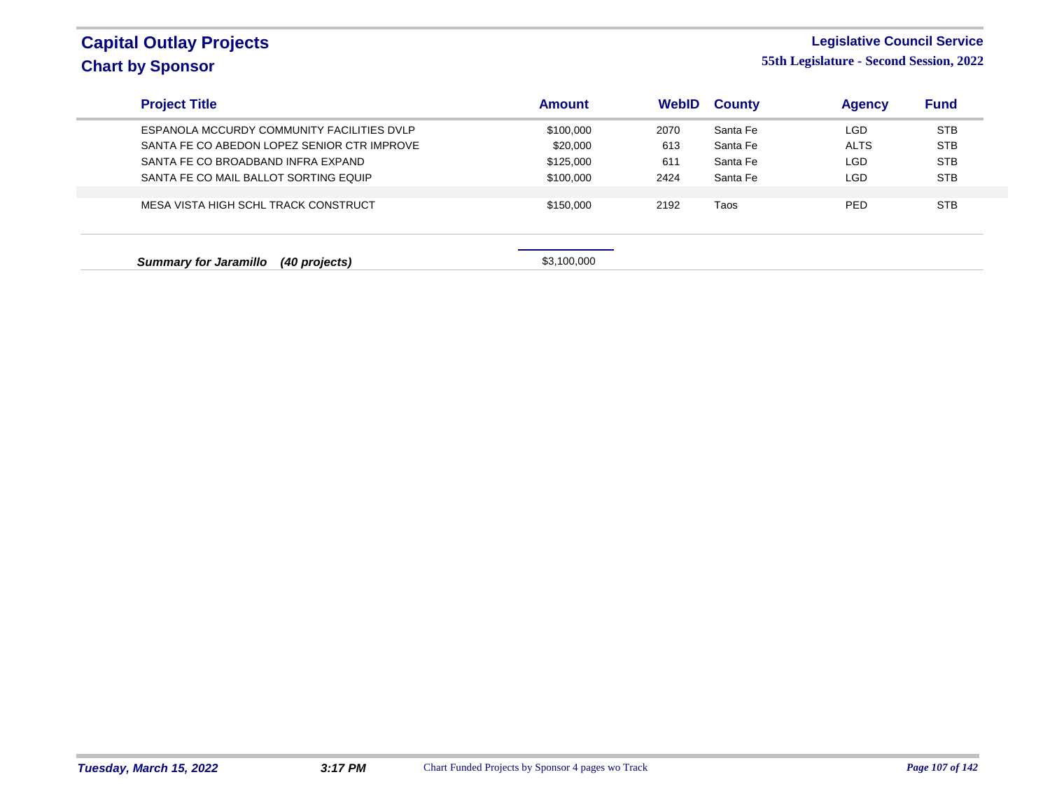# Capital Outlay Projects
## Chart by Sponsor

**Legislative Council Service**
**55th Legislature - Second Session, 2022**

| Project Title | Amount | WebID | County | Agency | Fund |
|---|---|---|---|---|---|
| ESPANOLA MCCURDY COMMUNITY FACILITIES DVLP | $100,000 | 2070 | Santa Fe | LGD | STB |
| SANTA FE CO ABEDON LOPEZ SENIOR CTR IMPROVE | $20,000 | 613 | Santa Fe | ALTS | STB |
| SANTA FE CO BROADBAND INFRA EXPAND | $125,000 | 611 | Santa Fe | LGD | STB |
| SANTA FE CO MAIL BALLOT SORTING EQUIP | $100,000 | 2424 | Santa Fe | LGD | STB |
| MESA VISTA HIGH SCHL TRACK CONSTRUCT | $150,000 | 2192 | Taos | PED | STB |

***Summary for Jaramillo (40 projects)*** $3,100,000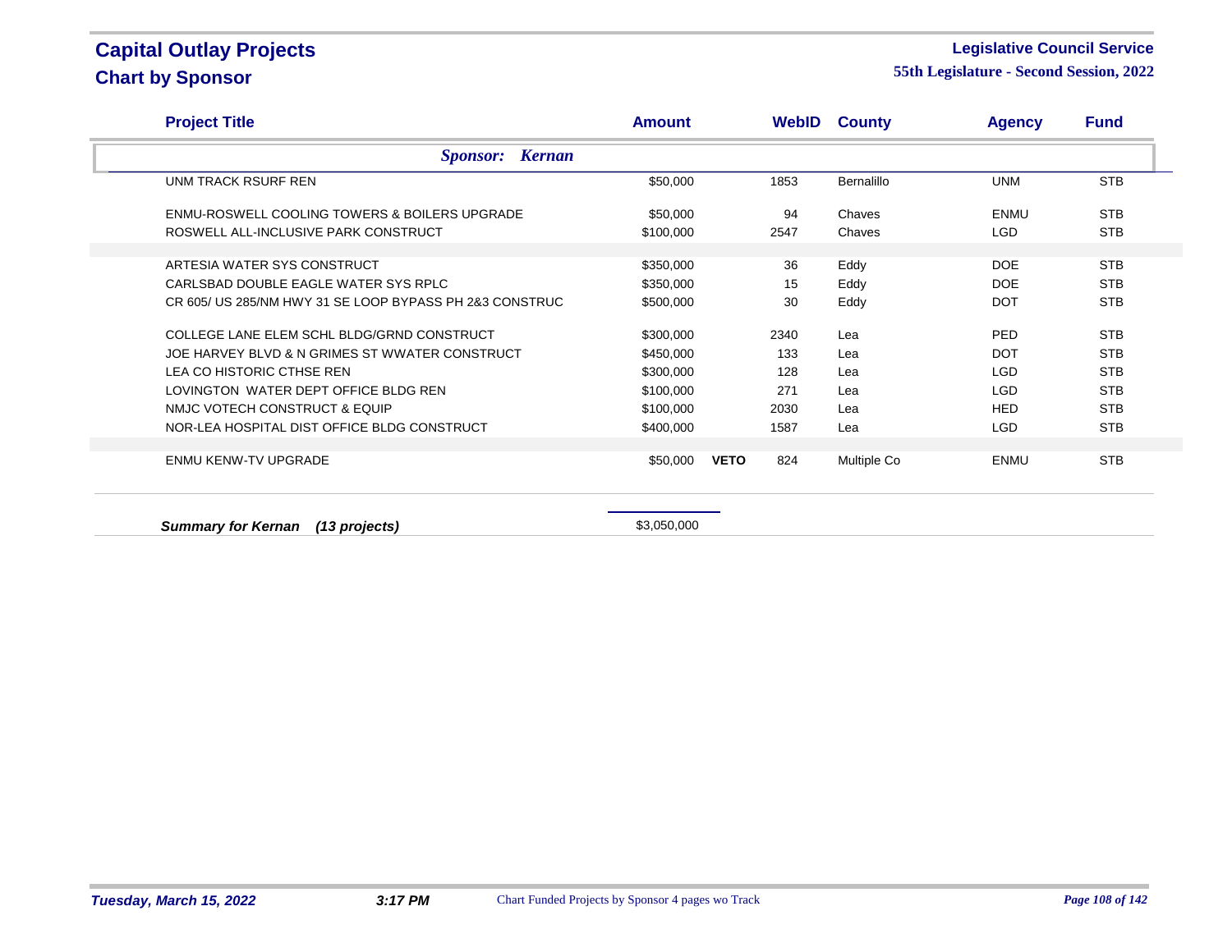# Capital Outlay Projects

## Chart by Sponsor

**Legislative Council Service**
**55th Legislature - Second Session, 2022**

| Project Title | Amount | | WebID | County | Agency | Fund |
|---|---|---|---|---|---|---|
| ***Sponsor: Kernan*** | | | | | | |
| UNM TRACK RSURF REN | $50,000 | | 1853 | Bernalillo | UNM | STB |
| ENMU-ROSWELL COOLING TOWERS & BOILERS UPGRADE | $50,000 | | 94 | Chaves | ENMU | STB |
| ROSWELL ALL-INCLUSIVE PARK CONSTRUCT | $100,000 | | 2547 | Chaves | LGD | STB |
| ARTESIA WATER SYS CONSTRUCT | $350,000 | | 36 | Eddy | DOE | STB |
| CARLSBAD DOUBLE EAGLE WATER SYS RPLC | $350,000 | | 15 | Eddy | DOE | STB |
| CR 605/ US 285/NM HWY 31 SE LOOP BYPASS PH 2&3 CONSTRUC | $500,000 | | 30 | Eddy | DOT | STB |
| COLLEGE LANE ELEM SCHL BLDG/GRND CONSTRUCT | $300,000 | | 2340 | Lea | PED | STB |
| JOE HARVEY BLVD & N GRIMES ST WWATER CONSTRUCT | $450,000 | | 133 | Lea | DOT | STB |
| LEA CO HISTORIC CTHSE REN | $300,000 | | 128 | Lea | LGD | STB |
| LOVINGTON WATER DEPT OFFICE BLDG REN | $100,000 | | 271 | Lea | LGD | STB |
| NMJC VOTECH CONSTRUCT & EQUIP | $100,000 | | 2030 | Lea | HED | STB |
| NOR-LEA HOSPITAL DIST OFFICE BLDG CONSTRUCT | $400,000 | | 1587 | Lea | LGD | STB |
| ENMU KENW-TV UPGRADE | $50,000 | **VETO** | 824 | Multiple Co | ENMU | STB |
| ***Summary for Kernan (13 projects)*** | $3,050,000 | | | | | |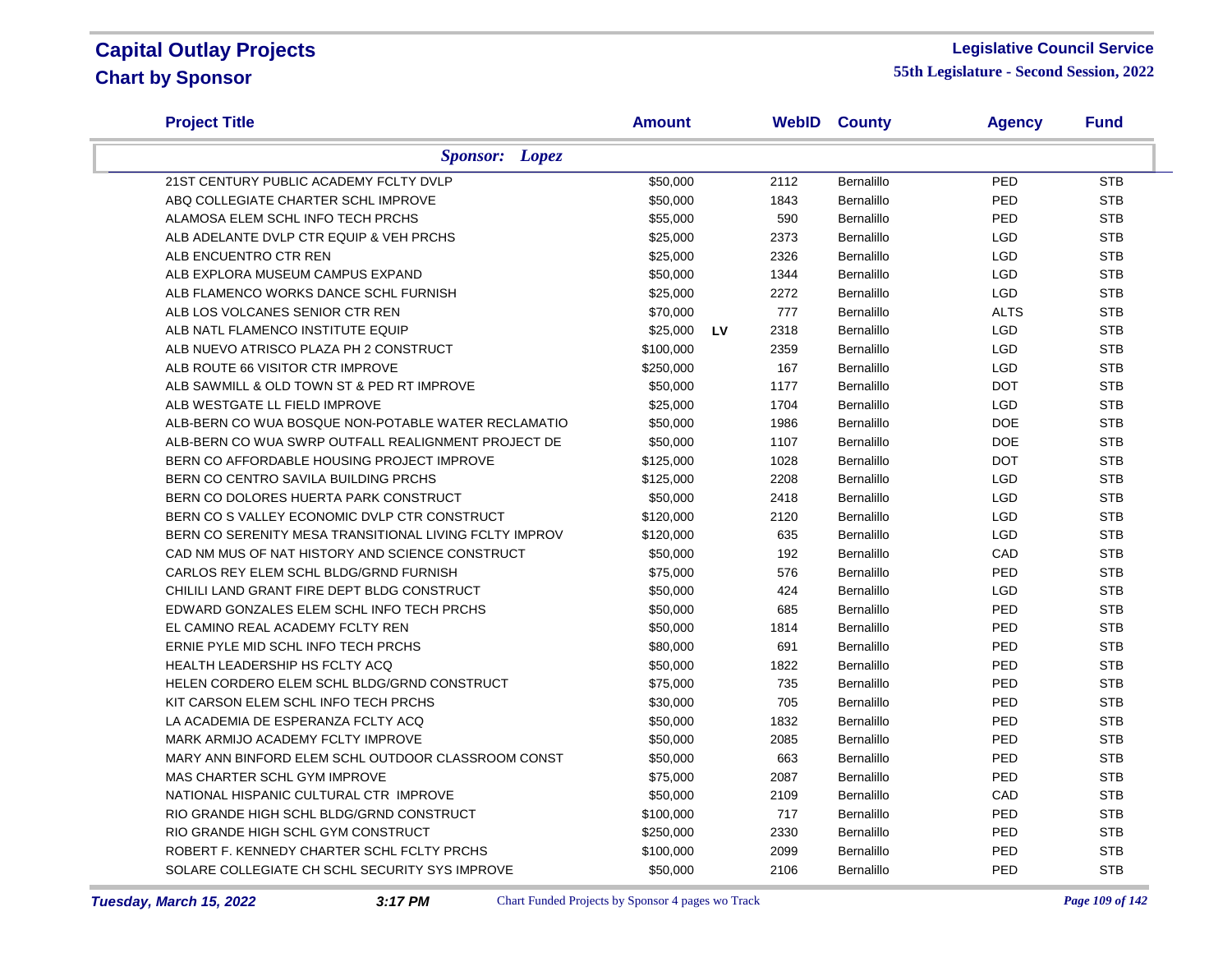# Capital Outlay Projects
## Chart by Sponsor

**Legislative Council Service**
**55th Legislature - Second Session, 2022**

| Project Title | Amount | | WebID | County | Agency | Fund |
|---|---|---|---|---|---|---|
| ***Sponsor: Lopez*** | | | | | | |
| 21ST CENTURY PUBLIC ACADEMY FCLTY DVLP | $50,000 | | 2112 | Bernalillo | PED | STB |
| ABQ COLLEGIATE CHARTER SCHL IMPROVE | $50,000 | | 1843 | Bernalillo | PED | STB |
| ALAMOSA ELEM SCHL INFO TECH PRCHS | $55,000 | | 590 | Bernalillo | PED | STB |
| ALB ADELANTE DVLP CTR EQUIP & VEH PRCHS | $25,000 | | 2373 | Bernalillo | LGD | STB |
| ALB ENCUENTRO CTR REN | $25,000 | | 2326 | Bernalillo | LGD | STB |
| ALB EXPLORA MUSEUM CAMPUS EXPAND | $50,000 | | 1344 | Bernalillo | LGD | STB |
| ALB FLAMENCO WORKS DANCE SCHL FURNISH | $25,000 | | 2272 | Bernalillo | LGD | STB |
| ALB LOS VOLCANES SENIOR CTR REN | $70,000 | | 777 | Bernalillo | ALTS | STB |
| ALB NATL FLAMENCO INSTITUTE EQUIP | $25,000 | LV | 2318 | Bernalillo | LGD | STB |
| ALB NUEVO ATRISCO PLAZA PH 2 CONSTRUCT | $100,000 | | 2359 | Bernalillo | LGD | STB |
| ALB ROUTE 66 VISITOR CTR IMPROVE | $250,000 | | 167 | Bernalillo | LGD | STB |
| ALB SAWMILL & OLD TOWN ST & PED RT IMPROVE | $50,000 | | 1177 | Bernalillo | DOT | STB |
| ALB WESTGATE LL FIELD IMPROVE | $25,000 | | 1704 | Bernalillo | LGD | STB |
| ALB-BERN CO WUA BOSQUE NON-POTABLE WATER RECLAMATIO | $50,000 | | 1986 | Bernalillo | DOE | STB |
| ALB-BERN CO WUA SWRP OUTFALL REALIGNMENT PROJECT DE | $50,000 | | 1107 | Bernalillo | DOE | STB |
| BERN CO AFFORDABLE HOUSING PROJECT IMPROVE | $125,000 | | 1028 | Bernalillo | DOT | STB |
| BERN CO CENTRO SAVILA BUILDING PRCHS | $125,000 | | 2208 | Bernalillo | LGD | STB |
| BERN CO DOLORES HUERTA PARK CONSTRUCT | $50,000 | | 2418 | Bernalillo | LGD | STB |
| BERN CO S VALLEY ECONOMIC DVLP CTR CONSTRUCT | $120,000 | | 2120 | Bernalillo | LGD | STB |
| BERN CO SERENITY MESA TRANSITIONAL LIVING FCLTY IMPROV | $120,000 | | 635 | Bernalillo | LGD | STB |
| CAD NM MUS OF NAT HISTORY AND SCIENCE CONSTRUCT | $50,000 | | 192 | Bernalillo | CAD | STB |
| CARLOS REY ELEM SCHL BLDG/GRND FURNISH | $75,000 | | 576 | Bernalillo | PED | STB |
| CHILILI LAND GRANT FIRE DEPT BLDG CONSTRUCT | $50,000 | | 424 | Bernalillo | LGD | STB |
| EDWARD GONZALES ELEM SCHL INFO TECH PRCHS | $50,000 | | 685 | Bernalillo | PED | STB |
| EL CAMINO REAL ACADEMY FCLTY REN | $50,000 | | 1814 | Bernalillo | PED | STB |
| ERNIE PYLE MID SCHL INFO TECH PRCHS | $80,000 | | 691 | Bernalillo | PED | STB |
| HEALTH LEADERSHIP HS FCLTY ACQ | $50,000 | | 1822 | Bernalillo | PED | STB |
| HELEN CORDERO ELEM SCHL BLDG/GRND CONSTRUCT | $75,000 | | 735 | Bernalillo | PED | STB |
| KIT CARSON ELEM SCHL INFO TECH PRCHS | $30,000 | | 705 | Bernalillo | PED | STB |
| LA ACADEMIA DE ESPERANZA FCLTY ACQ | $50,000 | | 1832 | Bernalillo | PED | STB |
| MARK ARMIJO ACADEMY FCLTY IMPROVE | $50,000 | | 2085 | Bernalillo | PED | STB |
| MARY ANN BINFORD ELEM SCHL OUTDOOR CLASSROOM CONST | $50,000 | | 663 | Bernalillo | PED | STB |
| MAS CHARTER SCHL GYM IMPROVE | $75,000 | | 2087 | Bernalillo | PED | STB |
| NATIONAL HISPANIC CULTURAL CTR IMPROVE | $50,000 | | 2109 | Bernalillo | CAD | STB |
| RIO GRANDE HIGH SCHL BLDG/GRND CONSTRUCT | $100,000 | | 717 | Bernalillo | PED | STB |
| RIO GRANDE HIGH SCHL GYM CONSTRUCT | $250,000 | | 2330 | Bernalillo | PED | STB |
| ROBERT F. KENNEDY CHARTER SCHL FCLTY PRCHS | $100,000 | | 2099 | Bernalillo | PED | STB |
| SOLARE COLLEGIATE CH SCHL SECURITY SYS IMPROVE | $50,000 | | 2106 | Bernalillo | PED | STB |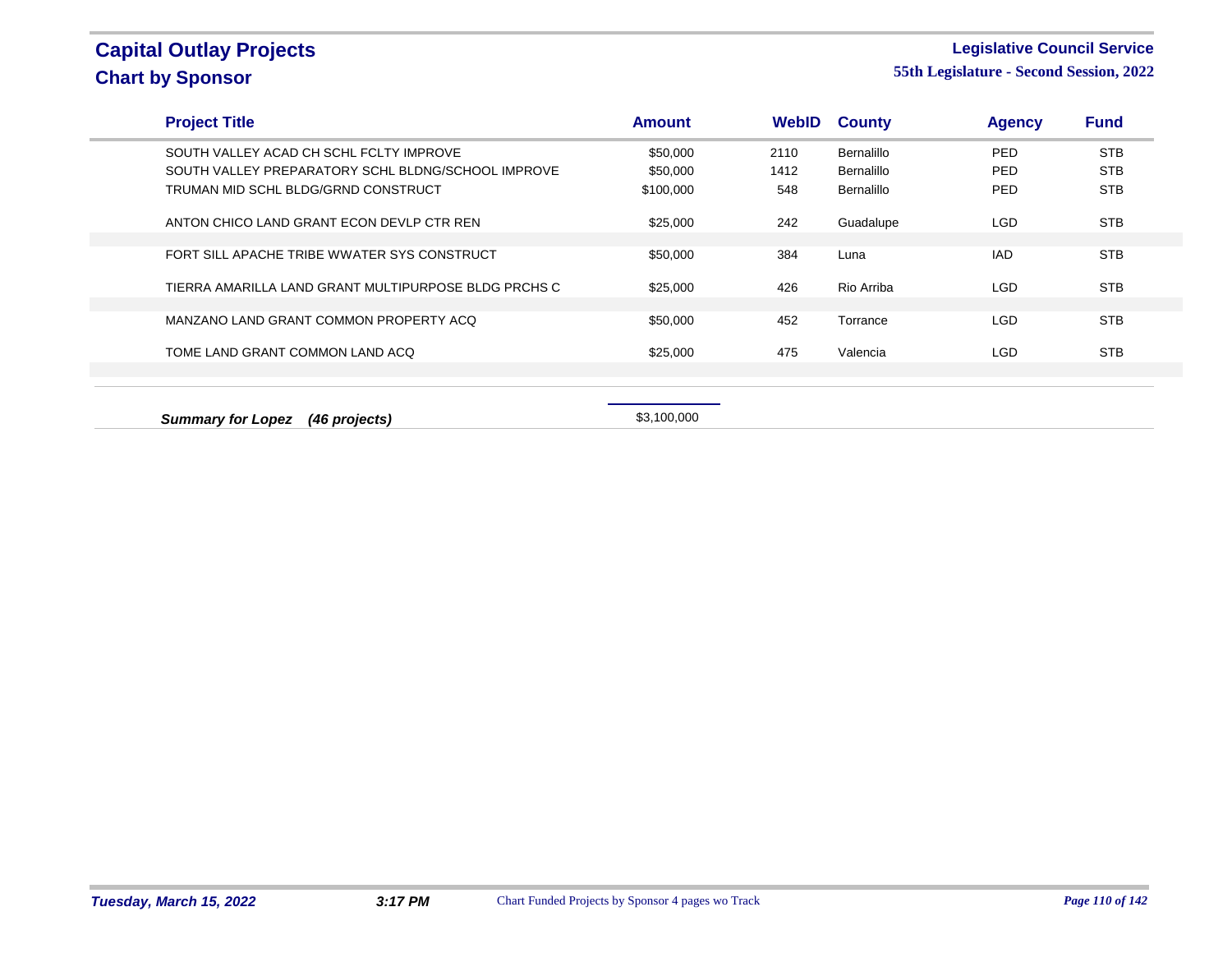# Capital Outlay Projects

## Chart by Sponsor

**Legislative Council Service**

**55th Legislature - Second Session, 2022**

| Project Title | Amount | WebID | County | Agency | Fund |
|---|---|---|---|---|---|
| SOUTH VALLEY ACAD CH SCHL FCLTY IMPROVE | $50,000 | 2110 | Bernalillo | PED | STB |
| SOUTH VALLEY PREPARATORY SCHL BLDNG/SCHOOL IMPROVE | $50,000 | 1412 | Bernalillo | PED | STB |
| TRUMAN MID SCHL BLDG/GRND CONSTRUCT | $100,000 | 548 | Bernalillo | PED | STB |
| ANTON CHICO LAND GRANT ECON DEVLP CTR REN | $25,000 | 242 | Guadalupe | LGD | STB |
| FORT SILL APACHE TRIBE WWATER SYS CONSTRUCT | $50,000 | 384 | Luna | IAD | STB |
| TIERRA AMARILLA LAND GRANT MULTIPURPOSE BLDG PRCHS C | $25,000 | 426 | Rio Arriba | LGD | STB |
| MANZANO LAND GRANT COMMON PROPERTY ACQ | $50,000 | 452 | Torrance | LGD | STB |
| TOME LAND GRANT COMMON LAND ACQ | $25,000 | 475 | Valencia | LGD | STB |

***Summary for Lopez (46 projects)*** $3,100,000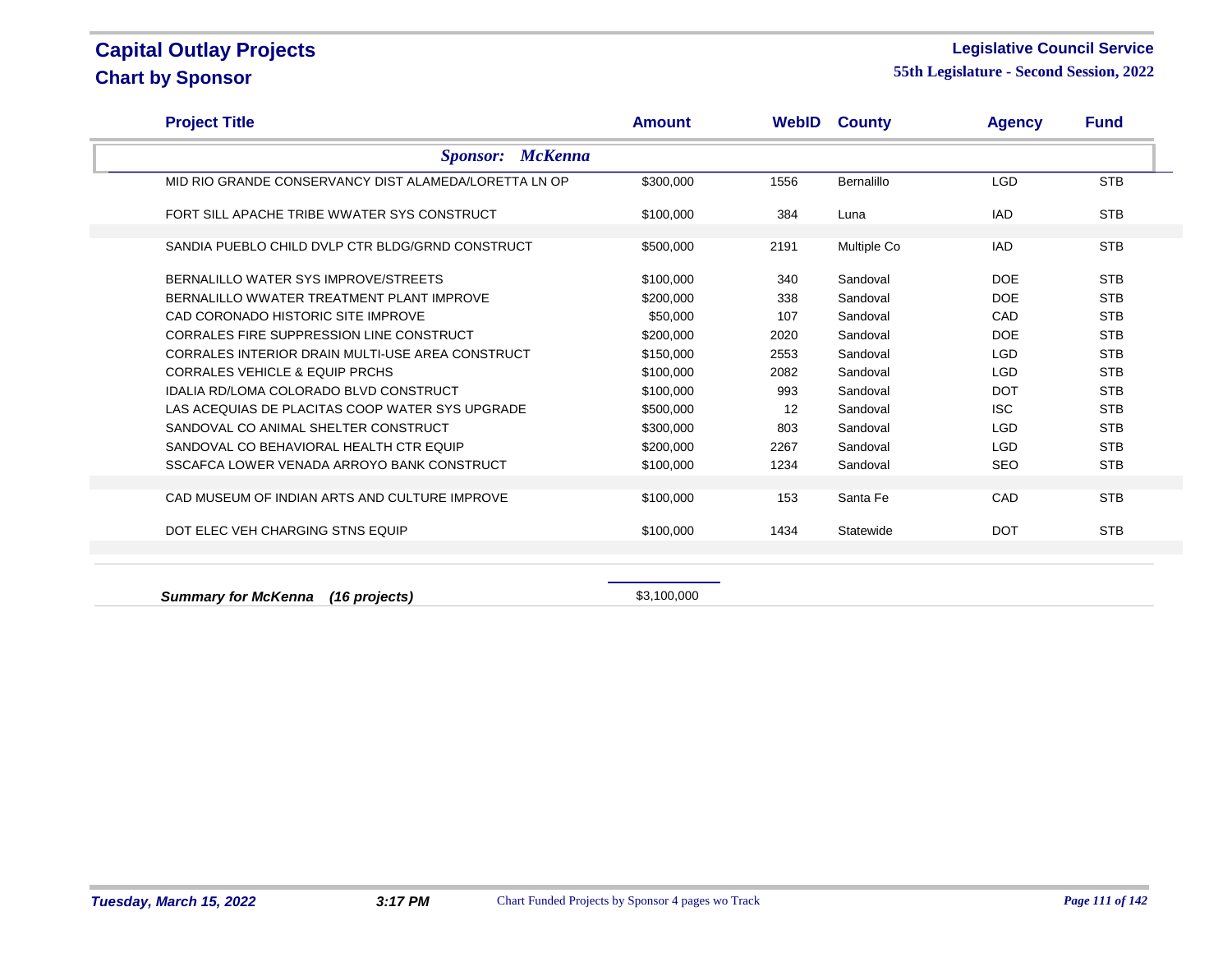# Capital Outlay Projects

## Chart by Sponsor

**Legislative Council Service**

**55th Legislature - Second Session, 2022**

| Project Title | Amount | WebID | County | Agency | Fund |
|---|---|---|---|---|---|
| ***Sponsor: McKenna*** | | | | | |
| MID RIO GRANDE CONSERVANCY DIST ALAMEDA/LORETTA LN OP | $300,000 | 1556 | Bernalillo | LGD | STB |
| FORT SILL APACHE TRIBE WWATER SYS CONSTRUCT | $100,000 | 384 | Luna | IAD | STB |
| SANDIA PUEBLO CHILD DVLP CTR BLDG/GRND CONSTRUCT | $500,000 | 2191 | Multiple Co | IAD | STB |
| BERNALILLO WATER SYS IMPROVE/STREETS | $100,000 | 340 | Sandoval | DOE | STB |
| BERNALILLO WWATER TREATMENT PLANT IMPROVE | $200,000 | 338 | Sandoval | DOE | STB |
| CAD CORONADO HISTORIC SITE IMPROVE | $50,000 | 107 | Sandoval | CAD | STB |
| CORRALES FIRE SUPPRESSION LINE CONSTRUCT | $200,000 | 2020 | Sandoval | DOE | STB |
| CORRALES INTERIOR DRAIN MULTI-USE AREA CONSTRUCT | $150,000 | 2553 | Sandoval | LGD | STB |
| CORRALES VEHICLE & EQUIP PRCHS | $100,000 | 2082 | Sandoval | LGD | STB |
| IDALIA RD/LOMA COLORADO BLVD CONSTRUCT | $100,000 | 993 | Sandoval | DOT | STB |
| LAS ACEQUIAS DE PLACITAS COOP WATER SYS UPGRADE | $500,000 | 12 | Sandoval | ISC | STB |
| SANDOVAL CO ANIMAL SHELTER CONSTRUCT | $300,000 | 803 | Sandoval | LGD | STB |
| SANDOVAL CO BEHAVIORAL HEALTH CTR EQUIP | $200,000 | 2267 | Sandoval | LGD | STB |
| SSCAFCA LOWER VENADA ARROYO BANK CONSTRUCT | $100,000 | 1234 | Sandoval | SEO | STB |
| CAD MUSEUM OF INDIAN ARTS AND CULTURE IMPROVE | $100,000 | 153 | Santa Fe | CAD | STB |
| DOT ELEC VEH CHARGING STNS EQUIP | $100,000 | 1434 | Statewide | DOT | STB |
| ***Summary for McKenna (16 projects)*** | $3,100,000 | | | | |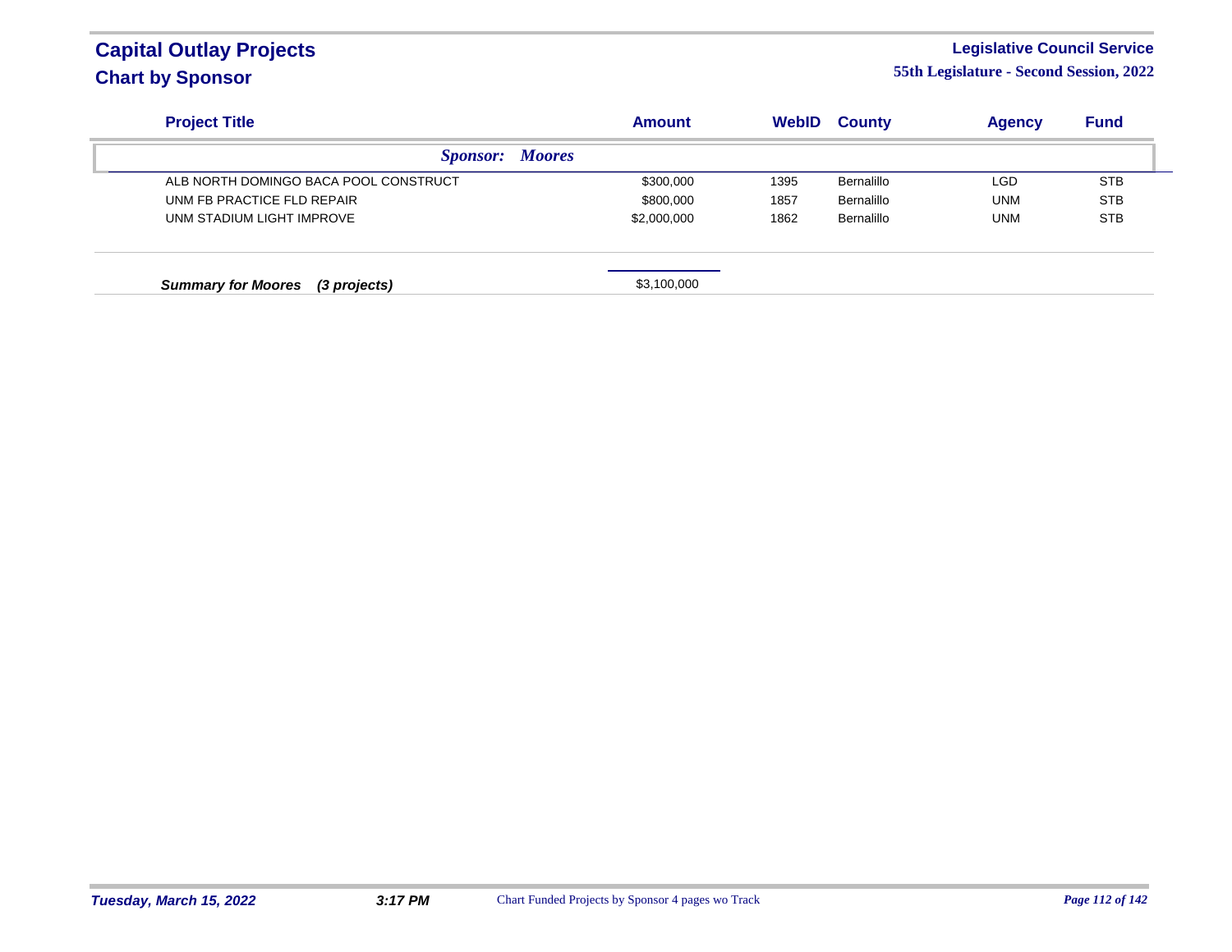# Capital Outlay Projects
## Chart by Sponsor

**Legislative Council Service**
**55th Legislature - Second Session, 2022**

| Project Title | Amount | WebID | County | Agency | Fund |
|---|---|---|---|---|---|
| ***Sponsor: Moores*** | | | | | |
| ALB NORTH DOMINGO BACA POOL CONSTRUCT | $300,000 | 1395 | Bernalillo | LGD | STB |
| UNM FB PRACTICE FLD REPAIR | $800,000 | 1857 | Bernalillo | UNM | STB |
| UNM STADIUM LIGHT IMPROVE | $2,000,000 | 1862 | Bernalillo | UNM | STB |
| ***Summary for Moores (3 projects)*** | $3,100,000 | | | | |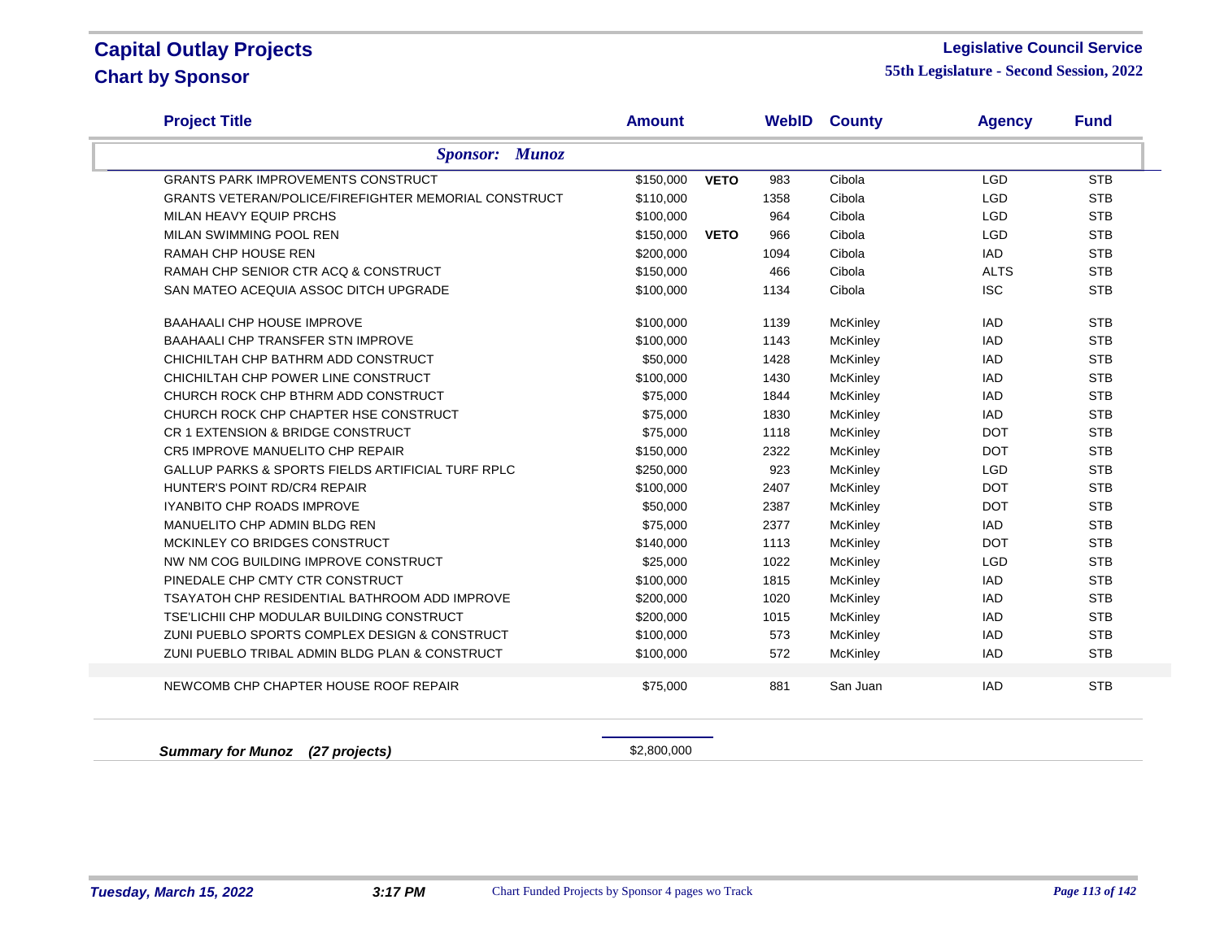# Capital Outlay Projects
## Chart by Sponsor

**Legislative Council Service**
**55th Legislature - Second Session, 2022**

| Project Title | Amount | | WebID | County | Agency | Fund |
|---|---|---|---|---|---|---|
| ***Sponsor: Munoz*** | | | | | | |
| GRANTS PARK IMPROVEMENTS CONSTRUCT | $150,000 | **VETO** | 983 | Cibola | LGD | STB |
| GRANTS VETERAN/POLICE/FIREFIGHTER MEMORIAL CONSTRUCT | $110,000 | | 1358 | Cibola | LGD | STB |
| MILAN HEAVY EQUIP PRCHS | $100,000 | | 964 | Cibola | LGD | STB |
| MILAN SWIMMING POOL REN | $150,000 | **VETO** | 966 | Cibola | LGD | STB |
| RAMAH CHP HOUSE REN | $200,000 | | 1094 | Cibola | IAD | STB |
| RAMAH CHP SENIOR CTR ACQ & CONSTRUCT | $150,000 | | 466 | Cibola | ALTS | STB |
| SAN MATEO ACEQUIA ASSOC DITCH UPGRADE | $100,000 | | 1134 | Cibola | ISC | STB |
| BAAHAALI CHP HOUSE IMPROVE | $100,000 | | 1139 | McKinley | IAD | STB |
| BAAHAALI CHP TRANSFER STN IMPROVE | $100,000 | | 1143 | McKinley | IAD | STB |
| CHICHILTAH CHP BATHRM ADD CONSTRUCT | $50,000 | | 1428 | McKinley | IAD | STB |
| CHICHILTAH CHP POWER LINE CONSTRUCT | $100,000 | | 1430 | McKinley | IAD | STB |
| CHURCH ROCK CHP BTHRM ADD CONSTRUCT | $75,000 | | 1844 | McKinley | IAD | STB |
| CHURCH ROCK CHP CHAPTER HSE CONSTRUCT | $75,000 | | 1830 | McKinley | IAD | STB |
| CR 1 EXTENSION & BRIDGE CONSTRUCT | $75,000 | | 1118 | McKinley | DOT | STB |
| CR5 IMPROVE MANUELITO CHP REPAIR | $150,000 | | 2322 | McKinley | DOT | STB |
| GALLUP PARKS & SPORTS FIELDS ARTIFICIAL TURF RPLC | $250,000 | | 923 | McKinley | LGD | STB |
| HUNTER'S POINT RD/CR4 REPAIR | $100,000 | | 2407 | McKinley | DOT | STB |
| IYANBITO CHP ROADS IMPROVE | $50,000 | | 2387 | McKinley | DOT | STB |
| MANUELITO CHP ADMIN BLDG REN | $75,000 | | 2377 | McKinley | IAD | STB |
| MCKINLEY CO BRIDGES CONSTRUCT | $140,000 | | 1113 | McKinley | DOT | STB |
| NW NM COG BUILDING IMPROVE CONSTRUCT | $25,000 | | 1022 | McKinley | LGD | STB |
| PINEDALE CHP CMTY CTR CONSTRUCT | $100,000 | | 1815 | McKinley | IAD | STB |
| TSAYATOH CHP RESIDENTIAL BATHROOM ADD IMPROVE | $200,000 | | 1020 | McKinley | IAD | STB |
| TSE'LICHII CHP MODULAR BUILDING CONSTRUCT | $200,000 | | 1015 | McKinley | IAD | STB |
| ZUNI PUEBLO SPORTS COMPLEX DESIGN & CONSTRUCT | $100,000 | | 573 | McKinley | IAD | STB |
| ZUNI PUEBLO TRIBAL ADMIN BLDG PLAN & CONSTRUCT | $100,000 | | 572 | McKinley | IAD | STB |
| NEWCOMB CHP CHAPTER HOUSE ROOF REPAIR | $75,000 | | 881 | San Juan | IAD | STB |
| ***Summary for Munoz (27 projects)*** | $2,800,000 | | | | | |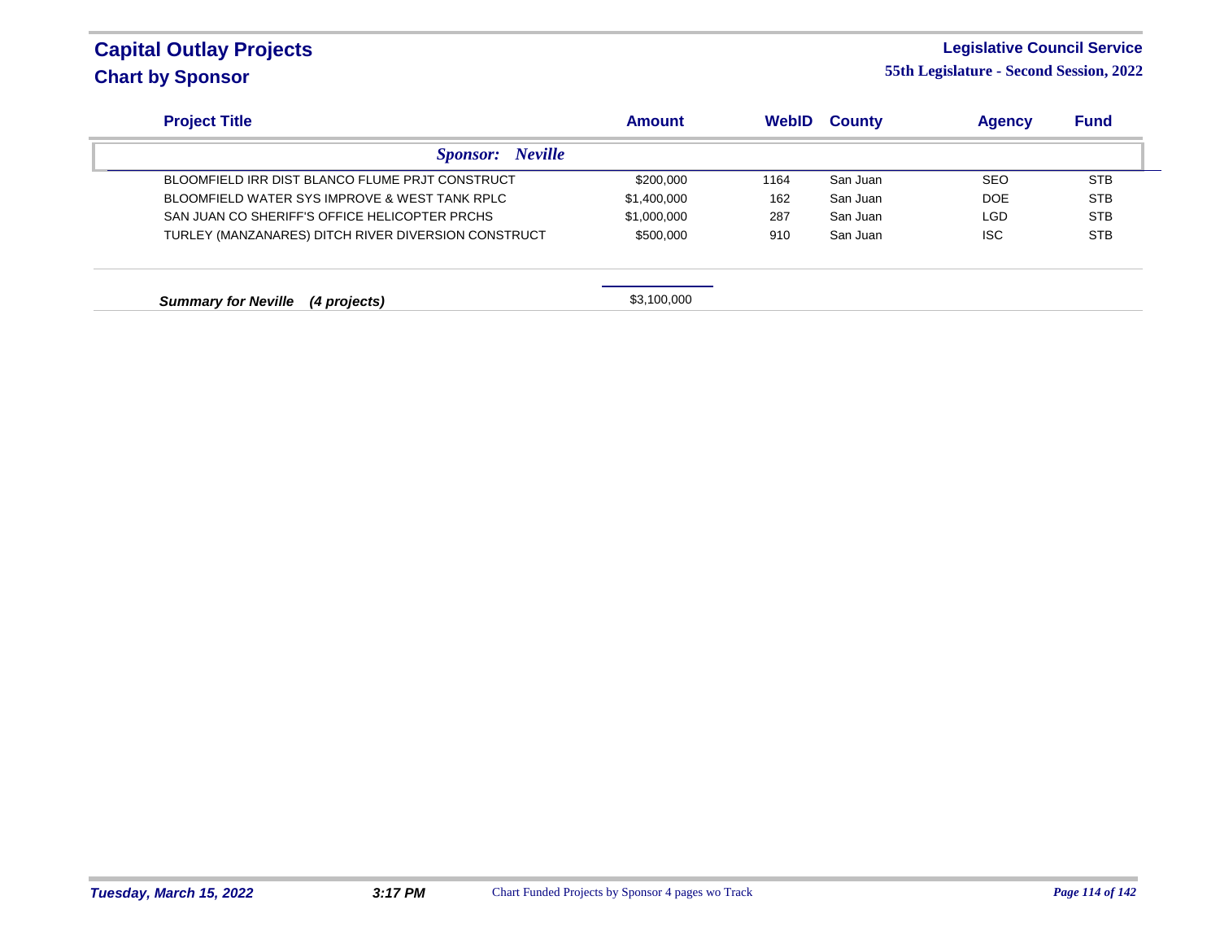# Capital Outlay Projects
## Chart by Sponsor

**Legislative Council Service**
**55th Legislature - Second Session, 2022**

| Project Title | Amount | WebID | County | Agency | Fund |
|---|---|---|---|---|---|
| ***Sponsor: Neville*** | | | | | |
| BLOOMFIELD IRR DIST BLANCO FLUME PRJT CONSTRUCT | $200,000 | 1164 | San Juan | SEO | STB |
| BLOOMFIELD WATER SYS IMPROVE & WEST TANK RPLC | $1,400,000 | 162 | San Juan | DOE | STB |
| SAN JUAN CO SHERIFF'S OFFICE HELICOPTER PRCHS | $1,000,000 | 287 | San Juan | LGD | STB |
| TURLEY (MANZANARES) DITCH RIVER DIVERSION CONSTRUCT | $500,000 | 910 | San Juan | ISC | STB |
| ***Summary for Neville (4 projects)*** | $3,100,000 | | | | |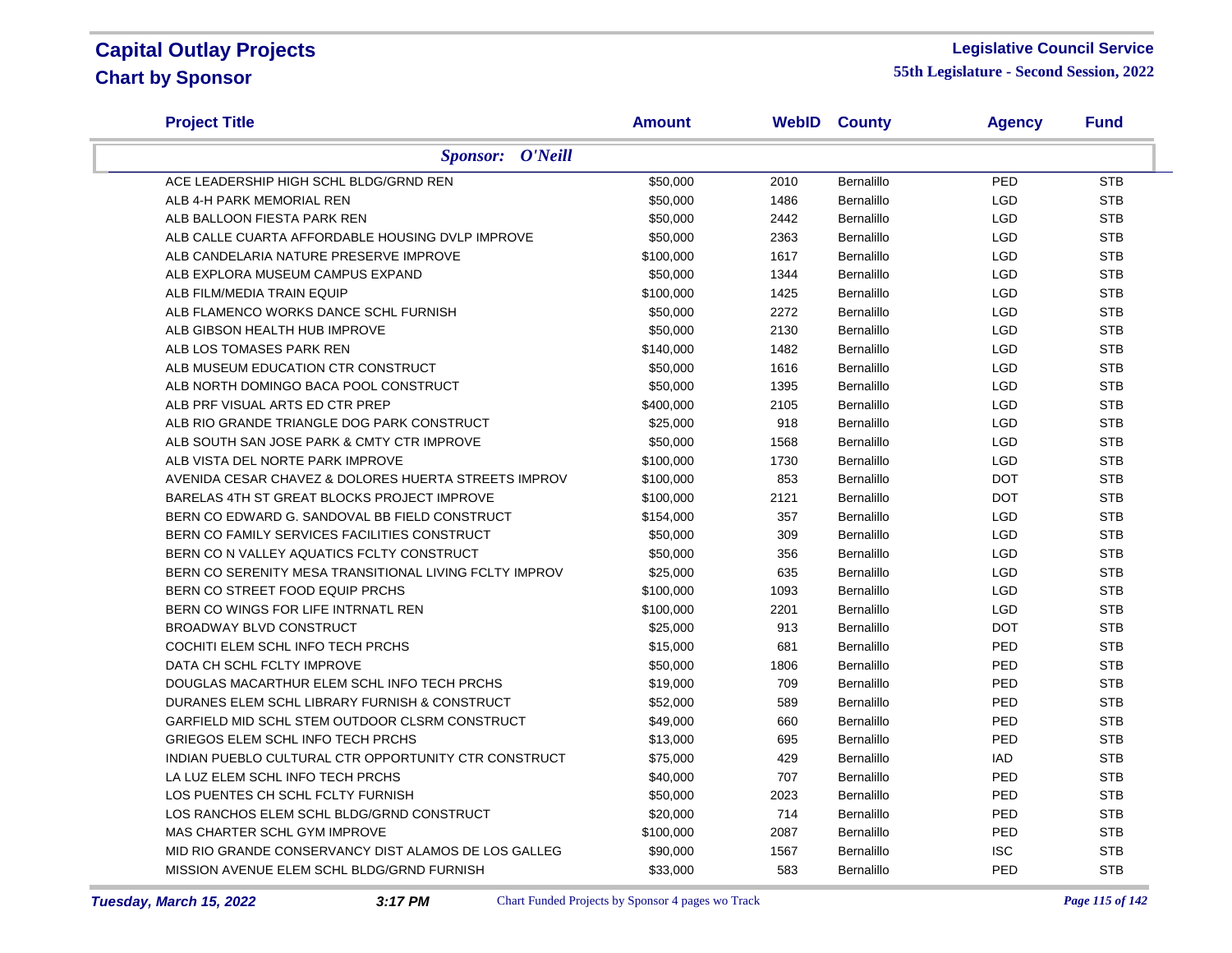# Capital Outlay Projects
## Chart by Sponsor

**Legislative Council Service**
**55th Legislature - Second Session, 2022**

| Project Title | Amount | WebID | County | Agency | Fund |
|---|---|---|---|---|---|
| ***Sponsor: O'Neill*** | | | | | |
| ACE LEADERSHIP HIGH SCHL BLDG/GRND REN | $50,000 | 2010 | Bernalillo | PED | STB |
| ALB 4-H PARK MEMORIAL REN | $50,000 | 1486 | Bernalillo | LGD | STB |
| ALB BALLOON FIESTA PARK REN | $50,000 | 2442 | Bernalillo | LGD | STB |
| ALB CALLE CUARTA AFFORDABLE HOUSING DVLP IMPROVE | $50,000 | 2363 | Bernalillo | LGD | STB |
| ALB CANDELARIA NATURE PRESERVE IMPROVE | $100,000 | 1617 | Bernalillo | LGD | STB |
| ALB EXPLORA MUSEUM CAMPUS EXPAND | $50,000 | 1344 | Bernalillo | LGD | STB |
| ALB FILM/MEDIA TRAIN EQUIP | $100,000 | 1425 | Bernalillo | LGD | STB |
| ALB FLAMENCO WORKS DANCE SCHL FURNISH | $50,000 | 2272 | Bernalillo | LGD | STB |
| ALB GIBSON HEALTH HUB IMPROVE | $50,000 | 2130 | Bernalillo | LGD | STB |
| ALB LOS TOMASES PARK REN | $140,000 | 1482 | Bernalillo | LGD | STB |
| ALB MUSEUM EDUCATION CTR CONSTRUCT | $50,000 | 1616 | Bernalillo | LGD | STB |
| ALB NORTH DOMINGO BACA POOL CONSTRUCT | $50,000 | 1395 | Bernalillo | LGD | STB |
| ALB PRF VISUAL ARTS ED CTR PREP | $400,000 | 2105 | Bernalillo | LGD | STB |
| ALB RIO GRANDE TRIANGLE DOG PARK CONSTRUCT | $25,000 | 918 | Bernalillo | LGD | STB |
| ALB SOUTH SAN JOSE PARK & CMTY CTR IMPROVE | $50,000 | 1568 | Bernalillo | LGD | STB |
| ALB VISTA DEL NORTE PARK IMPROVE | $100,000 | 1730 | Bernalillo | LGD | STB |
| AVENIDA CESAR CHAVEZ & DOLORES HUERTA STREETS IMPROV | $100,000 | 853 | Bernalillo | DOT | STB |
| BARELAS 4TH ST GREAT BLOCKS PROJECT IMPROVE | $100,000 | 2121 | Bernalillo | DOT | STB |
| BERN CO EDWARD G. SANDOVAL BB FIELD CONSTRUCT | $154,000 | 357 | Bernalillo | LGD | STB |
| BERN CO FAMILY SERVICES FACILITIES CONSTRUCT | $50,000 | 309 | Bernalillo | LGD | STB |
| BERN CO N VALLEY AQUATICS FCLTY CONSTRUCT | $50,000 | 356 | Bernalillo | LGD | STB |
| BERN CO SERENITY MESA TRANSITIONAL LIVING FCLTY IMPROV | $25,000 | 635 | Bernalillo | LGD | STB |
| BERN CO STREET FOOD EQUIP PRCHS | $100,000 | 1093 | Bernalillo | LGD | STB |
| BERN CO WINGS FOR LIFE INTRNATL REN | $100,000 | 2201 | Bernalillo | LGD | STB |
| BROADWAY BLVD CONSTRUCT | $25,000 | 913 | Bernalillo | DOT | STB |
| COCHITI ELEM SCHL INFO TECH PRCHS | $15,000 | 681 | Bernalillo | PED | STB |
| DATA CH SCHL FCLTY IMPROVE | $50,000 | 1806 | Bernalillo | PED | STB |
| DOUGLAS MACARTHUR ELEM SCHL INFO TECH PRCHS | $19,000 | 709 | Bernalillo | PED | STB |
| DURANES ELEM SCHL LIBRARY FURNISH & CONSTRUCT | $52,000 | 589 | Bernalillo | PED | STB |
| GARFIELD MID SCHL STEM OUTDOOR CLSRM CONSTRUCT | $49,000 | 660 | Bernalillo | PED | STB |
| GRIEGOS ELEM SCHL INFO TECH PRCHS | $13,000 | 695 | Bernalillo | PED | STB |
| INDIAN PUEBLO CULTURAL CTR OPPORTUNITY CTR CONSTRUCT | $75,000 | 429 | Bernalillo | IAD | STB |
| LA LUZ ELEM SCHL INFO TECH PRCHS | $40,000 | 707 | Bernalillo | PED | STB |
| LOS PUENTES CH SCHL FCLTY FURNISH | $50,000 | 2023 | Bernalillo | PED | STB |
| LOS RANCHOS ELEM SCHL BLDG/GRND CONSTRUCT | $20,000 | 714 | Bernalillo | PED | STB |
| MAS CHARTER SCHL GYM IMPROVE | $100,000 | 2087 | Bernalillo | PED | STB |
| MID RIO GRANDE CONSERVANCY DIST ALAMOS DE LOS GALLEG | $90,000 | 1567 | Bernalillo | ISC | STB |
| MISSION AVENUE ELEM SCHL BLDG/GRND FURNISH | $33,000 | 583 | Bernalillo | PED | STB |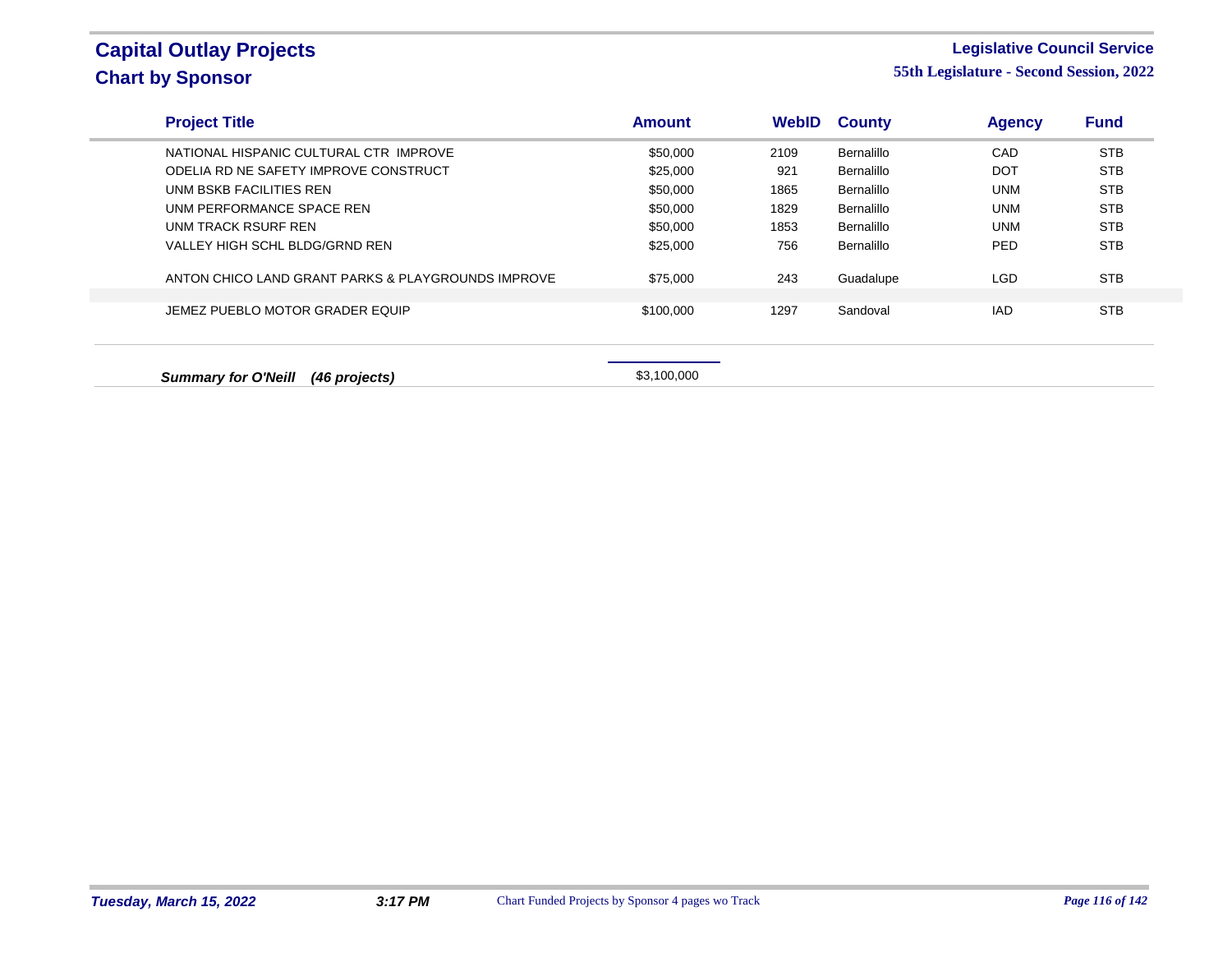# Capital Outlay Projects
## Chart by Sponsor

**Legislative Council Service**
**55th Legislature - Second Session, 2022**

| Project Title | Amount | WebID | County | Agency | Fund |
|---|---|---|---|---|---|
| NATIONAL HISPANIC CULTURAL CTR IMPROVE | $50,000 | 2109 | Bernalillo | CAD | STB |
| ODELIA RD NE SAFETY IMPROVE CONSTRUCT | $25,000 | 921 | Bernalillo | DOT | STB |
| UNM BSKB FACILITIES REN | $50,000 | 1865 | Bernalillo | UNM | STB |
| UNM PERFORMANCE SPACE REN | $50,000 | 1829 | Bernalillo | UNM | STB |
| UNM TRACK RSURF REN | $50,000 | 1853 | Bernalillo | UNM | STB |
| VALLEY HIGH SCHL BLDG/GRND REN | $25,000 | 756 | Bernalillo | PED | STB |
| ANTON CHICO LAND GRANT PARKS & PLAYGROUNDS IMPROVE | $75,000 | 243 | Guadalupe | LGD | STB |
| JEMEZ PUEBLO MOTOR GRADER EQUIP | $100,000 | 1297 | Sandoval | IAD | STB |

***Summary for O'Neill (46 projects)*** $3,100,000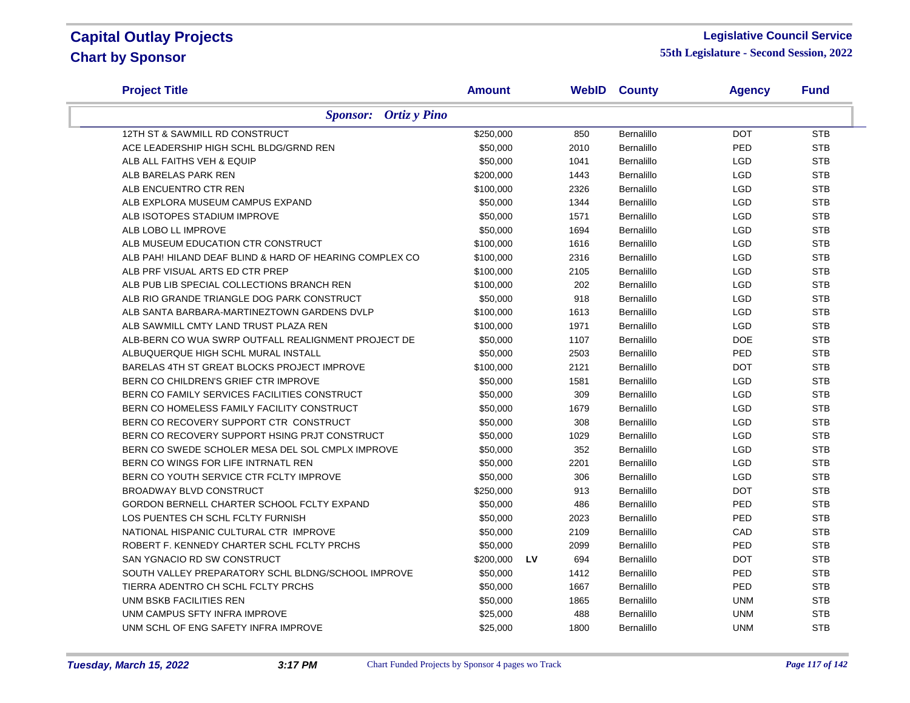# Capital Outlay Projects
## Chart by Sponsor

**Legislative Council Service**
**55th Legislature - Second Session, 2022**

| Project Title | Amount | | WebID | County | Agency | Fund |
|---|---|---|---|---|---|---|
| ***Sponsor: Ortiz y Pino*** | | | | | | |
| 12TH ST & SAWMILL RD CONSTRUCT | $250,000 | | 850 | Bernalillo | DOT | STB |
| ACE LEADERSHIP HIGH SCHL BLDG/GRND REN | $50,000 | | 2010 | Bernalillo | PED | STB |
| ALB ALL FAITHS VEH & EQUIP | $50,000 | | 1041 | Bernalillo | LGD | STB |
| ALB BARELAS PARK REN | $200,000 | | 1443 | Bernalillo | LGD | STB |
| ALB ENCUENTRO CTR REN | $100,000 | | 2326 | Bernalillo | LGD | STB |
| ALB EXPLORA MUSEUM CAMPUS EXPAND | $50,000 | | 1344 | Bernalillo | LGD | STB |
| ALB ISOTOPES STADIUM IMPROVE | $50,000 | | 1571 | Bernalillo | LGD | STB |
| ALB LOBO LL IMPROVE | $50,000 | | 1694 | Bernalillo | LGD | STB |
| ALB MUSEUM EDUCATION CTR CONSTRUCT | $100,000 | | 1616 | Bernalillo | LGD | STB |
| ALB PAH! HILAND DEAF BLIND & HARD OF HEARING COMPLEX CO | $100,000 | | 2316 | Bernalillo | LGD | STB |
| ALB PRF VISUAL ARTS ED CTR PREP | $100,000 | | 2105 | Bernalillo | LGD | STB |
| ALB PUB LIB SPECIAL COLLECTIONS BRANCH REN | $100,000 | | 202 | Bernalillo | LGD | STB |
| ALB RIO GRANDE TRIANGLE DOG PARK CONSTRUCT | $50,000 | | 918 | Bernalillo | LGD | STB |
| ALB SANTA BARBARA-MARTINEZTOWN GARDENS DVLP | $100,000 | | 1613 | Bernalillo | LGD | STB |
| ALB SAWMILL CMTY LAND TRUST PLAZA REN | $100,000 | | 1971 | Bernalillo | LGD | STB |
| ALB-BERN CO WUA SWRP OUTFALL REALIGNMENT PROJECT DE | $50,000 | | 1107 | Bernalillo | DOE | STB |
| ALBUQUERQUE HIGH SCHL MURAL INSTALL | $50,000 | | 2503 | Bernalillo | PED | STB |
| BARELAS 4TH ST GREAT BLOCKS PROJECT IMPROVE | $100,000 | | 2121 | Bernalillo | DOT | STB |
| BERN CO CHILDREN'S GRIEF CTR IMPROVE | $50,000 | | 1581 | Bernalillo | LGD | STB |
| BERN CO FAMILY SERVICES FACILITIES CONSTRUCT | $50,000 | | 309 | Bernalillo | LGD | STB |
| BERN CO HOMELESS FAMILY FACILITY CONSTRUCT | $50,000 | | 1679 | Bernalillo | LGD | STB |
| BERN CO RECOVERY SUPPORT CTR CONSTRUCT | $50,000 | | 308 | Bernalillo | LGD | STB |
| BERN CO RECOVERY SUPPORT HSING PRJT CONSTRUCT | $50,000 | | 1029 | Bernalillo | LGD | STB |
| BERN CO SWEDE SCHOLER MESA DEL SOL CMPLX IMPROVE | $50,000 | | 352 | Bernalillo | LGD | STB |
| BERN CO WINGS FOR LIFE INTRNATL REN | $50,000 | | 2201 | Bernalillo | LGD | STB |
| BERN CO YOUTH SERVICE CTR FCLTY IMPROVE | $50,000 | | 306 | Bernalillo | LGD | STB |
| BROADWAY BLVD CONSTRUCT | $250,000 | | 913 | Bernalillo | DOT | STB |
| GORDON BERNELL CHARTER SCHOOL FCLTY EXPAND | $50,000 | | 486 | Bernalillo | PED | STB |
| LOS PUENTES CH SCHL FCLTY FURNISH | $50,000 | | 2023 | Bernalillo | PED | STB |
| NATIONAL HISPANIC CULTURAL CTR IMPROVE | $50,000 | | 2109 | Bernalillo | CAD | STB |
| ROBERT F. KENNEDY CHARTER SCHL FCLTY PRCHS | $50,000 | | 2099 | Bernalillo | PED | STB |
| SAN YGNACIO RD SW CONSTRUCT | $200,000 | LV | 694 | Bernalillo | DOT | STB |
| SOUTH VALLEY PREPARATORY SCHL BLDNG/SCHOOL IMPROVE | $50,000 | | 1412 | Bernalillo | PED | STB |
| TIERRA ADENTRO CH SCHL FCLTY PRCHS | $50,000 | | 1667 | Bernalillo | PED | STB |
| UNM BSKB FACILITIES REN | $50,000 | | 1865 | Bernalillo | UNM | STB |
| UNM CAMPUS SFTY INFRA IMPROVE | $25,000 | | 488 | Bernalillo | UNM | STB |
| UNM SCHL OF ENG SAFETY INFRA IMPROVE | $25,000 | | 1800 | Bernalillo | UNM | STB |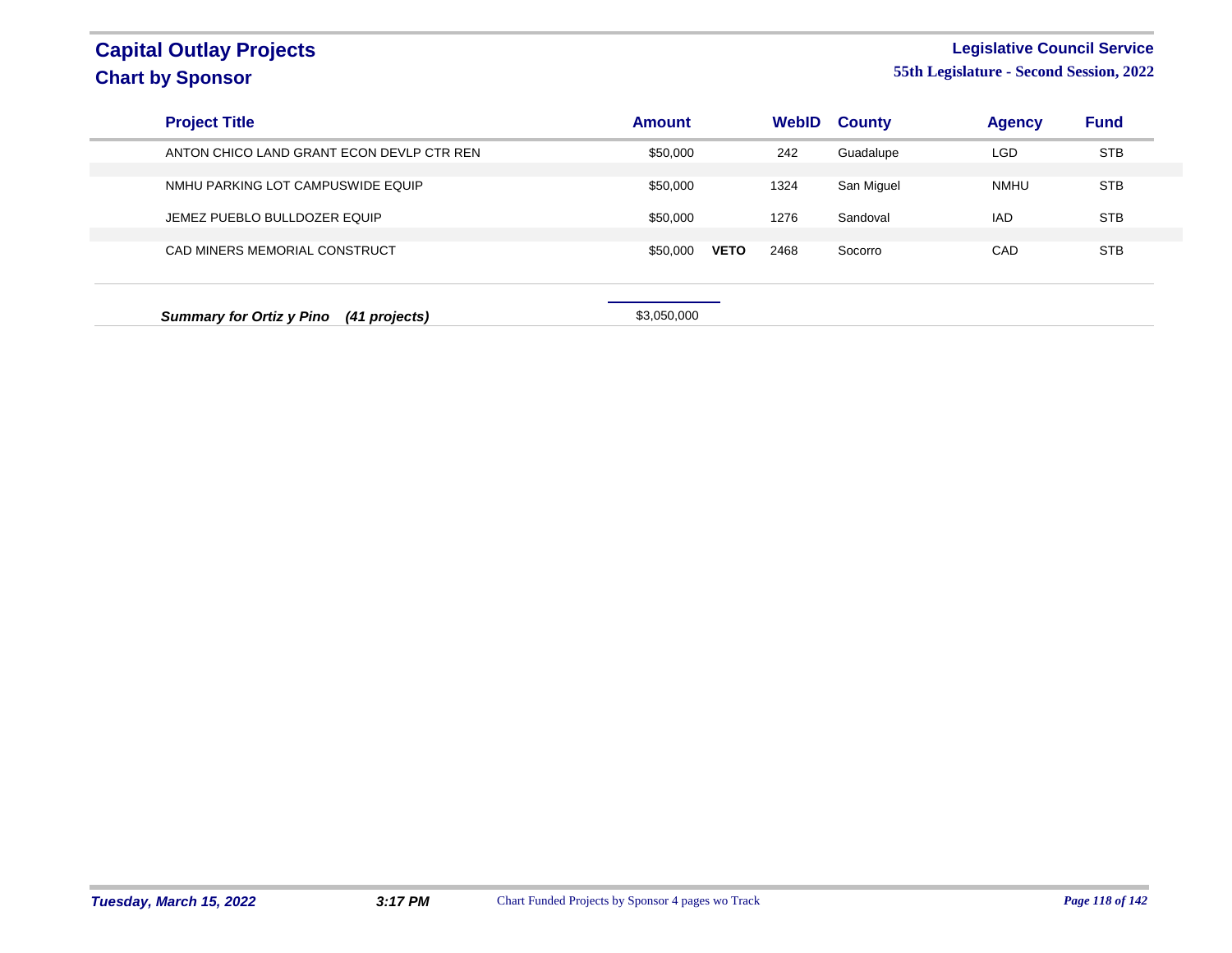# Capital Outlay Projects
## Chart by Sponsor

**Legislative Council Service**
**55th Legislature - Second Session, 2022**

| Project Title | Amount | | WebID | County | Agency | Fund |
|---|---|---|---|---|---|---|
| ANTON CHICO LAND GRANT ECON DEVLP CTR REN | $50,000 | | 242 | Guadalupe | LGD | STB |
| NMHU PARKING LOT CAMPUSWIDE EQUIP | $50,000 | | 1324 | San Miguel | NMHU | STB |
| JEMEZ PUEBLO BULLDOZER EQUIP | $50,000 | | 1276 | Sandoval | IAD | STB |
| CAD MINERS MEMORIAL CONSTRUCT | $50,000 | **VETO** | 2468 | Socorro | CAD | STB |

***Summary for Ortiz y Pino (41 projects)*** $3,050,000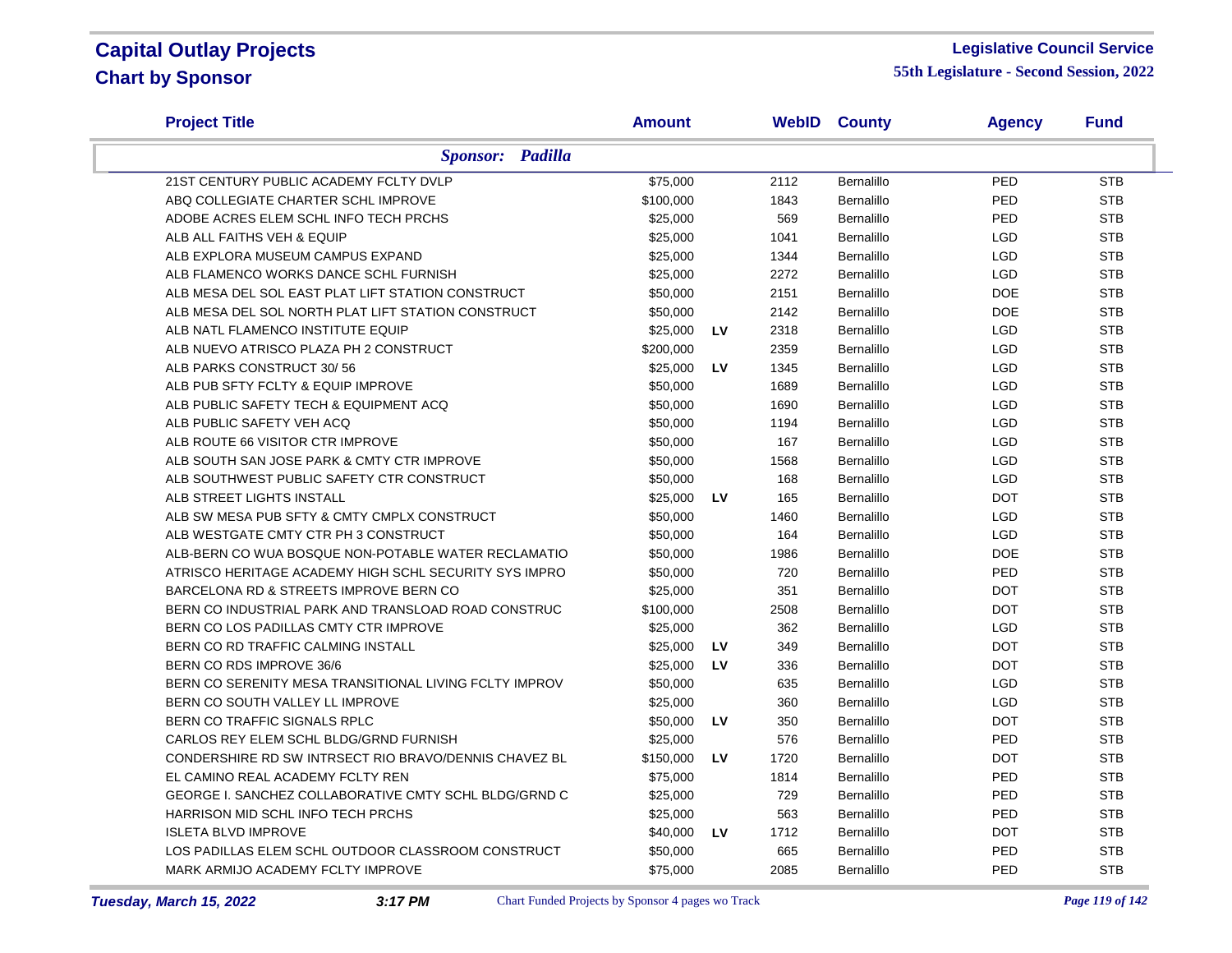# Capital Outlay Projects
## Chart by Sponsor

**Legislative Council Service**
**55th Legislature - Second Session, 2022**

| Project Title | Amount | | WebID | County | Agency | Fund |
|---|---|---|---|---|---|---|
| ***Sponsor: Padilla*** | | | | | | |
| 21ST CENTURY PUBLIC ACADEMY FCLTY DVLP | $75,000 | | 2112 | Bernalillo | PED | STB |
| ABQ COLLEGIATE CHARTER SCHL IMPROVE | $100,000 | | 1843 | Bernalillo | PED | STB |
| ADOBE ACRES ELEM SCHL INFO TECH PRCHS | $25,000 | | 569 | Bernalillo | PED | STB |
| ALB ALL FAITHS VEH & EQUIP | $25,000 | | 1041 | Bernalillo | LGD | STB |
| ALB EXPLORA MUSEUM CAMPUS EXPAND | $25,000 | | 1344 | Bernalillo | LGD | STB |
| ALB FLAMENCO WORKS DANCE SCHL FURNISH | $25,000 | | 2272 | Bernalillo | LGD | STB |
| ALB MESA DEL SOL EAST PLAT LIFT STATION CONSTRUCT | $50,000 | | 2151 | Bernalillo | DOE | STB |
| ALB MESA DEL SOL NORTH PLAT LIFT STATION CONSTRUCT | $50,000 | | 2142 | Bernalillo | DOE | STB |
| ALB NATL FLAMENCO INSTITUTE EQUIP | $25,000 | LV | 2318 | Bernalillo | LGD | STB |
| ALB NUEVO ATRISCO PLAZA PH 2 CONSTRUCT | $200,000 | | 2359 | Bernalillo | LGD | STB |
| ALB PARKS CONSTRUCT 30/ 56 | $25,000 | LV | 1345 | Bernalillo | LGD | STB |
| ALB PUB SFTY FCLTY & EQUIP IMPROVE | $50,000 | | 1689 | Bernalillo | LGD | STB |
| ALB PUBLIC SAFETY TECH & EQUIPMENT ACQ | $50,000 | | 1690 | Bernalillo | LGD | STB |
| ALB PUBLIC SAFETY VEH ACQ | $50,000 | | 1194 | Bernalillo | LGD | STB |
| ALB ROUTE 66 VISITOR CTR IMPROVE | $50,000 | | 167 | Bernalillo | LGD | STB |
| ALB SOUTH SAN JOSE PARK & CMTY CTR IMPROVE | $50,000 | | 1568 | Bernalillo | LGD | STB |
| ALB SOUTHWEST PUBLIC SAFETY CTR CONSTRUCT | $50,000 | | 168 | Bernalillo | LGD | STB |
| ALB STREET LIGHTS INSTALL | $25,000 | LV | 165 | Bernalillo | DOT | STB |
| ALB SW MESA PUB SFTY & CMTY CMPLX CONSTRUCT | $50,000 | | 1460 | Bernalillo | LGD | STB |
| ALB WESTGATE CMTY CTR PH 3 CONSTRUCT | $50,000 | | 164 | Bernalillo | LGD | STB |
| ALB-BERN CO WUA BOSQUE NON-POTABLE WATER RECLAMATIO | $50,000 | | 1986 | Bernalillo | DOE | STB |
| ATRISCO HERITAGE ACADEMY HIGH SCHL SECURITY SYS IMPRO | $50,000 | | 720 | Bernalillo | PED | STB |
| BARCELONA RD & STREETS IMPROVE BERN CO | $25,000 | | 351 | Bernalillo | DOT | STB |
| BERN CO INDUSTRIAL PARK AND TRANSLOAD ROAD CONSTRUC | $100,000 | | 2508 | Bernalillo | DOT | STB |
| BERN CO LOS PADILLAS CMTY CTR IMPROVE | $25,000 | | 362 | Bernalillo | LGD | STB |
| BERN CO RD TRAFFIC CALMING INSTALL | $25,000 | LV | 349 | Bernalillo | DOT | STB |
| BERN CO RDS IMPROVE 36/6 | $25,000 | LV | 336 | Bernalillo | DOT | STB |
| BERN CO SERENITY MESA TRANSITIONAL LIVING FCLTY IMPROV | $50,000 | | 635 | Bernalillo | LGD | STB |
| BERN CO SOUTH VALLEY LL IMPROVE | $25,000 | | 360 | Bernalillo | LGD | STB |
| BERN CO TRAFFIC SIGNALS RPLC | $50,000 | LV | 350 | Bernalillo | DOT | STB |
| CARLOS REY ELEM SCHL BLDG/GRND FURNISH | $25,000 | | 576 | Bernalillo | PED | STB |
| CONDERSHIRE RD SW INTRSECT RIO BRAVO/DENNIS CHAVEZ BL | $150,000 | LV | 1720 | Bernalillo | DOT | STB |
| EL CAMINO REAL ACADEMY FCLTY REN | $75,000 | | 1814 | Bernalillo | PED | STB |
| GEORGE I. SANCHEZ COLLABORATIVE CMTY SCHL BLDG/GRND C | $25,000 | | 729 | Bernalillo | PED | STB |
| HARRISON MID SCHL INFO TECH PRCHS | $25,000 | | 563 | Bernalillo | PED | STB |
| ISLETA BLVD IMPROVE | $40,000 | LV | 1712 | Bernalillo | DOT | STB |
| LOS PADILLAS ELEM SCHL OUTDOOR CLASSROOM CONSTRUCT | $50,000 | | 665 | Bernalillo | PED | STB |
| MARK ARMIJO ACADEMY FCLTY IMPROVE | $75,000 | | 2085 | Bernalillo | PED | STB |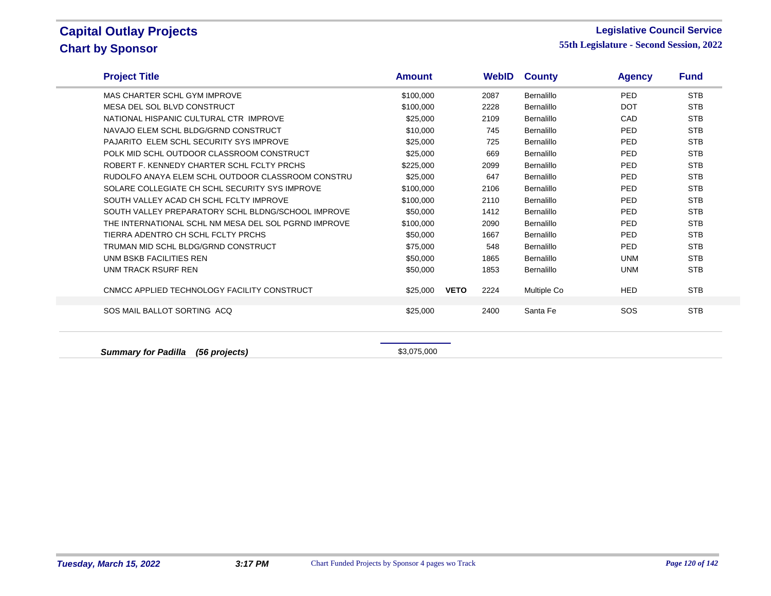# Capital Outlay Projects
## Chart by Sponsor

**Legislative Council Service**
**55th Legislature - Second Session, 2022**

| Project Title | Amount | | WebID | County | Agency | Fund |
|---|---|---|---|---|---|---|
| MAS CHARTER SCHL GYM IMPROVE | $100,000 | | 2087 | Bernalillo | PED | STB |
| MESA DEL SOL BLVD CONSTRUCT | $100,000 | | 2228 | Bernalillo | DOT | STB |
| NATIONAL HISPANIC CULTURAL CTR IMPROVE | $25,000 | | 2109 | Bernalillo | CAD | STB |
| NAVAJO ELEM SCHL BLDG/GRND CONSTRUCT | $10,000 | | 745 | Bernalillo | PED | STB |
| PAJARITO ELEM SCHL SECURITY SYS IMPROVE | $25,000 | | 725 | Bernalillo | PED | STB |
| POLK MID SCHL OUTDOOR CLASSROOM CONSTRUCT | $25,000 | | 669 | Bernalillo | PED | STB |
| ROBERT F. KENNEDY CHARTER SCHL FCLTY PRCHS | $225,000 | | 2099 | Bernalillo | PED | STB |
| RUDOLFO ANAYA ELEM SCHL OUTDOOR CLASSROOM CONSTRU | $25,000 | | 647 | Bernalillo | PED | STB |
| SOLARE COLLEGIATE CH SCHL SECURITY SYS IMPROVE | $100,000 | | 2106 | Bernalillo | PED | STB |
| SOUTH VALLEY ACAD CH SCHL FCLTY IMPROVE | $100,000 | | 2110 | Bernalillo | PED | STB |
| SOUTH VALLEY PREPARATORY SCHL BLDNG/SCHOOL IMPROVE | $50,000 | | 1412 | Bernalillo | PED | STB |
| THE INTERNATIONAL SCHL NM MESA DEL SOL PGRND IMPROVE | $100,000 | | 2090 | Bernalillo | PED | STB |
| TIERRA ADENTRO CH SCHL FCLTY PRCHS | $50,000 | | 1667 | Bernalillo | PED | STB |
| TRUMAN MID SCHL BLDG/GRND CONSTRUCT | $75,000 | | 548 | Bernalillo | PED | STB |
| UNM BSKB FACILITIES REN | $50,000 | | 1865 | Bernalillo | UNM | STB |
| UNM TRACK RSURF REN | $50,000 | | 1853 | Bernalillo | UNM | STB |
| CNMCC APPLIED TECHNOLOGY FACILITY CONSTRUCT | $25,000 | **VETO** | 2224 | Multiple Co | HED | STB |
| SOS MAIL BALLOT SORTING ACQ | $25,000 | | 2400 | Santa Fe | SOS | STB |

***Summary for Padilla (56 projects)*** $3,075,000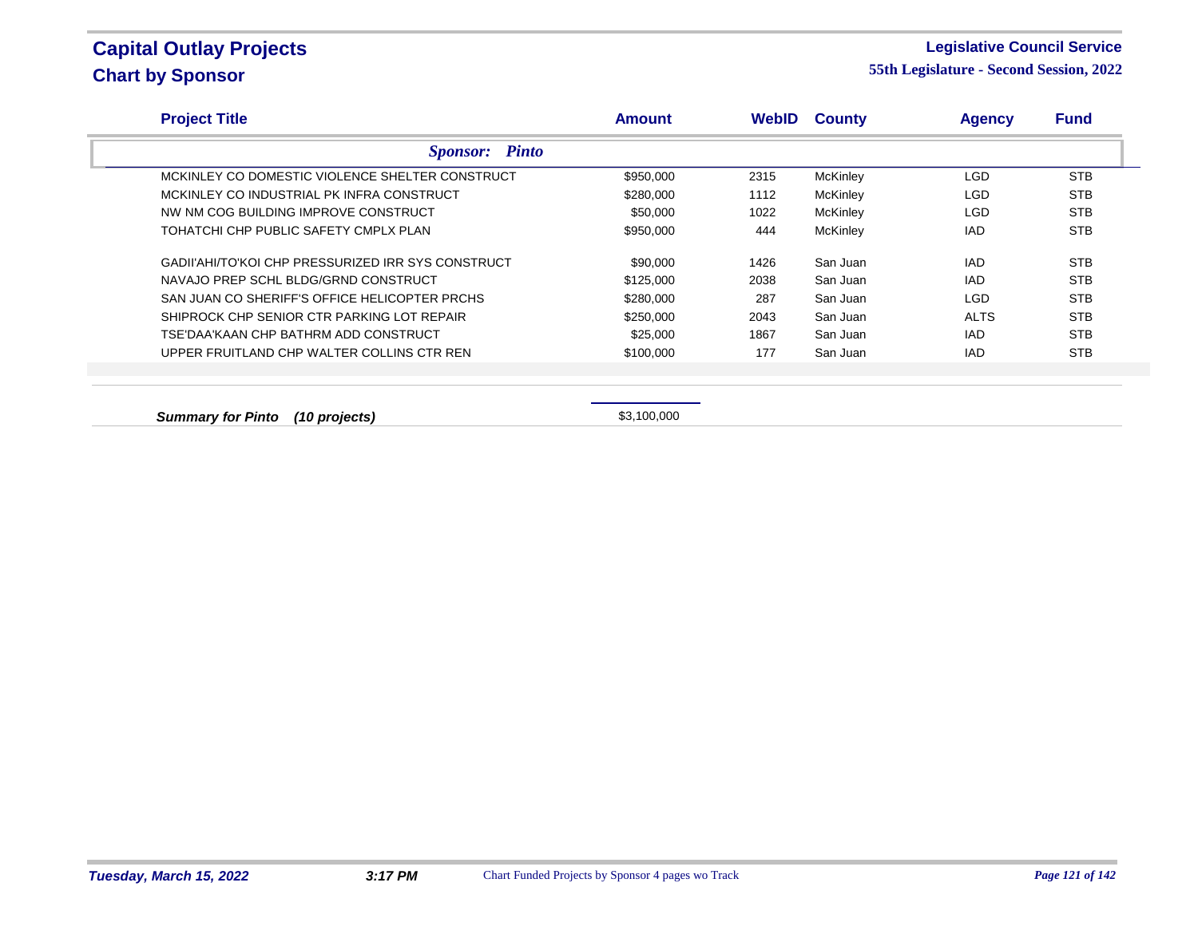# Capital Outlay Projects

## Chart by Sponsor

**Legislative Council Service**

**55th Legislature - Second Session, 2022**

| Project Title | Amount | WebID | County | Agency | Fund |
|---|---|---|---|---|---|
| ***Sponsor: Pinto*** | | | | | |
| MCKINLEY CO DOMESTIC VIOLENCE SHELTER CONSTRUCT | $950,000 | 2315 | McKinley | LGD | STB |
| MCKINLEY CO INDUSTRIAL PK INFRA CONSTRUCT | $280,000 | 1112 | McKinley | LGD | STB |
| NW NM COG BUILDING IMPROVE CONSTRUCT | $50,000 | 1022 | McKinley | LGD | STB |
| TOHATCHI CHP PUBLIC SAFETY CMPLX PLAN | $950,000 | 444 | McKinley | IAD | STB |
| GADII'AHI/TO'KOI CHP PRESSURIZED IRR SYS CONSTRUCT | $90,000 | 1426 | San Juan | IAD | STB |
| NAVAJO PREP SCHL BLDG/GRND CONSTRUCT | $125,000 | 2038 | San Juan | IAD | STB |
| SAN JUAN CO SHERIFF'S OFFICE HELICOPTER PRCHS | $280,000 | 287 | San Juan | LGD | STB |
| SHIPROCK CHP SENIOR CTR PARKING LOT REPAIR | $250,000 | 2043 | San Juan | ALTS | STB |
| TSE'DAA'KAAN CHP BATHRM ADD CONSTRUCT | $25,000 | 1867 | San Juan | IAD | STB |
| UPPER FRUITLAND CHP WALTER COLLINS CTR REN | $100,000 | 177 | San Juan | IAD | STB |
| ***Summary for Pinto (10 projects)*** | $3,100,000 | | | | |

*Tuesday, March 15, 2022* *3:17 PM* Chart Funded Projects by Sponsor 4 pages wo Track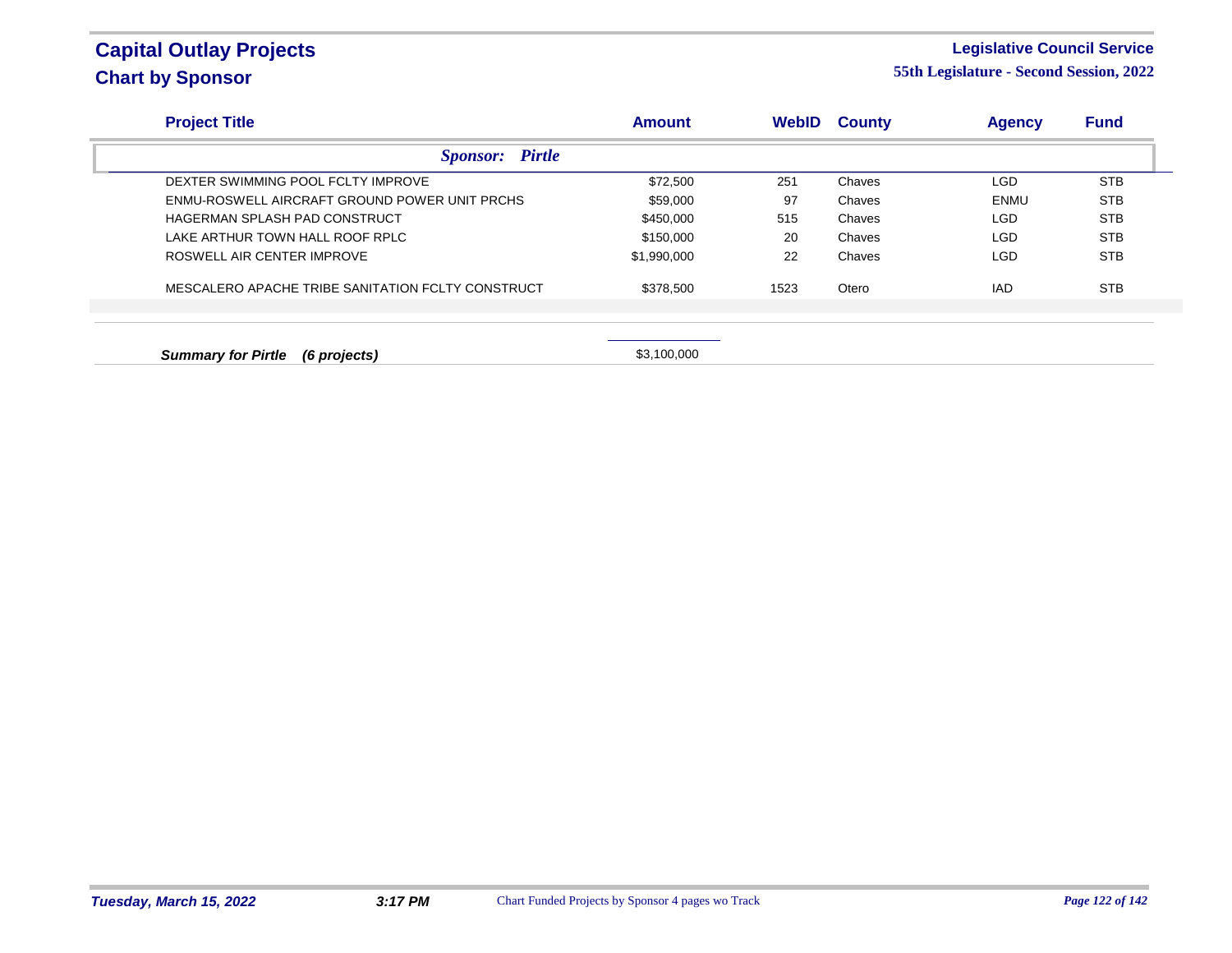# Capital Outlay Projects
## Chart by Sponsor

**Legislative Council Service**
**55th Legislature - Second Session, 2022**

| Project Title | Amount | WebID | County | Agency | Fund |
|---|---|---|---|---|---|
| ***Sponsor: Pirtle*** | | | | | |
| DEXTER SWIMMING POOL FCLTY IMPROVE | $72,500 | 251 | Chaves | LGD | STB |
| ENMU-ROSWELL AIRCRAFT GROUND POWER UNIT PRCHS | $59,000 | 97 | Chaves | ENMU | STB |
| HAGERMAN SPLASH PAD CONSTRUCT | $450,000 | 515 | Chaves | LGD | STB |
| LAKE ARTHUR TOWN HALL ROOF RPLC | $150,000 | 20 | Chaves | LGD | STB |
| ROSWELL AIR CENTER IMPROVE | $1,990,000 | 22 | Chaves | LGD | STB |
| MESCALERO APACHE TRIBE SANITATION FCLTY CONSTRUCT | $378,500 | 1523 | Otero | IAD | STB |
| ***Summary for Pirtle (6 projects)*** | $3,100,000 | | | | |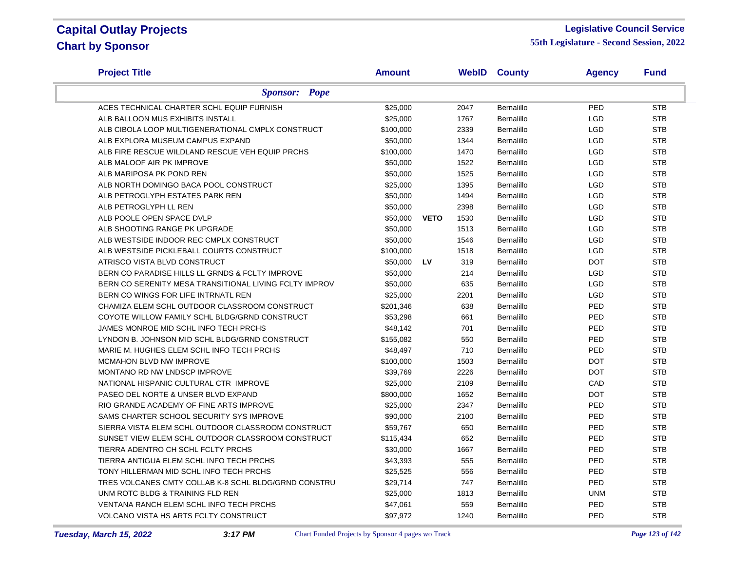# Capital Outlay Projects
## Chart by Sponsor

**Legislative Council Service**
**55th Legislature - Second Session, 2022**

| Project Title | Amount | | WebID | County | Agency | Fund |
|---|---|---|---|---|---|---|
| ***Sponsor: Pope*** | | | | | | |
| ACES TECHNICAL CHARTER SCHL EQUIP FURNISH | $25,000 | | 2047 | Bernalillo | PED | STB |
| ALB BALLOON MUS EXHIBITS INSTALL | $25,000 | | 1767 | Bernalillo | LGD | STB |
| ALB CIBOLA LOOP MULTIGENERATIONAL CMPLX CONSTRUCT | $100,000 | | 2339 | Bernalillo | LGD | STB |
| ALB EXPLORA MUSEUM CAMPUS EXPAND | $50,000 | | 1344 | Bernalillo | LGD | STB |
| ALB FIRE RESCUE WILDLAND RESCUE VEH EQUIP PRCHS | $100,000 | | 1470 | Bernalillo | LGD | STB |
| ALB MALOOF AIR PK IMPROVE | $50,000 | | 1522 | Bernalillo | LGD | STB |
| ALB MARIPOSA PK POND REN | $50,000 | | 1525 | Bernalillo | LGD | STB |
| ALB NORTH DOMINGO BACA POOL CONSTRUCT | $25,000 | | 1395 | Bernalillo | LGD | STB |
| ALB PETROGLYPH ESTATES PARK REN | $50,000 | | 1494 | Bernalillo | LGD | STB |
| ALB PETROGLYPH LL REN | $50,000 | | 2398 | Bernalillo | LGD | STB |
| ALB POOLE OPEN SPACE DVLP | $50,000 | **VETO** | 1530 | Bernalillo | LGD | STB |
| ALB SHOOTING RANGE PK UPGRADE | $50,000 | | 1513 | Bernalillo | LGD | STB |
| ALB WESTSIDE INDOOR REC CMPLX CONSTRUCT | $50,000 | | 1546 | Bernalillo | LGD | STB |
| ALB WESTSIDE PICKLEBALL COURTS CONSTRUCT | $100,000 | | 1518 | Bernalillo | LGD | STB |
| ATRISCO VISTA BLVD CONSTRUCT | $50,000 | **LV** | 319 | Bernalillo | DOT | STB |
| BERN CO PARADISE HILLS LL GRNDS & FCLTY IMPROVE | $50,000 | | 214 | Bernalillo | LGD | STB |
| BERN CO SERENITY MESA TRANSITIONAL LIVING FCLTY IMPROV | $50,000 | | 635 | Bernalillo | LGD | STB |
| BERN CO WINGS FOR LIFE INTRNATL REN | $25,000 | | 2201 | Bernalillo | LGD | STB |
| CHAMIZA ELEM SCHL OUTDOOR CLASSROOM CONSTRUCT | $201,346 | | 638 | Bernalillo | PED | STB |
| COYOTE WILLOW FAMILY SCHL BLDG/GRND CONSTRUCT | $53,298 | | 661 | Bernalillo | PED | STB |
| JAMES MONROE MID SCHL INFO TECH PRCHS | $48,142 | | 701 | Bernalillo | PED | STB |
| LYNDON B. JOHNSON MID SCHL BLDG/GRND CONSTRUCT | $155,082 | | 550 | Bernalillo | PED | STB |
| MARIE M. HUGHES ELEM SCHL INFO TECH PRCHS | $48,497 | | 710 | Bernalillo | PED | STB |
| MCMAHON BLVD NW IMPROVE | $100,000 | | 1503 | Bernalillo | DOT | STB |
| MONTANO RD NW LNDSCP IMPROVE | $39,769 | | 2226 | Bernalillo | DOT | STB |
| NATIONAL HISPANIC CULTURAL CTR IMPROVE | $25,000 | | 2109 | Bernalillo | CAD | STB |
| PASEO DEL NORTE & UNSER BLVD EXPAND | $800,000 | | 1652 | Bernalillo | DOT | STB |
| RIO GRANDE ACADEMY OF FINE ARTS IMPROVE | $25,000 | | 2347 | Bernalillo | PED | STB |
| SAMS CHARTER SCHOOL SECURITY SYS IMPROVE | $90,000 | | 2100 | Bernalillo | PED | STB |
| SIERRA VISTA ELEM SCHL OUTDOOR CLASSROOM CONSTRUCT | $59,767 | | 650 | Bernalillo | PED | STB |
| SUNSET VIEW ELEM SCHL OUTDOOR CLASSROOM CONSTRUCT | $115,434 | | 652 | Bernalillo | PED | STB |
| TIERRA ADENTRO CH SCHL FCLTY PRCHS | $30,000 | | 1667 | Bernalillo | PED | STB |
| TIERRA ANTIGUA ELEM SCHL INFO TECH PRCHS | $43,393 | | 555 | Bernalillo | PED | STB |
| TONY HILLERMAN MID SCHL INFO TECH PRCHS | $25,525 | | 556 | Bernalillo | PED | STB |
| TRES VOLCANES CMTY COLLAB K-8 SCHL BLDG/GRND CONSTRU | $29,714 | | 747 | Bernalillo | PED | STB |
| UNM ROTC BLDG & TRAINING FLD REN | $25,000 | | 1813 | Bernalillo | UNM | STB |
| VENTANA RANCH ELEM SCHL INFO TECH PRCHS | $47,061 | | 559 | Bernalillo | PED | STB |
| VOLCANO VISTA HS ARTS FCLTY CONSTRUCT | $97,972 | | 1240 | Bernalillo | PED | STB |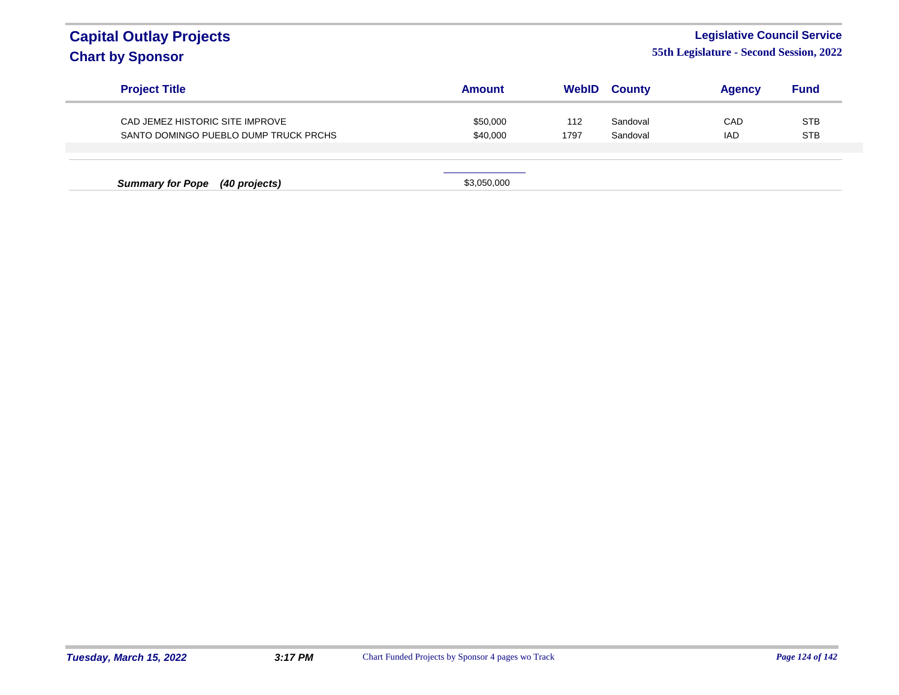# Capital Outlay Projects

## Chart by Sponsor

**Legislative Council Service**

**55th Legislature - Second Session, 2022**

| Project Title | Amount | WebID | County | Agency | Fund |
|---|---|---|---|---|---|
| CAD JEMEZ HISTORIC SITE IMPROVE | $50,000 | 112 | Sandoval | CAD | STB |
| SANTO DOMINGO PUEBLO DUMP TRUCK PRCHS | $40,000 | 1797 | Sandoval | IAD | STB |

***Summary for Pope (40 projects)*** $3,050,000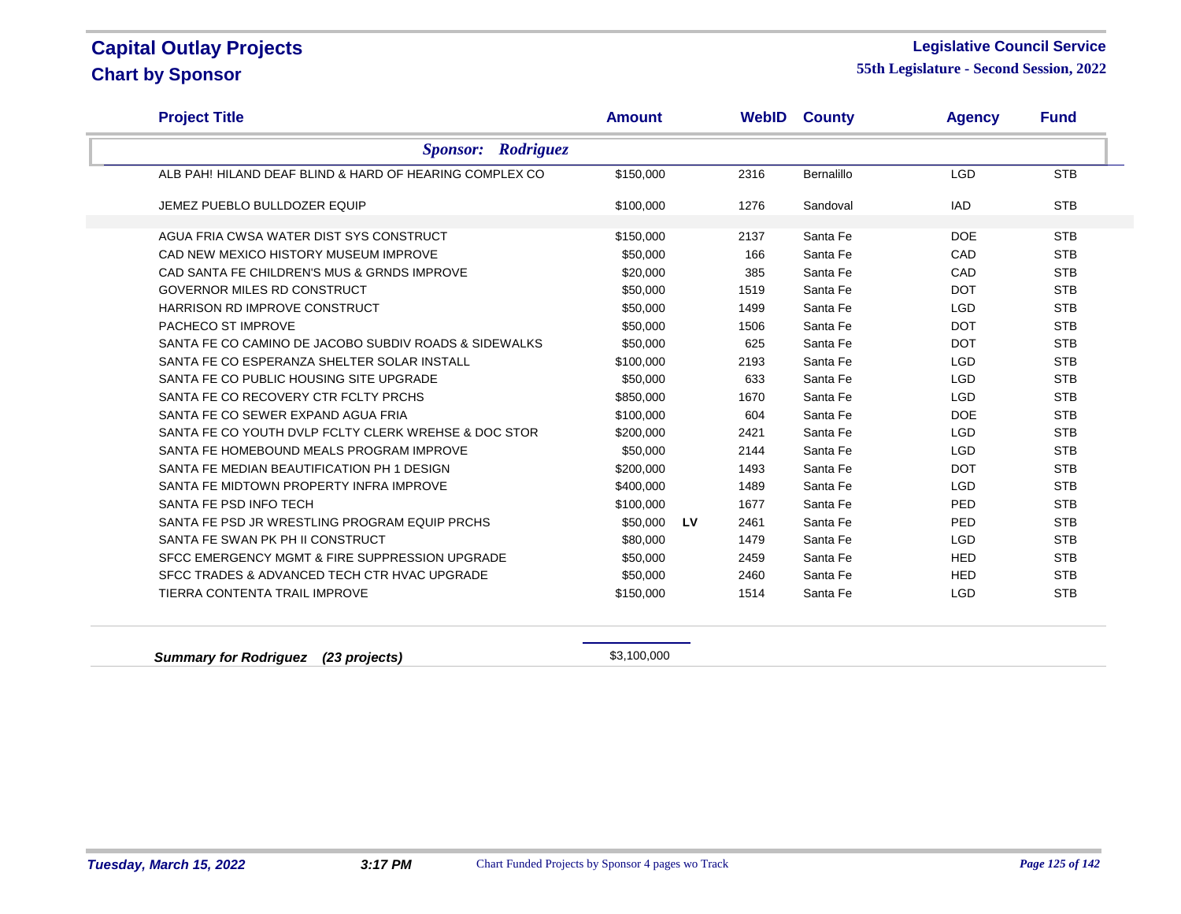# Capital Outlay Projects

## Chart by Sponsor

**Legislative Council Service**

**55th Legislature - Second Session, 2022**

| Project Title | Amount | | WebID | County | Agency | Fund |
|---|---|---|---|---|---|---|
| ***Sponsor: Rodriguez*** | | | | | | |
| ALB PAH! HILAND DEAF BLIND & HARD OF HEARING COMPLEX CO | $150,000 | | 2316 | Bernalillo | LGD | STB |
| JEMEZ PUEBLO BULLDOZER EQUIP | $100,000 | | 1276 | Sandoval | IAD | STB |
| AGUA FRIA CWSA WATER DIST SYS CONSTRUCT | $150,000 | | 2137 | Santa Fe | DOE | STB |
| CAD NEW MEXICO HISTORY MUSEUM IMPROVE | $50,000 | | 166 | Santa Fe | CAD | STB |
| CAD SANTA FE CHILDREN'S MUS & GRNDS IMPROVE | $20,000 | | 385 | Santa Fe | CAD | STB |
| GOVERNOR MILES RD CONSTRUCT | $50,000 | | 1519 | Santa Fe | DOT | STB |
| HARRISON RD IMPROVE CONSTRUCT | $50,000 | | 1499 | Santa Fe | LGD | STB |
| PACHECO ST IMPROVE | $50,000 | | 1506 | Santa Fe | DOT | STB |
| SANTA FE CO CAMINO DE JACOBO SUBDIV ROADS & SIDEWALKS | $50,000 | | 625 | Santa Fe | DOT | STB |
| SANTA FE CO ESPERANZA SHELTER SOLAR INSTALL | $100,000 | | 2193 | Santa Fe | LGD | STB |
| SANTA FE CO PUBLIC HOUSING SITE UPGRADE | $50,000 | | 633 | Santa Fe | LGD | STB |
| SANTA FE CO RECOVERY CTR FCLTY PRCHS | $850,000 | | 1670 | Santa Fe | LGD | STB |
| SANTA FE CO SEWER EXPAND AGUA FRIA | $100,000 | | 604 | Santa Fe | DOE | STB |
| SANTA FE CO YOUTH DVLP FCLTY CLERK WREHSE & DOC STOR | $200,000 | | 2421 | Santa Fe | LGD | STB |
| SANTA FE HOMEBOUND MEALS PROGRAM IMPROVE | $50,000 | | 2144 | Santa Fe | LGD | STB |
| SANTA FE MEDIAN BEAUTIFICATION PH 1 DESIGN | $200,000 | | 1493 | Santa Fe | DOT | STB |
| SANTA FE MIDTOWN PROPERTY INFRA IMPROVE | $400,000 | | 1489 | Santa Fe | LGD | STB |
| SANTA FE PSD INFO TECH | $100,000 | | 1677 | Santa Fe | PED | STB |
| SANTA FE PSD JR WRESTLING PROGRAM EQUIP PRCHS | $50,000 | **LV** | 2461 | Santa Fe | PED | STB |
| SANTA FE SWAN PK PH II CONSTRUCT | $80,000 | | 1479 | Santa Fe | LGD | STB |
| SFCC EMERGENCY MGMT & FIRE SUPPRESSION UPGRADE | $50,000 | | 2459 | Santa Fe | HED | STB |
| SFCC TRADES & ADVANCED TECH CTR HVAC UPGRADE | $50,000 | | 2460 | Santa Fe | HED | STB |
| TIERRA CONTENTA TRAIL IMPROVE | $150,000 | | 1514 | Santa Fe | LGD | STB |
| ***Summary for Rodriguez (23 projects)*** | $3,100,000 | | | | | |

*Tuesday, March 15, 2022* *3:17 PM* Chart Funded Projects by Sponsor 4 pages wo Track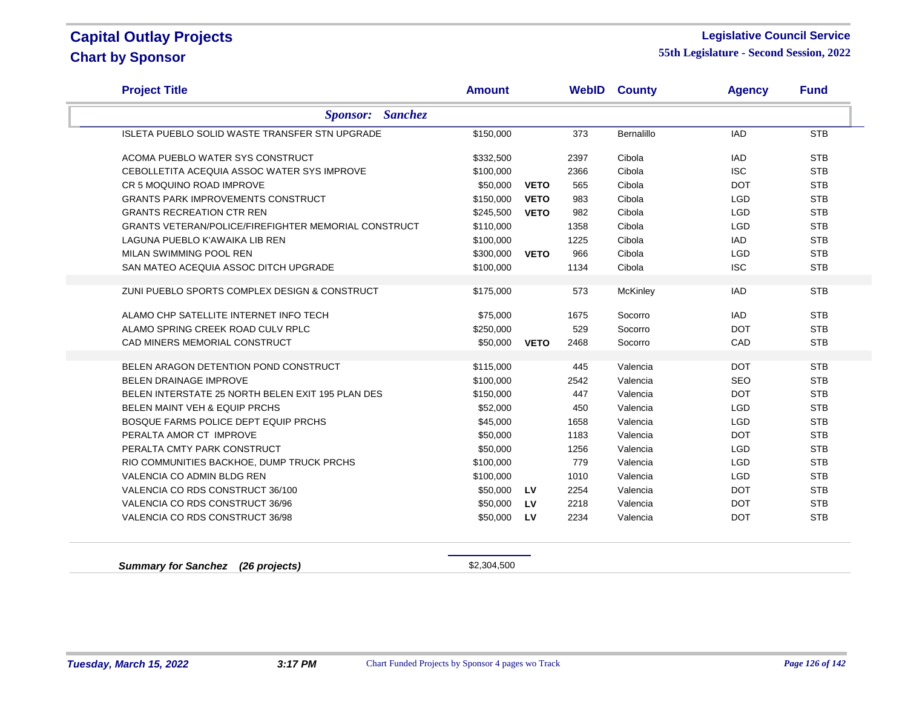# Capital Outlay Projects
## Chart by Sponsor

**Legislative Council Service**
**55th Legislature - Second Session, 2022**

| Project Title | Amount | | WebID | County | Agency | Fund |
|---|---|---|---|---|---|---|
| ***Sponsor: Sanchez*** | | | | | | |
| ISLETA PUEBLO SOLID WASTE TRANSFER STN UPGRADE | $150,000 | | 373 | Bernalillo | IAD | STB |
| ACOMA PUEBLO WATER SYS CONSTRUCT | $332,500 | | 2397 | Cibola | IAD | STB |
| CEBOLLETITA ACEQUIA ASSOC WATER SYS IMPROVE | $100,000 | | 2366 | Cibola | ISC | STB |
| CR 5 MOQUINO ROAD IMPROVE | $50,000 | **VETO** | 565 | Cibola | DOT | STB |
| GRANTS PARK IMPROVEMENTS CONSTRUCT | $150,000 | **VETO** | 983 | Cibola | LGD | STB |
| GRANTS RECREATION CTR REN | $245,500 | **VETO** | 982 | Cibola | LGD | STB |
| GRANTS VETERAN/POLICE/FIREFIGHTER MEMORIAL CONSTRUCT | $110,000 | | 1358 | Cibola | LGD | STB |
| LAGUNA PUEBLO K'AWAIKA LIB REN | $100,000 | | 1225 | Cibola | IAD | STB |
| MILAN SWIMMING POOL REN | $300,000 | **VETO** | 966 | Cibola | LGD | STB |
| SAN MATEO ACEQUIA ASSOC DITCH UPGRADE | $100,000 | | 1134 | Cibola | ISC | STB |
| ZUNI PUEBLO SPORTS COMPLEX DESIGN & CONSTRUCT | $175,000 | | 573 | McKinley | IAD | STB |
| ALAMO CHP SATELLITE INTERNET INFO TECH | $75,000 | | 1675 | Socorro | IAD | STB |
| ALAMO SPRING CREEK ROAD CULV RPLC | $250,000 | | 529 | Socorro | DOT | STB |
| CAD MINERS MEMORIAL CONSTRUCT | $50,000 | **VETO** | 2468 | Socorro | CAD | STB |
| BELEN ARAGON DETENTION POND CONSTRUCT | $115,000 | | 445 | Valencia | DOT | STB |
| BELEN DRAINAGE IMPROVE | $100,000 | | 2542 | Valencia | SEO | STB |
| BELEN INTERSTATE 25 NORTH BELEN EXIT 195 PLAN DES | $150,000 | | 447 | Valencia | DOT | STB |
| BELEN MAINT VEH & EQUIP PRCHS | $52,000 | | 450 | Valencia | LGD | STB |
| BOSQUE FARMS POLICE DEPT EQUIP PRCHS | $45,000 | | 1658 | Valencia | LGD | STB |
| PERALTA AMOR CT IMPROVE | $50,000 | | 1183 | Valencia | DOT | STB |
| PERALTA CMTY PARK CONSTRUCT | $50,000 | | 1256 | Valencia | LGD | STB |
| RIO COMMUNITIES BACKHOE, DUMP TRUCK PRCHS | $100,000 | | 779 | Valencia | LGD | STB |
| VALENCIA CO ADMIN BLDG REN | $100,000 | | 1010 | Valencia | LGD | STB |
| VALENCIA CO RDS CONSTRUCT 36/100 | $50,000 | **LV** | 2254 | Valencia | DOT | STB |
| VALENCIA CO RDS CONSTRUCT 36/96 | $50,000 | **LV** | 2218 | Valencia | DOT | STB |
| VALENCIA CO RDS CONSTRUCT 36/98 | $50,000 | **LV** | 2234 | Valencia | DOT | STB |
| ***Summary for Sanchez (26 projects)*** | $2,304,500 | | | | | |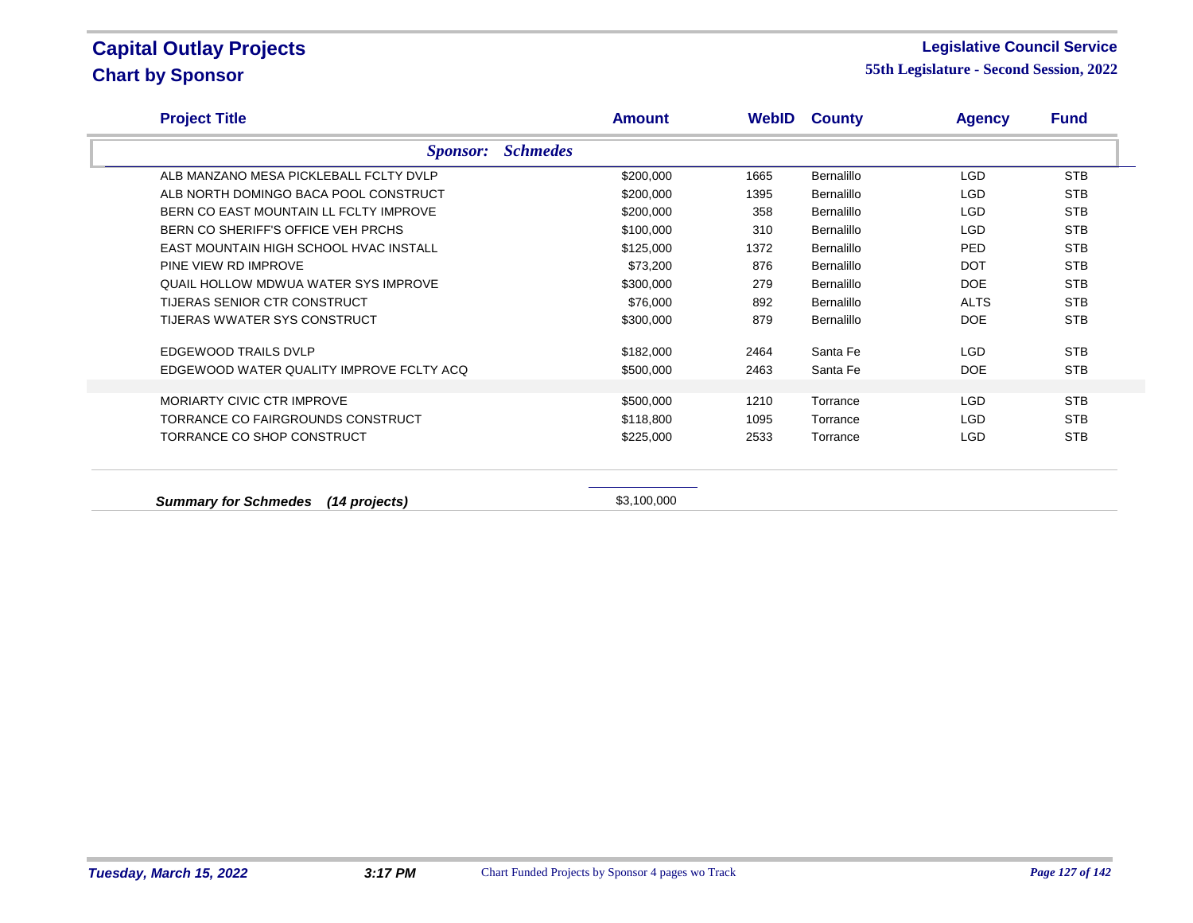# Capital Outlay Projects

## Chart by Sponsor

**Legislative Council Service**

**55th Legislature - Second Session, 2022**

| Project Title | Amount | WebID | County | Agency | Fund |
|---|---|---|---|---|---|
| ***Sponsor: Schmedes*** | | | | | |
| ALB MANZANO MESA PICKLEBALL FCLTY DVLP | $200,000 | 1665 | Bernalillo | LGD | STB |
| ALB NORTH DOMINGO BACA POOL CONSTRUCT | $200,000 | 1395 | Bernalillo | LGD | STB |
| BERN CO EAST MOUNTAIN LL FCLTY IMPROVE | $200,000 | 358 | Bernalillo | LGD | STB |
| BERN CO SHERIFF'S OFFICE VEH PRCHS | $100,000 | 310 | Bernalillo | LGD | STB |
| EAST MOUNTAIN HIGH SCHOOL HVAC INSTALL | $125,000 | 1372 | Bernalillo | PED | STB |
| PINE VIEW RD IMPROVE | $73,200 | 876 | Bernalillo | DOT | STB |
| QUAIL HOLLOW MDWUA WATER SYS IMPROVE | $300,000 | 279 | Bernalillo | DOE | STB |
| TIJERAS SENIOR CTR CONSTRUCT | $76,000 | 892 | Bernalillo | ALTS | STB |
| TIJERAS WWATER SYS CONSTRUCT | $300,000 | 879 | Bernalillo | DOE | STB |
| EDGEWOOD TRAILS DVLP | $182,000 | 2464 | Santa Fe | LGD | STB |
| EDGEWOOD WATER QUALITY IMPROVE FCLTY ACQ | $500,000 | 2463 | Santa Fe | DOE | STB |
| MORIARTY CIVIC CTR IMPROVE | $500,000 | 1210 | Torrance | LGD | STB |
| TORRANCE CO FAIRGROUNDS CONSTRUCT | $118,800 | 1095 | Torrance | LGD | STB |
| TORRANCE CO SHOP CONSTRUCT | $225,000 | 2533 | Torrance | LGD | STB |
| ***Summary for Schmedes (14 projects)*** | $3,100,000 | | | | |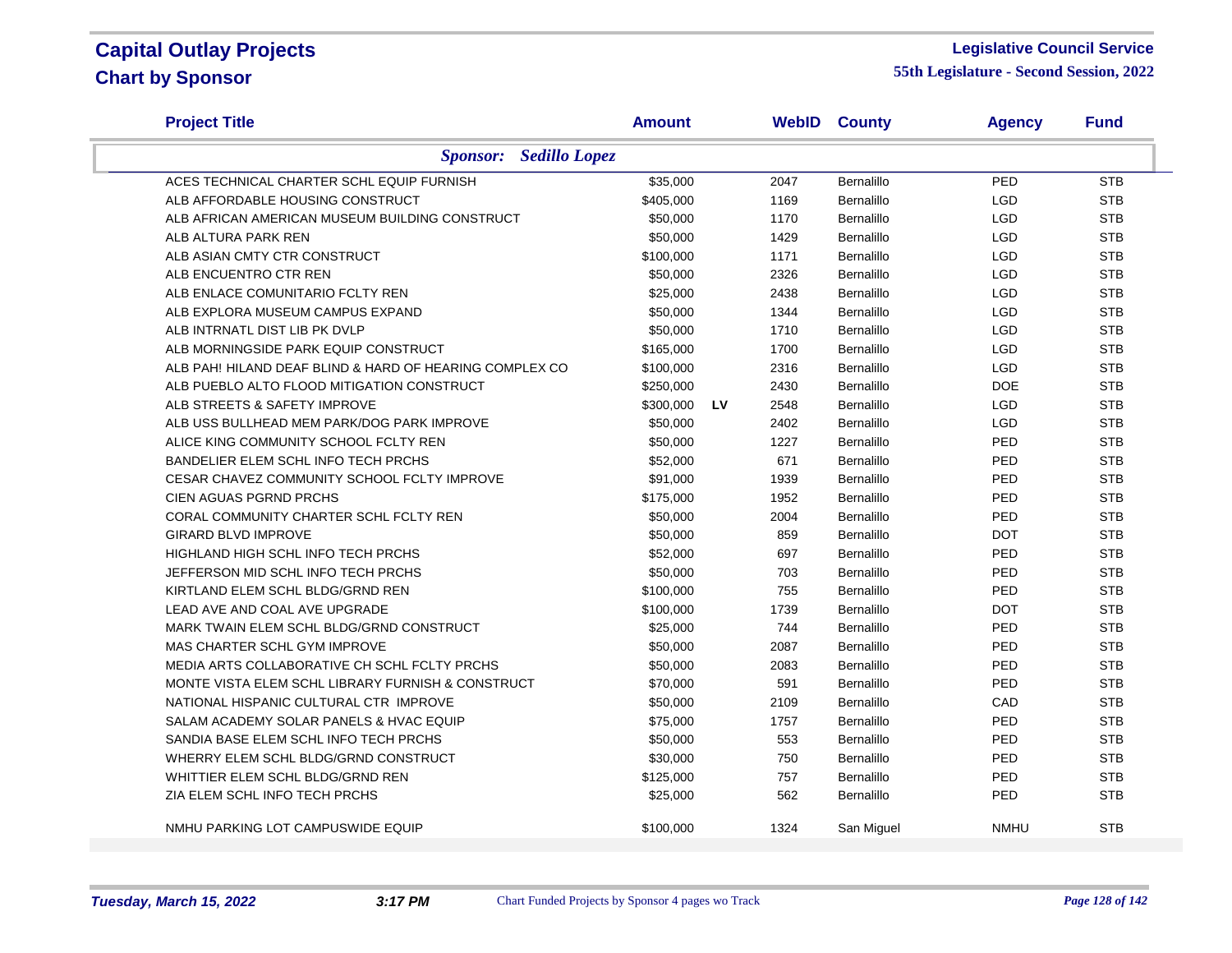# Capital Outlay Projects

## Chart by Sponsor

**Legislative Council Service**

**55th Legislature - Second Session, 2022**

| Project Title | Amount | | WebID | County | Agency | Fund |
|---|---|---|---|---|---|---|
| ***Sponsor: Sedillo Lopez*** | | | | | | |
| ACES TECHNICAL CHARTER SCHL EQUIP FURNISH | $35,000 | | 2047 | Bernalillo | PED | STB |
| ALB AFFORDABLE HOUSING CONSTRUCT | $405,000 | | 1169 | Bernalillo | LGD | STB |
| ALB AFRICAN AMERICAN MUSEUM BUILDING CONSTRUCT | $50,000 | | 1170 | Bernalillo | LGD | STB |
| ALB ALTURA PARK REN | $50,000 | | 1429 | Bernalillo | LGD | STB |
| ALB ASIAN CMTY CTR CONSTRUCT | $100,000 | | 1171 | Bernalillo | LGD | STB |
| ALB ENCUENTRO CTR REN | $50,000 | | 2326 | Bernalillo | LGD | STB |
| ALB ENLACE COMUNITARIO FCLTY REN | $25,000 | | 2438 | Bernalillo | LGD | STB |
| ALB EXPLORA MUSEUM CAMPUS EXPAND | $50,000 | | 1344 | Bernalillo | LGD | STB |
| ALB INTRNATL DIST LIB PK DVLP | $50,000 | | 1710 | Bernalillo | LGD | STB |
| ALB MORNINGSIDE PARK EQUIP CONSTRUCT | $165,000 | | 1700 | Bernalillo | LGD | STB |
| ALB PAH! HILAND DEAF BLIND & HARD OF HEARING COMPLEX CO | $100,000 | | 2316 | Bernalillo | LGD | STB |
| ALB PUEBLO ALTO FLOOD MITIGATION CONSTRUCT | $250,000 | | 2430 | Bernalillo | DOE | STB |
| ALB STREETS & SAFETY IMPROVE | $300,000 | **LV** | 2548 | Bernalillo | LGD | STB |
| ALB USS BULLHEAD MEM PARK/DOG PARK IMPROVE | $50,000 | | 2402 | Bernalillo | LGD | STB |
| ALICE KING COMMUNITY SCHOOL FCLTY REN | $50,000 | | 1227 | Bernalillo | PED | STB |
| BANDELIER ELEM SCHL INFO TECH PRCHS | $52,000 | | 671 | Bernalillo | PED | STB |
| CESAR CHAVEZ COMMUNITY SCHOOL FCLTY IMPROVE | $91,000 | | 1939 | Bernalillo | PED | STB |
| CIEN AGUAS PGRND PRCHS | $175,000 | | 1952 | Bernalillo | PED | STB |
| CORAL COMMUNITY CHARTER SCHL FCLTY REN | $50,000 | | 2004 | Bernalillo | PED | STB |
| GIRARD BLVD IMPROVE | $50,000 | | 859 | Bernalillo | DOT | STB |
| HIGHLAND HIGH SCHL INFO TECH PRCHS | $52,000 | | 697 | Bernalillo | PED | STB |
| JEFFERSON MID SCHL INFO TECH PRCHS | $50,000 | | 703 | Bernalillo | PED | STB |
| KIRTLAND ELEM SCHL BLDG/GRND REN | $100,000 | | 755 | Bernalillo | PED | STB |
| LEAD AVE AND COAL AVE UPGRADE | $100,000 | | 1739 | Bernalillo | DOT | STB |
| MARK TWAIN ELEM SCHL BLDG/GRND CONSTRUCT | $25,000 | | 744 | Bernalillo | PED | STB |
| MAS CHARTER SCHL GYM IMPROVE | $50,000 | | 2087 | Bernalillo | PED | STB |
| MEDIA ARTS COLLABORATIVE CH SCHL FCLTY PRCHS | $50,000 | | 2083 | Bernalillo | PED | STB |
| MONTE VISTA ELEM SCHL LIBRARY FURNISH & CONSTRUCT | $70,000 | | 591 | Bernalillo | PED | STB |
| NATIONAL HISPANIC CULTURAL CTR IMPROVE | $50,000 | | 2109 | Bernalillo | CAD | STB |
| SALAM ACADEMY SOLAR PANELS & HVAC EQUIP | $75,000 | | 1757 | Bernalillo | PED | STB |
| SANDIA BASE ELEM SCHL INFO TECH PRCHS | $50,000 | | 553 | Bernalillo | PED | STB |
| WHERRY ELEM SCHL BLDG/GRND CONSTRUCT | $30,000 | | 750 | Bernalillo | PED | STB |
| WHITTIER ELEM SCHL BLDG/GRND REN | $125,000 | | 757 | Bernalillo | PED | STB |
| ZIA ELEM SCHL INFO TECH PRCHS | $25,000 | | 562 | Bernalillo | PED | STB |
| NMHU PARKING LOT CAMPUSWIDE EQUIP | $100,000 | | 1324 | San Miguel | NMHU | STB |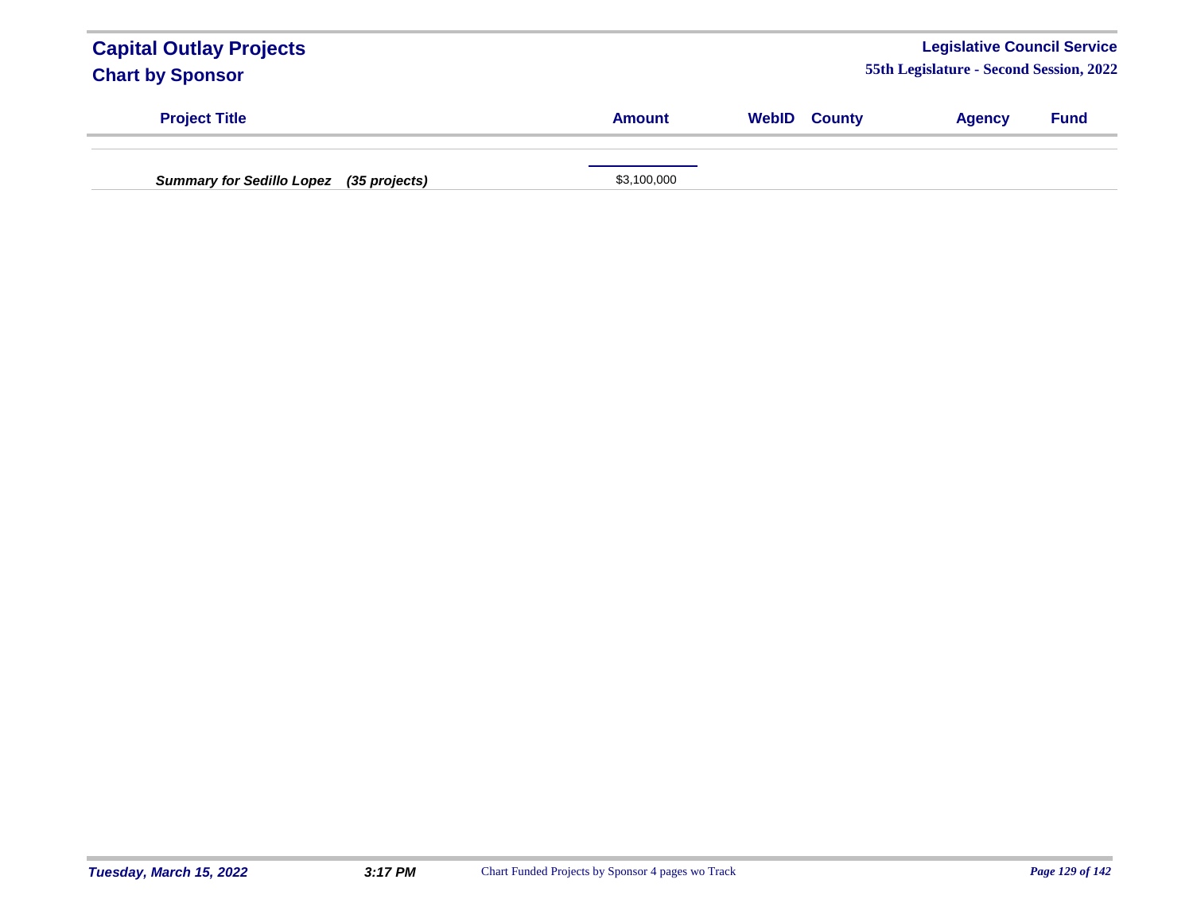| Project Title | Amount | WebID | County | Agency | Fund |
|---|---|---|---|---|---|
| ***Summary for Sedillo Lopez (35 projects)*** | $3,100,000 | | | | |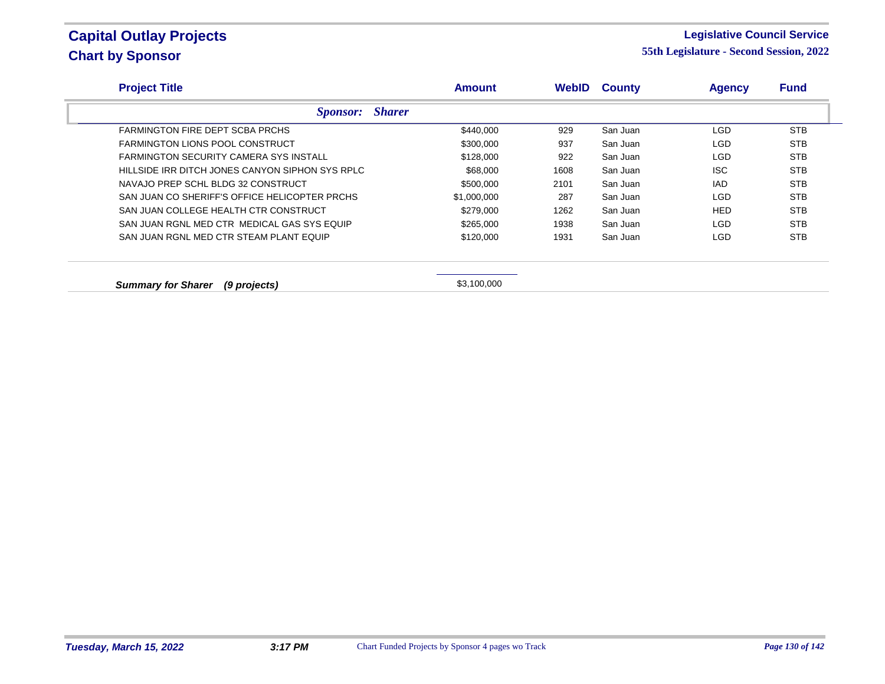# Capital Outlay Projects

## Chart by Sponsor

**Legislative Council Service**

**55th Legislature - Second Session, 2022**

| Project Title | Amount | WebID | County | Agency | Fund |
|---|---|---|---|---|---|
| ***Sponsor: Sharer*** | | | | | |
| FARMINGTON FIRE DEPT SCBA PRCHS | $440,000 | 929 | San Juan | LGD | STB |
| FARMINGTON LIONS POOL CONSTRUCT | $300,000 | 937 | San Juan | LGD | STB |
| FARMINGTON SECURITY CAMERA SYS INSTALL | $128,000 | 922 | San Juan | LGD | STB |
| HILLSIDE IRR DITCH JONES CANYON SIPHON SYS RPLC | $68,000 | 1608 | San Juan | ISC | STB |
| NAVAJO PREP SCHL BLDG 32 CONSTRUCT | $500,000 | 2101 | San Juan | IAD | STB |
| SAN JUAN CO SHERIFF'S OFFICE HELICOPTER PRCHS | $1,000,000 | 287 | San Juan | LGD | STB |
| SAN JUAN COLLEGE HEALTH CTR CONSTRUCT | $279,000 | 1262 | San Juan | HED | STB |
| SAN JUAN RGNL MED CTR MEDICAL GAS SYS EQUIP | $265,000 | 1938 | San Juan | LGD | STB |
| SAN JUAN RGNL MED CTR STEAM PLANT EQUIP | $120,000 | 1931 | San Juan | LGD | STB |
| ***Summary for Sharer (9 projects)*** | $3,100,000 | | | | |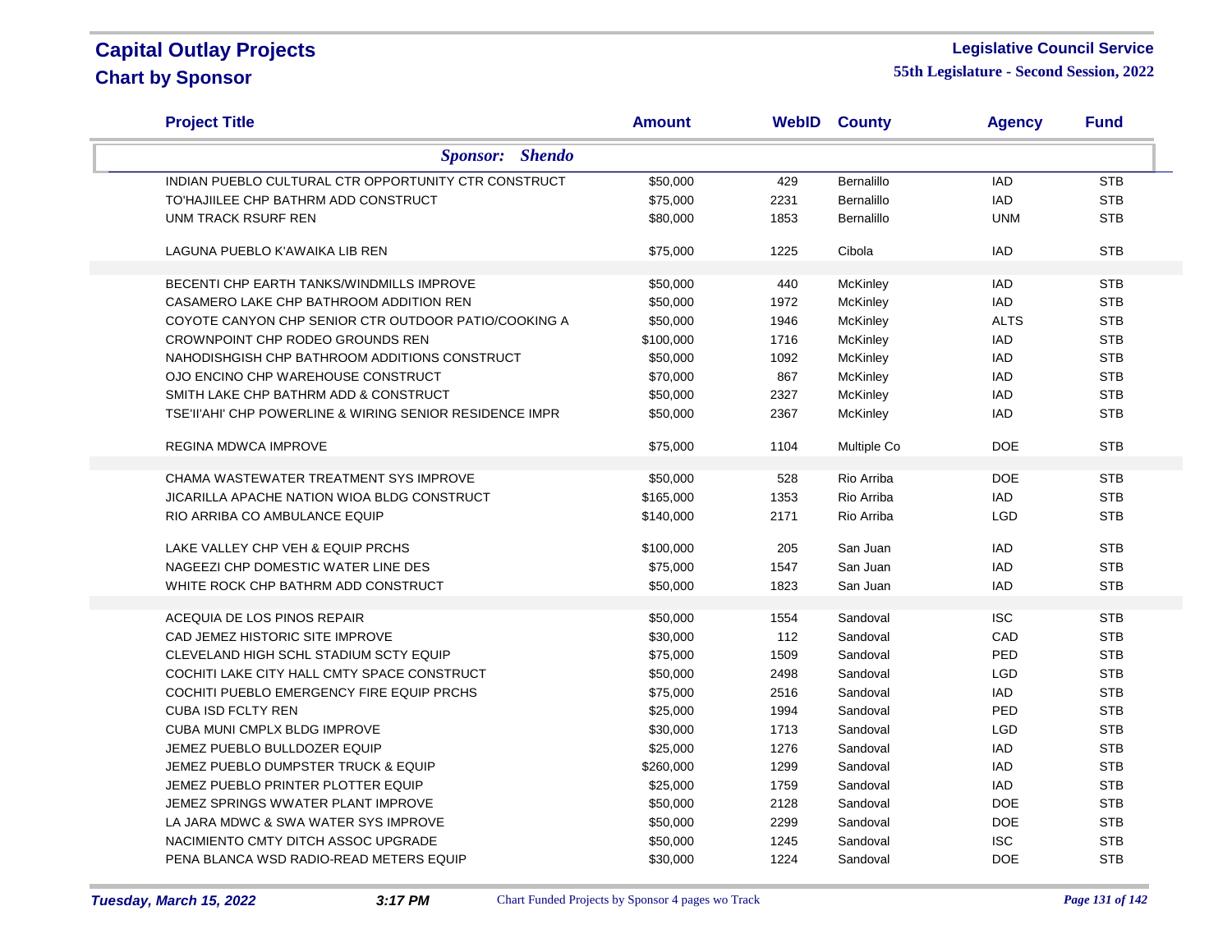# Capital Outlay Projects
## Chart by Sponsor

**Legislative Council Service**
**55th Legislature - Second Session, 2022**

| Project Title | Amount | WebID | County | Agency | Fund |
|---|---|---|---|---|---|
| ***Sponsor: Shendo*** | | | | | |
| INDIAN PUEBLO CULTURAL CTR OPPORTUNITY CTR CONSTRUCT | $50,000 | 429 | Bernalillo | IAD | STB |
| TO'HAJIILEE CHP BATHRM ADD CONSTRUCT | $75,000 | 2231 | Bernalillo | IAD | STB |
| UNM TRACK RSURF REN | $80,000 | 1853 | Bernalillo | UNM | STB |
| LAGUNA PUEBLO K'AWAIKA LIB REN | $75,000 | 1225 | Cibola | IAD | STB |
| BECENTI CHP EARTH TANKS/WINDMILLS IMPROVE | $50,000 | 440 | McKinley | IAD | STB |
| CASAMERO LAKE CHP BATHROOM ADDITION REN | $50,000 | 1972 | McKinley | IAD | STB |
| COYOTE CANYON CHP SENIOR CTR OUTDOOR PATIO/COOKING A | $50,000 | 1946 | McKinley | ALTS | STB |
| CROWNPOINT CHP RODEO GROUNDS REN | $100,000 | 1716 | McKinley | IAD | STB |
| NAHODISHGISH CHP BATHROOM ADDITIONS CONSTRUCT | $50,000 | 1092 | McKinley | IAD | STB |
| OJO ENCINO CHP WAREHOUSE CONSTRUCT | $70,000 | 867 | McKinley | IAD | STB |
| SMITH LAKE CHP BATHRM ADD & CONSTRUCT | $50,000 | 2327 | McKinley | IAD | STB |
| TSE'II'AHI' CHP POWERLINE & WIRING SENIOR RESIDENCE IMPR | $50,000 | 2367 | McKinley | IAD | STB |
| REGINA MDWCA IMPROVE | $75,000 | 1104 | Multiple Co | DOE | STB |
| CHAMA WASTEWATER TREATMENT SYS IMPROVE | $50,000 | 528 | Rio Arriba | DOE | STB |
| JICARILLA APACHE NATION WIOA BLDG CONSTRUCT | $165,000 | 1353 | Rio Arriba | IAD | STB |
| RIO ARRIBA CO AMBULANCE EQUIP | $140,000 | 2171 | Rio Arriba | LGD | STB |
| LAKE VALLEY CHP VEH & EQUIP PRCHS | $100,000 | 205 | San Juan | IAD | STB |
| NAGEEZI CHP DOMESTIC WATER LINE DES | $75,000 | 1547 | San Juan | IAD | STB |
| WHITE ROCK CHP BATHRM ADD CONSTRUCT | $50,000 | 1823 | San Juan | IAD | STB |
| ACEQUIA DE LOS PINOS REPAIR | $50,000 | 1554 | Sandoval | ISC | STB |
| CAD JEMEZ HISTORIC SITE IMPROVE | $30,000 | 112 | Sandoval | CAD | STB |
| CLEVELAND HIGH SCHL STADIUM SCTY EQUIP | $75,000 | 1509 | Sandoval | PED | STB |
| COCHITI LAKE CITY HALL CMTY SPACE CONSTRUCT | $50,000 | 2498 | Sandoval | LGD | STB |
| COCHITI PUEBLO EMERGENCY FIRE EQUIP PRCHS | $75,000 | 2516 | Sandoval | IAD | STB |
| CUBA ISD FCLTY REN | $25,000 | 1994 | Sandoval | PED | STB |
| CUBA MUNI CMPLX BLDG IMPROVE | $30,000 | 1713 | Sandoval | LGD | STB |
| JEMEZ PUEBLO BULLDOZER EQUIP | $25,000 | 1276 | Sandoval | IAD | STB |
| JEMEZ PUEBLO DUMPSTER TRUCK & EQUIP | $260,000 | 1299 | Sandoval | IAD | STB |
| JEMEZ PUEBLO PRINTER PLOTTER EQUIP | $25,000 | 1759 | Sandoval | IAD | STB |
| JEMEZ SPRINGS WWATER PLANT IMPROVE | $50,000 | 2128 | Sandoval | DOE | STB |
| LA JARA MDWC & SWA WATER SYS IMPROVE | $50,000 | 2299 | Sandoval | DOE | STB |
| NACIMIENTO CMTY DITCH ASSOC UPGRADE | $50,000 | 1245 | Sandoval | ISC | STB |
| PENA BLANCA WSD RADIO-READ METERS EQUIP | $30,000 | 1224 | Sandoval | DOE | STB |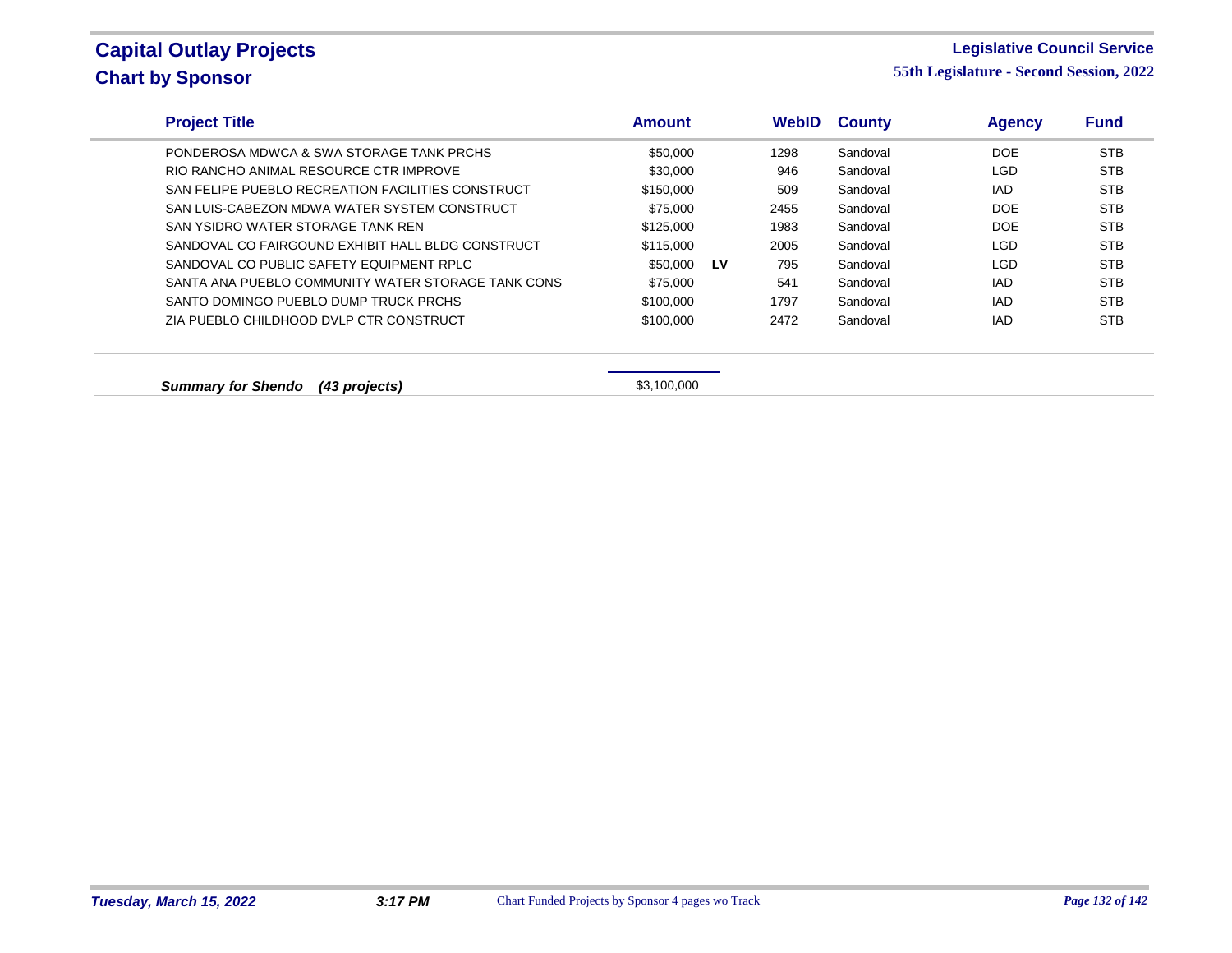# Capital Outlay Projects

## Chart by Sponsor

**Legislative Council Service**

**55th Legislature - Second Session, 2022**

| Project Title | Amount | | WebID | County | Agency | Fund |
|---|---|---|---|---|---|---|
| PONDEROSA MDWCA & SWA STORAGE TANK PRCHS | $50,000 | | 1298 | Sandoval | DOE | STB |
| RIO RANCHO ANIMAL RESOURCE CTR IMPROVE | $30,000 | | 946 | Sandoval | LGD | STB |
| SAN FELIPE PUEBLO RECREATION FACILITIES CONSTRUCT | $150,000 | | 509 | Sandoval | IAD | STB |
| SAN LUIS-CABEZON MDWA WATER SYSTEM CONSTRUCT | $75,000 | | 2455 | Sandoval | DOE | STB |
| SAN YSIDRO WATER STORAGE TANK REN | $125,000 | | 1983 | Sandoval | DOE | STB |
| SANDOVAL CO FAIRGOUND EXHIBIT HALL BLDG CONSTRUCT | $115,000 | | 2005 | Sandoval | LGD | STB |
| SANDOVAL CO PUBLIC SAFETY EQUIPMENT RPLC | $50,000 | LV | 795 | Sandoval | LGD | STB |
| SANTA ANA PUEBLO COMMUNITY WATER STORAGE TANK CONS | $75,000 | | 541 | Sandoval | IAD | STB |
| SANTO DOMINGO PUEBLO DUMP TRUCK PRCHS | $100,000 | | 1797 | Sandoval | IAD | STB |
| ZIA PUEBLO CHILDHOOD DVLP CTR CONSTRUCT | $100,000 | | 2472 | Sandoval | IAD | STB |

***Summary for Shendo (43 projects)*** $3,100,000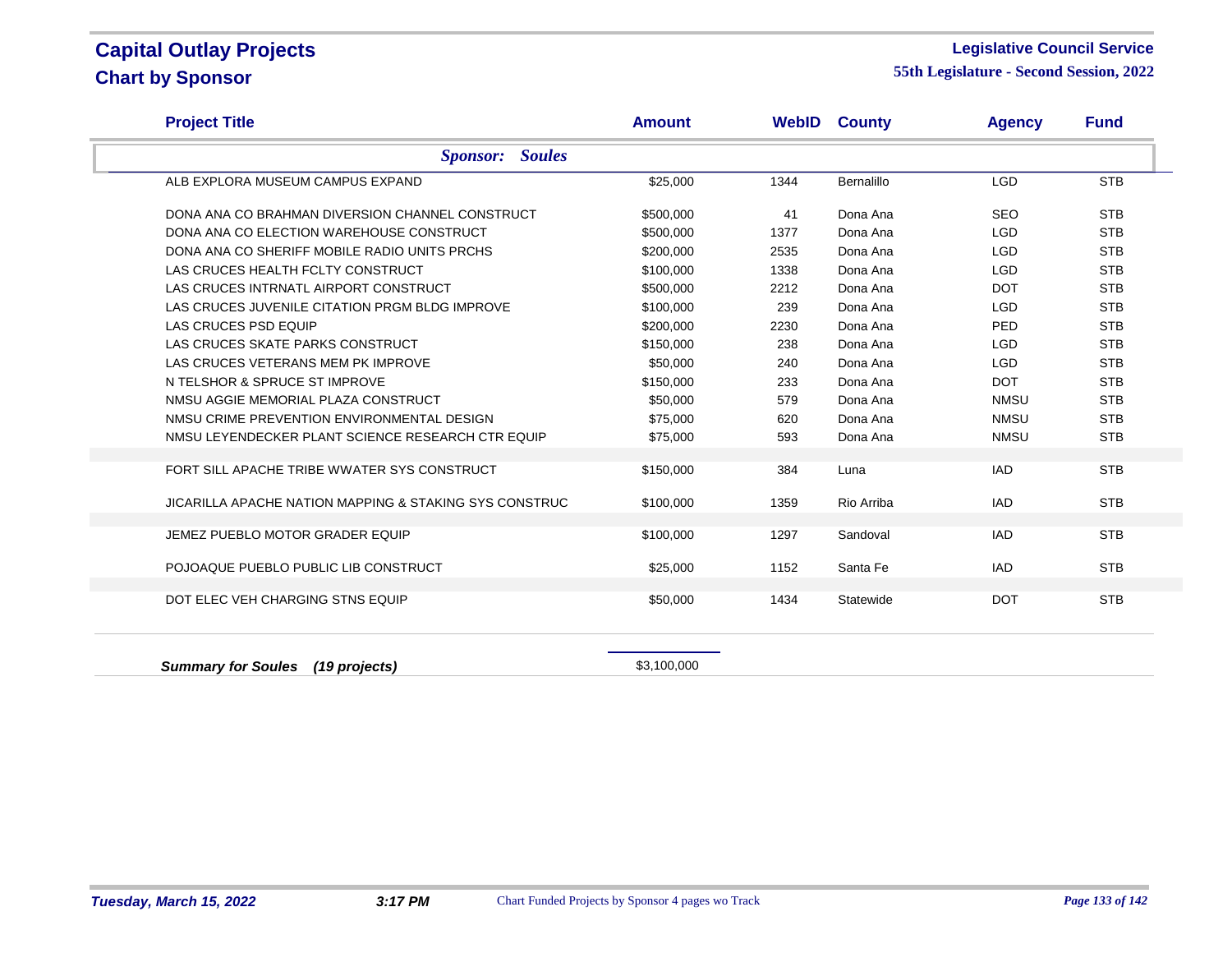# Capital Outlay Projects
## Chart by Sponsor

**Legislative Council Service**
**55th Legislature - Second Session, 2022**

| Project Title | Amount | WebID | County | Agency | Fund |
|---|---|---|---|---|---|
| ***Sponsor: Soules*** | | | | | |
| ALB EXPLORA MUSEUM CAMPUS EXPAND | $25,000 | 1344 | Bernalillo | LGD | STB |
| DONA ANA CO BRAHMAN DIVERSION CHANNEL CONSTRUCT | $500,000 | 41 | Dona Ana | SEO | STB |
| DONA ANA CO ELECTION WAREHOUSE CONSTRUCT | $500,000 | 1377 | Dona Ana | LGD | STB |
| DONA ANA CO SHERIFF MOBILE RADIO UNITS PRCHS | $200,000 | 2535 | Dona Ana | LGD | STB |
| LAS CRUCES HEALTH FCLTY CONSTRUCT | $100,000 | 1338 | Dona Ana | LGD | STB |
| LAS CRUCES INTRNATL AIRPORT CONSTRUCT | $500,000 | 2212 | Dona Ana | DOT | STB |
| LAS CRUCES JUVENILE CITATION PRGM BLDG IMPROVE | $100,000 | 239 | Dona Ana | LGD | STB |
| LAS CRUCES PSD EQUIP | $200,000 | 2230 | Dona Ana | PED | STB |
| LAS CRUCES SKATE PARKS CONSTRUCT | $150,000 | 238 | Dona Ana | LGD | STB |
| LAS CRUCES VETERANS MEM PK IMPROVE | $50,000 | 240 | Dona Ana | LGD | STB |
| N TELSHOR & SPRUCE ST IMPROVE | $150,000 | 233 | Dona Ana | DOT | STB |
| NMSU AGGIE MEMORIAL PLAZA CONSTRUCT | $50,000 | 579 | Dona Ana | NMSU | STB |
| NMSU CRIME PREVENTION ENVIRONMENTAL DESIGN | $75,000 | 620 | Dona Ana | NMSU | STB |
| NMSU LEYENDECKER PLANT SCIENCE RESEARCH CTR EQUIP | $75,000 | 593 | Dona Ana | NMSU | STB |
| FORT SILL APACHE TRIBE WWATER SYS CONSTRUCT | $150,000 | 384 | Luna | IAD | STB |
| JICARILLA APACHE NATION MAPPING & STAKING SYS CONSTRUC | $100,000 | 1359 | Rio Arriba | IAD | STB |
| JEMEZ PUEBLO MOTOR GRADER EQUIP | $100,000 | 1297 | Sandoval | IAD | STB |
| POJOAQUE PUEBLO PUBLIC LIB CONSTRUCT | $25,000 | 1152 | Santa Fe | IAD | STB |
| DOT ELEC VEH CHARGING STNS EQUIP | $50,000 | 1434 | Statewide | DOT | STB |

***Summary for Soules (19 projects)*** — $3,100,000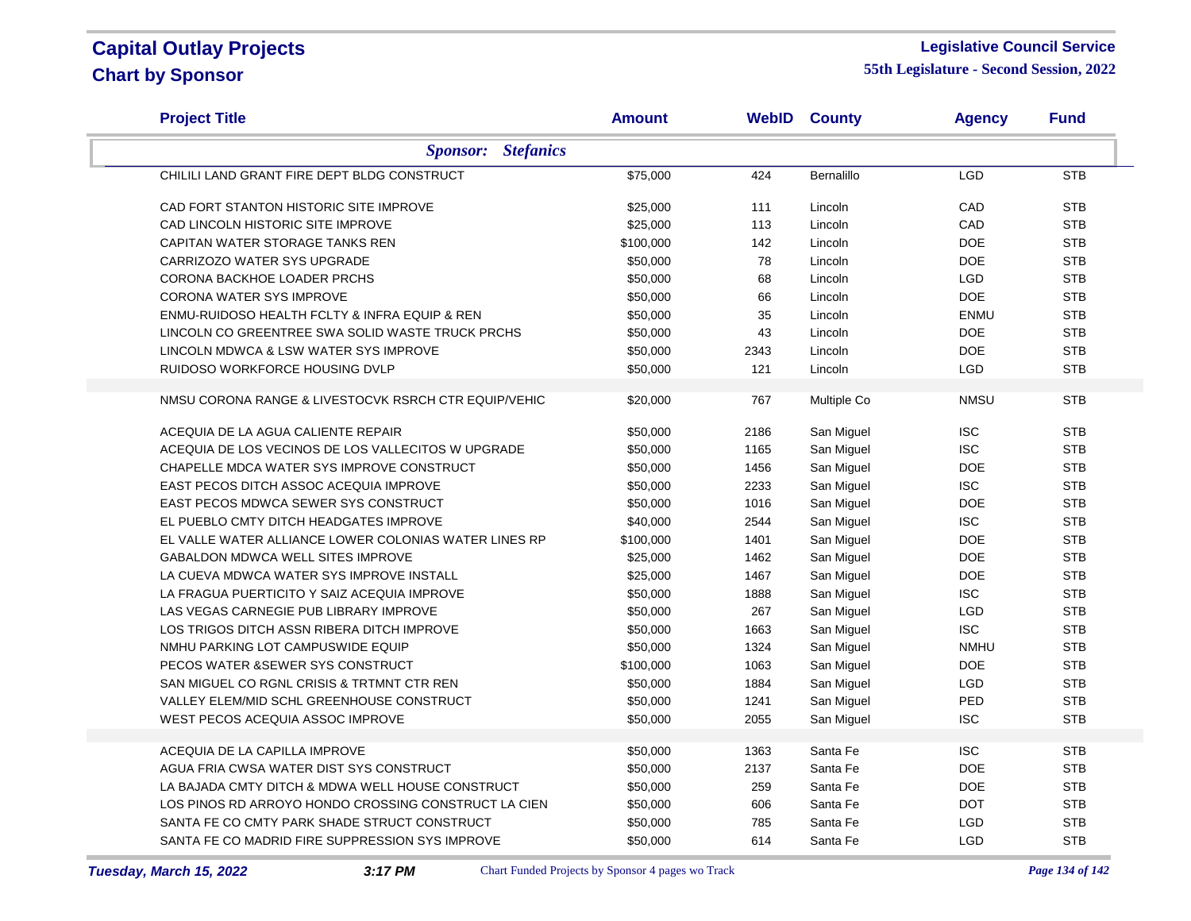# Capital Outlay Projects
## Chart by Sponsor

**Legislative Council Service**
**55th Legislature - Second Session, 2022**

| Project Title | Amount | WebID | County | Agency | Fund |
|---|---|---|---|---|---|
| ***Sponsor: Stefanics*** | | | | | |
| CHILILI LAND GRANT FIRE DEPT BLDG CONSTRUCT | $75,000 | 424 | Bernalillo | LGD | STB |
| CAD FORT STANTON HISTORIC SITE IMPROVE | $25,000 | 111 | Lincoln | CAD | STB |
| CAD LINCOLN HISTORIC SITE IMPROVE | $25,000 | 113 | Lincoln | CAD | STB |
| CAPITAN WATER STORAGE TANKS REN | $100,000 | 142 | Lincoln | DOE | STB |
| CARRIZOZO WATER SYS UPGRADE | $50,000 | 78 | Lincoln | DOE | STB |
| CORONA BACKHOE LOADER PRCHS | $50,000 | 68 | Lincoln | LGD | STB |
| CORONA WATER SYS IMPROVE | $50,000 | 66 | Lincoln | DOE | STB |
| ENMU-RUIDOSO HEALTH FCLTY & INFRA EQUIP & REN | $50,000 | 35 | Lincoln | ENMU | STB |
| LINCOLN CO GREENTREE SWA SOLID WASTE TRUCK PRCHS | $50,000 | 43 | Lincoln | DOE | STB |
| LINCOLN MDWCA & LSW WATER SYS IMPROVE | $50,000 | 2343 | Lincoln | DOE | STB |
| RUIDOSO WORKFORCE HOUSING DVLP | $50,000 | 121 | Lincoln | LGD | STB |
| NMSU CORONA RANGE & LIVESTOCVK RSRCH CTR EQUIP/VEHIC | $20,000 | 767 | Multiple Co | NMSU | STB |
| ACEQUIA DE LA AGUA CALIENTE REPAIR | $50,000 | 2186 | San Miguel | ISC | STB |
| ACEQUIA DE LOS VECINOS DE LOS VALLECITOS W UPGRADE | $50,000 | 1165 | San Miguel | ISC | STB |
| CHAPELLE MDCA WATER SYS IMPROVE CONSTRUCT | $50,000 | 1456 | San Miguel | DOE | STB |
| EAST PECOS DITCH ASSOC ACEQUIA IMPROVE | $50,000 | 2233 | San Miguel | ISC | STB |
| EAST PECOS MDWCA SEWER SYS CONSTRUCT | $50,000 | 1016 | San Miguel | DOE | STB |
| EL PUEBLO CMTY DITCH HEADGATES IMPROVE | $40,000 | 2544 | San Miguel | ISC | STB |
| EL VALLE WATER ALLIANCE LOWER COLONIAS WATER LINES RP | $100,000 | 1401 | San Miguel | DOE | STB |
| GABALDON MDWCA WELL SITES IMPROVE | $25,000 | 1462 | San Miguel | DOE | STB |
| LA CUEVA MDWCA WATER SYS IMPROVE INSTALL | $25,000 | 1467 | San Miguel | DOE | STB |
| LA FRAGUA PUERTICITO Y SAIZ ACEQUIA IMPROVE | $50,000 | 1888 | San Miguel | ISC | STB |
| LAS VEGAS CARNEGIE PUB LIBRARY IMPROVE | $50,000 | 267 | San Miguel | LGD | STB |
| LOS TRIGOS DITCH ASSN RIBERA DITCH IMPROVE | $50,000 | 1663 | San Miguel | ISC | STB |
| NMHU PARKING LOT CAMPUSWIDE EQUIP | $50,000 | 1324 | San Miguel | NMHU | STB |
| PECOS WATER &SEWER SYS CONSTRUCT | $100,000 | 1063 | San Miguel | DOE | STB |
| SAN MIGUEL CO RGNL CRISIS & TRTMNT CTR REN | $50,000 | 1884 | San Miguel | LGD | STB |
| VALLEY ELEM/MID SCHL GREENHOUSE CONSTRUCT | $50,000 | 1241 | San Miguel | PED | STB |
| WEST PECOS ACEQUIA ASSOC IMPROVE | $50,000 | 2055 | San Miguel | ISC | STB |
| ACEQUIA DE LA CAPILLA IMPROVE | $50,000 | 1363 | Santa Fe | ISC | STB |
| AGUA FRIA CWSA WATER DIST SYS CONSTRUCT | $50,000 | 2137 | Santa Fe | DOE | STB |
| LA BAJADA CMTY DITCH & MDWA WELL HOUSE CONSTRUCT | $50,000 | 259 | Santa Fe | DOE | STB |
| LOS PINOS RD ARROYO HONDO CROSSING CONSTRUCT LA CIEN | $50,000 | 606 | Santa Fe | DOT | STB |
| SANTA FE CO CMTY PARK SHADE STRUCT CONSTRUCT | $50,000 | 785 | Santa Fe | LGD | STB |
| SANTA FE CO MADRID FIRE SUPPRESSION SYS IMPROVE | $50,000 | 614 | Santa Fe | LGD | STB |

*Tuesday, March 15, 2022* *3:17 PM* Chart Funded Projects by Sponsor 4 pages wo Track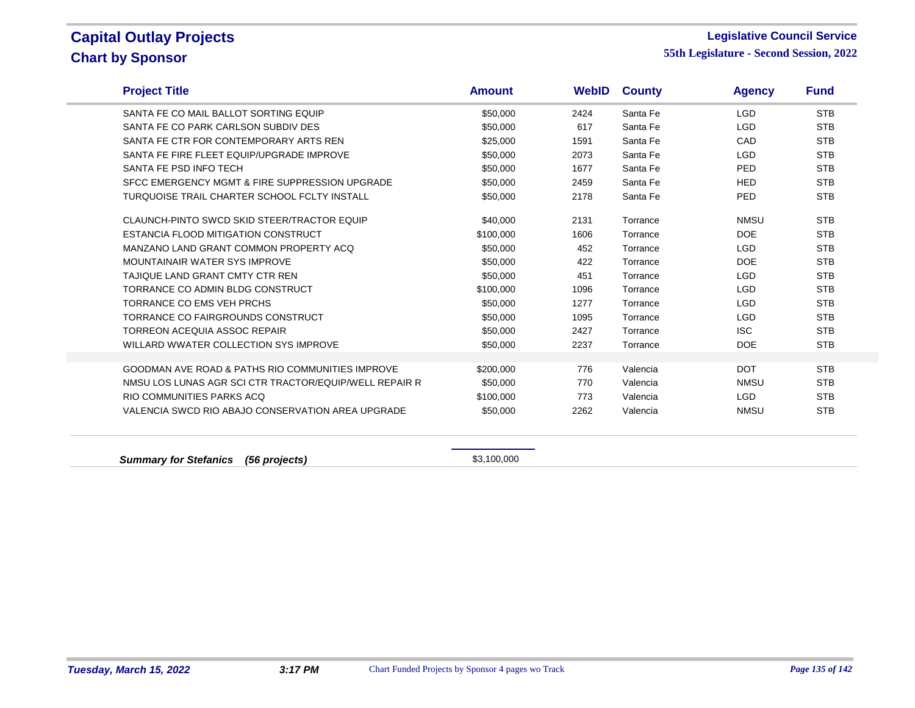# Capital Outlay Projects
## Chart by Sponsor

**Legislative Council Service**
**55th Legislature - Second Session, 2022**

| Project Title | Amount | WebID | County | Agency | Fund |
|---|---|---|---|---|---|
| SANTA FE CO MAIL BALLOT SORTING EQUIP | $50,000 | 2424 | Santa Fe | LGD | STB |
| SANTA FE CO PARK CARLSON SUBDIV DES | $50,000 | 617 | Santa Fe | LGD | STB |
| SANTA FE CTR FOR CONTEMPORARY ARTS REN | $25,000 | 1591 | Santa Fe | CAD | STB |
| SANTA FE FIRE FLEET EQUIP/UPGRADE IMPROVE | $50,000 | 2073 | Santa Fe | LGD | STB |
| SANTA FE PSD INFO TECH | $50,000 | 1677 | Santa Fe | PED | STB |
| SFCC EMERGENCY MGMT & FIRE SUPPRESSION UPGRADE | $50,000 | 2459 | Santa Fe | HED | STB |
| TURQUOISE TRAIL CHARTER SCHOOL FCLTY INSTALL | $50,000 | 2178 | Santa Fe | PED | STB |
| CLAUNCH-PINTO SWCD SKID STEER/TRACTOR EQUIP | $40,000 | 2131 | Torrance | NMSU | STB |
| ESTANCIA FLOOD MITIGATION CONSTRUCT | $100,000 | 1606 | Torrance | DOE | STB |
| MANZANO LAND GRANT COMMON PROPERTY ACQ | $50,000 | 452 | Torrance | LGD | STB |
| MOUNTAINAIR WATER SYS IMPROVE | $50,000 | 422 | Torrance | DOE | STB |
| TAJIQUE LAND GRANT CMTY CTR REN | $50,000 | 451 | Torrance | LGD | STB |
| TORRANCE CO ADMIN BLDG CONSTRUCT | $100,000 | 1096 | Torrance | LGD | STB |
| TORRANCE CO EMS VEH PRCHS | $50,000 | 1277 | Torrance | LGD | STB |
| TORRANCE CO FAIRGROUNDS CONSTRUCT | $50,000 | 1095 | Torrance | LGD | STB |
| TORREON ACEQUIA ASSOC REPAIR | $50,000 | 2427 | Torrance | ISC | STB |
| WILLARD WWATER COLLECTION SYS IMPROVE | $50,000 | 2237 | Torrance | DOE | STB |
| GOODMAN AVE ROAD & PATHS RIO COMMUNITIES IMPROVE | $200,000 | 776 | Valencia | DOT | STB |
| NMSU LOS LUNAS AGR SCI CTR TRACTOR/EQUIP/WELL REPAIR R | $50,000 | 770 | Valencia | NMSU | STB |
| RIO COMMUNITIES PARKS ACQ | $100,000 | 773 | Valencia | LGD | STB |
| VALENCIA SWCD RIO ABAJO CONSERVATION AREA UPGRADE | $50,000 | 2262 | Valencia | NMSU | STB |

***Summary for Stefanics (56 projects)*** $3,100,000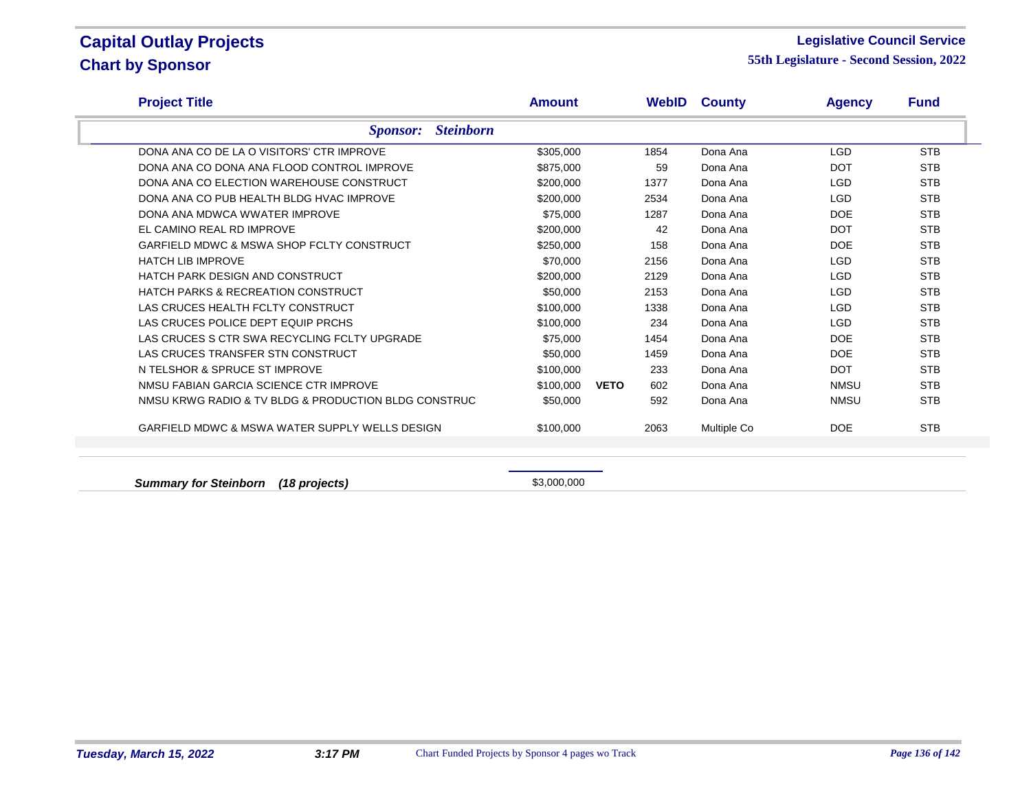# Capital Outlay Projects

## Chart by Sponsor

**Legislative Council Service**

**55th Legislature - Second Session, 2022**

| Project Title | Amount | | WebID | County | Agency | Fund |
|---|---|---|---|---|---|---|
| ***Sponsor: Steinborn*** | | | | | | |
| DONA ANA CO DE LA O VISITORS' CTR IMPROVE | $305,000 | | 1854 | Dona Ana | LGD | STB |
| DONA ANA CO DONA ANA FLOOD CONTROL IMPROVE | $875,000 | | 59 | Dona Ana | DOT | STB |
| DONA ANA CO ELECTION WAREHOUSE CONSTRUCT | $200,000 | | 1377 | Dona Ana | LGD | STB |
| DONA ANA CO PUB HEALTH BLDG HVAC IMPROVE | $200,000 | | 2534 | Dona Ana | LGD | STB |
| DONA ANA MDWCA WWATER IMPROVE | $75,000 | | 1287 | Dona Ana | DOE | STB |
| EL CAMINO REAL RD IMPROVE | $200,000 | | 42 | Dona Ana | DOT | STB |
| GARFIELD MDWC & MSWA SHOP FCLTY CONSTRUCT | $250,000 | | 158 | Dona Ana | DOE | STB |
| HATCH LIB IMPROVE | $70,000 | | 2156 | Dona Ana | LGD | STB |
| HATCH PARK DESIGN AND CONSTRUCT | $200,000 | | 2129 | Dona Ana | LGD | STB |
| HATCH PARKS & RECREATION CONSTRUCT | $50,000 | | 2153 | Dona Ana | LGD | STB |
| LAS CRUCES HEALTH FCLTY CONSTRUCT | $100,000 | | 1338 | Dona Ana | LGD | STB |
| LAS CRUCES POLICE DEPT EQUIP PRCHS | $100,000 | | 234 | Dona Ana | LGD | STB |
| LAS CRUCES S CTR SWA RECYCLING FCLTY UPGRADE | $75,000 | | 1454 | Dona Ana | DOE | STB |
| LAS CRUCES TRANSFER STN CONSTRUCT | $50,000 | | 1459 | Dona Ana | DOE | STB |
| N TELSHOR & SPRUCE ST IMPROVE | $100,000 | | 233 | Dona Ana | DOT | STB |
| NMSU FABIAN GARCIA SCIENCE CTR IMPROVE | $100,000 | **VETO** | 602 | Dona Ana | NMSU | STB |
| NMSU KRWG RADIO & TV BLDG & PRODUCTION BLDG CONSTRUC | $50,000 | | 592 | Dona Ana | NMSU | STB |
| GARFIELD MDWC & MSWA WATER SUPPLY WELLS DESIGN | $100,000 | | 2063 | Multiple Co | DOE | STB |
| ***Summary for Steinborn (18 projects)*** | $3,000,000 | | | | | |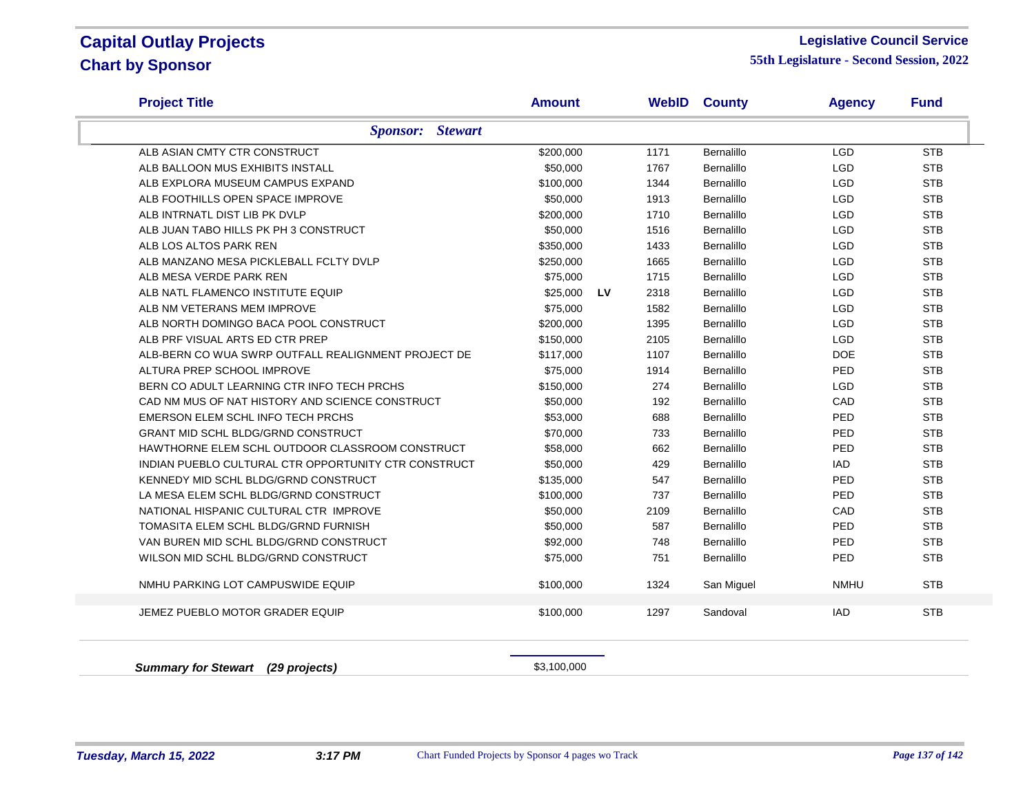# Capital Outlay Projects

## Chart by Sponsor

**Legislative Council Service**

**55th Legislature - Second Session, 2022**

| Project Title | Amount | | WebID | County | Agency | Fund |
|---|---|---|---|---|---|---|
| ***Sponsor: Stewart*** | | | | | | |
| ALB ASIAN CMTY CTR CONSTRUCT | $200,000 | | 1171 | Bernalillo | LGD | STB |
| ALB BALLOON MUS EXHIBITS INSTALL | $50,000 | | 1767 | Bernalillo | LGD | STB |
| ALB EXPLORA MUSEUM CAMPUS EXPAND | $100,000 | | 1344 | Bernalillo | LGD | STB |
| ALB FOOTHILLS OPEN SPACE IMPROVE | $50,000 | | 1913 | Bernalillo | LGD | STB |
| ALB INTRNATL DIST LIB PK DVLP | $200,000 | | 1710 | Bernalillo | LGD | STB |
| ALB JUAN TABO HILLS PK PH 3 CONSTRUCT | $50,000 | | 1516 | Bernalillo | LGD | STB |
| ALB LOS ALTOS PARK REN | $350,000 | | 1433 | Bernalillo | LGD | STB |
| ALB MANZANO MESA PICKLEBALL FCLTY DVLP | $250,000 | | 1665 | Bernalillo | LGD | STB |
| ALB MESA VERDE PARK REN | $75,000 | | 1715 | Bernalillo | LGD | STB |
| ALB NATL FLAMENCO INSTITUTE EQUIP | $25,000 | LV | 2318 | Bernalillo | LGD | STB |
| ALB NM VETERANS MEM IMPROVE | $75,000 | | 1582 | Bernalillo | LGD | STB |
| ALB NORTH DOMINGO BACA POOL CONSTRUCT | $200,000 | | 1395 | Bernalillo | LGD | STB |
| ALB PRF VISUAL ARTS ED CTR PREP | $150,000 | | 2105 | Bernalillo | LGD | STB |
| ALB-BERN CO WUA SWRP OUTFALL REALIGNMENT PROJECT DE | $117,000 | | 1107 | Bernalillo | DOE | STB |
| ALTURA PREP SCHOOL IMPROVE | $75,000 | | 1914 | Bernalillo | PED | STB |
| BERN CO ADULT LEARNING CTR INFO TECH PRCHS | $150,000 | | 274 | Bernalillo | LGD | STB |
| CAD NM MUS OF NAT HISTORY AND SCIENCE CONSTRUCT | $50,000 | | 192 | Bernalillo | CAD | STB |
| EMERSON ELEM SCHL INFO TECH PRCHS | $53,000 | | 688 | Bernalillo | PED | STB |
| GRANT MID SCHL BLDG/GRND CONSTRUCT | $70,000 | | 733 | Bernalillo | PED | STB |
| HAWTHORNE ELEM SCHL OUTDOOR CLASSROOM CONSTRUCT | $58,000 | | 662 | Bernalillo | PED | STB |
| INDIAN PUEBLO CULTURAL CTR OPPORTUNITY CTR CONSTRUCT | $50,000 | | 429 | Bernalillo | IAD | STB |
| KENNEDY MID SCHL BLDG/GRND CONSTRUCT | $135,000 | | 547 | Bernalillo | PED | STB |
| LA MESA ELEM SCHL BLDG/GRND CONSTRUCT | $100,000 | | 737 | Bernalillo | PED | STB |
| NATIONAL HISPANIC CULTURAL CTR IMPROVE | $50,000 | | 2109 | Bernalillo | CAD | STB |
| TOMASITA ELEM SCHL BLDG/GRND FURNISH | $50,000 | | 587 | Bernalillo | PED | STB |
| VAN BUREN MID SCHL BLDG/GRND CONSTRUCT | $92,000 | | 748 | Bernalillo | PED | STB |
| WILSON MID SCHL BLDG/GRND CONSTRUCT | $75,000 | | 751 | Bernalillo | PED | STB |
| NMHU PARKING LOT CAMPUSWIDE EQUIP | $100,000 | | 1324 | San Miguel | NMHU | STB |
| JEMEZ PUEBLO MOTOR GRADER EQUIP | $100,000 | | 1297 | Sandoval | IAD | STB |
| ***Summary for Stewart (29 projects)*** | $3,100,000 | | | | | |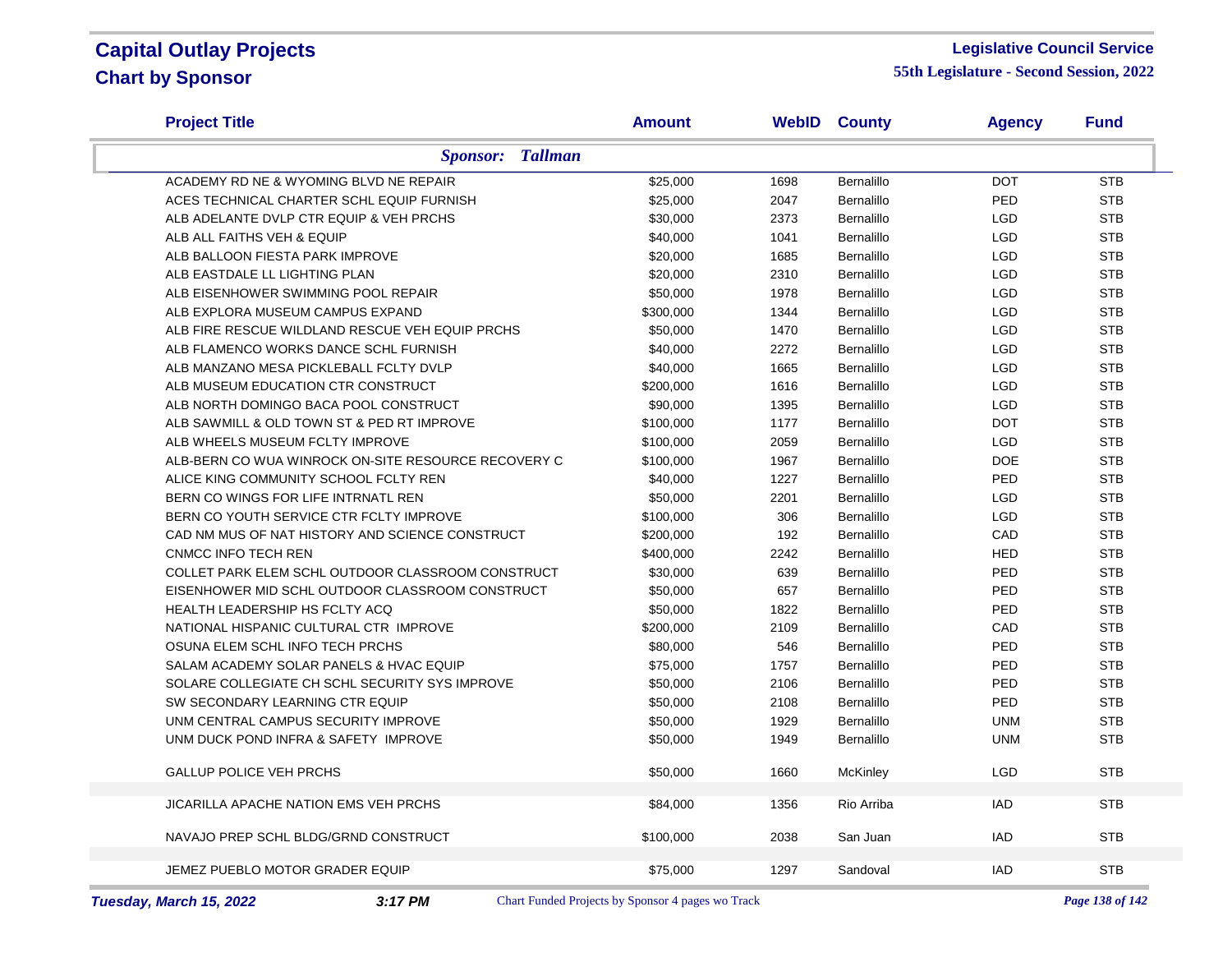# Capital Outlay Projects
## Chart by Sponsor

**Legislative Council Service**
**55th Legislature - Second Session, 2022**

| Project Title | Amount | WebID | County | Agency | Fund |
|---|---|---|---|---|---|
| ***Sponsor: Tallman*** | | | | | |
| ACADEMY RD NE & WYOMING BLVD NE REPAIR | $25,000 | 1698 | Bernalillo | DOT | STB |
| ACES TECHNICAL CHARTER SCHL EQUIP FURNISH | $25,000 | 2047 | Bernalillo | PED | STB |
| ALB ADELANTE DVLP CTR EQUIP & VEH PRCHS | $30,000 | 2373 | Bernalillo | LGD | STB |
| ALB ALL FAITHS VEH & EQUIP | $40,000 | 1041 | Bernalillo | LGD | STB |
| ALB BALLOON FIESTA PARK IMPROVE | $20,000 | 1685 | Bernalillo | LGD | STB |
| ALB EASTDALE LL LIGHTING PLAN | $20,000 | 2310 | Bernalillo | LGD | STB |
| ALB EISENHOWER SWIMMING POOL REPAIR | $50,000 | 1978 | Bernalillo | LGD | STB |
| ALB EXPLORA MUSEUM CAMPUS EXPAND | $300,000 | 1344 | Bernalillo | LGD | STB |
| ALB FIRE RESCUE WILDLAND RESCUE VEH EQUIP PRCHS | $50,000 | 1470 | Bernalillo | LGD | STB |
| ALB FLAMENCO WORKS DANCE SCHL FURNISH | $40,000 | 2272 | Bernalillo | LGD | STB |
| ALB MANZANO MESA PICKLEBALL FCLTY DVLP | $40,000 | 1665 | Bernalillo | LGD | STB |
| ALB MUSEUM EDUCATION CTR CONSTRUCT | $200,000 | 1616 | Bernalillo | LGD | STB |
| ALB NORTH DOMINGO BACA POOL CONSTRUCT | $90,000 | 1395 | Bernalillo | LGD | STB |
| ALB SAWMILL & OLD TOWN ST & PED RT IMPROVE | $100,000 | 1177 | Bernalillo | DOT | STB |
| ALB WHEELS MUSEUM FCLTY IMPROVE | $100,000 | 2059 | Bernalillo | LGD | STB |
| ALB-BERN CO WUA WINROCK ON-SITE RESOURCE RECOVERY C | $100,000 | 1967 | Bernalillo | DOE | STB |
| ALICE KING COMMUNITY SCHOOL FCLTY REN | $40,000 | 1227 | Bernalillo | PED | STB |
| BERN CO WINGS FOR LIFE INTRNATL REN | $50,000 | 2201 | Bernalillo | LGD | STB |
| BERN CO YOUTH SERVICE CTR FCLTY IMPROVE | $100,000 | 306 | Bernalillo | LGD | STB |
| CAD NM MUS OF NAT HISTORY AND SCIENCE CONSTRUCT | $200,000 | 192 | Bernalillo | CAD | STB |
| CNMCC INFO TECH REN | $400,000 | 2242 | Bernalillo | HED | STB |
| COLLET PARK ELEM SCHL OUTDOOR CLASSROOM CONSTRUCT | $30,000 | 639 | Bernalillo | PED | STB |
| EISENHOWER MID SCHL OUTDOOR CLASSROOM CONSTRUCT | $50,000 | 657 | Bernalillo | PED | STB |
| HEALTH LEADERSHIP HS FCLTY ACQ | $50,000 | 1822 | Bernalillo | PED | STB |
| NATIONAL HISPANIC CULTURAL CTR IMPROVE | $200,000 | 2109 | Bernalillo | CAD | STB |
| OSUNA ELEM SCHL INFO TECH PRCHS | $80,000 | 546 | Bernalillo | PED | STB |
| SALAM ACADEMY SOLAR PANELS & HVAC EQUIP | $75,000 | 1757 | Bernalillo | PED | STB |
| SOLARE COLLEGIATE CH SCHL SECURITY SYS IMPROVE | $50,000 | 2106 | Bernalillo | PED | STB |
| SW SECONDARY LEARNING CTR EQUIP | $50,000 | 2108 | Bernalillo | PED | STB |
| UNM CENTRAL CAMPUS SECURITY IMPROVE | $50,000 | 1929 | Bernalillo | UNM | STB |
| UNM DUCK POND INFRA & SAFETY IMPROVE | $50,000 | 1949 | Bernalillo | UNM | STB |
| GALLUP POLICE VEH PRCHS | $50,000 | 1660 | McKinley | LGD | STB |
| JICARILLA APACHE NATION EMS VEH PRCHS | $84,000 | 1356 | Rio Arriba | IAD | STB |
| NAVAJO PREP SCHL BLDG/GRND CONSTRUCT | $100,000 | 2038 | San Juan | IAD | STB |
| JEMEZ PUEBLO MOTOR GRADER EQUIP | $75,000 | 1297 | Sandoval | IAD | STB |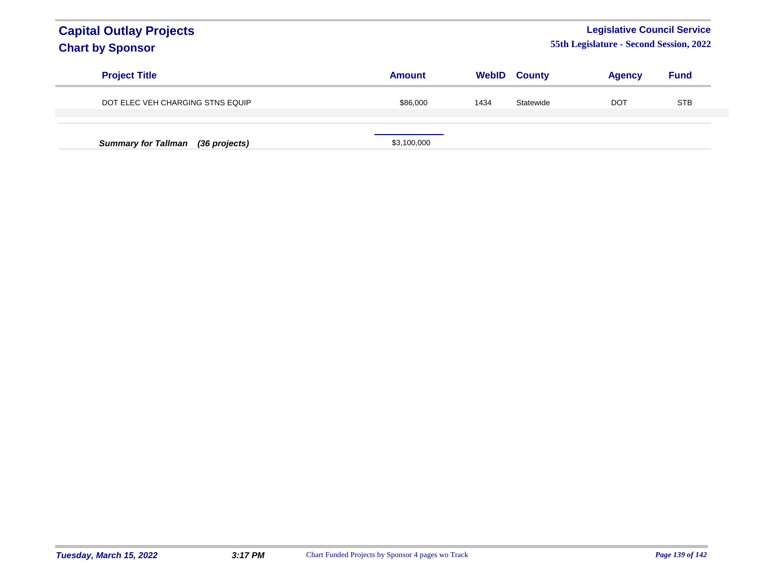# Capital Outlay Projects
## Chart by Sponsor

**Legislative Council Service**
**55th Legislature - Second Session, 2022**

| Project Title | Amount | WebID | County | Agency | Fund |
|---|---|---|---|---|---|
| DOT ELEC VEH CHARGING STNS EQUIP | $86,000 | 1434 | Statewide | DOT | STB |
| ***Summary for Tallman (36 projects)*** | $3,100,000 | | | | |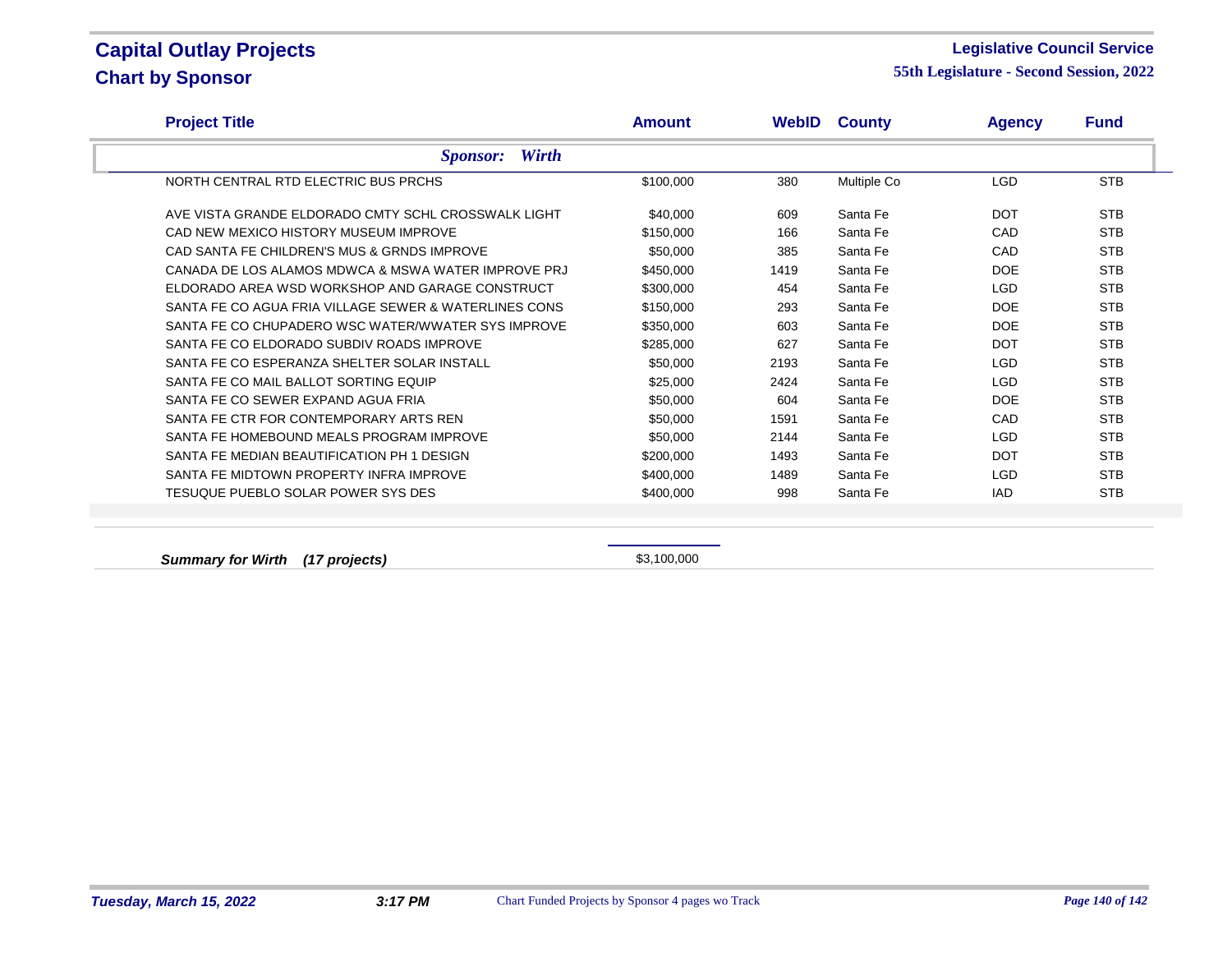# Capital Outlay Projects

## Chart by Sponsor

**Legislative Council Service**

**55th Legislature - Second Session, 2022**

| Project Title | Amount | WebID | County | Agency | Fund |
|---|---|---|---|---|---|
| ***Sponsor: Wirth*** | | | | | |
| NORTH CENTRAL RTD ELECTRIC BUS PRCHS | $100,000 | 380 | Multiple Co | LGD | STB |
| AVE VISTA GRANDE ELDORADO CMTY SCHL CROSSWALK LIGHT | $40,000 | 609 | Santa Fe | DOT | STB |
| CAD NEW MEXICO HISTORY MUSEUM IMPROVE | $150,000 | 166 | Santa Fe | CAD | STB |
| CAD SANTA FE CHILDREN'S MUS & GRNDS IMPROVE | $50,000 | 385 | Santa Fe | CAD | STB |
| CANADA DE LOS ALAMOS MDWCA & MSWA WATER IMPROVE PRJ | $450,000 | 1419 | Santa Fe | DOE | STB |
| ELDORADO AREA WSD WORKSHOP AND GARAGE CONSTRUCT | $300,000 | 454 | Santa Fe | LGD | STB |
| SANTA FE CO AGUA FRIA VILLAGE SEWER & WATERLINES CONS | $150,000 | 293 | Santa Fe | DOE | STB |
| SANTA FE CO CHUPADERO WSC WATER/WWATER SYS IMPROVE | $350,000 | 603 | Santa Fe | DOE | STB |
| SANTA FE CO ELDORADO SUBDIV ROADS IMPROVE | $285,000 | 627 | Santa Fe | DOT | STB |
| SANTA FE CO ESPERANZA SHELTER SOLAR INSTALL | $50,000 | 2193 | Santa Fe | LGD | STB |
| SANTA FE CO MAIL BALLOT SORTING EQUIP | $25,000 | 2424 | Santa Fe | LGD | STB |
| SANTA FE CO SEWER EXPAND AGUA FRIA | $50,000 | 604 | Santa Fe | DOE | STB |
| SANTA FE CTR FOR CONTEMPORARY ARTS REN | $50,000 | 1591 | Santa Fe | CAD | STB |
| SANTA FE HOMEBOUND MEALS PROGRAM IMPROVE | $50,000 | 2144 | Santa Fe | LGD | STB |
| SANTA FE MEDIAN BEAUTIFICATION PH 1 DESIGN | $200,000 | 1493 | Santa Fe | DOT | STB |
| SANTA FE MIDTOWN PROPERTY INFRA IMPROVE | $400,000 | 1489 | Santa Fe | LGD | STB |
| TESUQUE PUEBLO SOLAR POWER SYS DES | $400,000 | 998 | Santa Fe | IAD | STB |
| ***Summary for Wirth (17 projects)*** | $3,100,000 | | | | |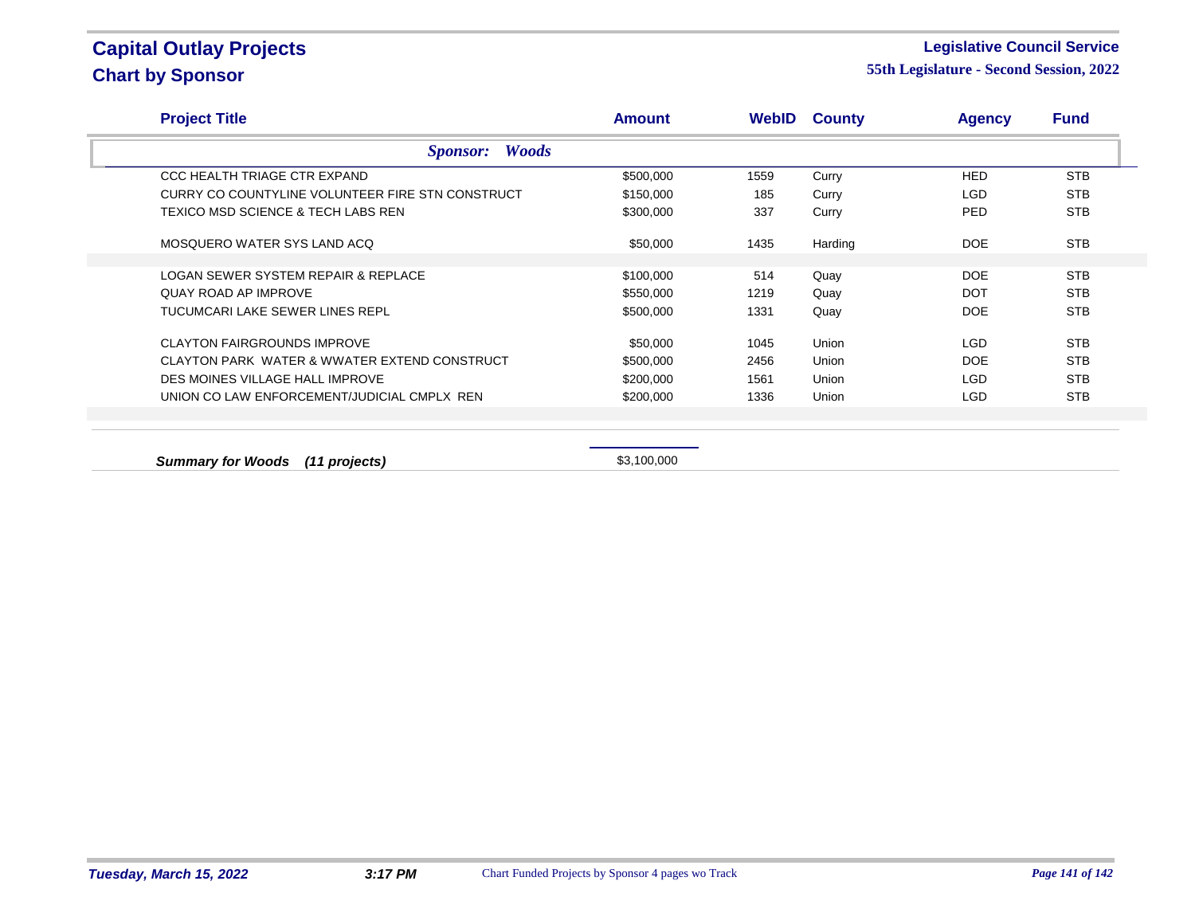# Capital Outlay Projects
## Chart by Sponsor

**Legislative Council Service**
**55th Legislature - Second Session, 2022**

| Project Title | Amount | WebID | County | Agency | Fund |
|---|---|---|---|---|---|
| ***Sponsor: Woods*** | | | | | |
| CCC HEALTH TRIAGE CTR EXPAND | $500,000 | 1559 | Curry | HED | STB |
| CURRY CO COUNTYLINE VOLUNTEER FIRE STN CONSTRUCT | $150,000 | 185 | Curry | LGD | STB |
| TEXICO MSD SCIENCE & TECH LABS REN | $300,000 | 337 | Curry | PED | STB |
| MOSQUERO WATER SYS LAND ACQ | $50,000 | 1435 | Harding | DOE | STB |
| LOGAN SEWER SYSTEM REPAIR & REPLACE | $100,000 | 514 | Quay | DOE | STB |
| QUAY ROAD AP IMPROVE | $550,000 | 1219 | Quay | DOT | STB |
| TUCUMCARI LAKE SEWER LINES REPL | $500,000 | 1331 | Quay | DOE | STB |
| CLAYTON FAIRGROUNDS IMPROVE | $50,000 | 1045 | Union | LGD | STB |
| CLAYTON PARK WATER & WWATER EXTEND CONSTRUCT | $500,000 | 2456 | Union | DOE | STB |
| DES MOINES VILLAGE HALL IMPROVE | $200,000 | 1561 | Union | LGD | STB |
| UNION CO LAW ENFORCEMENT/JUDICIAL CMPLX REN | $200,000 | 1336 | Union | LGD | STB |
| ***Summary for Woods (11 projects)*** | $3,100,000 | | | | |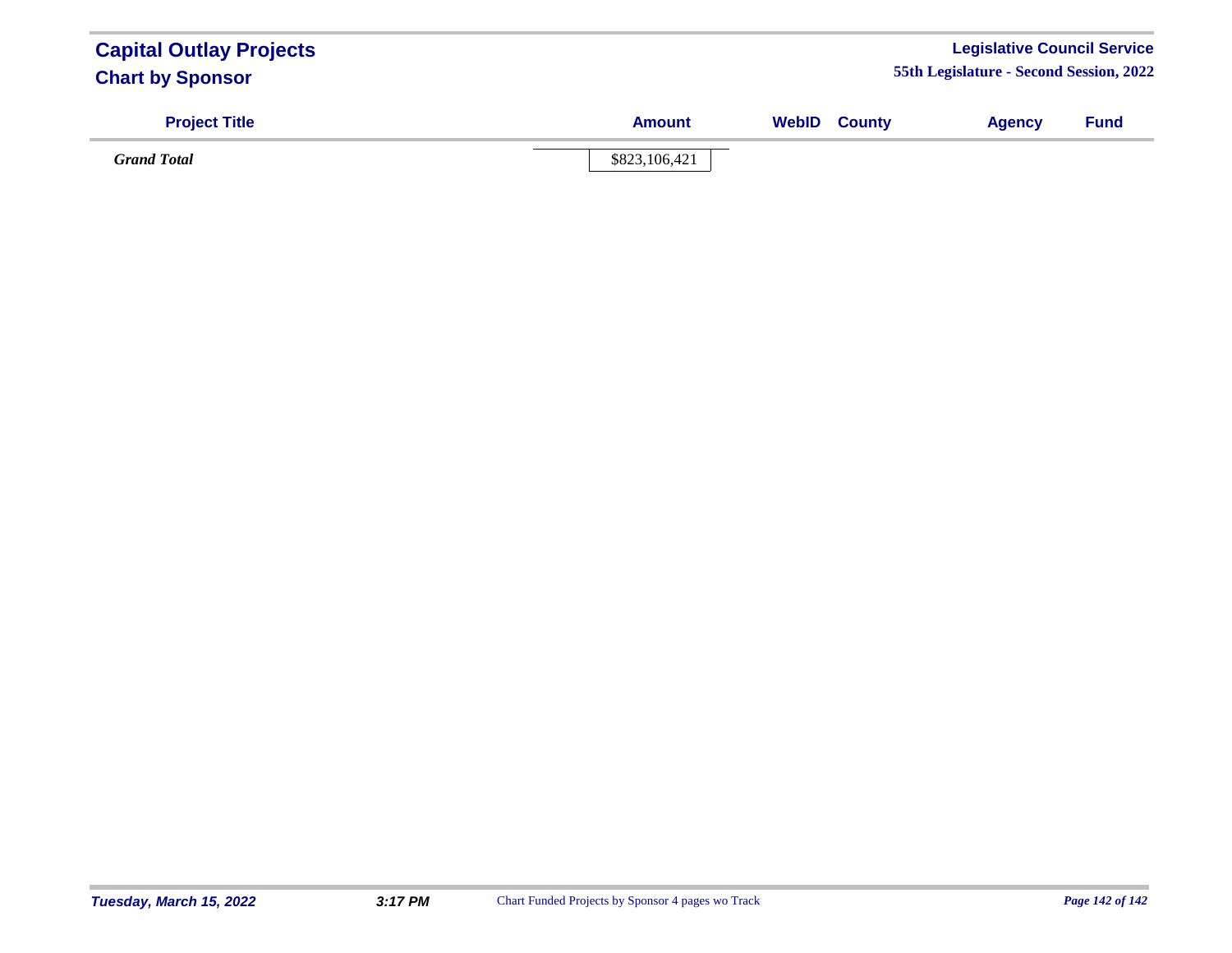| Project Title | Amount | WebID | County | Agency | Fund |
|---|---|---|---|---|---|
| ***Grand Total*** | $823,106,421 | | | | |